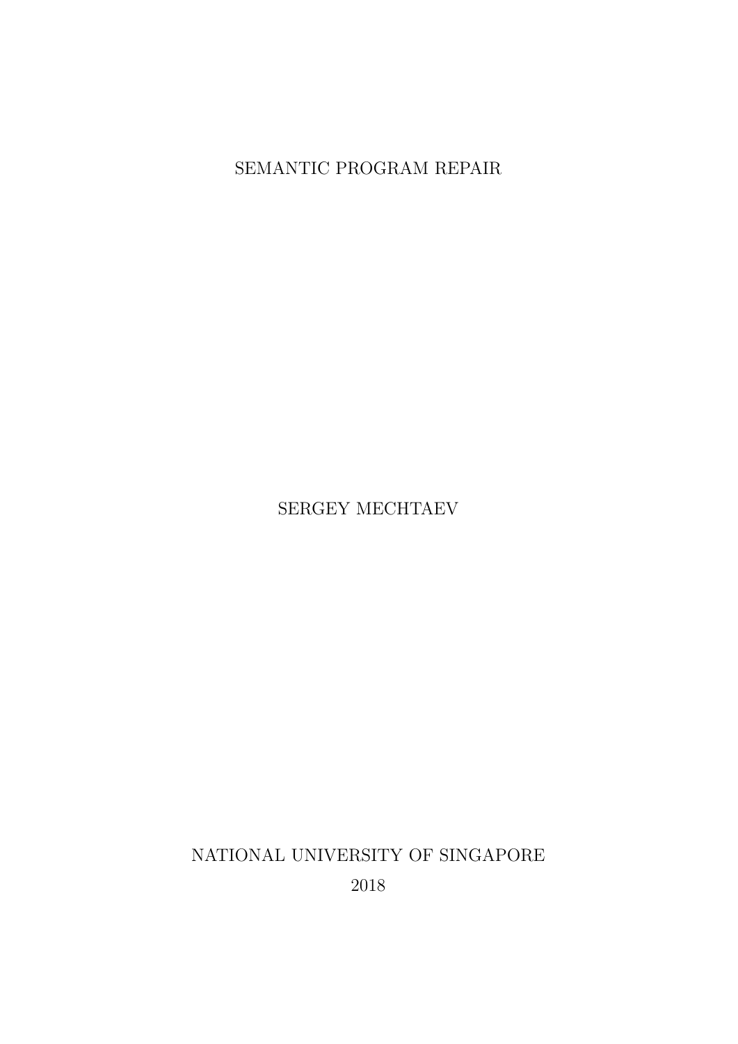# SEMANTIC PROGRAM REPAIR

SERGEY MECHTAEV

NATIONAL UNIVERSITY OF SINGAPORE

2018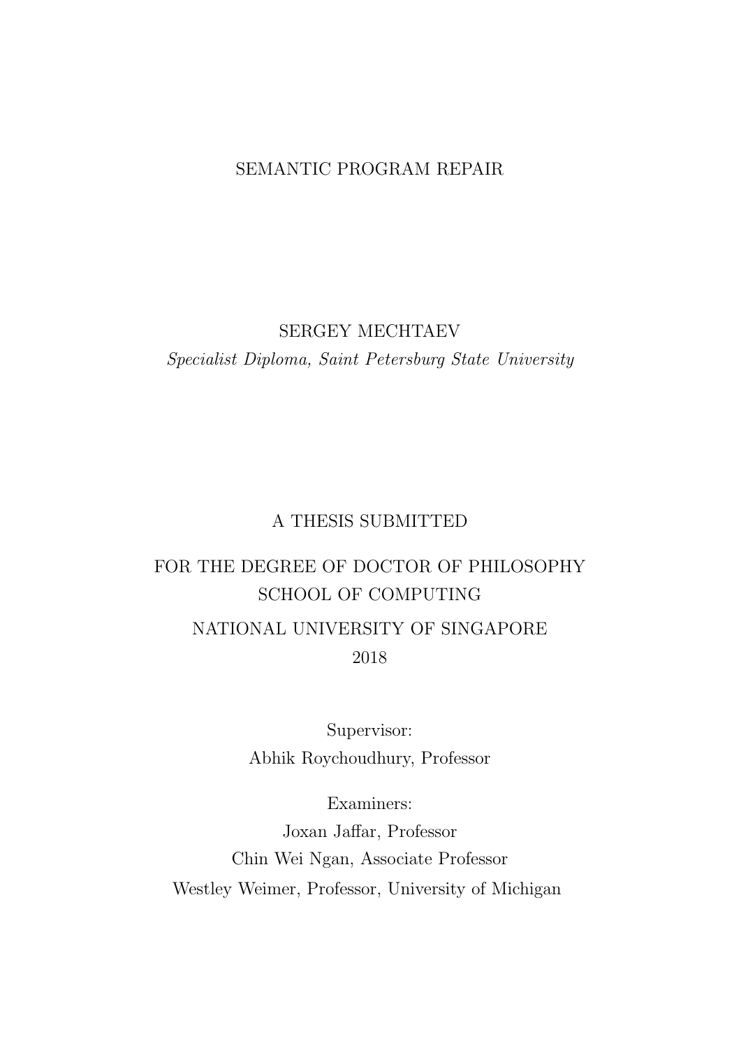# SEMANTIC PROGRAM REPAIR

SERGEY MECHTAEV

*Specialist Diploma, Saint Petersburg State University*

A THESIS SUBMITTED

FOR THE DEGREE OF DOCTOR OF PHILOSOPHY

SCHOOL OF COMPUTING

NATIONAL UNIVERSITY OF SINGAPORE

2018

Supervisor:

Abhik Roychoudhury, Professor

Examiners:

Joxan Jaffar, Professor

Chin Wei Ngan, Associate Professor

Westley Weimer, Professor, University of Michigan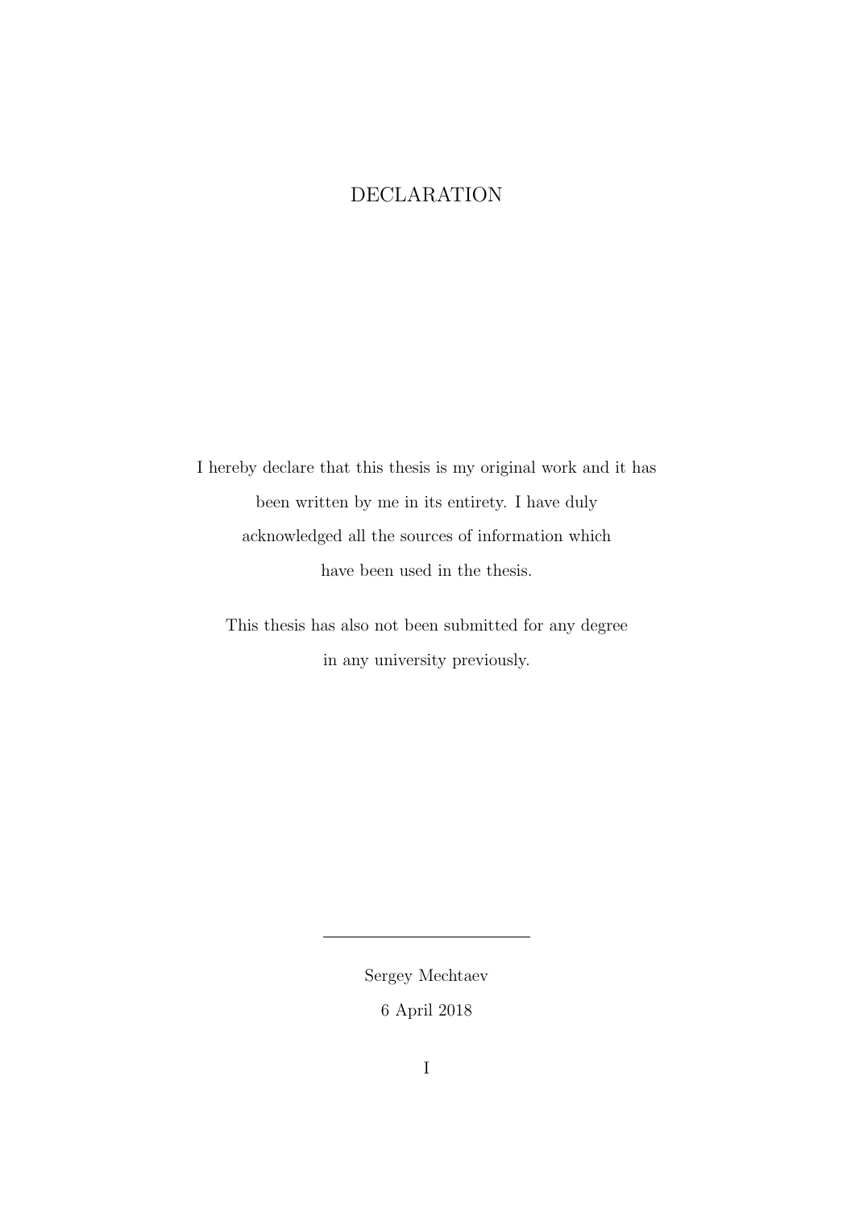# DECLARATION

I hereby declare that this thesis is my original work and it has been written by me in its entirety. I have duly acknowledged all the sources of information which have been used in the thesis.

This thesis has also not been submitted for any degree in any university previously.

---

Sergey Mechtaev

6 April 2018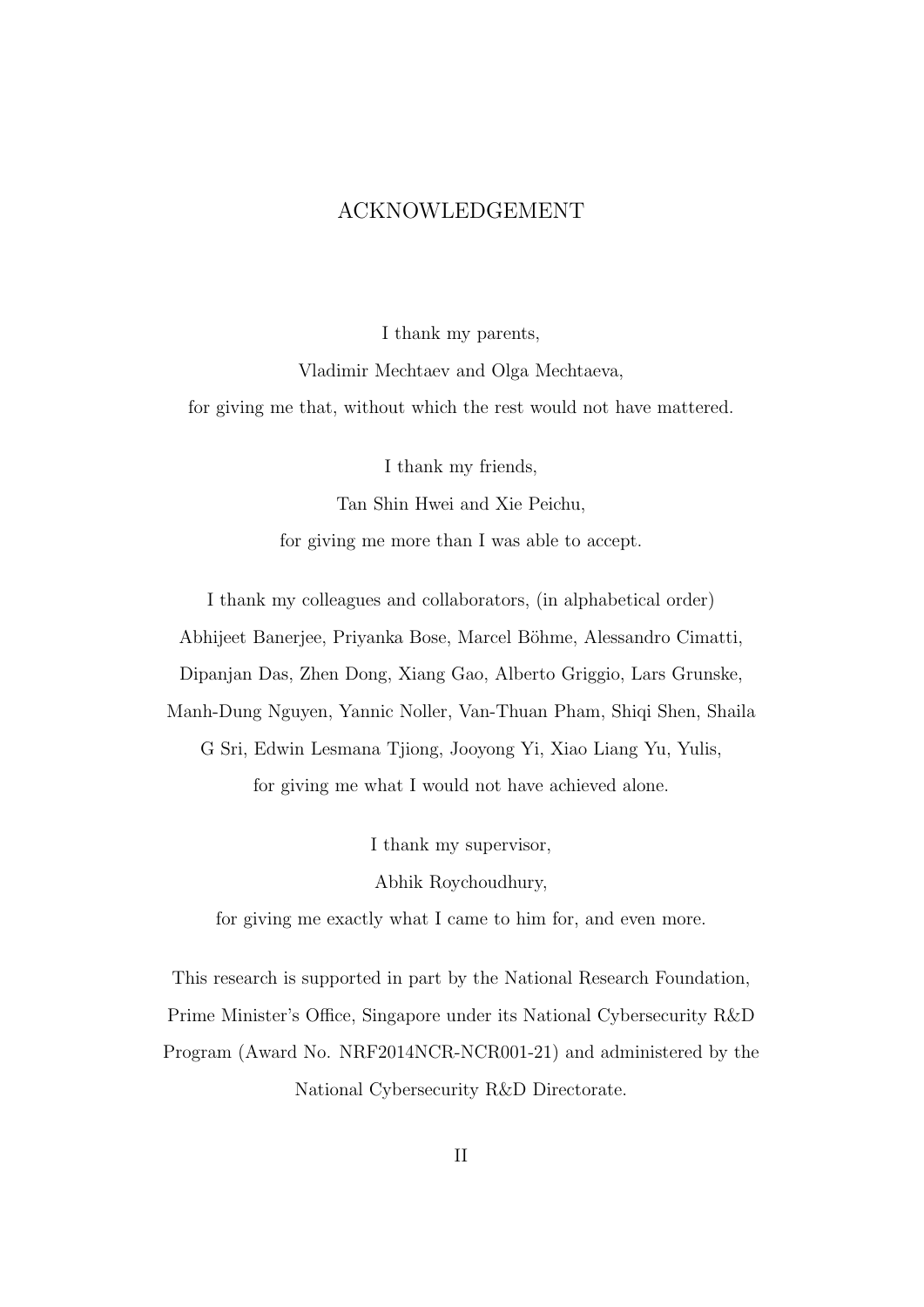# ACKNOWLEDGEMENT

I thank my parents,
Vladimir Mechtaev and Olga Mechtaeva,
for giving me that, without which the rest would not have mattered.

I thank my friends,
Tan Shin Hwei and Xie Peichu,
for giving me more than I was able to accept.

I thank my colleagues and collaborators, (in alphabetical order)
Abhijeet Banerjee, Priyanka Bose, Marcel Böhme, Alessandro Cimatti, Dipanjan Das, Zhen Dong, Xiang Gao, Alberto Griggio, Lars Grunske, Manh-Dung Nguyen, Yannic Noller, Van-Thuan Pham, Shiqi Shen, Shaila G Sri, Edwin Lesmana Tjiong, Jooyong Yi, Xiao Liang Yu, Yulis,
for giving me what I would not have achieved alone.

I thank my supervisor,
Abhik Roychoudhury,
for giving me exactly what I came to him for, and even more.

This research is supported in part by the National Research Foundation, Prime Minister's Office, Singapore under its National Cybersecurity R&D Program (Award No. NRF2014NCR-NCR001-21) and administered by the National Cybersecurity R&D Directorate.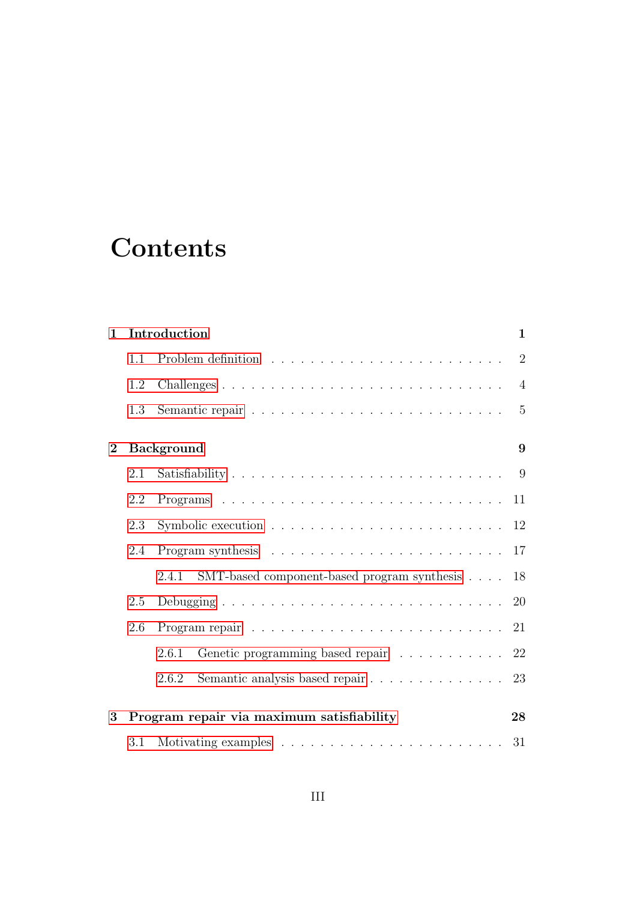# Contents

- **1 Introduction** — **1**
  - 1.1 Problem definition — 2
  - 1.2 Challenges — 4
  - 1.3 Semantic repair — 5
- **2 Background** — **9**
  - 2.1 Satisfiability — 9
  - 2.2 Programs — 11
  - 2.3 Symbolic execution — 12
  - 2.4 Program synthesis — 17
    - 2.4.1 SMT-based component-based program synthesis — 18
  - 2.5 Debugging — 20
  - 2.6 Program repair — 21
    - 2.6.1 Genetic programming based repair — 22
    - 2.6.2 Semantic analysis based repair — 23
- **3 Program repair via maximum satisfiability** — **28**
  - 3.1 Motivating examples — 31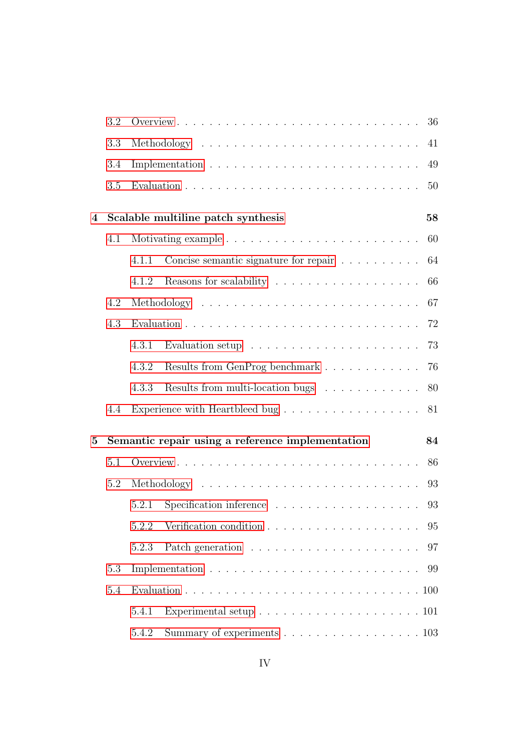3.2 Overview . . . . . . . . . . . . . . . . . . . . . . . . . . . 36

3.3 Methodology . . . . . . . . . . . . . . . . . . . . . . . . . . 41

3.4 Implementation . . . . . . . . . . . . . . . . . . . . . . . . . 49

3.5 Evaluation . . . . . . . . . . . . . . . . . . . . . . . . . . . 50

**4 Scalable multiline patch synthesis** **58**

4.1 Motivating example . . . . . . . . . . . . . . . . . . . . . . . 60

4.1.1 Concise semantic signature for repair . . . . . . . . . . 64

4.1.2 Reasons for scalability . . . . . . . . . . . . . . . . . . 66

4.2 Methodology . . . . . . . . . . . . . . . . . . . . . . . . . . 67

4.3 Evaluation . . . . . . . . . . . . . . . . . . . . . . . . . . . 72

4.3.1 Evaluation setup . . . . . . . . . . . . . . . . . . . . . 73

4.3.2 Results from GenProg benchmark . . . . . . . . . . . . 76

4.3.3 Results from multi-location bugs . . . . . . . . . . . . 80

4.4 Experience with Heartbleed bug . . . . . . . . . . . . . . . . 81

**5 Semantic repair using a reference implementation** **84**

5.1 Overview . . . . . . . . . . . . . . . . . . . . . . . . . . . . 86

5.2 Methodology . . . . . . . . . . . . . . . . . . . . . . . . . . 93

5.2.1 Specification inference . . . . . . . . . . . . . . . . . . 93

5.2.2 Verification condition . . . . . . . . . . . . . . . . . . . 95

5.2.3 Patch generation . . . . . . . . . . . . . . . . . . . . . 97

5.3 Implementation . . . . . . . . . . . . . . . . . . . . . . . . . 99

5.4 Evaluation . . . . . . . . . . . . . . . . . . . . . . . . . . . 100

5.4.1 Experimental setup . . . . . . . . . . . . . . . . . . . . 101

5.4.2 Summary of experiments . . . . . . . . . . . . . . . . . 103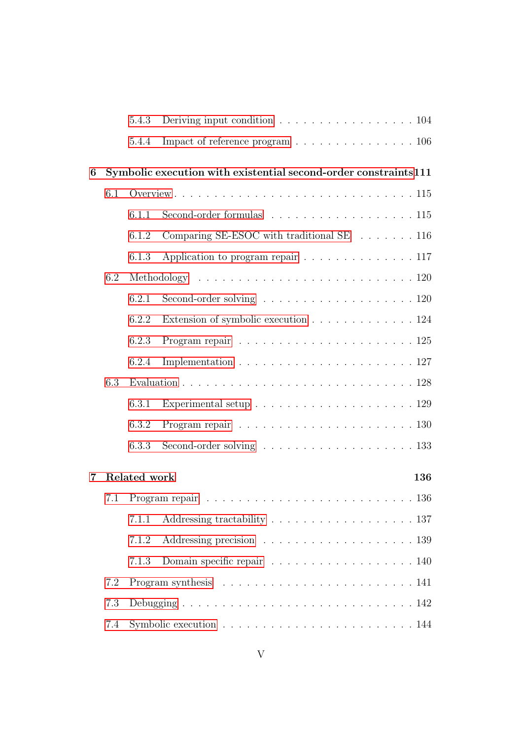- 5.4.3 Deriving input condition . . . . . . . . . . . . . . . . . 104
- 5.4.4 Impact of reference program . . . . . . . . . . . . . . . 106

**6 Symbolic execution with existential second-order constraints 111**

- 6.1 Overview . . . . . . . . . . . . . . . . . . . . . . . . . . 115
  - 6.1.1 Second-order formulas . . . . . . . . . . . . . . . . . 115
  - 6.1.2 Comparing SE-ESOC with traditional SE . . . . . . . 116
  - 6.1.3 Application to program repair . . . . . . . . . . . . . 117
- 6.2 Methodology . . . . . . . . . . . . . . . . . . . . . . . . . 120
  - 6.2.1 Second-order solving . . . . . . . . . . . . . . . . . . 120
  - 6.2.2 Extension of symbolic execution . . . . . . . . . . . . 124
  - 6.2.3 Program repair . . . . . . . . . . . . . . . . . . . . . 125
  - 6.2.4 Implementation . . . . . . . . . . . . . . . . . . . . . 127
- 6.3 Evaluation . . . . . . . . . . . . . . . . . . . . . . . . . . 128
  - 6.3.1 Experimental setup . . . . . . . . . . . . . . . . . . . 129
  - 6.3.2 Program repair . . . . . . . . . . . . . . . . . . . . . 130
  - 6.3.3 Second-order solving . . . . . . . . . . . . . . . . . . 133

**7 Related work 136**

- 7.1 Program repair . . . . . . . . . . . . . . . . . . . . . . . . 136
  - 7.1.1 Addressing tractability . . . . . . . . . . . . . . . . . 137
  - 7.1.2 Addressing precision . . . . . . . . . . . . . . . . . . 139
  - 7.1.3 Domain specific repair . . . . . . . . . . . . . . . . . 140
- 7.2 Program synthesis . . . . . . . . . . . . . . . . . . . . . . 141
- 7.3 Debugging . . . . . . . . . . . . . . . . . . . . . . . . . . 142
- 7.4 Symbolic execution . . . . . . . . . . . . . . . . . . . . . . 144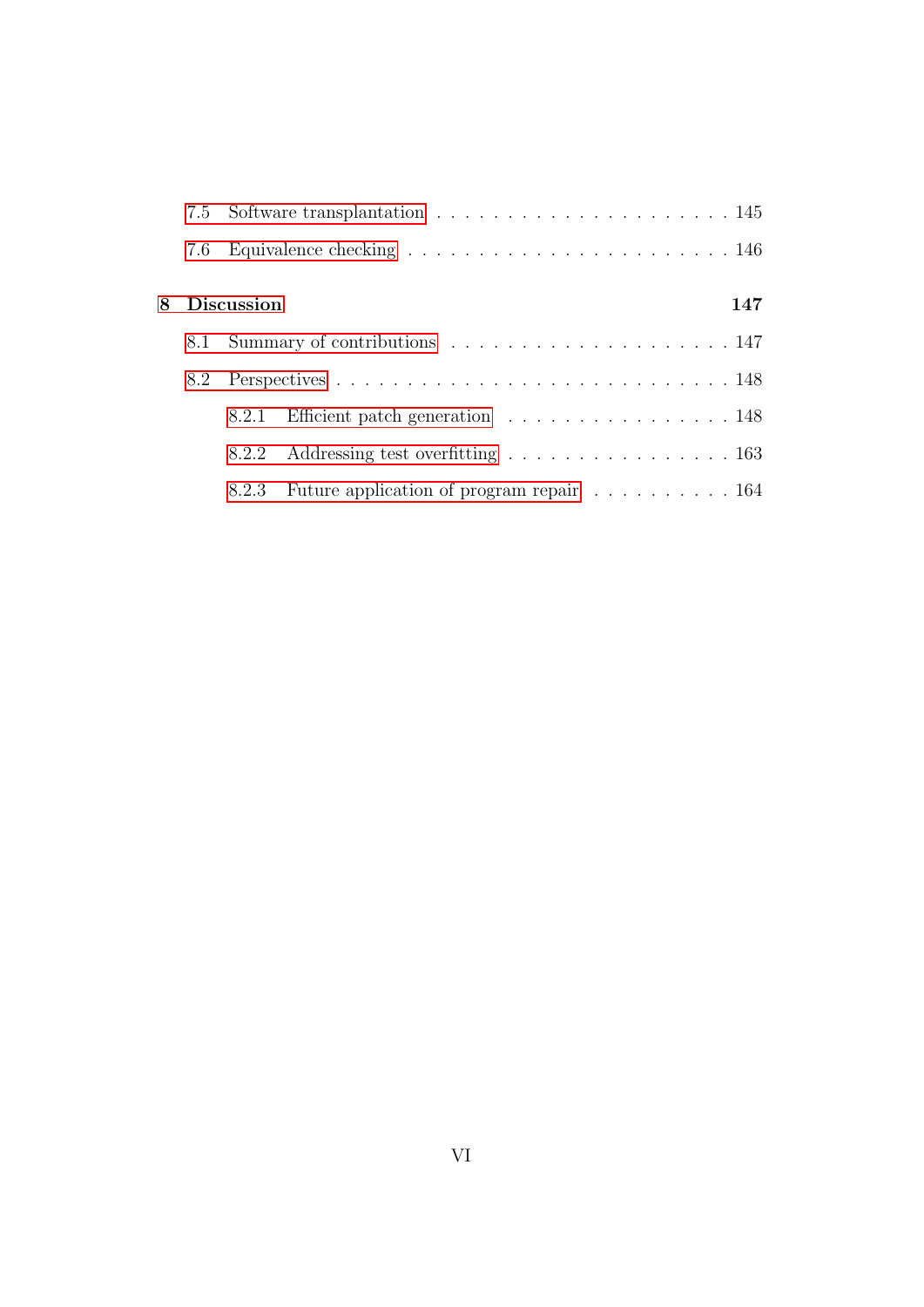7.5 Software transplantation . . . . . . . . . . . . . . . . . . . . . . 145

7.6 Equivalence checking . . . . . . . . . . . . . . . . . . . . . . . 146

**8 Discussion** **147**

8.1 Summary of contributions . . . . . . . . . . . . . . . . . . . . 147

8.2 Perspectives . . . . . . . . . . . . . . . . . . . . . . . . . . . . 148

8.2.1 Efficient patch generation . . . . . . . . . . . . . . . . . 148

8.2.2 Addressing test overfitting . . . . . . . . . . . . . . . . . 163

8.2.3 Future application of program repair . . . . . . . . . . 164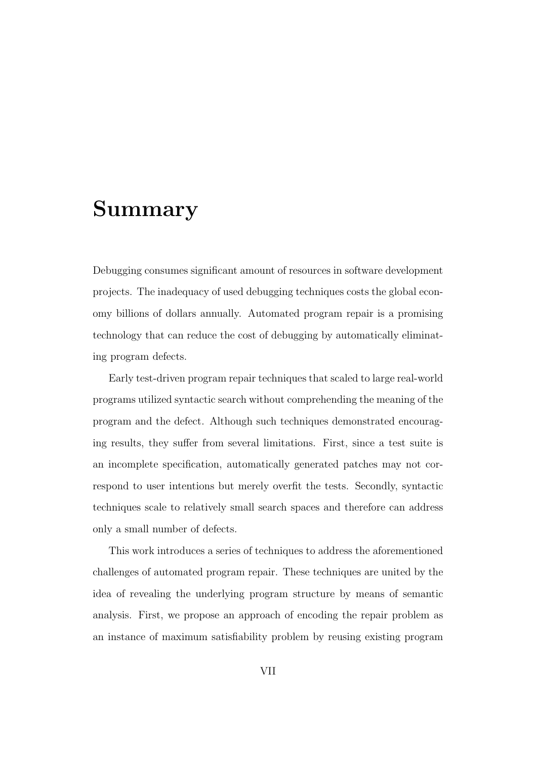# Summary

Debugging consumes significant amount of resources in software development projects. The inadequacy of used debugging techniques costs the global economy billions of dollars annually. Automated program repair is a promising technology that can reduce the cost of debugging by automatically eliminating program defects.

Early test-driven program repair techniques that scaled to large real-world programs utilized syntactic search without comprehending the meaning of the program and the defect. Although such techniques demonstrated encouraging results, they suffer from several limitations. First, since a test suite is an incomplete specification, automatically generated patches may not correspond to user intentions but merely overfit the tests. Secondly, syntactic techniques scale to relatively small search spaces and therefore can address only a small number of defects.

This work introduces a series of techniques to address the aforementioned challenges of automated program repair. These techniques are united by the idea of revealing the underlying program structure by means of semantic analysis. First, we propose an approach of encoding the repair problem as an instance of maximum satisfiability problem by reusing existing program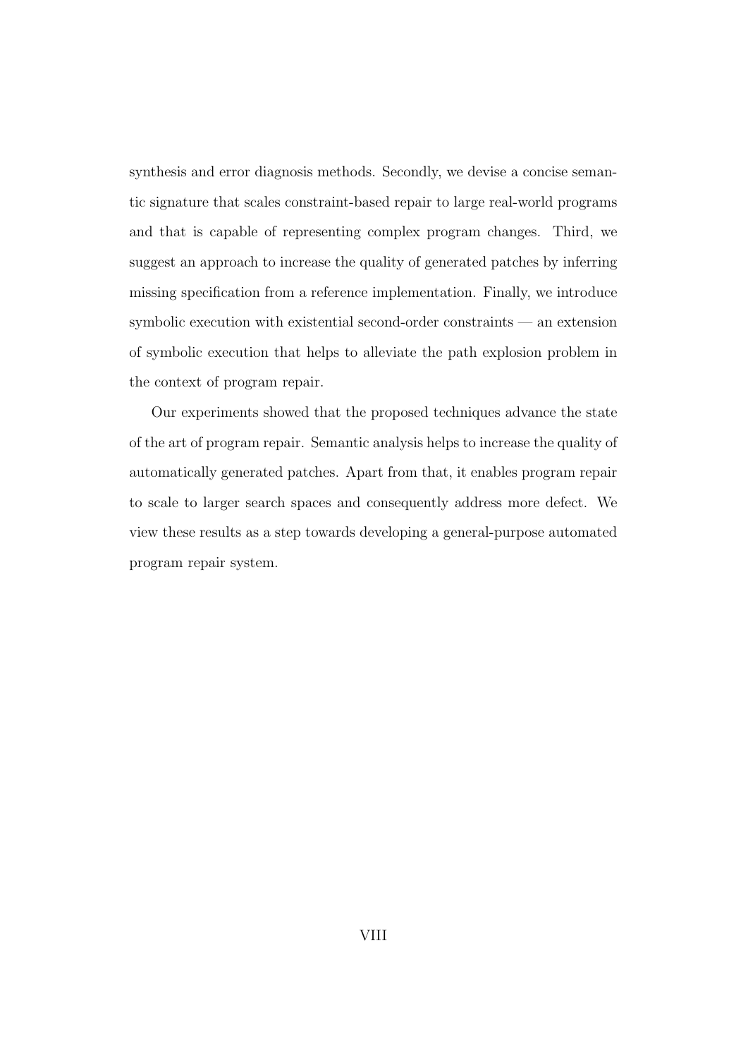synthesis and error diagnosis methods. Secondly, we devise a concise semantic signature that scales constraint-based repair to large real-world programs and that is capable of representing complex program changes. Third, we suggest an approach to increase the quality of generated patches by inferring missing specification from a reference implementation. Finally, we introduce symbolic execution with existential second-order constraints — an extension of symbolic execution that helps to alleviate the path explosion problem in the context of program repair.

Our experiments showed that the proposed techniques advance the state of the art of program repair. Semantic analysis helps to increase the quality of automatically generated patches. Apart from that, it enables program repair to scale to larger search spaces and consequently address more defect. We view these results as a step towards developing a general-purpose automated program repair system.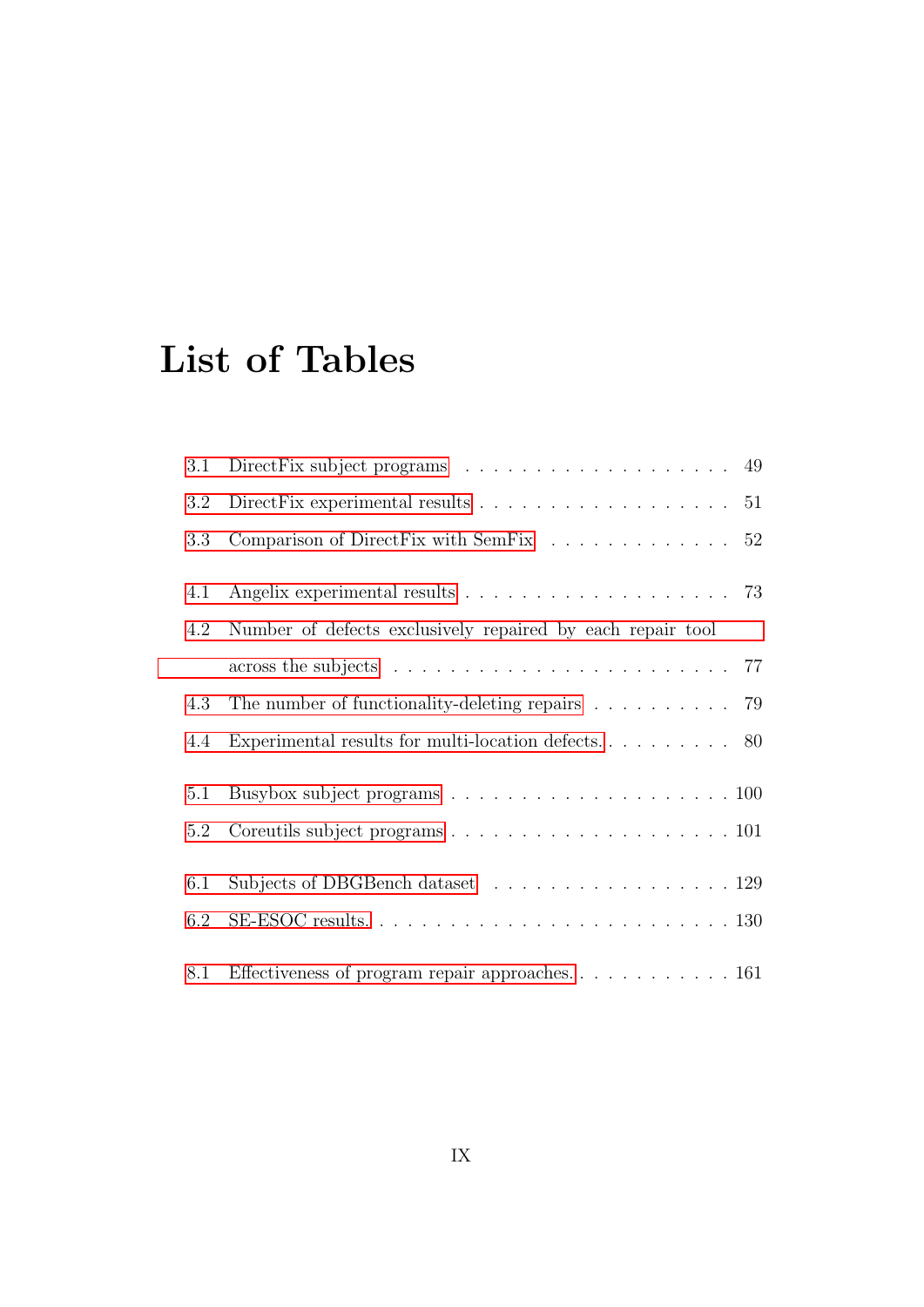# List of Tables

3.1 DirectFix subject programs . . . . . . . . . . . . . . . . . . . 49

3.2 DirectFix experimental results . . . . . . . . . . . . . . . . . . . 51

3.3 Comparison of DirectFix with SemFix . . . . . . . . . . . . . 52

4.1 Angelix experimental results . . . . . . . . . . . . . . . . . . . 73

4.2 Number of defects exclusively repaired by each repair tool across the subjects . . . . . . . . . . . . . . . . . . . . . . . 77

4.3 The number of functionality-deleting repairs . . . . . . . . . . 79

4.4 Experimental results for multi-location defects. . . . . . . . . . 80

5.1 Busybox subject programs . . . . . . . . . . . . . . . . . . . . 100

5.2 Coreutils subject programs . . . . . . . . . . . . . . . . . . . . 101

6.1 Subjects of DBGBench dataset . . . . . . . . . . . . . . . . . 129

6.2 SE-ESOC results. . . . . . . . . . . . . . . . . . . . . . . . . 130

8.1 Effectiveness of program repair approaches. . . . . . . . . . . . 161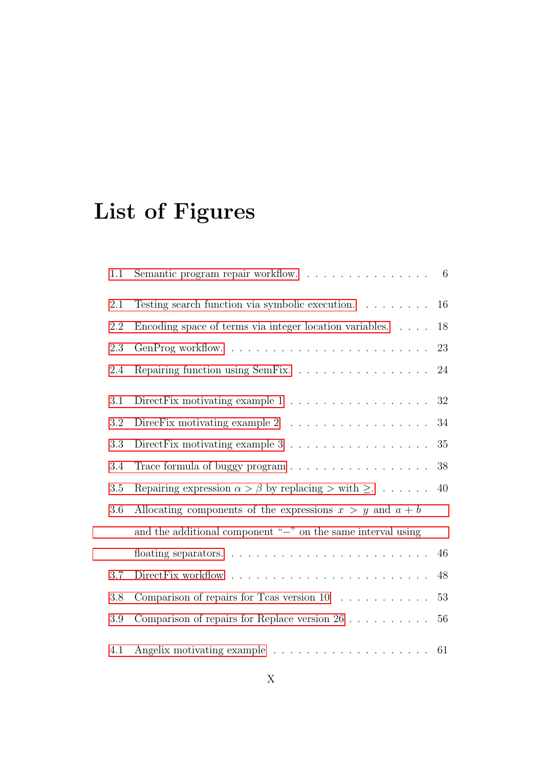# List of Figures

1.1 Semantic program repair workflow. . . . . . . . . . . . . . . . . 6

2.1 Testing search function via symbolic execution. . . . . . . . . 16

2.2 Encoding space of terms via integer location variables. . . . . 18

2.3 GenProg workflow. . . . . . . . . . . . . . . . . . . . . . . . . 23

2.4 Repairing function using SemFix. . . . . . . . . . . . . . . . . 24

3.1 DirectFix motivating example 1 . . . . . . . . . . . . . . . . . 32

3.2 DirecFix motivating example 2 . . . . . . . . . . . . . . . . . 34

3.3 DirectFix motivating example 3 . . . . . . . . . . . . . . . . . 35

3.4 Trace formula of buggy program . . . . . . . . . . . . . . . . . 38

3.5 Repairing expression $\alpha > \beta$ by replacing $>$ with $\geq$. . . . . . . 40

3.6 Allocating components of the expressions $x > y$ and $a + b$ and the additional component "$-$" on the same interval using floating separators. . . . . . . . . . . . . . . . . . . . . . . . . 46

3.7 DirectFix workflow . . . . . . . . . . . . . . . . . . . . . . . . 48

3.8 Comparison of repairs for Tcas version 10 . . . . . . . . . . . 53

3.9 Comparison of repairs for Replace version 26 . . . . . . . . . . 56

4.1 Angelix motivating example . . . . . . . . . . . . . . . . . . . 61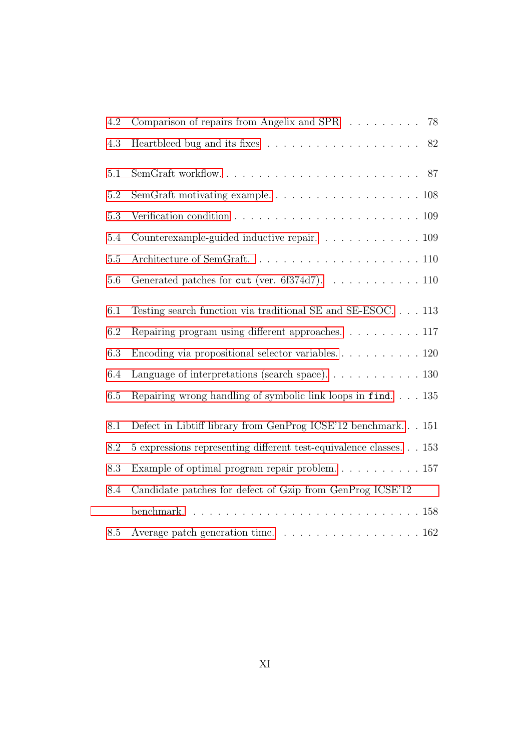4.2 Comparison of repairs from Angelix and SPR . . . . . . . . . . 78

4.3 Heartbleed bug and its fixes . . . . . . . . . . . . . . . . . . . 82

5.1 SemGraft workflow. . . . . . . . . . . . . . . . . . . . . . . . 87

5.2 SemGraft motivating example. . . . . . . . . . . . . . . . . . . 108

5.3 Verification condition . . . . . . . . . . . . . . . . . . . . . . 109

5.4 Counterexample-guided inductive repair. . . . . . . . . . . . . 109

5.5 Architecture of SemGraft. . . . . . . . . . . . . . . . . . . . . 110

5.6 Generated patches for `cut` (ver. 6f374d7). . . . . . . . . . . . 110

6.1 Testing search function via traditional SE and SE-ESOC. . . . 113

6.2 Repairing program using different approaches. . . . . . . . . . 117

6.3 Encoding via propositional selector variables. . . . . . . . . . . 120

6.4 Language of interpretations (search space). . . . . . . . . . . . 130

6.5 Repairing wrong handling of symbolic link loops in `find`. . . . 135

8.1 Defect in Libtiff library from GenProg ICSE'12 benchmark. . . 151

8.2 5 expressions representing different test-equivalence classes. . . 153

8.3 Example of optimal program repair problem. . . . . . . . . . . 157

8.4 Candidate patches for defect of Gzip from GenProg ICSE'12 benchmark. . . . . . . . . . . . . . . . . . . . . . . . . . . 158

8.5 Average patch generation time. . . . . . . . . . . . . . . . . . 162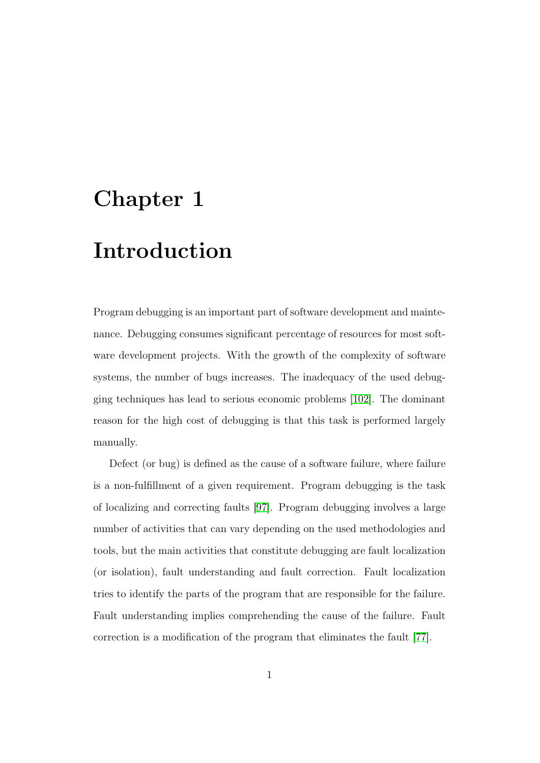# Chapter 1

# Introduction

Program debugging is an important part of software development and maintenance. Debugging consumes significant percentage of resources for most software development projects. With the growth of the complexity of software systems, the number of bugs increases. The inadequacy of the used debugging techniques has lead to serious economic problems [102]. The dominant reason for the high cost of debugging is that this task is performed largely manually.

Defect (or bug) is defined as the cause of a software failure, where failure is a non-fulfillment of a given requirement. Program debugging is the task of localizing and correcting faults [97]. Program debugging involves a large number of activities that can vary depending on the used methodologies and tools, but the main activities that constitute debugging are fault localization (or isolation), fault understanding and fault correction. Fault localization tries to identify the parts of the program that are responsible for the failure. Fault understanding implies comprehending the cause of the failure. Fault correction is a modification of the program that eliminates the fault [77].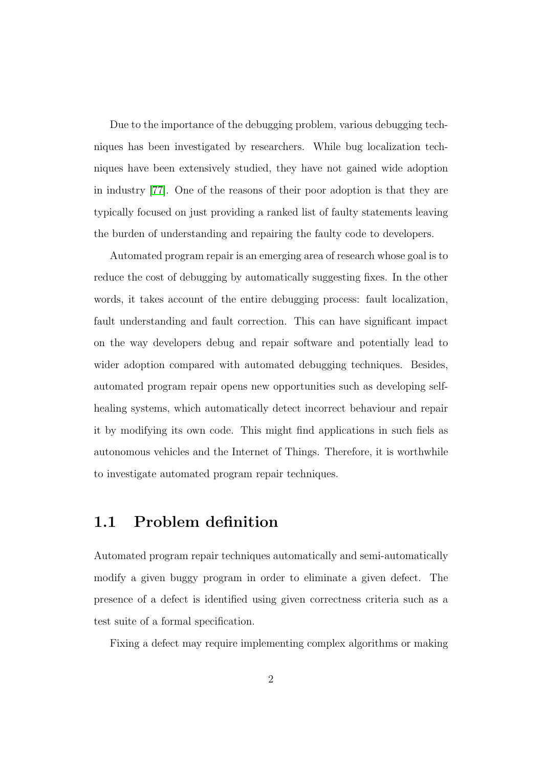Due to the importance of the debugging problem, various debugging techniques has been investigated by researchers. While bug localization techniques have been extensively studied, they have not gained wide adoption in industry [77]. One of the reasons of their poor adoption is that they are typically focused on just providing a ranked list of faulty statements leaving the burden of understanding and repairing the faulty code to developers.

Automated program repair is an emerging area of research whose goal is to reduce the cost of debugging by automatically suggesting fixes. In the other words, it takes account of the entire debugging process: fault localization, fault understanding and fault correction. This can have significant impact on the way developers debug and repair software and potentially lead to wider adoption compared with automated debugging techniques. Besides, automated program repair opens new opportunities such as developing self-healing systems, which automatically detect incorrect behaviour and repair it by modifying its own code. This might find applications in such fiels as autonomous vehicles and the Internet of Things. Therefore, it is worthwhile to investigate automated program repair techniques.

## 1.1 Problem definition

Automated program repair techniques automatically and semi-automatically modify a given buggy program in order to eliminate a given defect. The presence of a defect is identified using given correctness criteria such as a test suite of a formal specification.

Fixing a defect may require implementing complex algorithms or making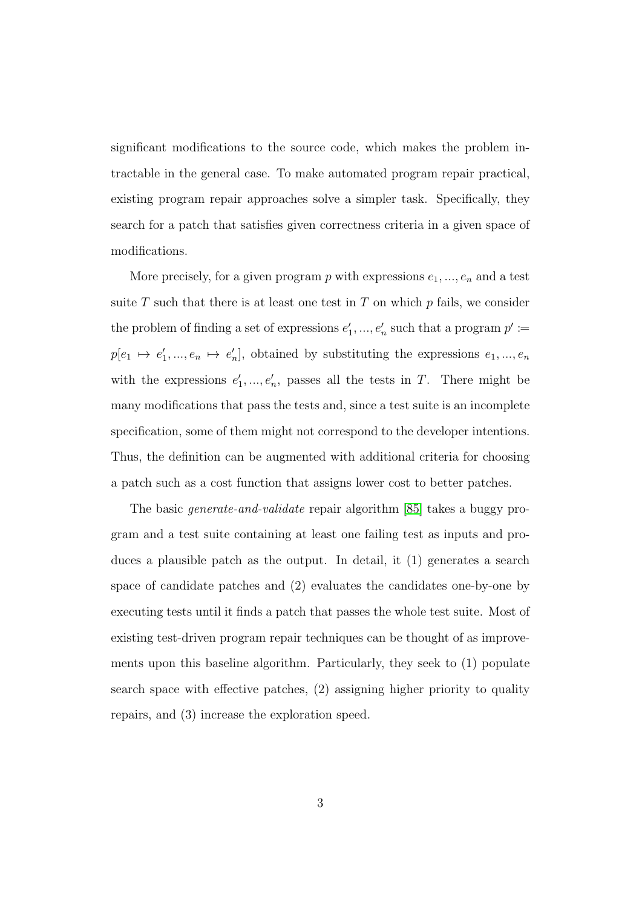significant modifications to the source code, which makes the problem intractable in the general case. To make automated program repair practical, existing program repair approaches solve a simpler task. Specifically, they search for a patch that satisfies given correctness criteria in a given space of modifications.

More precisely, for a given program $p$ with expressions $e_1, ..., e_n$ and a test suite $T$ such that there is at least one test in $T$ on which $p$ fails, we consider the problem of finding a set of expressions $e'_1, ..., e'_n$ such that a program $p' :=$ $p[e_1 \mapsto e'_1, ..., e_n \mapsto e'_n]$, obtained by substituting the expressions $e_1, ..., e_n$ with the expressions $e'_1, ..., e'_n$, passes all the tests in $T$. There might be many modifications that pass the tests and, since a test suite is an incomplete specification, some of them might not correspond to the developer intentions. Thus, the definition can be augmented with additional criteria for choosing a patch such as a cost function that assigns lower cost to better patches.

The basic *generate-and-validate* repair algorithm [85] takes a buggy program and a test suite containing at least one failing test as inputs and produces a plausible patch as the output. In detail, it (1) generates a search space of candidate patches and (2) evaluates the candidates one-by-one by executing tests until it finds a patch that passes the whole test suite. Most of existing test-driven program repair techniques can be thought of as improvements upon this baseline algorithm. Particularly, they seek to (1) populate search space with effective patches, (2) assigning higher priority to quality repairs, and (3) increase the exploration speed.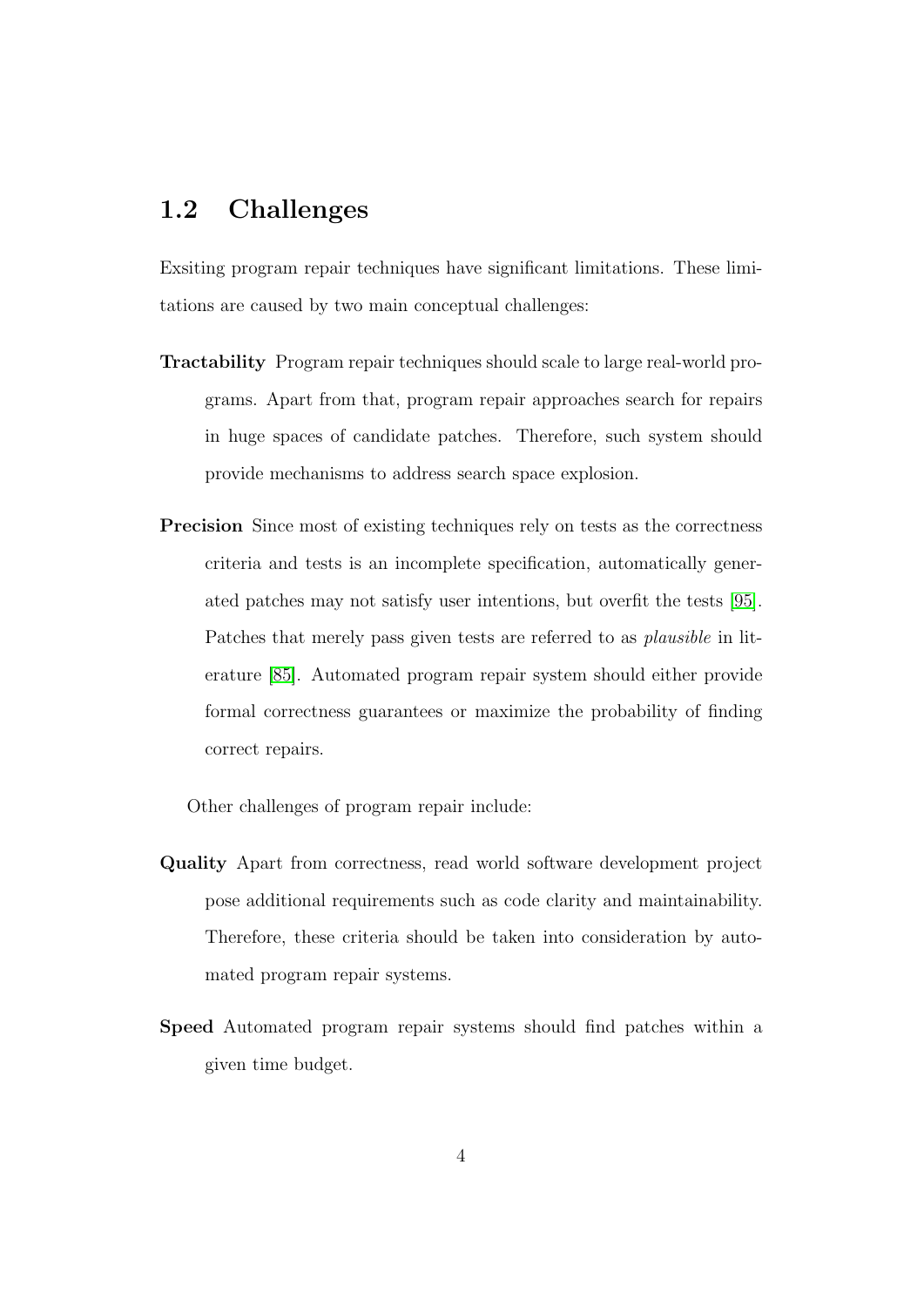## 1.2 Challenges

Exsiting program repair techniques have significant limitations. These limitations are caused by two main conceptual challenges:

**Tractability** Program repair techniques should scale to large real-world programs. Apart from that, program repair approaches search for repairs in huge spaces of candidate patches. Therefore, such system should provide mechanisms to address search space explosion.

**Precision** Since most of existing techniques rely on tests as the correctness criteria and tests is an incomplete specification, automatically generated patches may not satisfy user intentions, but overfit the tests [95]. Patches that merely pass given tests are referred to as *plausible* in literature [85]. Automated program repair system should either provide formal correctness guarantees or maximize the probability of finding correct repairs.

Other challenges of program repair include:

**Quality** Apart from correctness, read world software development project pose additional requirements such as code clarity and maintainability. Therefore, these criteria should be taken into consideration by automated program repair systems.

**Speed** Automated program repair systems should find patches within a given time budget.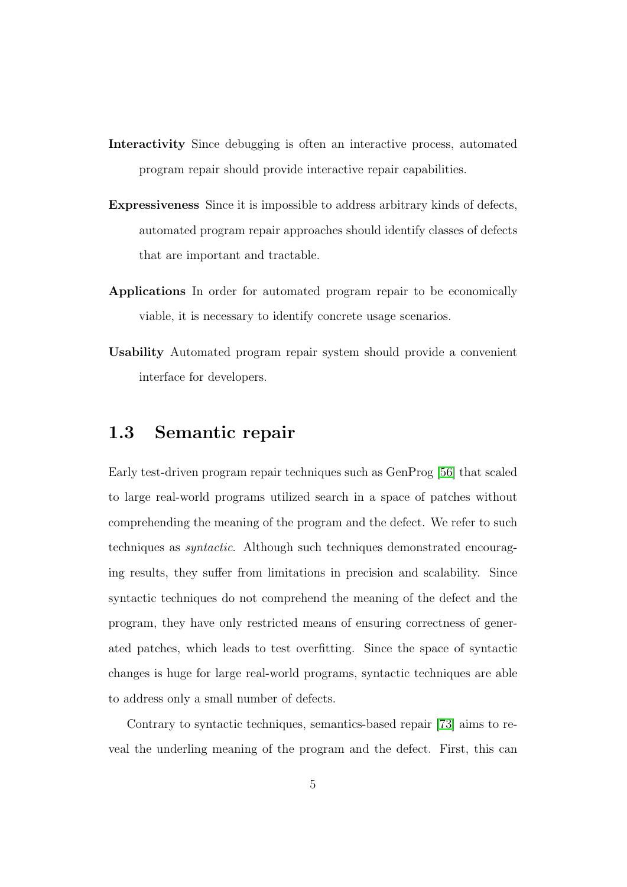**Interactivity** Since debugging is often an interactive process, automated program repair should provide interactive repair capabilities.

**Expressiveness** Since it is impossible to address arbitrary kinds of defects, automated program repair approaches should identify classes of defects that are important and tractable.

**Applications** In order for automated program repair to be economically viable, it is necessary to identify concrete usage scenarios.

**Usability** Automated program repair system should provide a convenient interface for developers.

## 1.3 Semantic repair

Early test-driven program repair techniques such as GenProg [56] that scaled to large real-world programs utilized search in a space of patches without comprehending the meaning of the program and the defect. We refer to such techniques as *syntactic*. Although such techniques demonstrated encouraging results, they suffer from limitations in precision and scalability. Since syntactic techniques do not comprehend the meaning of the defect and the program, they have only restricted means of ensuring correctness of generated patches, which leads to test overfitting. Since the space of syntactic changes is huge for large real-world programs, syntactic techniques are able to address only a small number of defects.

Contrary to syntactic techniques, semantics-based repair [73] aims to reveal the underling meaning of the program and the defect. First, this can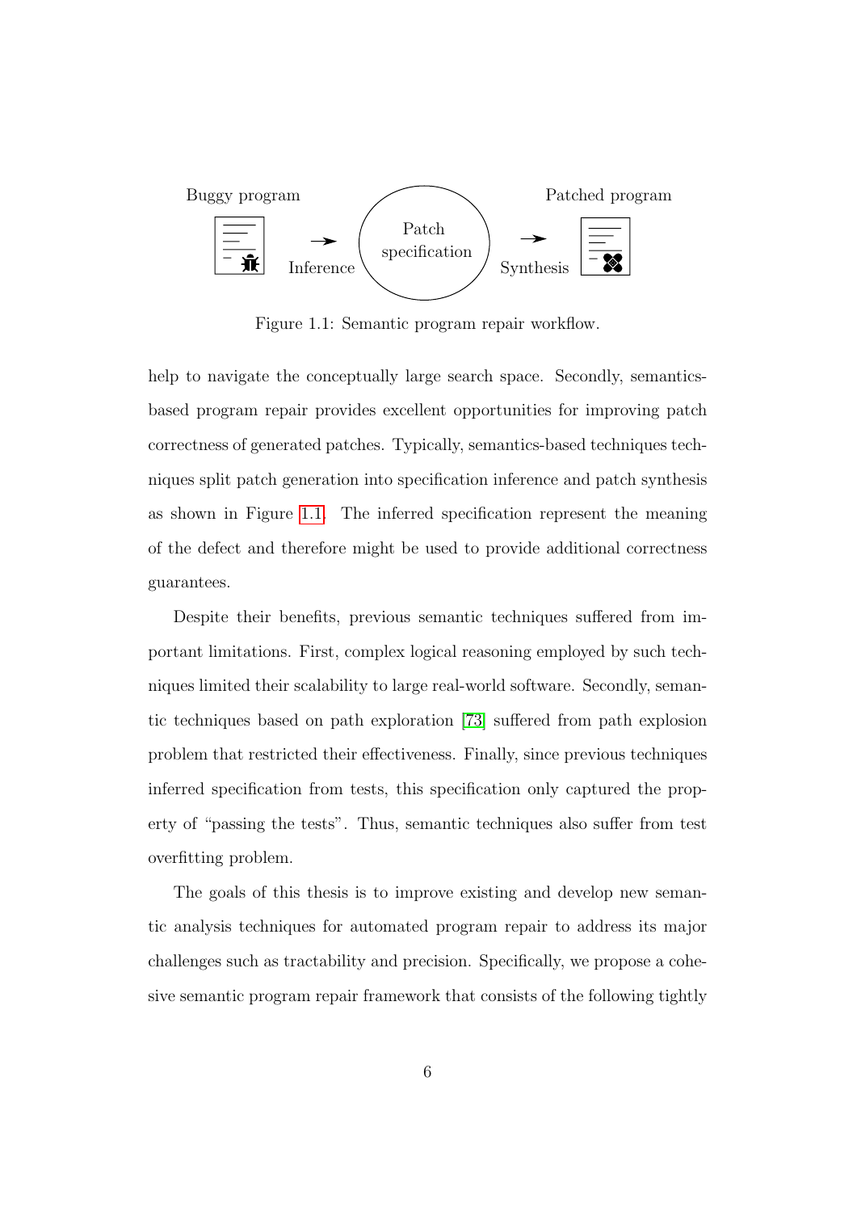Buggy program → Inference → Patch specification → Synthesis → Patched program

Figure 1.1: Semantic program repair workflow.

help to navigate the conceptually large search space. Secondly, semantics-based program repair provides excellent opportunities for improving patch correctness of generated patches. Typically, semantics-based techniques techniques split patch generation into specification inference and patch synthesis as shown in Figure 1.1. The inferred specification represent the meaning of the defect and therefore might be used to provide additional correctness guarantees.

Despite their benefits, previous semantic techniques suffered from important limitations. First, complex logical reasoning employed by such techniques limited their scalability to large real-world software. Secondly, semantic techniques based on path exploration [73] suffered from path explosion problem that restricted their effectiveness. Finally, since previous techniques inferred specification from tests, this specification only captured the property of "passing the tests". Thus, semantic techniques also suffer from test overfitting problem.

The goals of this thesis is to improve existing and develop new semantic analysis techniques for automated program repair to address its major challenges such as tractability and precision. Specifically, we propose a cohesive semantic program repair framework that consists of the following tightly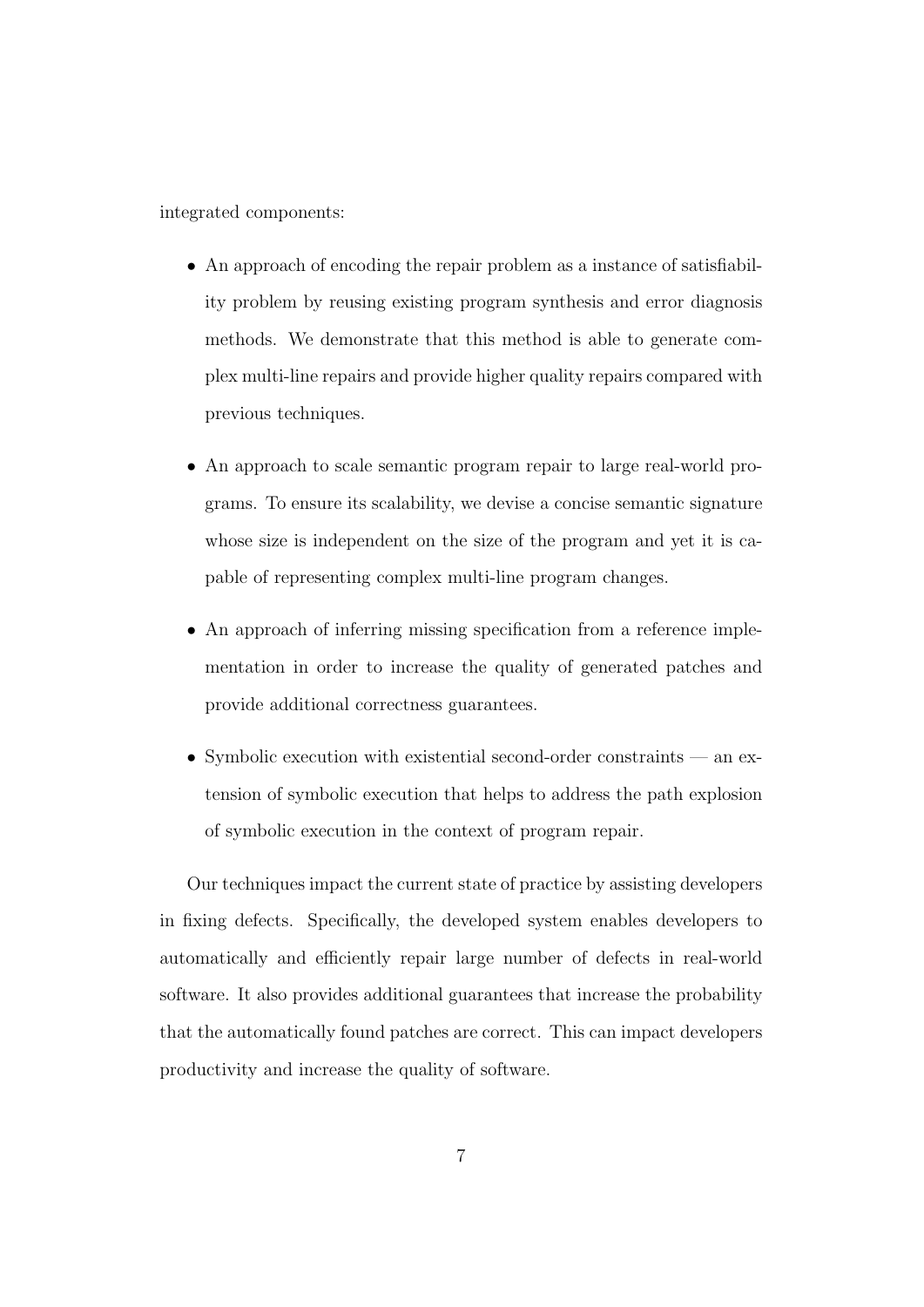integrated components:

- An approach of encoding the repair problem as a instance of satisfiability problem by reusing existing program synthesis and error diagnosis methods. We demonstrate that this method is able to generate complex multi-line repairs and provide higher quality repairs compared with previous techniques.
- An approach to scale semantic program repair to large real-world programs. To ensure its scalability, we devise a concise semantic signature whose size is independent on the size of the program and yet it is capable of representing complex multi-line program changes.
- An approach of inferring missing specification from a reference implementation in order to increase the quality of generated patches and provide additional correctness guarantees.
- Symbolic execution with existential second-order constraints — an extension of symbolic execution that helps to address the path explosion of symbolic execution in the context of program repair.

Our techniques impact the current state of practice by assisting developers in fixing defects. Specifically, the developed system enables developers to automatically and efficiently repair large number of defects in real-world software. It also provides additional guarantees that increase the probability that the automatically found patches are correct. This can impact developers productivity and increase the quality of software.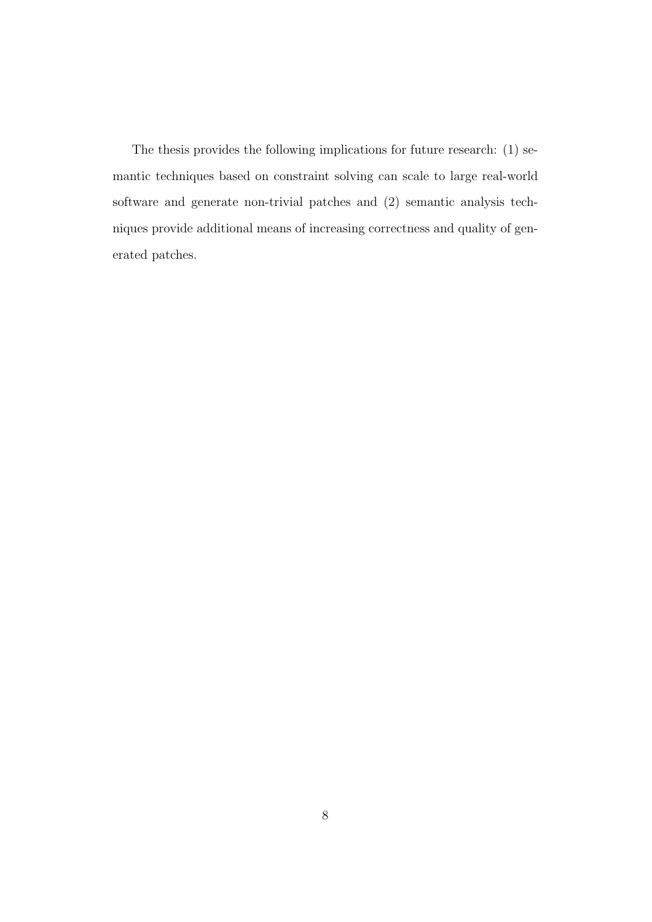The thesis provides the following implications for future research: (1) semantic techniques based on constraint solving can scale to large real-world software and generate non-trivial patches and (2) semantic analysis techniques provide additional means of increasing correctness and quality of generated patches.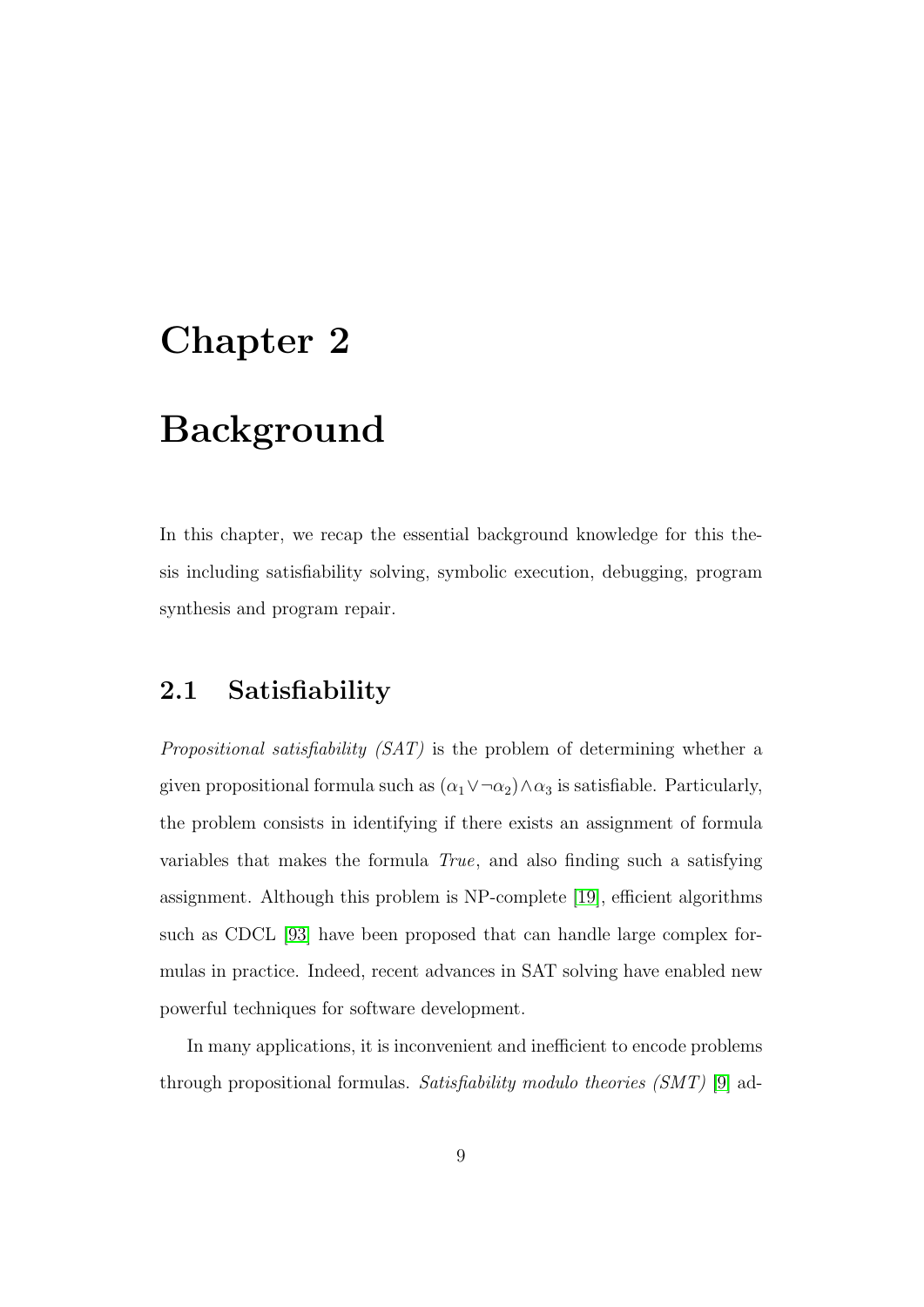# Chapter 2

# Background

In this chapter, we recap the essential background knowledge for this thesis including satisfiability solving, symbolic execution, debugging, program synthesis and program repair.

## 2.1 Satisfiability

*Propositional satisfiability (SAT)* is the problem of determining whether a given propositional formula such as $(\alpha_1 \vee \neg\alpha_2) \wedge \alpha_3$ is satisfiable. Particularly, the problem consists in identifying if there exists an assignment of formula variables that makes the formula *True*, and also finding such a satisfying assignment. Although this problem is NP-complete [19], efficient algorithms such as CDCL [93] have been proposed that can handle large complex formulas in practice. Indeed, recent advances in SAT solving have enabled new powerful techniques for software development.

In many applications, it is inconvenient and inefficient to encode problems through propositional formulas. *Satisfiability modulo theories (SMT)* [9] ad-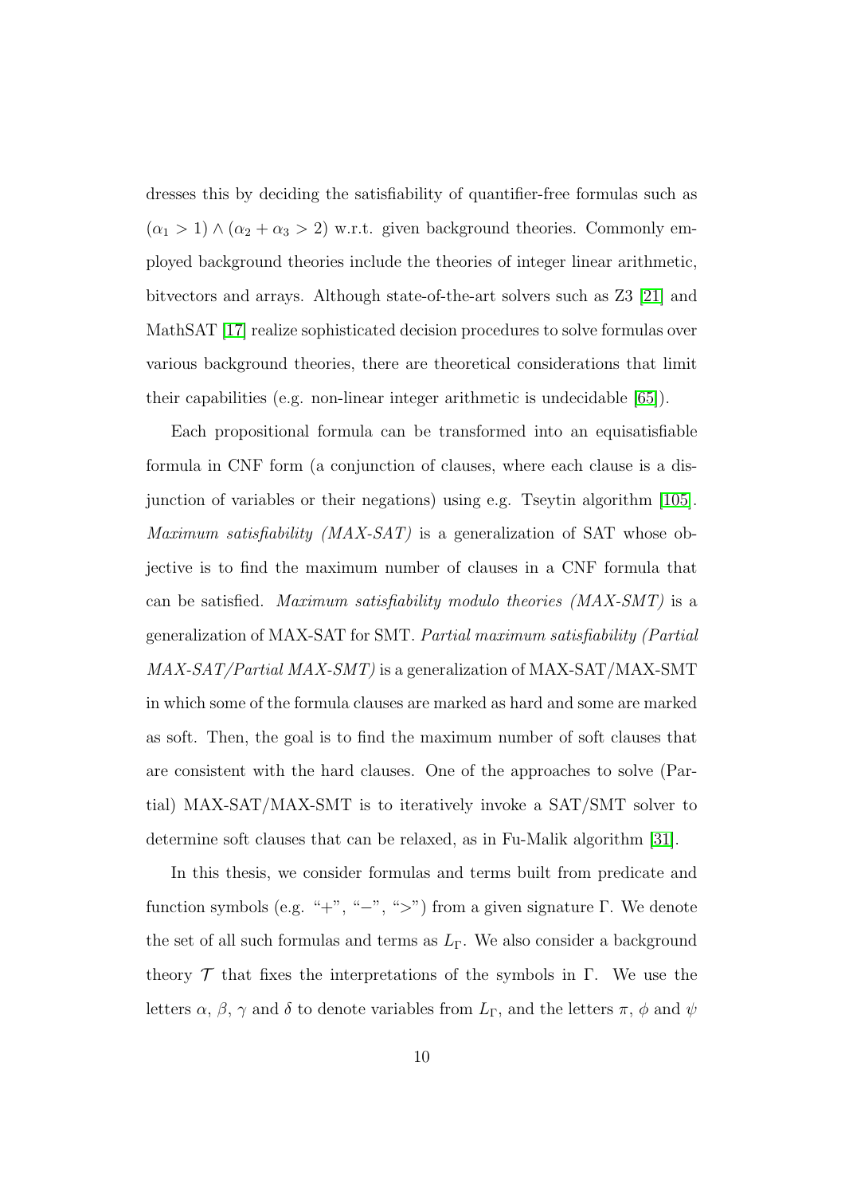dresses this by deciding the satisfiability of quantifier-free formulas such as $(\alpha_1 > 1) \wedge (\alpha_2 + \alpha_3 > 2)$ w.r.t. given background theories. Commonly employed background theories include the theories of integer linear arithmetic, bitvectors and arrays. Although state-of-the-art solvers such as Z3 [21] and MathSAT [17] realize sophisticated decision procedures to solve formulas over various background theories, there are theoretical considerations that limit their capabilities (e.g. non-linear integer arithmetic is undecidable [65]).

Each propositional formula can be transformed into an equisatisfiable formula in CNF form (a conjunction of clauses, where each clause is a disjunction of variables or their negations) using e.g. Tseytin algorithm [105]. *Maximum satisfiability (MAX-SAT)* is a generalization of SAT whose objective is to find the maximum number of clauses in a CNF formula that can be satisfied. *Maximum satisfiability modulo theories (MAX-SMT)* is a generalization of MAX-SAT for SMT. *Partial maximum satisfiability (Partial MAX-SAT/Partial MAX-SMT)* is a generalization of MAX-SAT/MAX-SMT in which some of the formula clauses are marked as hard and some are marked as soft. Then, the goal is to find the maximum number of soft clauses that are consistent with the hard clauses. One of the approaches to solve (Partial) MAX-SAT/MAX-SMT is to iteratively invoke a SAT/SMT solver to determine soft clauses that can be relaxed, as in Fu-Malik algorithm [31].

In this thesis, we consider formulas and terms built from predicate and function symbols (e.g. "+", "−", ">") from a given signature $\Gamma$. We denote the set of all such formulas and terms as $L_\Gamma$. We also consider a background theory $\mathcal{T}$ that fixes the interpretations of the symbols in $\Gamma$. We use the letters $\alpha$, $\beta$, $\gamma$ and $\delta$ to denote variables from $L_\Gamma$, and the letters $\pi$, $\phi$ and $\psi$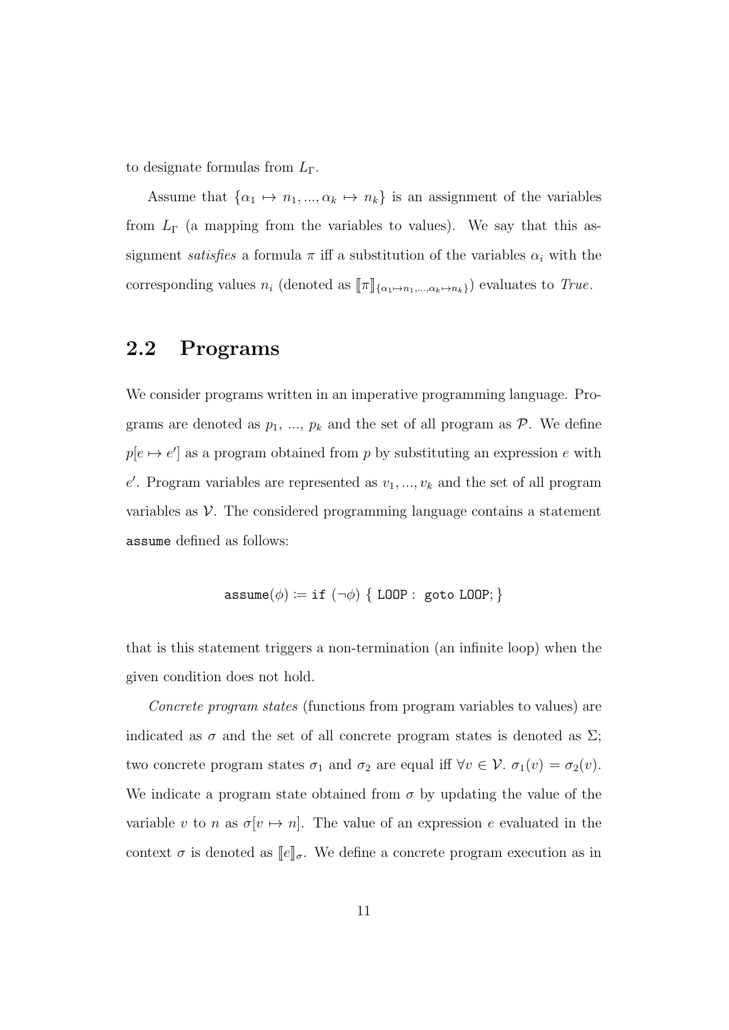to designate formulas from $L_\Gamma$.

Assume that $\{\alpha_1 \mapsto n_1, ..., \alpha_k \mapsto n_k\}$ is an assignment of the variables from $L_\Gamma$ (a mapping from the variables to values). We say that this assignment *satisfies* a formula $\pi$ iff a substitution of the variables $\alpha_i$ with the corresponding values $n_i$ (denoted as $[\![\pi]\!]_{\{\alpha_1 \mapsto n_1, ..., \alpha_k \mapsto n_k\}}$) evaluates to *True*.

## 2.2 Programs

We consider programs written in an imperative programming language. Programs are denoted as $p_1$, ..., $p_k$ and the set of all program as $\mathcal{P}$. We define $p[e \mapsto e']$ as a program obtained from $p$ by substituting an expression $e$ with $e'$. Program variables are represented as $v_1, ..., v_k$ and the set of all program variables as $\mathcal{V}$. The considered programming language contains a statement `assume` defined as follows:

$$\texttt{assume}(\phi) \coloneqq \texttt{if}\ (\neg\phi)\ \{\ \texttt{LOOP}:\ \texttt{goto LOOP};\ \}$$

that is this statement triggers a non-termination (an infinite loop) when the given condition does not hold.

*Concrete program states* (functions from program variables to values) are indicated as $\sigma$ and the set of all concrete program states is denoted as $\Sigma$; two concrete program states $\sigma_1$ and $\sigma_2$ are equal iff $\forall v \in \mathcal{V}.\ \sigma_1(v) = \sigma_2(v)$. We indicate a program state obtained from $\sigma$ by updating the value of the variable $v$ to $n$ as $\sigma[v \mapsto n]$. The value of an expression $e$ evaluated in the context $\sigma$ is denoted as $[\![e]\!]_\sigma$. We define a concrete program execution as in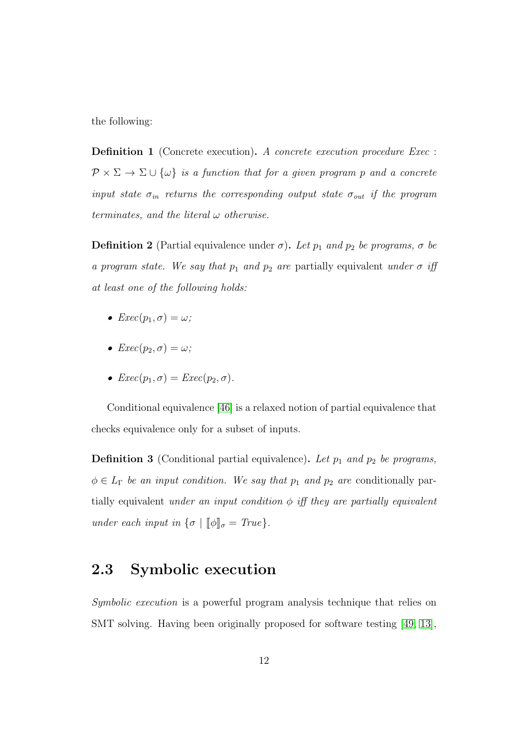the following:

**Definition 1** (Concrete execution)**.** *A concrete execution procedure Exec* : $\mathcal{P} \times \Sigma \to \Sigma \cup \{\omega\}$ *is a function that for a given program p and a concrete input state* $\sigma_{in}$ *returns the corresponding output state* $\sigma_{out}$ *if the program terminates, and the literal* $\omega$ *otherwise.*

**Definition 2** (Partial equivalence under $\sigma$)**.** *Let* $p_1$ *and* $p_2$ *be programs,* $\sigma$ *be a program state. We say that* $p_1$ *and* $p_2$ *are* partially equivalent *under* $\sigma$ *iff at least one of the following holds:*

- $Exec(p_1, \sigma) = \omega$*;*
- $Exec(p_2, \sigma) = \omega$*;*
- $Exec(p_1, \sigma) = Exec(p_2, \sigma)$*.*

Conditional equivalence [46] is a relaxed notion of partial equivalence that checks equivalence only for a subset of inputs.

**Definition 3** (Conditional partial equivalence)**.** *Let* $p_1$ *and* $p_2$ *be programs,* $\phi \in L_\Gamma$ *be an input condition. We say that* $p_1$ *and* $p_2$ *are* conditionally partially equivalent *under an input condition* $\phi$ *iff they are partially equivalent under each input in* $\{\sigma \mid [\![\phi]\!]_\sigma = True\}$*.*

## 2.3 Symbolic execution

*Symbolic execution* is a powerful program analysis technique that relies on SMT solving. Having been originally proposed for software testing [49, 13],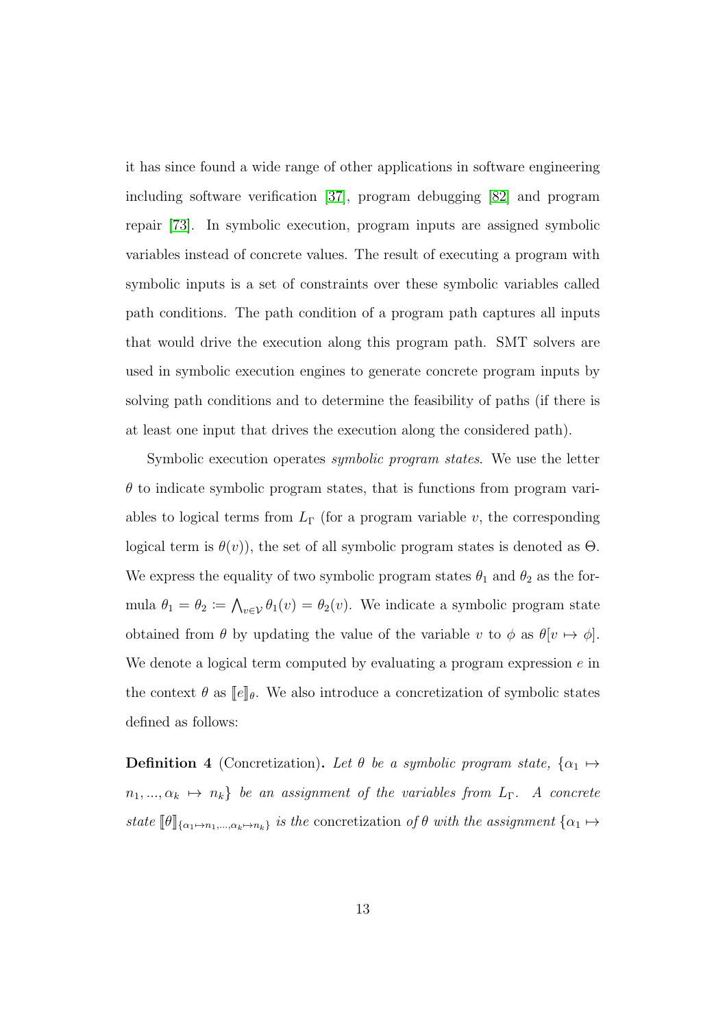it has since found a wide range of other applications in software engineering including software verification [37], program debugging [82] and program repair [73]. In symbolic execution, program inputs are assigned symbolic variables instead of concrete values. The result of executing a program with symbolic inputs is a set of constraints over these symbolic variables called path conditions. The path condition of a program path captures all inputs that would drive the execution along this program path. SMT solvers are used in symbolic execution engines to generate concrete program inputs by solving path conditions and to determine the feasibility of paths (if there is at least one input that drives the execution along the considered path).

Symbolic execution operates *symbolic program states*. We use the letter $\theta$ to indicate symbolic program states, that is functions from program variables to logical terms from $L_\Gamma$ (for a program variable $v$, the corresponding logical term is $\theta(v)$), the set of all symbolic program states is denoted as $\Theta$. We express the equality of two symbolic program states $\theta_1$ and $\theta_2$ as the formula $\theta_1 = \theta_2 \coloneqq \bigwedge_{v \in \mathcal{V}} \theta_1(v) = \theta_2(v)$. We indicate a symbolic program state obtained from $\theta$ by updating the value of the variable $v$ to $\phi$ as $\theta[v \mapsto \phi]$. We denote a logical term computed by evaluating a program expression $e$ in the context $\theta$ as $[\![e]\!]_\theta$. We also introduce a concretization of symbolic states defined as follows:

**Definition 4** (Concretization)**.** *Let $\theta$ be a symbolic program state, $\{\alpha_1 \mapsto n_1, ..., \alpha_k \mapsto n_k\}$ be an assignment of the variables from $L_\Gamma$. A concrete state $[\![\theta]\!]_{\{\alpha_1 \mapsto n_1, ..., \alpha_k \mapsto n_k\}}$ is the* concretization *of $\theta$ with the assignment $\{\alpha_1 \mapsto$*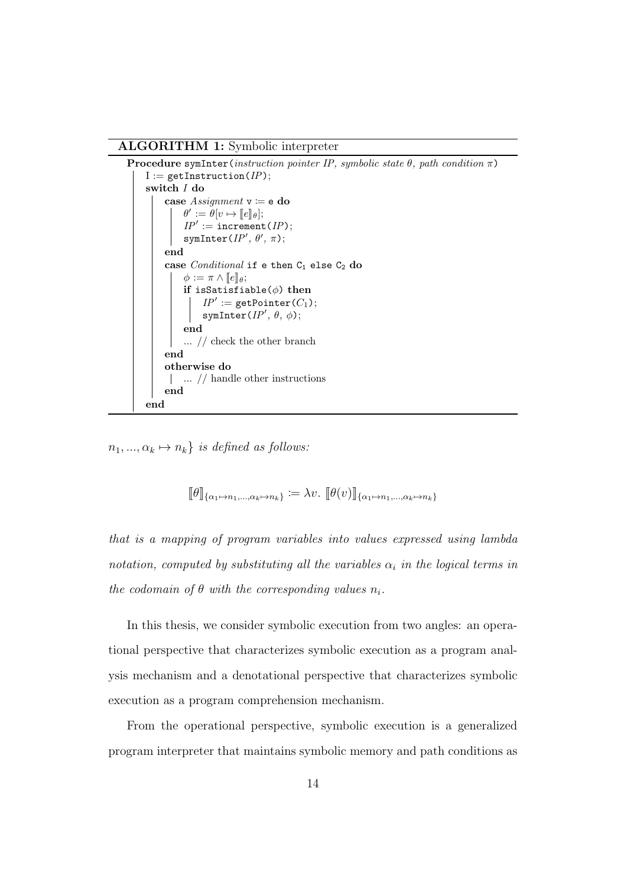**ALGORITHM 1:** Symbolic interpreter

```
Procedure symInter(instruction pointer IP, symbolic state θ, path condition π)
    I := getInstruction(IP);
    switch I do
        case Assignment v := e do
            θ' := θ[v ↦ ⟦e⟧θ];
            IP' := increment(IP);
            symInter(IP', θ', π);
        end
        case Conditional if e then C1 else C2 do
            ϕ := π ∧ ⟦e⟧θ;
            if isSatisfiable(ϕ) then
                IP' := getPointer(C1);
                symInter(IP', θ, ϕ);
            end
            ... // check the other branch
        end
        otherwise do
            ... // handle other instructions
        end
    end
```

$n_1, ..., \alpha_k \mapsto n_k\}$ *is defined as follows:*

$$[\![\theta]\!]_{\{\alpha_1 \mapsto n_1, ..., \alpha_k \mapsto n_k\}} := \lambda v.\ [\![\theta(v)]\!]_{\{\alpha_1 \mapsto n_1, ..., \alpha_k \mapsto n_k\}}$$

*that is a mapping of program variables into values expressed using lambda notation, computed by substituting all the variables $\alpha_i$ in the logical terms in the codomain of $\theta$ with the corresponding values $n_i$.*

In this thesis, we consider symbolic execution from two angles: an operational perspective that characterizes symbolic execution as a program analysis mechanism and a denotational perspective that characterizes symbolic execution as a program comprehension mechanism.

From the operational perspective, symbolic execution is a generalized program interpreter that maintains symbolic memory and path conditions as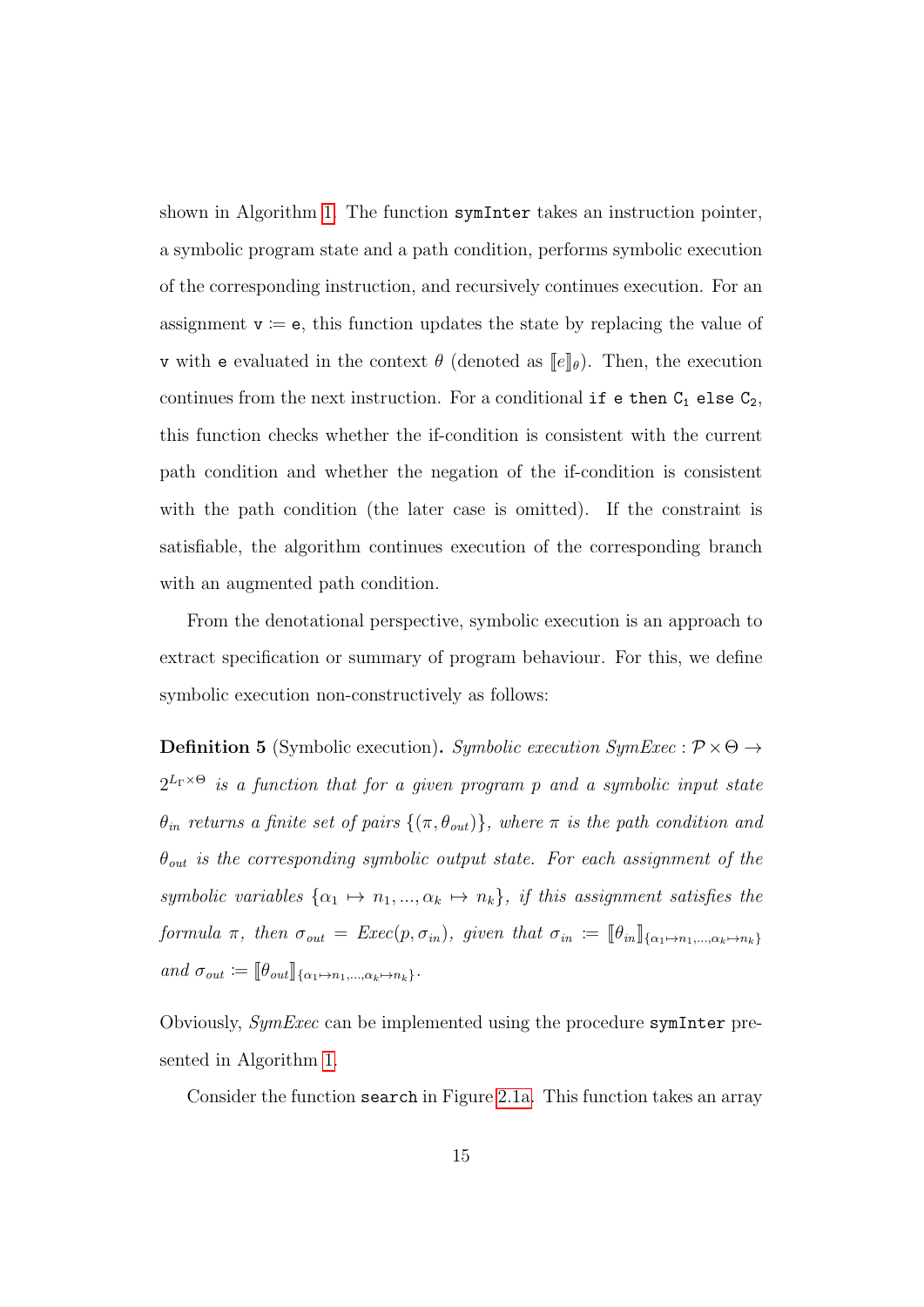shown in Algorithm 1. The function `symInter` takes an instruction pointer, a symbolic program state and a path condition, performs symbolic execution of the corresponding instruction, and recursively continues execution. For an assignment `v := e`, this function updates the state by replacing the value of `v` with `e` evaluated in the context $\theta$ (denoted as $[\![e]\!]_\theta$). Then, the execution continues from the next instruction. For a conditional `if e then` $\texttt{C}_1$ `else` $\texttt{C}_2$, this function checks whether the if-condition is consistent with the current path condition and whether the negation of the if-condition is consistent with the path condition (the later case is omitted). If the constraint is satisfiable, the algorithm continues execution of the corresponding branch with an augmented path condition.

From the denotational perspective, symbolic execution is an approach to extract specification or summary of program behaviour. For this, we define symbolic execution non-constructively as follows:

**Definition 5** (Symbolic execution)**.** *Symbolic execution SymExec* : $\mathcal{P} \times \Theta \rightarrow 2^{L_\Gamma \times \Theta}$ *is a function that for a given program* $p$ *and a symbolic input state* $\theta_{in}$ *returns a finite set of pairs* $\{(\pi, \theta_{out})\}$*, where* $\pi$ *is the path condition and* $\theta_{out}$ *is the corresponding symbolic output state. For each assignment of the symbolic variables* $\{\alpha_1 \mapsto n_1, ..., \alpha_k \mapsto n_k\}$*, if this assignment satisfies the formula* $\pi$*, then* $\sigma_{out} = Exec(p, \sigma_{in})$*, given that* $\sigma_{in} := [\![\theta_{in}]\!]_{\{\alpha_1 \mapsto n_1, ..., \alpha_k \mapsto n_k\}}$ *and* $\sigma_{out} := [\![\theta_{out}]\!]_{\{\alpha_1 \mapsto n_1, ..., \alpha_k \mapsto n_k\}}$*.*

Obviously, *SymExec* can be implemented using the procedure `symInter` presented in Algorithm 1.

Consider the function `search` in Figure 2.1a. This function takes an array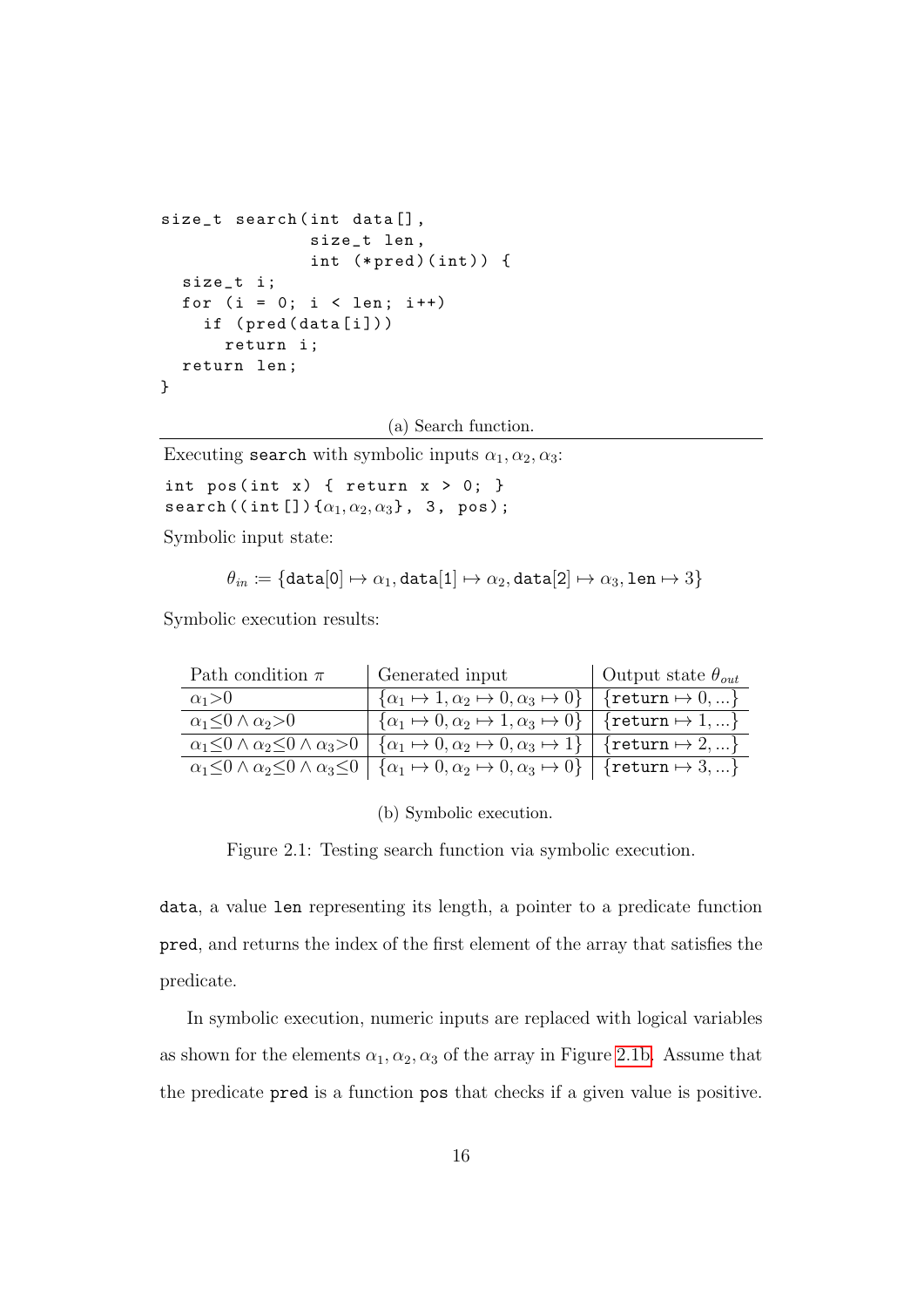```
size_t search(int data[],
              size_t len,
              int (*pred)(int)) {
  size_t i;
  for (i = 0; i < len; i++)
    if (pred(data[i]))
      return i;
  return len;
}
```

(a) Search function.

Executing `search` with symbolic inputs $\alpha_1, \alpha_2, \alpha_3$:

```
int pos(int x) { return x > 0; }
search((int[]){α1, α2, α3}, 3, pos);
```

Symbolic input state:

$$\theta_{in} := \{\texttt{data}[0] \mapsto \alpha_1, \texttt{data}[1] \mapsto \alpha_2, \texttt{data}[2] \mapsto \alpha_3, \texttt{len} \mapsto 3\}$$

Symbolic execution results:

| Path condition $\pi$ | Generated input | Output state $\theta_{out}$ |
|---|---|---|
| $\alpha_1 > 0$ | $\{\alpha_1 \mapsto 1, \alpha_2 \mapsto 0, \alpha_3 \mapsto 0\}$ | $\{\texttt{return} \mapsto 0, ...\}$ |
| $\alpha_1 \leq 0 \wedge \alpha_2 > 0$ | $\{\alpha_1 \mapsto 0, \alpha_2 \mapsto 1, \alpha_3 \mapsto 0\}$ | $\{\texttt{return} \mapsto 1, ...\}$ |
| $\alpha_1 \leq 0 \wedge \alpha_2 \leq 0 \wedge \alpha_3 > 0$ | $\{\alpha_1 \mapsto 0, \alpha_2 \mapsto 0, \alpha_3 \mapsto 1\}$ | $\{\texttt{return} \mapsto 2, ...\}$ |
| $\alpha_1 \leq 0 \wedge \alpha_2 \leq 0 \wedge \alpha_3 \leq 0$ | $\{\alpha_1 \mapsto 0, \alpha_2 \mapsto 0, \alpha_3 \mapsto 0\}$ | $\{\texttt{return} \mapsto 3, ...\}$ |

(b) Symbolic execution.

Figure 2.1: Testing search function via symbolic execution.

`data`, a value `len` representing its length, a pointer to a predicate function `pred`, and returns the index of the first element of the array that satisfies the predicate.

In symbolic execution, numeric inputs are replaced with logical variables as shown for the elements $\alpha_1, \alpha_2, \alpha_3$ of the array in Figure 2.1b. Assume that the predicate `pred` is a function `pos` that checks if a given value is positive.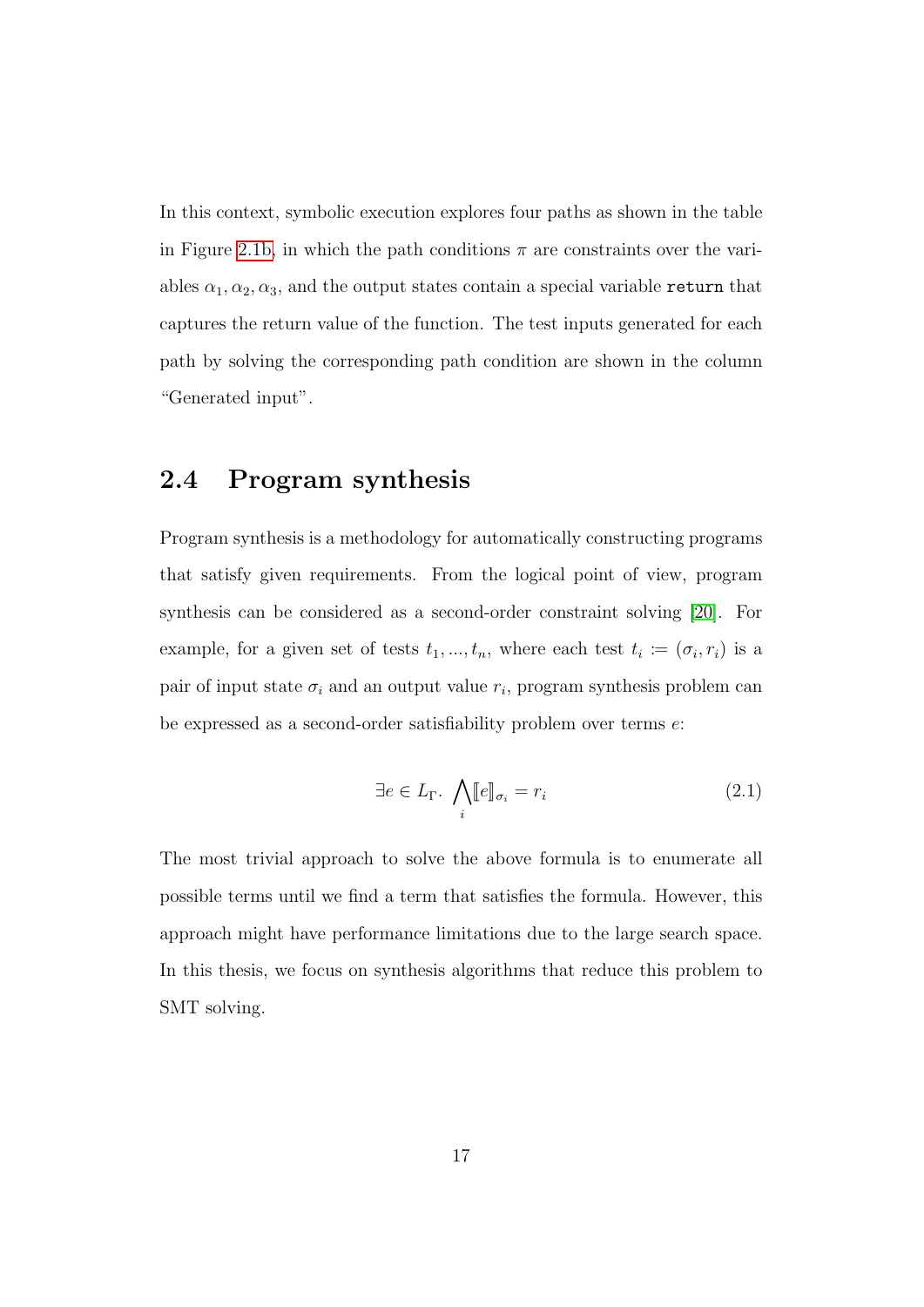In this context, symbolic execution explores four paths as shown in the table in Figure 2.1b, in which the path conditions $\pi$ are constraints over the variables $\alpha_1, \alpha_2, \alpha_3$, and the output states contain a special variable `return` that captures the return value of the function. The test inputs generated for each path by solving the corresponding path condition are shown in the column "Generated input".

## 2.4 Program synthesis

Program synthesis is a methodology for automatically constructing programs that satisfy given requirements. From the logical point of view, program synthesis can be considered as a second-order constraint solving [20]. For example, for a given set of tests $t_1, ..., t_n$, where each test $t_i := (\sigma_i, r_i)$ is a pair of input state $\sigma_i$ and an output value $r_i$, program synthesis problem can be expressed as a second-order satisfiability problem over terms $e$:

$$\exists e \in L_\Gamma. \bigwedge_i [\![e]\!]_{\sigma_i} = r_i \tag{2.1}$$

The most trivial approach to solve the above formula is to enumerate all possible terms until we find a term that satisfies the formula. However, this approach might have performance limitations due to the large search space. In this thesis, we focus on synthesis algorithms that reduce this problem to SMT solving.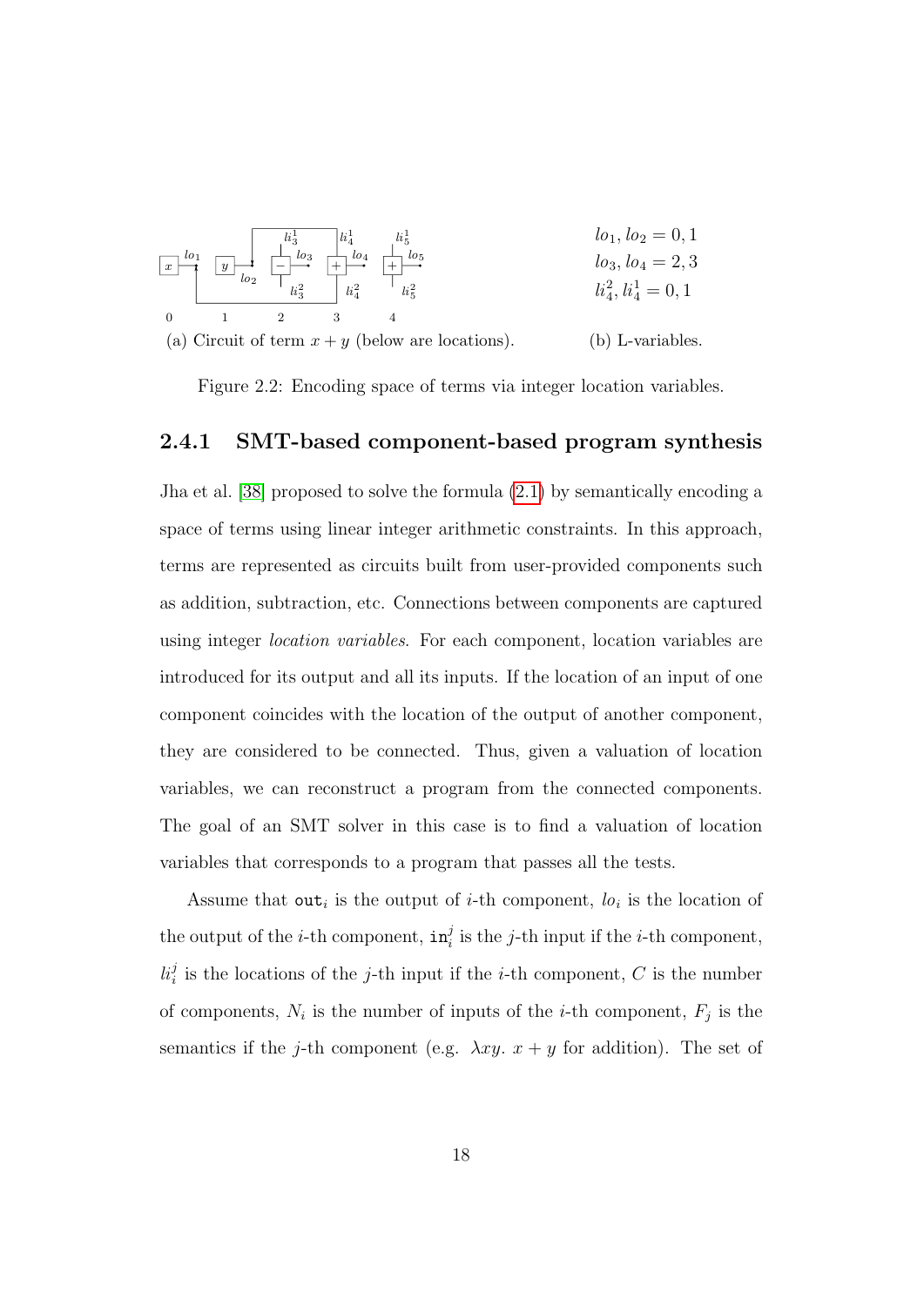(a) Circuit of term $x + y$ (below are locations).

$lo_1, lo_2 = 0, 1$
$lo_3, lo_4 = 2, 3$
$li_4^2, li_4^1 = 0, 1$

(b) L-variables.

Figure 2.2: Encoding space of terms via integer location variables.

### 2.4.1 SMT-based component-based program synthesis

Jha et al. [38] proposed to solve the formula (2.1) by semantically encoding a space of terms using linear integer arithmetic constraints. In this approach, terms are represented as circuits built from user-provided components such as addition, subtraction, etc. Connections between components are captured using integer *location variables*. For each component, location variables are introduced for its output and all its inputs. If the location of an input of one component coincides with the location of the output of another component, they are considered to be connected. Thus, given a valuation of location variables, we can reconstruct a program from the connected components. The goal of an SMT solver in this case is to find a valuation of location variables that corresponds to a program that passes all the tests.

Assume that $\mathtt{out}_i$ is the output of $i$-th component, $lo_i$ is the location of the output of the $i$-th component, $\mathtt{in}_i^j$ is the $j$-th input if the $i$-th component, $li_i^j$ is the locations of the $j$-th input if the $i$-th component, $C$ is the number of components, $N_i$ is the number of inputs of the $i$-th component, $F_j$ is the semantics if the $j$-th component (e.g. $\lambda xy.\ x + y$ for addition). The set of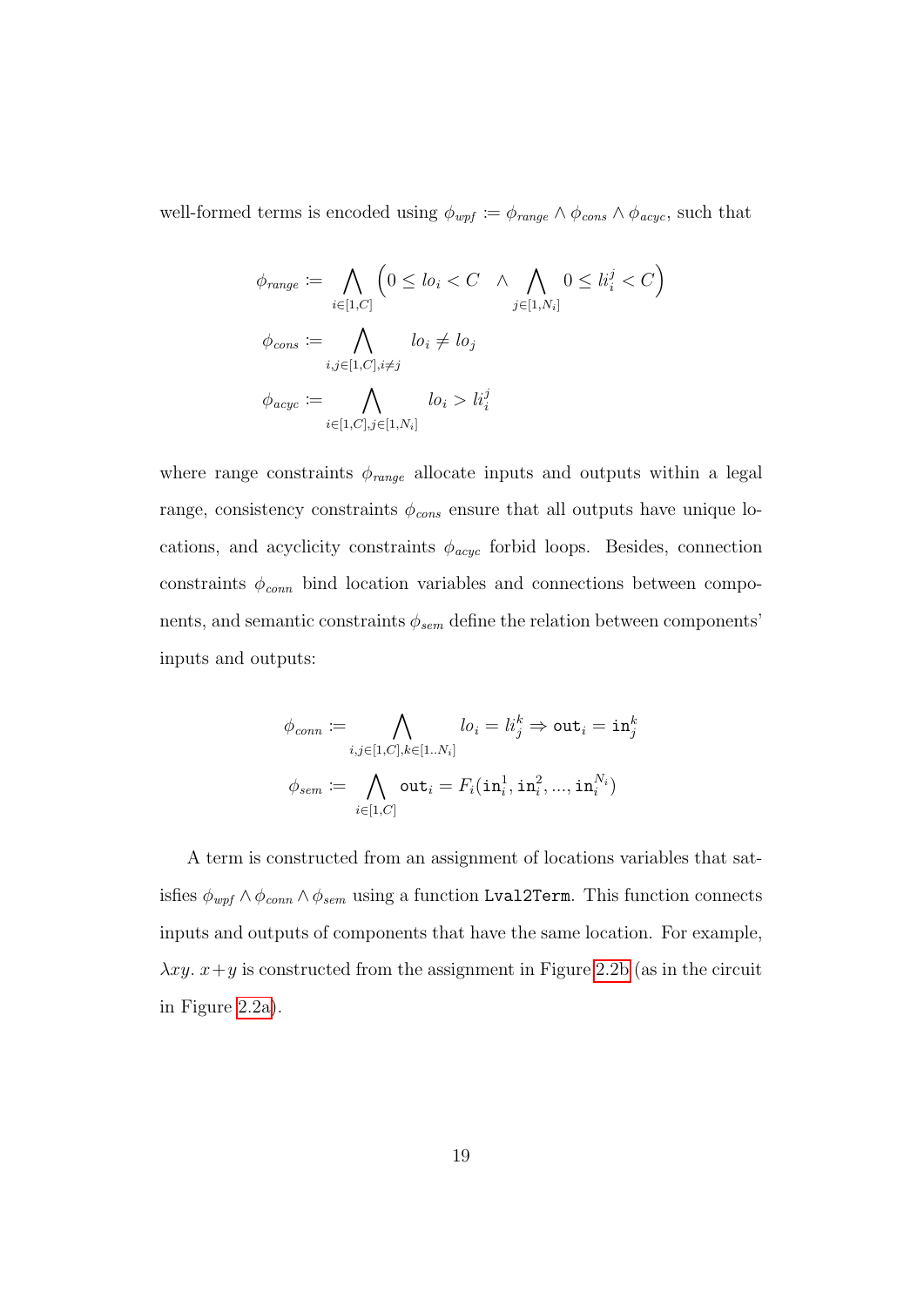well-formed terms is encoded using $\phi_{wpf} \coloneqq \phi_{range} \wedge \phi_{cons} \wedge \phi_{acyc}$, such that

$$
\begin{aligned}
\phi_{range} &\coloneqq \bigwedge_{i \in [1,C]} \Big( 0 \leq lo_i < C \quad \wedge \bigwedge_{j \in [1,N_i]} 0 \leq li_i^j < C \Big) \\
\phi_{cons} &\coloneqq \bigwedge_{i,j \in [1,C], i \neq j} lo_i \neq lo_j \\
\phi_{acyc} &\coloneqq \bigwedge_{i \in [1,C], j \in [1,N_i]} lo_i > li_i^j
\end{aligned}
$$

where range constraints $\phi_{range}$ allocate inputs and outputs within a legal range, consistency constraints $\phi_{cons}$ ensure that all outputs have unique locations, and acyclicity constraints $\phi_{acyc}$ forbid loops. Besides, connection constraints $\phi_{conn}$ bind location variables and connections between components, and semantic constraints $\phi_{sem}$ define the relation between components' inputs and outputs:

$$
\begin{aligned}
\phi_{conn} &\coloneqq \bigwedge_{i,j \in [1,C], k \in [1..N_i]} lo_i = li_j^k \Rightarrow \mathtt{out}_i = \mathtt{in}_j^k \\
\phi_{sem} &\coloneqq \bigwedge_{i \in [1,C]} \mathtt{out}_i = F_i(\mathtt{in}_i^1, \mathtt{in}_i^2, ..., \mathtt{in}_i^{N_i})
\end{aligned}
$$

A term is constructed from an assignment of locations variables that satisfies $\phi_{wpf} \wedge \phi_{conn} \wedge \phi_{sem}$ using a function `Lval2Term`. This function connects inputs and outputs of components that have the same location. For example, $\lambda xy.\ x+y$ is constructed from the assignment in Figure 2.2b (as in the circuit in Figure 2.2a).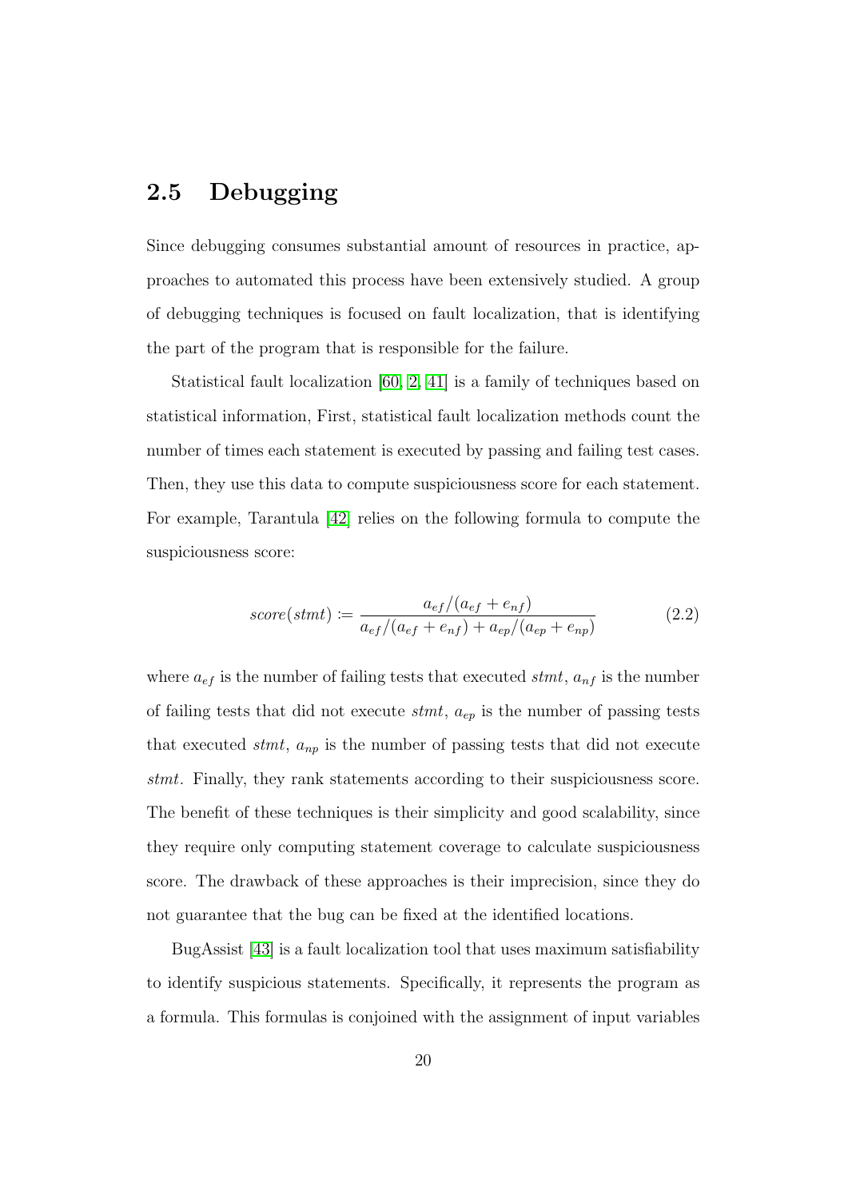## 2.5 Debugging

Since debugging consumes substantial amount of resources in practice, approaches to automated this process have been extensively studied. A group of debugging techniques is focused on fault localization, that is identifying the part of the program that is responsible for the failure.

Statistical fault localization [60, 2, 41] is a family of techniques based on statistical information, First, statistical fault localization methods count the number of times each statement is executed by passing and failing test cases. Then, they use this data to compute suspiciousness score for each statement. For example, Tarantula [42] relies on the following formula to compute the suspiciousness score:

$$score(stmt) \coloneqq \frac{a_{ef}/(a_{ef} + e_{nf})}{a_{ef}/(a_{ef} + e_{nf}) + a_{ep}/(a_{ep} + e_{np})} \tag{2.2}$$

where $a_{ef}$ is the number of failing tests that executed *stmt*, $a_{nf}$ is the number of failing tests that did not execute *stmt*, $a_{ep}$ is the number of passing tests that executed *stmt*, $a_{np}$ is the number of passing tests that did not execute *stmt*. Finally, they rank statements according to their suspiciousness score. The benefit of these techniques is their simplicity and good scalability, since they require only computing statement coverage to calculate suspiciousness score. The drawback of these approaches is their imprecision, since they do not guarantee that the bug can be fixed at the identified locations.

BugAssist [43] is a fault localization tool that uses maximum satisfiability to identify suspicious statements. Specifically, it represents the program as a formula. This formulas is conjoined with the assignment of input variables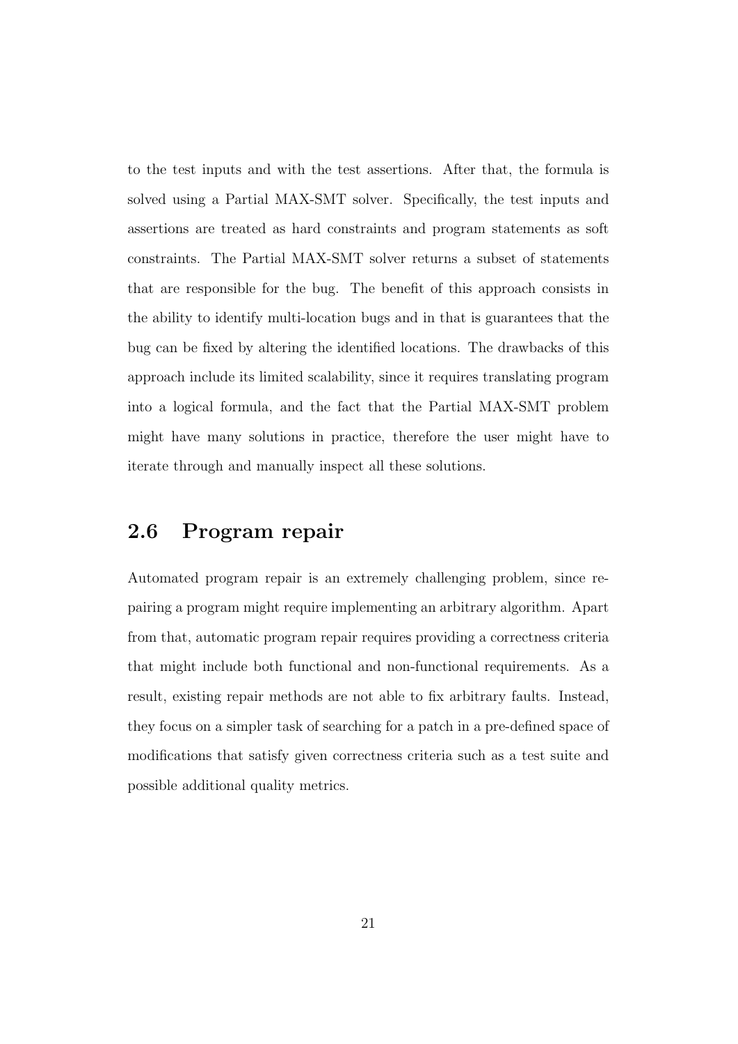to the test inputs and with the test assertions. After that, the formula is solved using a Partial MAX-SMT solver. Specifically, the test inputs and assertions are treated as hard constraints and program statements as soft constraints. The Partial MAX-SMT solver returns a subset of statements that are responsible for the bug. The benefit of this approach consists in the ability to identify multi-location bugs and in that is guarantees that the bug can be fixed by altering the identified locations. The drawbacks of this approach include its limited scalability, since it requires translating program into a logical formula, and the fact that the Partial MAX-SMT problem might have many solutions in practice, therefore the user might have to iterate through and manually inspect all these solutions.

## 2.6 Program repair

Automated program repair is an extremely challenging problem, since repairing a program might require implementing an arbitrary algorithm. Apart from that, automatic program repair requires providing a correctness criteria that might include both functional and non-functional requirements. As a result, existing repair methods are not able to fix arbitrary faults. Instead, they focus on a simpler task of searching for a patch in a pre-defined space of modifications that satisfy given correctness criteria such as a test suite and possible additional quality metrics.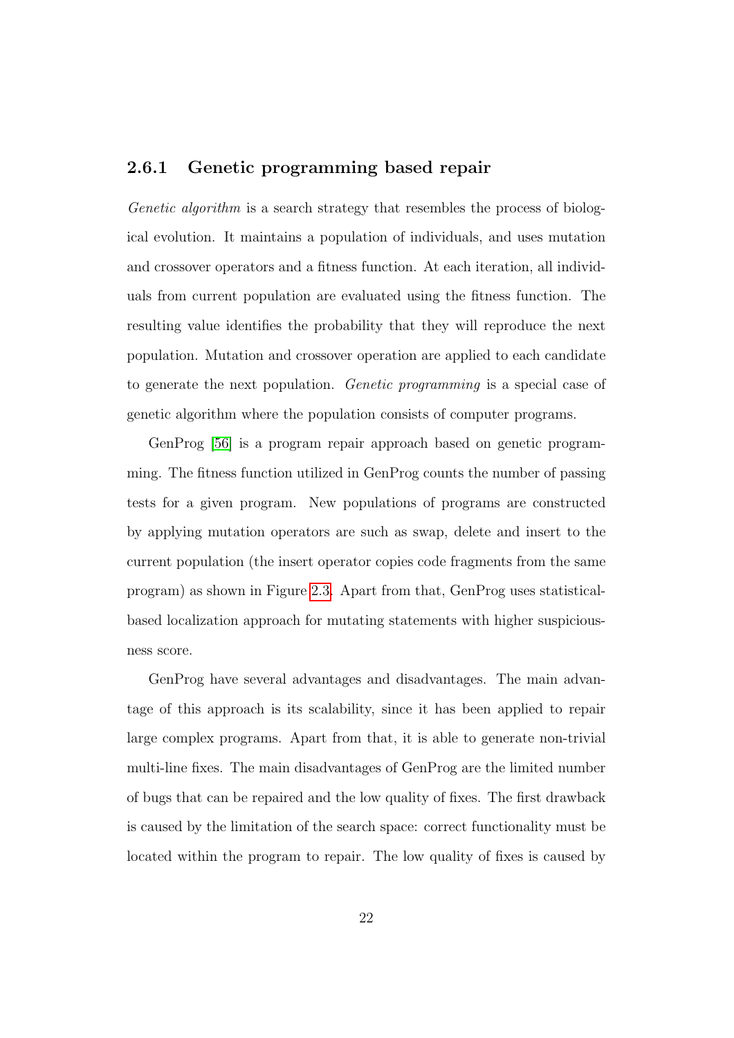### 2.6.1 Genetic programming based repair

*Genetic algorithm* is a search strategy that resembles the process of biological evolution. It maintains a population of individuals, and uses mutation and crossover operators and a fitness function. At each iteration, all individuals from current population are evaluated using the fitness function. The resulting value identifies the probability that they will reproduce the next population. Mutation and crossover operation are applied to each candidate to generate the next population. *Genetic programming* is a special case of genetic algorithm where the population consists of computer programs.

GenProg [56] is a program repair approach based on genetic programming. The fitness function utilized in GenProg counts the number of passing tests for a given program. New populations of programs are constructed by applying mutation operators are such as swap, delete and insert to the current population (the insert operator copies code fragments from the same program) as shown in Figure 2.3. Apart from that, GenProg uses statistical-based localization approach for mutating statements with higher suspiciousness score.

GenProg have several advantages and disadvantages. The main advantage of this approach is its scalability, since it has been applied to repair large complex programs. Apart from that, it is able to generate non-trivial multi-line fixes. The main disadvantages of GenProg are the limited number of bugs that can be repaired and the low quality of fixes. The first drawback is caused by the limitation of the search space: correct functionality must be located within the program to repair. The low quality of fixes is caused by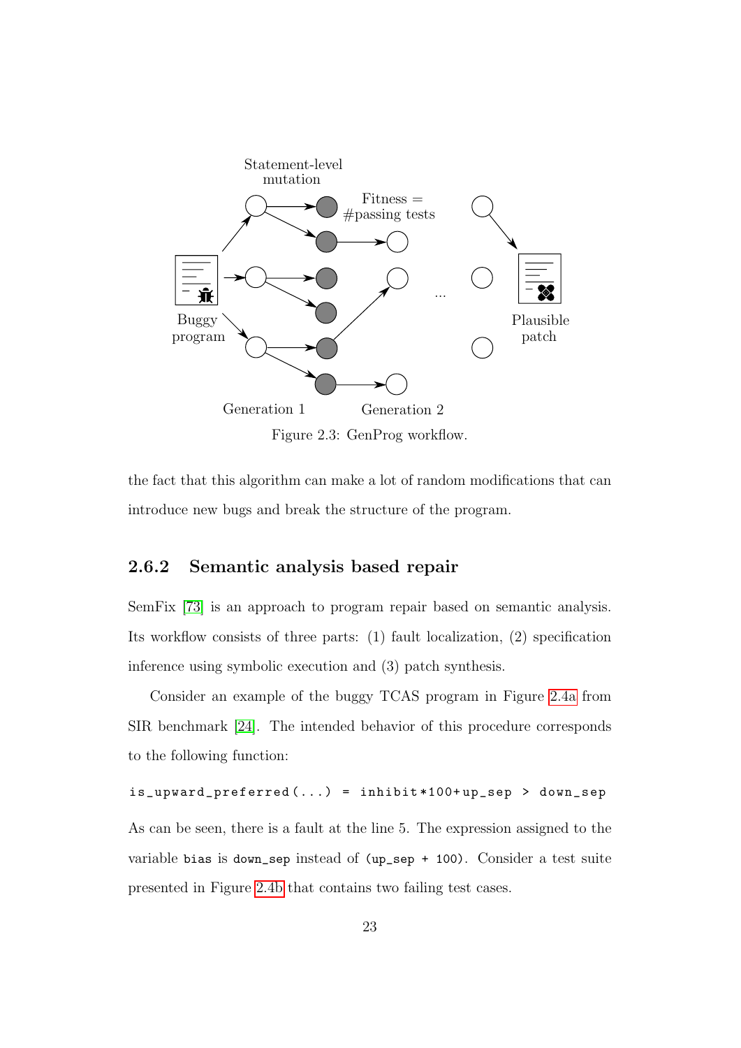Figure 2.3: GenProg workflow.

the fact that this algorithm can make a lot of random modifications that can introduce new bugs and break the structure of the program.

### 2.6.2 Semantic analysis based repair

SemFix [73] is an approach to program repair based on semantic analysis. Its workflow consists of three parts: (1) fault localization, (2) specification inference using symbolic execution and (3) patch synthesis.

Consider an example of the buggy TCAS program in Figure 2.4a from SIR benchmark [24]. The intended behavior of this procedure corresponds to the following function:

```
is_upward_preferred(...) = inhibit*100+up_sep > down_sep
```

As can be seen, there is a fault at the line 5. The expression assigned to the variable `bias` is `down_sep` instead of `(up_sep + 100)`. Consider a test suite presented in Figure 2.4b that contains two failing test cases.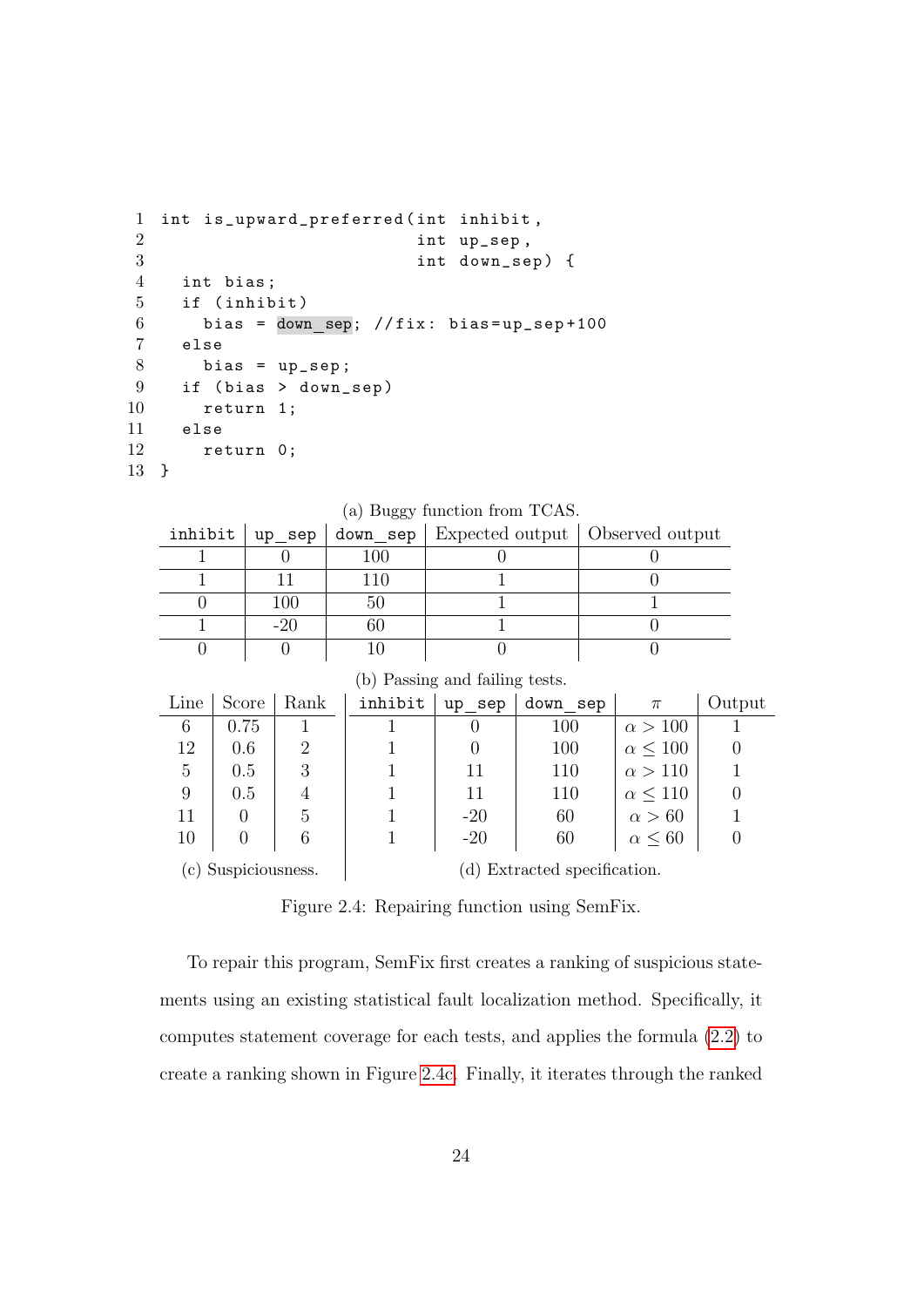```
1  int is_upward_preferred(int inhibit,
2                          int up_sep,
3                          int down_sep) {
4    int bias;
5    if (inhibit)
6      bias = down_sep; //fix: bias=up_sep+100
7    else
8      bias = up_sep;
9    if (bias > down_sep)
10     return 1;
11   else
12     return 0;
13 }
```

(a) Buggy function from TCAS.

| inhibit | up_sep | down_sep | Expected output | Observed output |
|---|---|---|---|---|
| 1 | 0 | 100 | 0 | 0 |
| 1 | 11 | 110 | 1 | 0 |
| 0 | 100 | 50 | 1 | 1 |
| 1 | -20 | 60 | 1 | 0 |
| 0 | 0 | 10 | 0 | 0 |

(b) Passing and failing tests.

| Line | Score | Rank |
|---|---|---|
| 6 | 0.75 | 1 |
| 12 | 0.6 | 2 |
| 5 | 0.5 | 3 |
| 9 | 0.5 | 4 |
| 11 | 0 | 5 |
| 10 | 0 | 6 |

(c) Suspiciousness.

| inhibit | up_sep | down_sep | $\pi$ | Output |
|---|---|---|---|---|
| 1 | 0 | 100 | $\alpha > 100$ | 1 |
| 1 | 0 | 100 | $\alpha \leq 100$ | 0 |
| 1 | 11 | 110 | $\alpha > 110$ | 1 |
| 1 | 11 | 110 | $\alpha \leq 110$ | 0 |
| 1 | -20 | 60 | $\alpha > 60$ | 1 |
| 1 | -20 | 60 | $\alpha \leq 60$ | 0 |

(d) Extracted specification.

Figure 2.4: Repairing function using SemFix.

To repair this program, SemFix first creates a ranking of suspicious statements using an existing statistical fault localization method. Specifically, it computes statement coverage for each tests, and applies the formula (2.2) to create a ranking shown in Figure 2.4c. Finally, it iterates through the ranked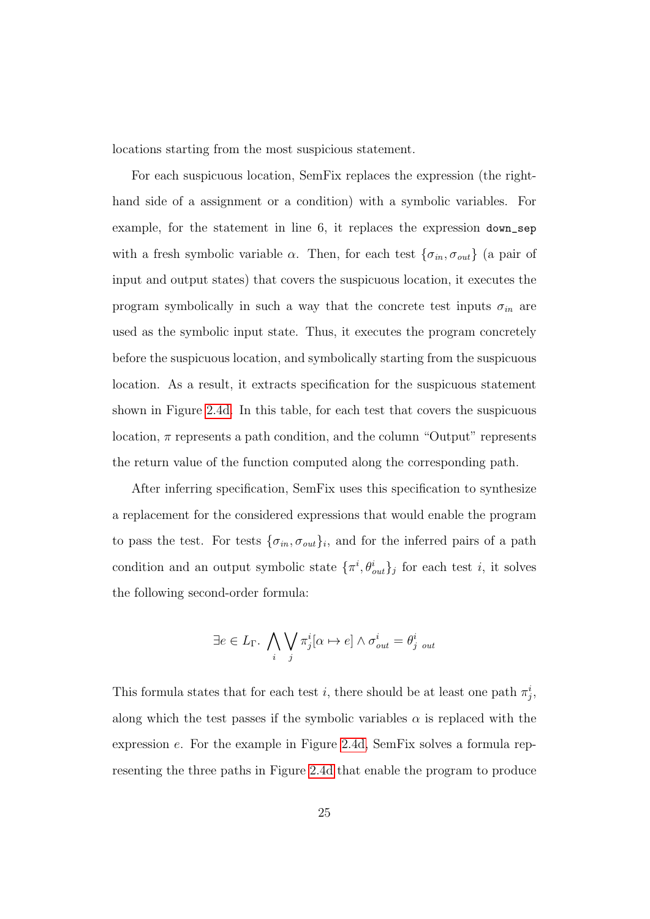locations starting from the most suspicious statement.

For each suspicuous location, SemFix replaces the expression (the right-hand side of a assignment or a condition) with a symbolic variables. For example, for the statement in line 6, it replaces the expression `down_sep` with a fresh symbolic variable $\alpha$. Then, for each test $\{\sigma_{in}, \sigma_{out}\}$ (a pair of input and output states) that covers the suspicuous location, it executes the program symbolically in such a way that the concrete test inputs $\sigma_{in}$ are used as the symbolic input state. Thus, it executes the program concretely before the suspicuous location, and symbolically starting from the suspicuous location. As a result, it extracts specification for the suspicuous statement shown in Figure 2.4d. In this table, for each test that covers the suspicuous location, $\pi$ represents a path condition, and the column "Output" represents the return value of the function computed along the corresponding path.

After inferring specification, SemFix uses this specification to synthesize a replacement for the considered expressions that would enable the program to pass the test. For tests $\{\sigma_{in}, \sigma_{out}\}_i$, and for the inferred pairs of a path condition and an output symbolic state $\{\pi^i, \theta^i_{out}\}_j$ for each test $i$, it solves the following second-order formula:

$$\exists e \in L_\Gamma.\ \bigwedge_i \bigvee_j \pi^i_j[\alpha \mapsto e] \wedge \sigma^i_{out} = \theta^i_{j\ out}$$

This formula states that for each test $i$, there should be at least one path $\pi^i_j$, along which the test passes if the symbolic variables $\alpha$ is replaced with the expression $e$. For the example in Figure 2.4d, SemFix solves a formula representing the three paths in Figure 2.4d that enable the program to produce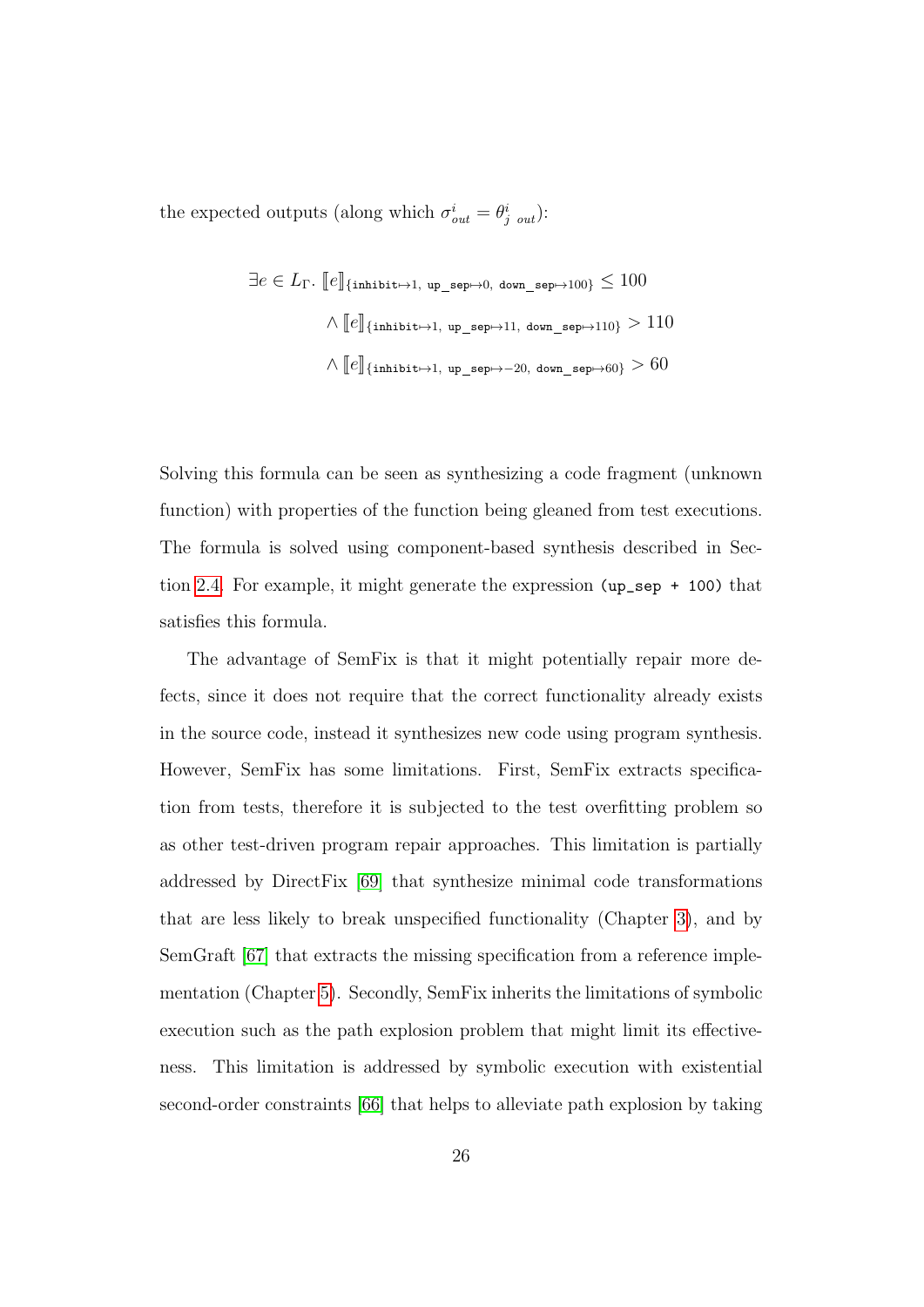the expected outputs (along which $\sigma^i_{out} = \theta^i_{j\ out}$):

$$
\begin{aligned}
\exists e \in L_\Gamma.\ & [\![e]\!]_{\{\texttt{inhibit}\mapsto 1,\ \texttt{up\_sep}\mapsto 0,\ \texttt{down\_sep}\mapsto 100\}} \leq 100 \\
& \wedge [\![e]\!]_{\{\texttt{inhibit}\mapsto 1,\ \texttt{up\_sep}\mapsto 11,\ \texttt{down\_sep}\mapsto 110\}} > 110 \\
& \wedge [\![e]\!]_{\{\texttt{inhibit}\mapsto 1,\ \texttt{up\_sep}\mapsto -20,\ \texttt{down\_sep}\mapsto 60\}} > 60
\end{aligned}
$$

Solving this formula can be seen as synthesizing a code fragment (unknown function) with properties of the function being gleaned from test executions. The formula is solved using component-based synthesis described in Section 2.4. For example, it might generate the expression `(up_sep + 100)` that satisfies this formula.

The advantage of SemFix is that it might potentially repair more defects, since it does not require that the correct functionality already exists in the source code, instead it synthesizes new code using program synthesis. However, SemFix has some limitations. First, SemFix extracts specification from tests, therefore it is subjected to the test overfitting problem so as other test-driven program repair approaches. This limitation is partially addressed by DirectFix [69] that synthesize minimal code transformations that are less likely to break unspecified functionality (Chapter 3), and by SemGraft [67] that extracts the missing specification from a reference implementation (Chapter 5). Secondly, SemFix inherits the limitations of symbolic execution such as the path explosion problem that might limit its effectiveness. This limitation is addressed by symbolic execution with existential second-order constraints [66] that helps to alleviate path explosion by taking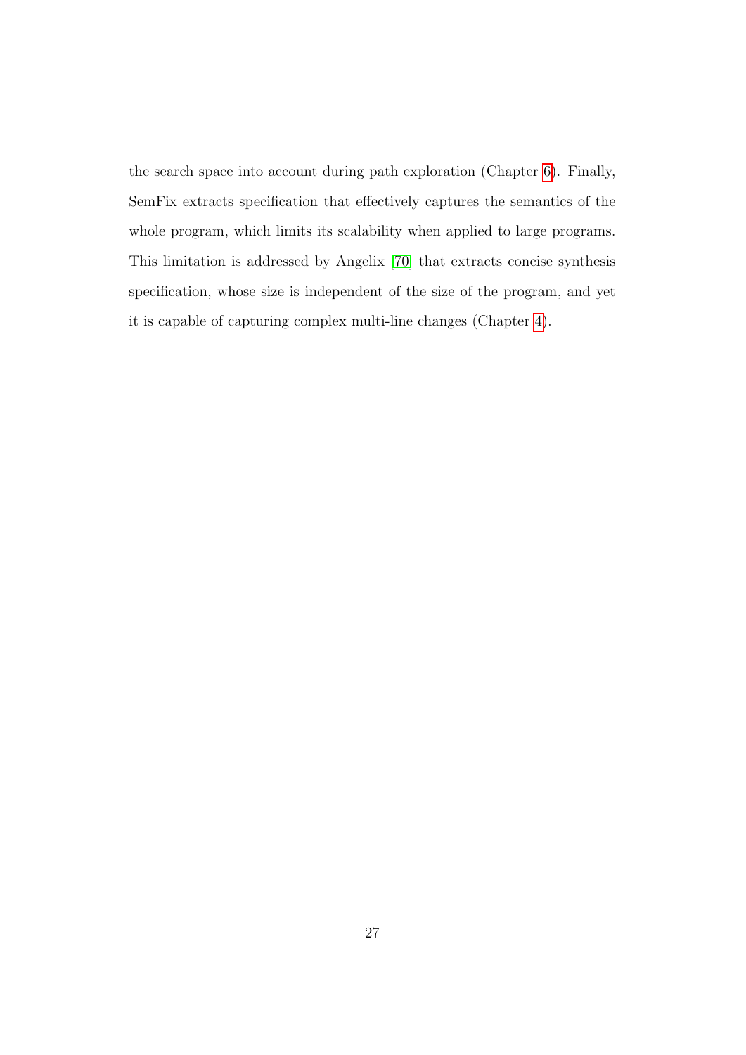the search space into account during path exploration (Chapter 6). Finally, SemFix extracts specification that effectively captures the semantics of the whole program, which limits its scalability when applied to large programs. This limitation is addressed by Angelix [70] that extracts concise synthesis specification, whose size is independent of the size of the program, and yet it is capable of capturing complex multi-line changes (Chapter 4).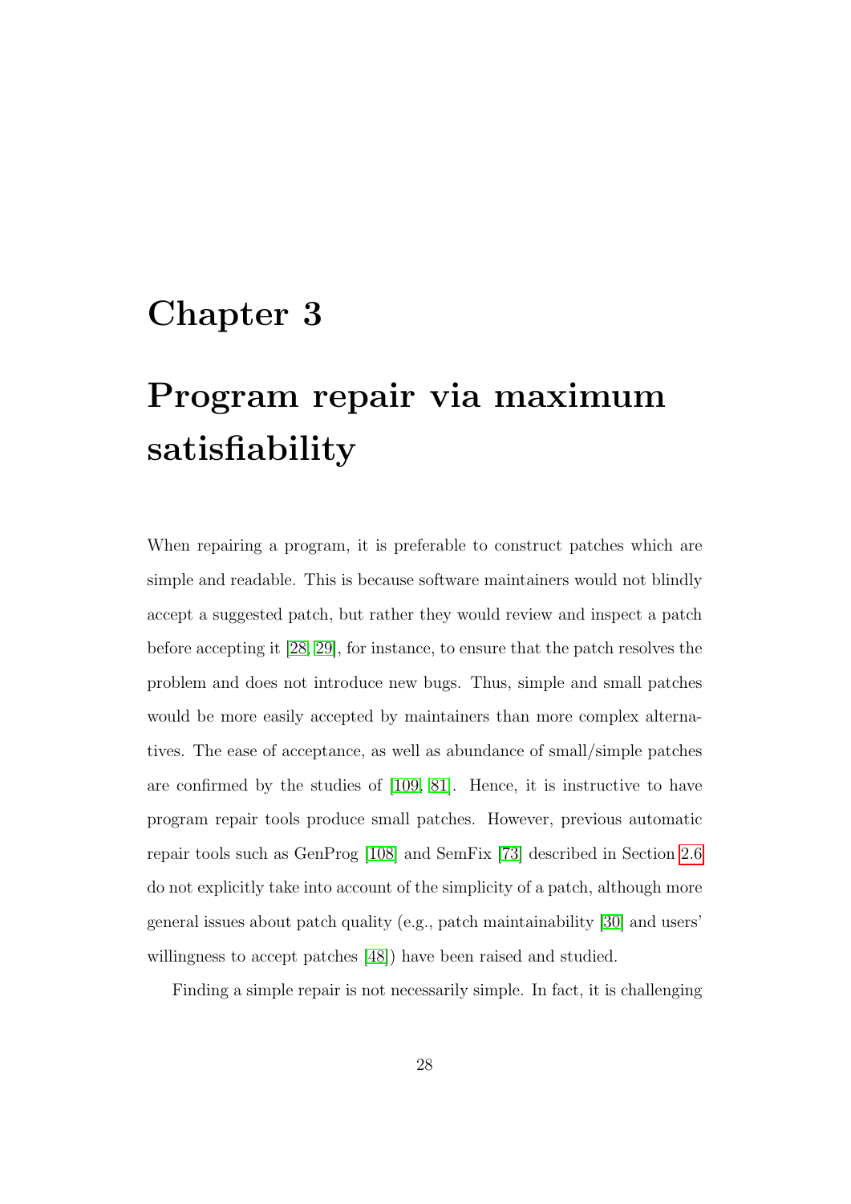# Chapter 3

# Program repair via maximum satisfiability

When repairing a program, it is preferable to construct patches which are simple and readable. This is because software maintainers would not blindly accept a suggested patch, but rather they would review and inspect a patch before accepting it [28, 29], for instance, to ensure that the patch resolves the problem and does not introduce new bugs. Thus, simple and small patches would be more easily accepted by maintainers than more complex alternatives. The ease of acceptance, as well as abundance of small/simple patches are confirmed by the studies of [109, 81]. Hence, it is instructive to have program repair tools produce small patches. However, previous automatic repair tools such as GenProg [108] and SemFix [73] described in Section 2.6 do not explicitly take into account of the simplicity of a patch, although more general issues about patch quality (e.g., patch maintainability [30] and users' willingness to accept patches [48]) have been raised and studied.

Finding a simple repair is not necessarily simple. In fact, it is challenging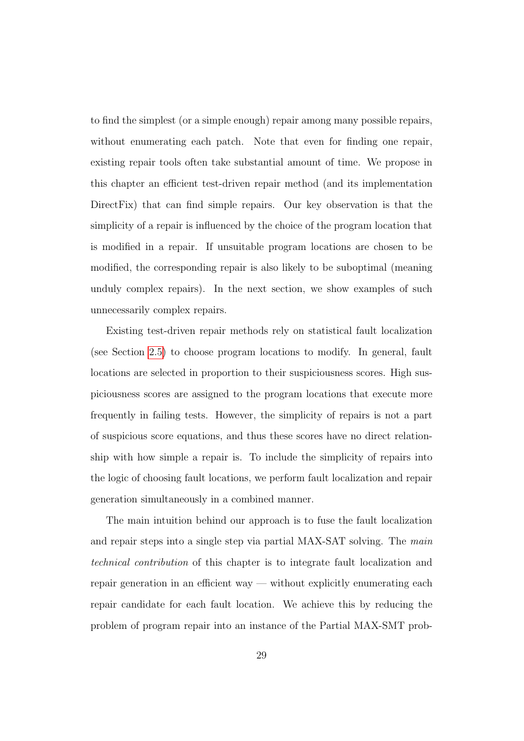to find the simplest (or a simple enough) repair among many possible repairs, without enumerating each patch. Note that even for finding one repair, existing repair tools often take substantial amount of time. We propose in this chapter an efficient test-driven repair method (and its implementation DirectFix) that can find simple repairs. Our key observation is that the simplicity of a repair is influenced by the choice of the program location that is modified in a repair. If unsuitable program locations are chosen to be modified, the corresponding repair is also likely to be suboptimal (meaning unduly complex repairs). In the next section, we show examples of such unnecessarily complex repairs.

Existing test-driven repair methods rely on statistical fault localization (see Section 2.5) to choose program locations to modify. In general, fault locations are selected in proportion to their suspiciousness scores. High suspiciousness scores are assigned to the program locations that execute more frequently in failing tests. However, the simplicity of repairs is not a part of suspicious score equations, and thus these scores have no direct relationship with how simple a repair is. To include the simplicity of repairs into the logic of choosing fault locations, we perform fault localization and repair generation simultaneously in a combined manner.

The main intuition behind our approach is to fuse the fault localization and repair steps into a single step via partial MAX-SAT solving. The *main technical contribution* of this chapter is to integrate fault localization and repair generation in an efficient way — without explicitly enumerating each repair candidate for each fault location. We achieve this by reducing the problem of program repair into an instance of the Partial MAX-SMT prob-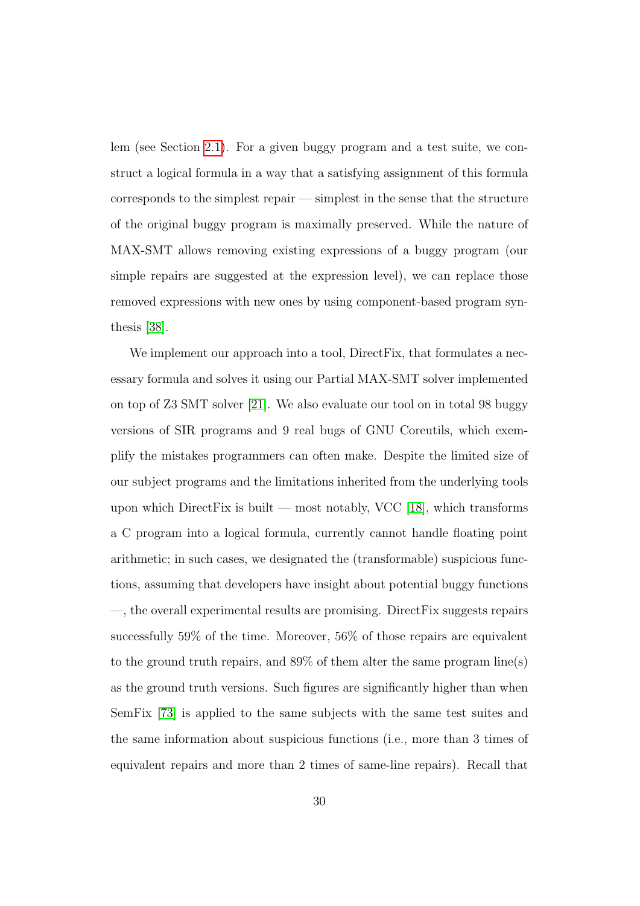lem (see Section 2.1). For a given buggy program and a test suite, we construct a logical formula in a way that a satisfying assignment of this formula corresponds to the simplest repair — simplest in the sense that the structure of the original buggy program is maximally preserved. While the nature of MAX-SMT allows removing existing expressions of a buggy program (our simple repairs are suggested at the expression level), we can replace those removed expressions with new ones by using component-based program synthesis [38].

We implement our approach into a tool, DirectFix, that formulates a necessary formula and solves it using our Partial MAX-SMT solver implemented on top of Z3 SMT solver [21]. We also evaluate our tool on in total 98 buggy versions of SIR programs and 9 real bugs of GNU Coreutils, which exemplify the mistakes programmers can often make. Despite the limited size of our subject programs and the limitations inherited from the underlying tools upon which DirectFix is built — most notably, VCC [18], which transforms a C program into a logical formula, currently cannot handle floating point arithmetic; in such cases, we designated the (transformable) suspicious functions, assuming that developers have insight about potential buggy functions —, the overall experimental results are promising. DirectFix suggests repairs successfully 59% of the time. Moreover, 56% of those repairs are equivalent to the ground truth repairs, and 89% of them alter the same program line(s) as the ground truth versions. Such figures are significantly higher than when SemFix [73] is applied to the same subjects with the same test suites and the same information about suspicious functions (i.e., more than 3 times of equivalent repairs and more than 2 times of same-line repairs). Recall that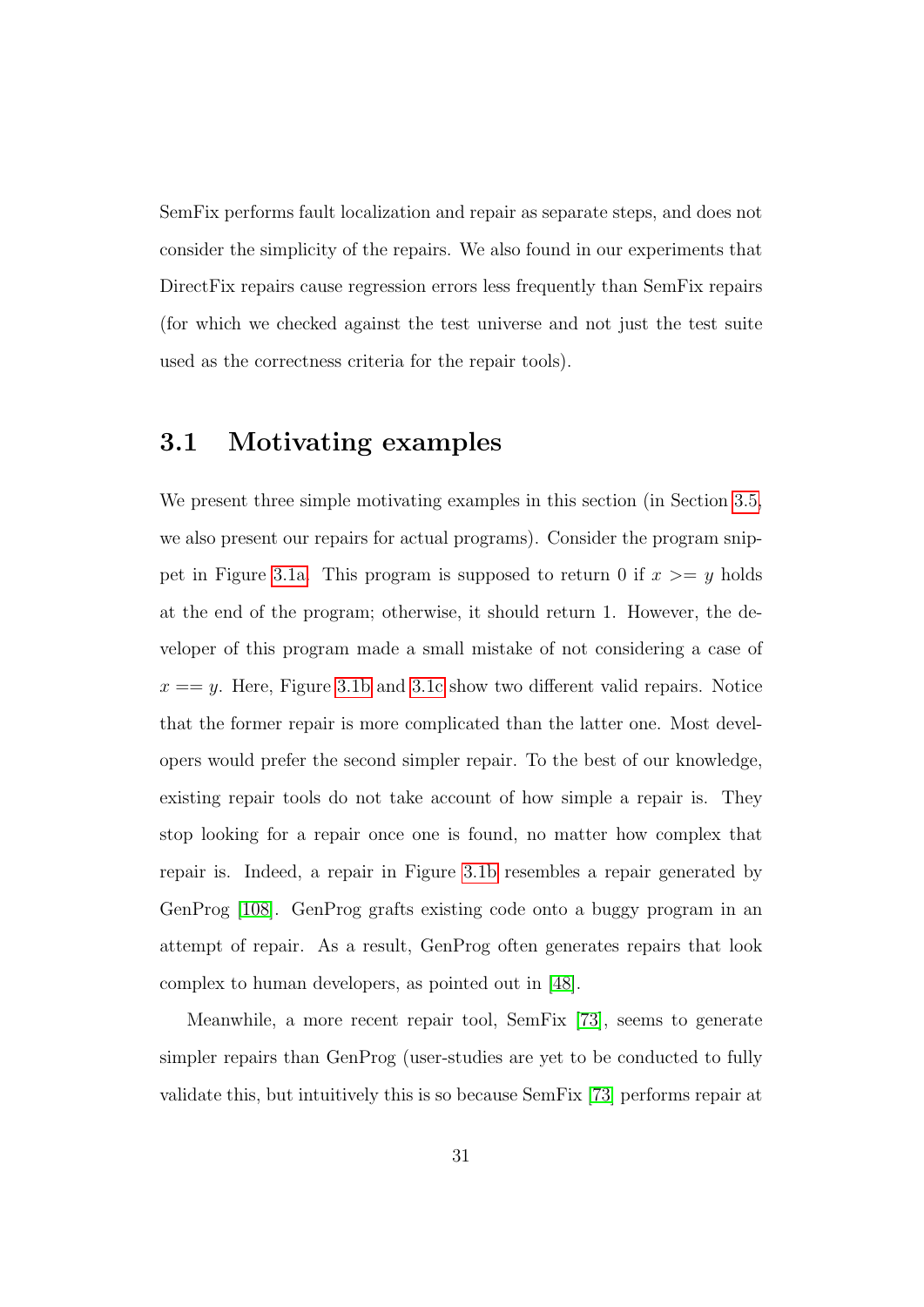SemFix performs fault localization and repair as separate steps, and does not consider the simplicity of the repairs. We also found in our experiments that DirectFix repairs cause regression errors less frequently than SemFix repairs (for which we checked against the test universe and not just the test suite used as the correctness criteria for the repair tools).

## 3.1 Motivating examples

We present three simple motivating examples in this section (in Section 3.5, we also present our repairs for actual programs). Consider the program snippet in Figure 3.1a. This program is supposed to return 0 if $x >= y$ holds at the end of the program; otherwise, it should return 1. However, the developer of this program made a small mistake of not considering a case of $x == y$. Here, Figure 3.1b and 3.1c show two different valid repairs. Notice that the former repair is more complicated than the latter one. Most developers would prefer the second simpler repair. To the best of our knowledge, existing repair tools do not take account of how simple a repair is. They stop looking for a repair once one is found, no matter how complex that repair is. Indeed, a repair in Figure 3.1b resembles a repair generated by GenProg [108]. GenProg grafts existing code onto a buggy program in an attempt of repair. As a result, GenProg often generates repairs that look complex to human developers, as pointed out in [48].

Meanwhile, a more recent repair tool, SemFix [73], seems to generate simpler repairs than GenProg (user-studies are yet to be conducted to fully validate this, but intuitively this is so because SemFix [73] performs repair at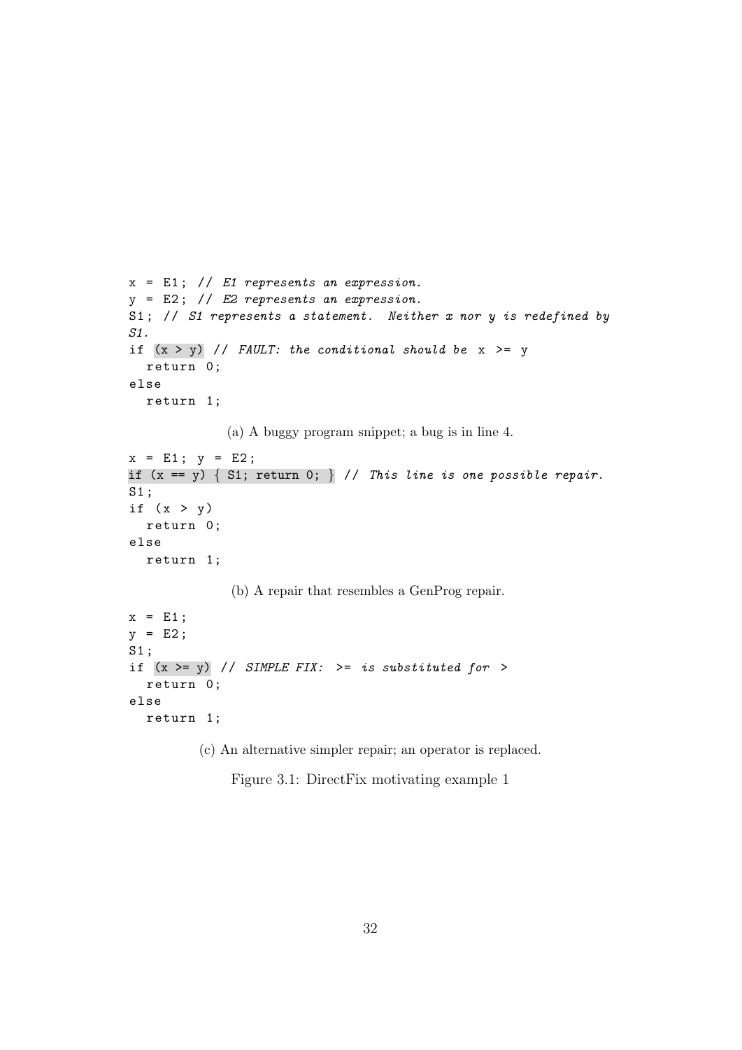```
x = E1; // E1 represents an expression.
y = E2; // E2 represents an expression.
S1; // S1 represents a statement.  Neither x nor y is redefined by
S1.
if (x > y) // FAULT: the conditional should be  x >= y
  return 0;
else
  return 1;
```

(a) A buggy program snippet; a bug is in line 4.

```
x = E1; y = E2;
if (x == y) { S1; return 0; } // This line is one possible repair.
S1;
if (x > y)
  return 0;
else
  return 1;
```

(b) A repair that resembles a GenProg repair.

```
x = E1;
y = E2;
S1;
if (x >= y) // SIMPLE FIX:  >= is substituted for  >
  return 0;
else
  return 1;
```

(c) An alternative simpler repair; an operator is replaced.

Figure 3.1: DirectFix motivating example 1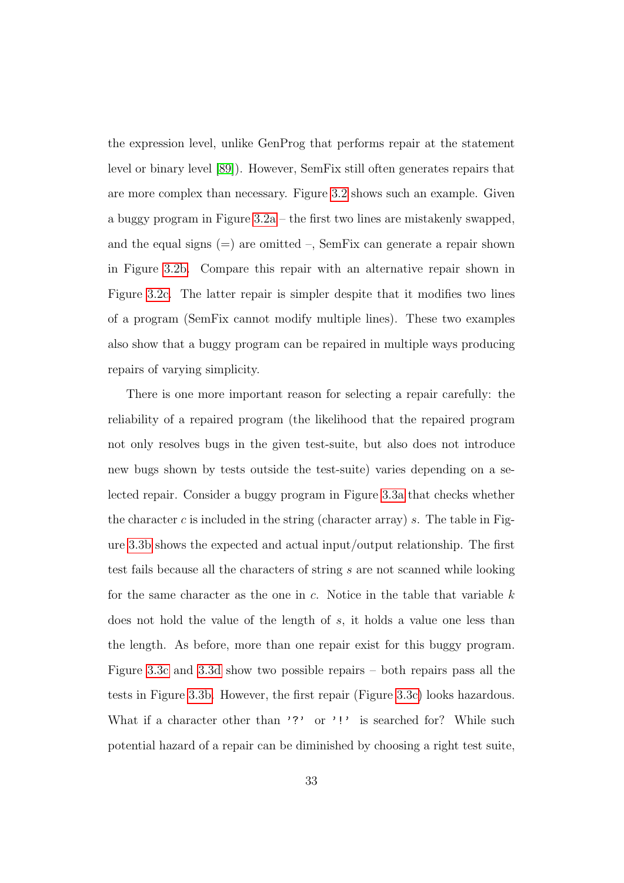the expression level, unlike GenProg that performs repair at the statement level or binary level [89]). However, SemFix still often generates repairs that are more complex than necessary. Figure 3.2 shows such an example. Given a buggy program in Figure 3.2a – the first two lines are mistakenly swapped, and the equal signs (=) are omitted –, SemFix can generate a repair shown in Figure 3.2b. Compare this repair with an alternative repair shown in Figure 3.2c. The latter repair is simpler despite that it modifies two lines of a program (SemFix cannot modify multiple lines). These two examples also show that a buggy program can be repaired in multiple ways producing repairs of varying simplicity.

There is one more important reason for selecting a repair carefully: the reliability of a repaired program (the likelihood that the repaired program not only resolves bugs in the given test-suite, but also does not introduce new bugs shown by tests outside the test-suite) varies depending on a selected repair. Consider a buggy program in Figure 3.3a that checks whether the character $c$ is included in the string (character array) $s$. The table in Figure 3.3b shows the expected and actual input/output relationship. The first test fails because all the characters of string $s$ are not scanned while looking for the same character as the one in $c$. Notice in the table that variable $k$ does not hold the value of the length of $s$, it holds a value one less than the length. As before, more than one repair exist for this buggy program. Figure 3.3c and 3.3d show two possible repairs – both repairs pass all the tests in Figure 3.3b. However, the first repair (Figure 3.3c) looks hazardous. What if a character other than `'?'` or `'!'` is searched for? While such potential hazard of a repair can be diminished by choosing a right test suite,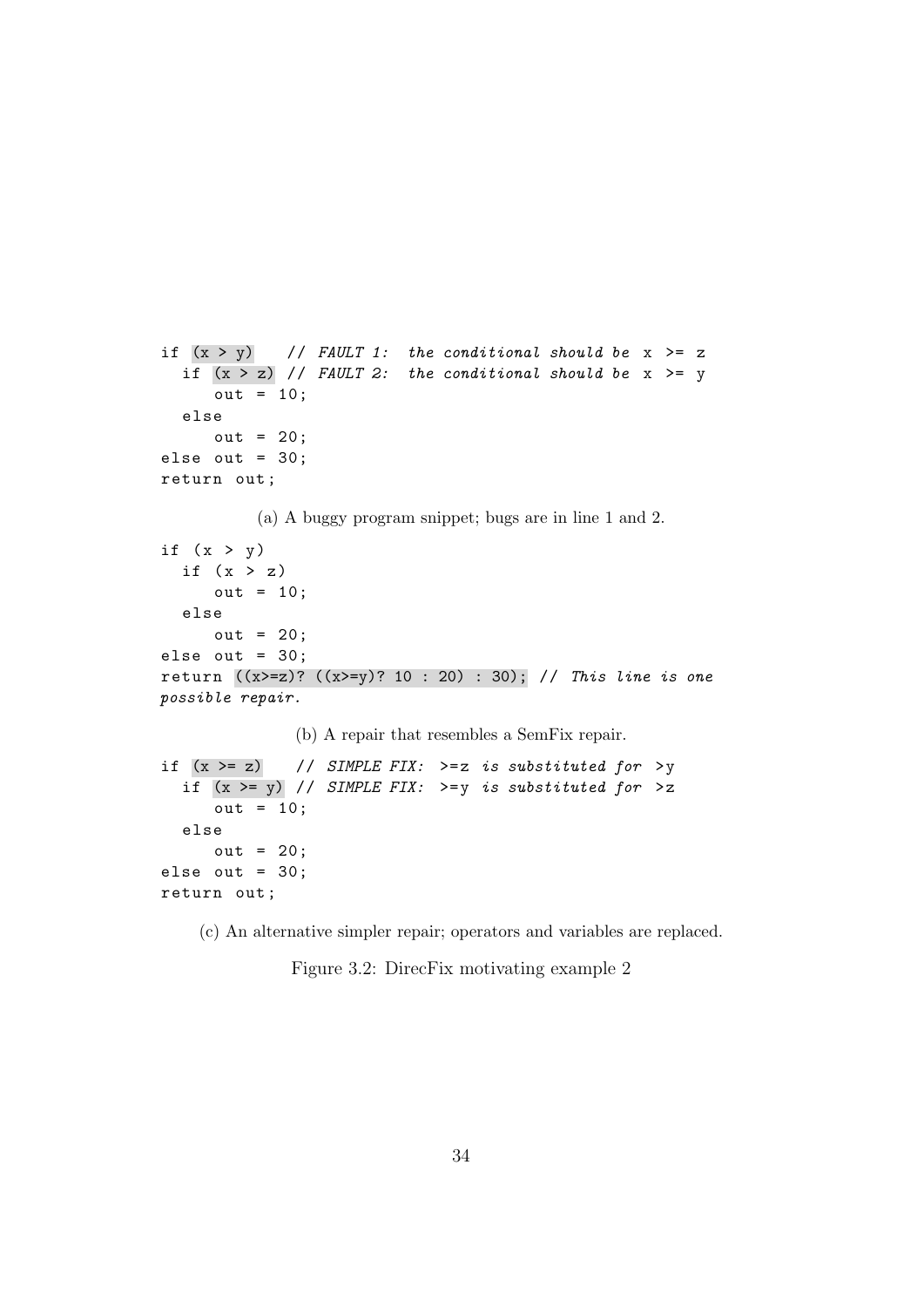```
if (x > y)    // FAULT 1:  the conditional should be  x  >=  z
  if (x > z) // FAULT 2:  the conditional should be  x  >=  y
     out = 10;
  else
     out = 20;
else out = 30;
return out;
```

(a) A buggy program snippet; bugs are in line 1 and 2.

```
if (x > y)
  if (x > z)
     out = 10;
  else
     out = 20;
else out = 30;
return ((x>=z)? ((x>=y)? 10 : 20) : 30); // This line is one
possible repair.
```

(b) A repair that resembles a SemFix repair.

```
if (x >= z)    // SIMPLE FIX:  >=z  is substituted for  >y
  if (x >= y) // SIMPLE FIX:  >=y  is substituted for  >z
     out = 10;
  else
     out = 20;
else out = 30;
return out;
```

(c) An alternative simpler repair; operators and variables are replaced.

Figure 3.2: DirecFix motivating example 2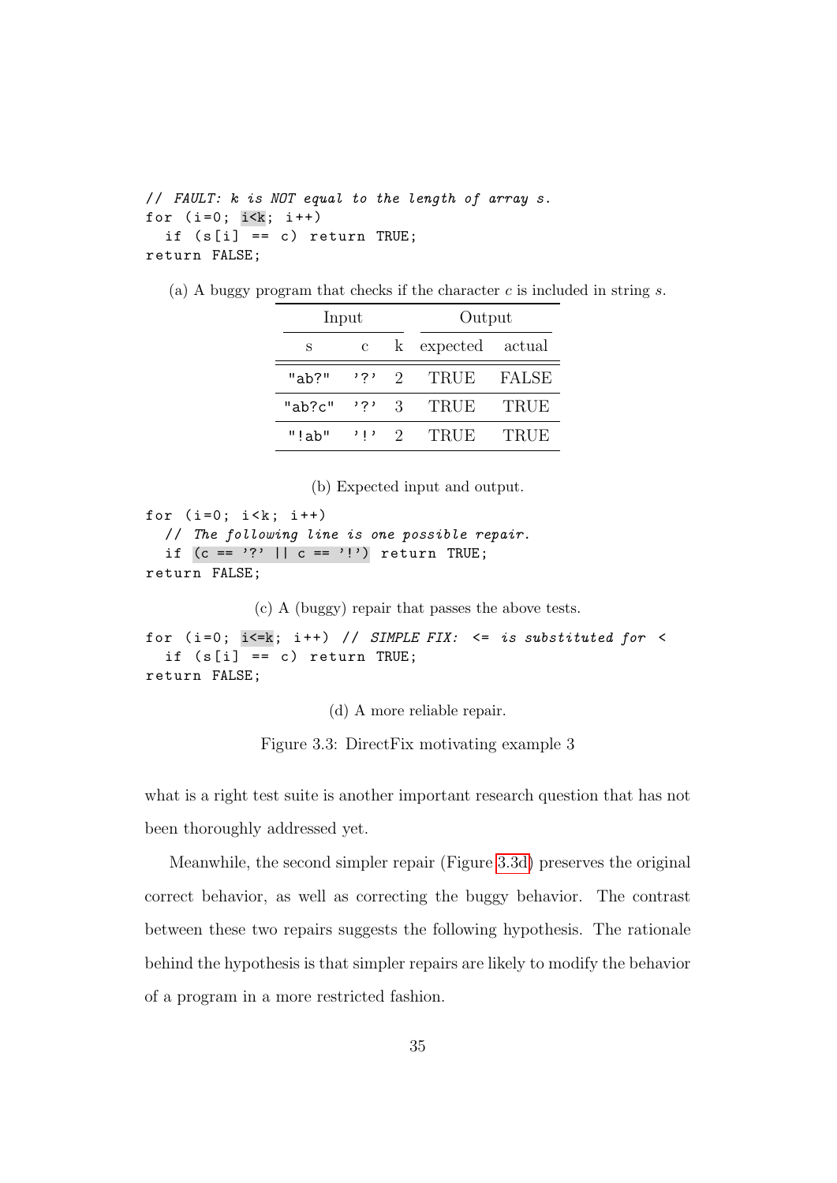```
// FAULT: k is NOT equal to the length of array s.
for (i=0; i<k; i++)
  if (s[i] == c) return TRUE;
return FALSE;
```

(a) A buggy program that checks if the character $c$ is included in string $s$.

| Input | | | Output | |
|---|---|---|---|---|
| s | c | k | expected | actual |
| "ab?" | '?' | 2 | TRUE | FALSE |
| "ab?c" | '?' | 3 | TRUE | TRUE |
| "!ab" | '!' | 2 | TRUE | TRUE |

(b) Expected input and output.

```
for (i=0; i<k; i++)
  // The following line is one possible repair.
  if (c == '?' || c == '!') return TRUE;
return FALSE;
```

(c) A (buggy) repair that passes the above tests.

```
for (i=0; i<=k; i++) // SIMPLE FIX: <= is substituted for <
  if (s[i] == c) return TRUE;
return FALSE;
```

(d) A more reliable repair.

Figure 3.3: DirectFix motivating example 3

what is a right test suite is another important research question that has not been thoroughly addressed yet.

Meanwhile, the second simpler repair (Figure 3.3d) preserves the original correct behavior, as well as correcting the buggy behavior. The contrast between these two repairs suggests the following hypothesis. The rationale behind the hypothesis is that simpler repairs are likely to modify the behavior of a program in a more restricted fashion.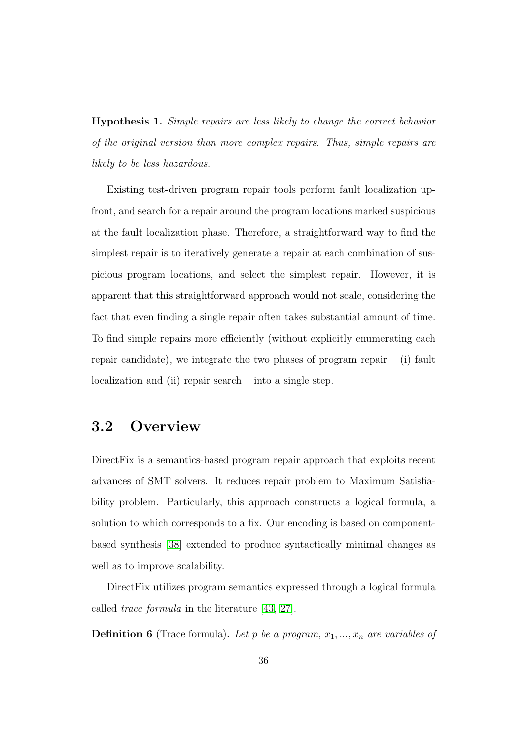**Hypothesis 1.** *Simple repairs are less likely to change the correct behavior of the original version than more complex repairs. Thus, simple repairs are likely to be less hazardous.*

Existing test-driven program repair tools perform fault localization upfront, and search for a repair around the program locations marked suspicious at the fault localization phase. Therefore, a straightforward way to find the simplest repair is to iteratively generate a repair at each combination of suspicious program locations, and select the simplest repair. However, it is apparent that this straightforward approach would not scale, considering the fact that even finding a single repair often takes substantial amount of time. To find simple repairs more efficiently (without explicitly enumerating each repair candidate), we integrate the two phases of program repair – (i) fault localization and (ii) repair search – into a single step.

## 3.2 Overview

DirectFix is a semantics-based program repair approach that exploits recent advances of SMT solvers. It reduces repair problem to Maximum Satisfiability problem. Particularly, this approach constructs a logical formula, a solution to which corresponds to a fix. Our encoding is based on component-based synthesis [38] extended to produce syntactically minimal changes as well as to improve scalability.

DirectFix utilizes program semantics expressed through a logical formula called *trace formula* in the literature [43, 27].

**Definition 6** (Trace formula)**.** *Let $p$ be a program, $x_1, ..., x_n$ are variables of*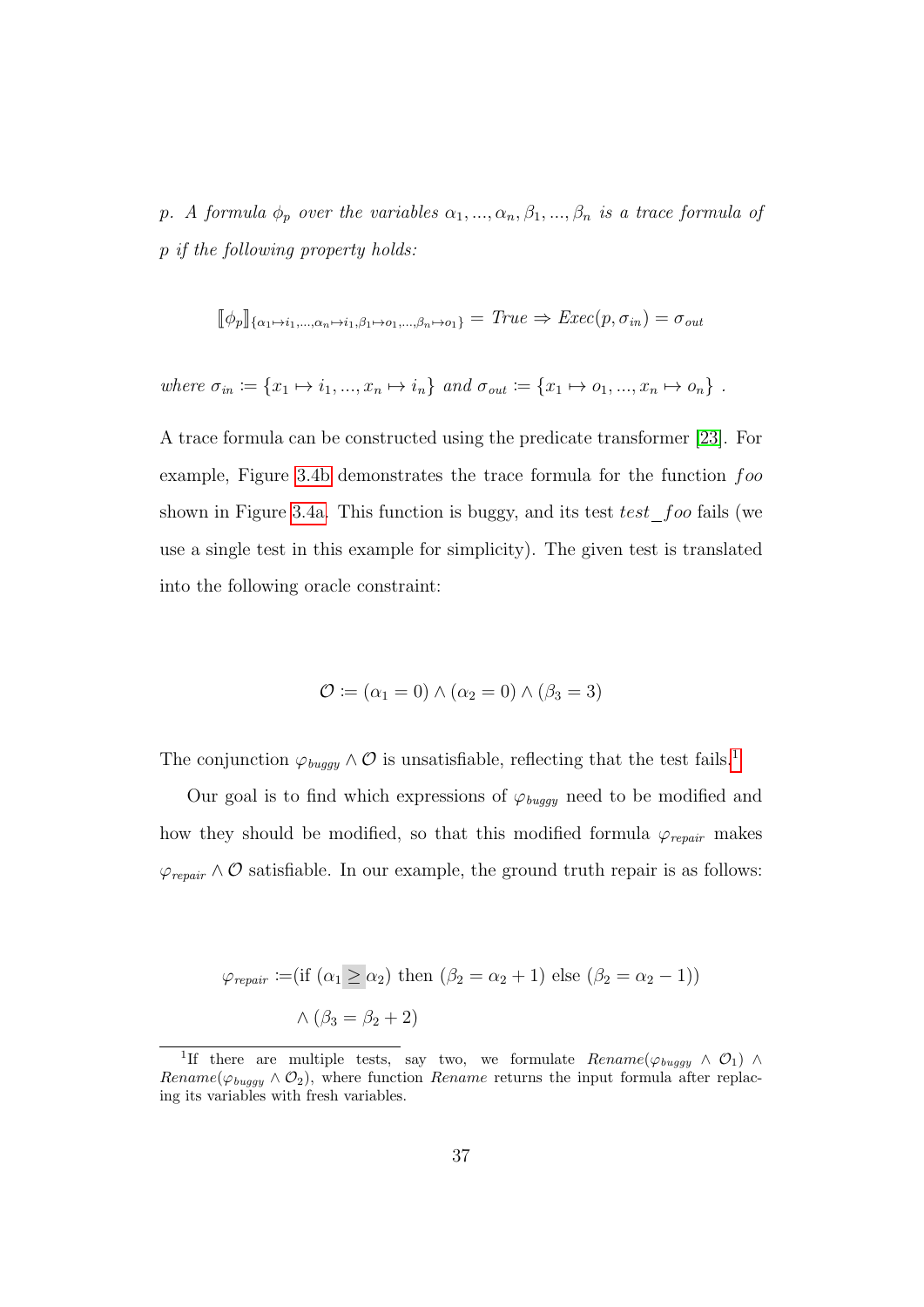*p*. *A formula $\phi_p$ over the variables $\alpha_1, ..., \alpha_n, \beta_1, ..., \beta_n$ is a trace formula of p if the following property holds:*

$$[\![\phi_p]\!]_{\{\alpha_1 \mapsto i_1, ..., \alpha_n \mapsto i_1, \beta_1 \mapsto o_1, ..., \beta_n \mapsto o_1\}} = \mathit{True} \Rightarrow \mathit{Exec}(p, \sigma_{in}) = \sigma_{out}$$

*where $\sigma_{in} \coloneqq \{x_1 \mapsto i_1, ..., x_n \mapsto i_n\}$ and $\sigma_{out} \coloneqq \{x_1 \mapsto o_1, ..., x_n \mapsto o_n\}$ .*

A trace formula can be constructed using the predicate transformer [23]. For example, Figure 3.4b demonstrates the trace formula for the function *foo* shown in Figure 3.4a. This function is buggy, and its test *test_foo* fails (we use a single test in this example for simplicity). The given test is translated into the following oracle constraint:

$$\mathcal{O} \coloneqq (\alpha_1 = 0) \wedge (\alpha_2 = 0) \wedge (\beta_3 = 3)$$

The conjunction $\varphi_{buggy} \wedge \mathcal{O}$ is unsatisfiable, reflecting that the test fails.[1]

Our goal is to find which expressions of $\varphi_{buggy}$ need to be modified and how they should be modified, so that this modified formula $\varphi_{repair}$ makes $\varphi_{repair} \wedge \mathcal{O}$ satisfiable. In our example, the ground truth repair is as follows:

$$\begin{aligned}\varphi_{repair} \coloneqq &(\text{if } (\alpha_1 \geq \alpha_2) \text{ then } (\beta_2 = \alpha_2 + 1) \text{ else } (\beta_2 = \alpha_2 - 1)) \\ &\wedge (\beta_3 = \beta_2 + 2)\end{aligned}$$

[1] If there are multiple tests, say two, we formulate $\mathit{Rename}(\varphi_{buggy} \wedge \mathcal{O}_1) \wedge \mathit{Rename}(\varphi_{buggy} \wedge \mathcal{O}_2)$, where function *Rename* returns the input formula after replacing its variables with fresh variables.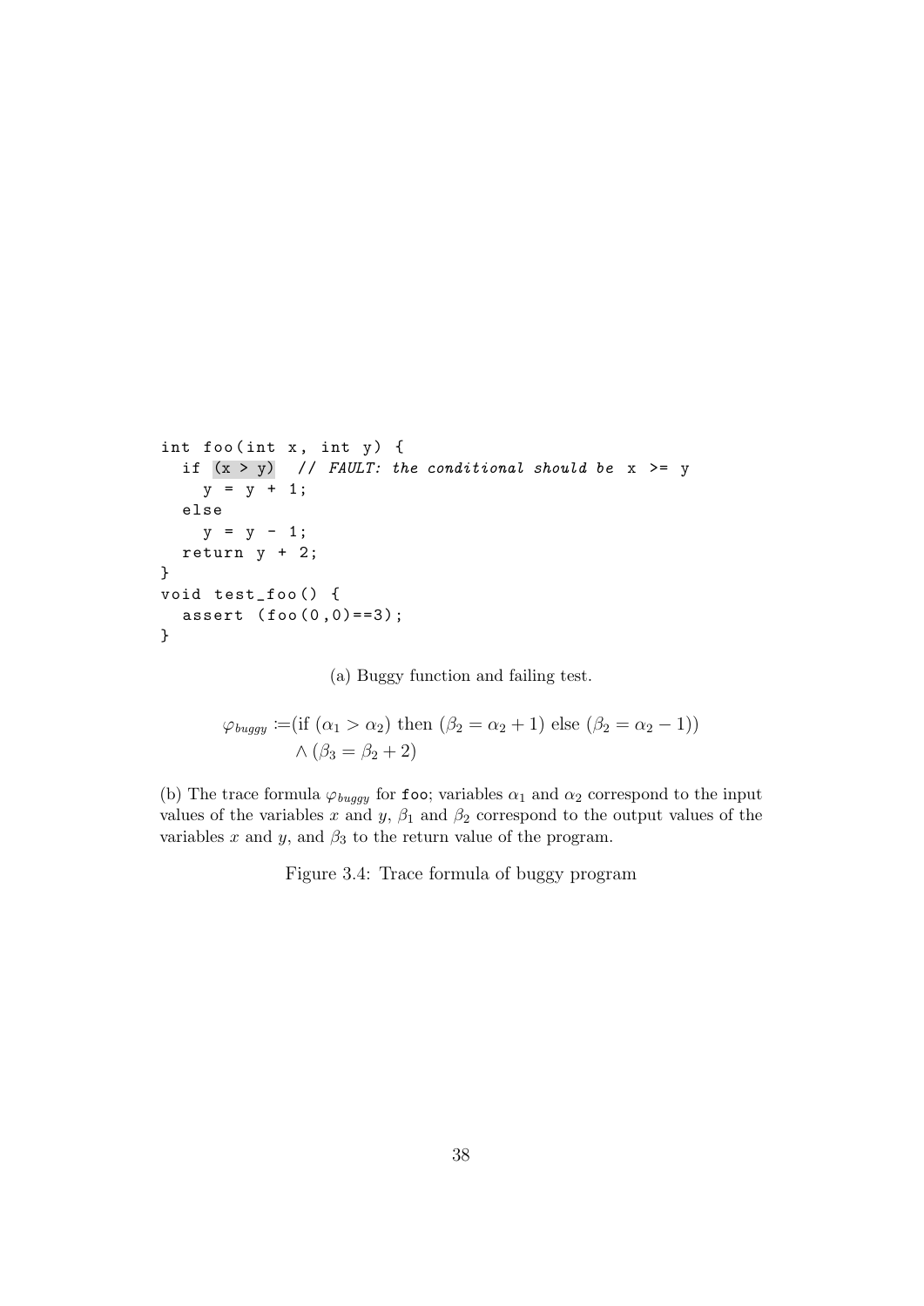```
int foo(int x, int y) {
  if (x > y)  // FAULT: the conditional should be x >= y
    y = y + 1;
  else
    y = y - 1;
  return y + 2;
}
void test_foo() {
  assert (foo(0,0)==3);
}
```

(a) Buggy function and failing test.

$$\varphi_{buggy} \coloneqq (\text{if } (\alpha_1 > \alpha_2) \text{ then } (\beta_2 = \alpha_2 + 1) \text{ else } (\beta_2 = \alpha_2 - 1)) \\ \wedge (\beta_3 = \beta_2 + 2)$$

(b) The trace formula $\varphi_{buggy}$ for `foo`; variables $\alpha_1$ and $\alpha_2$ correspond to the input values of the variables $x$ and $y$, $\beta_1$ and $\beta_2$ correspond to the output values of the variables $x$ and $y$, and $\beta_3$ to the return value of the program.

Figure 3.4: Trace formula of buggy program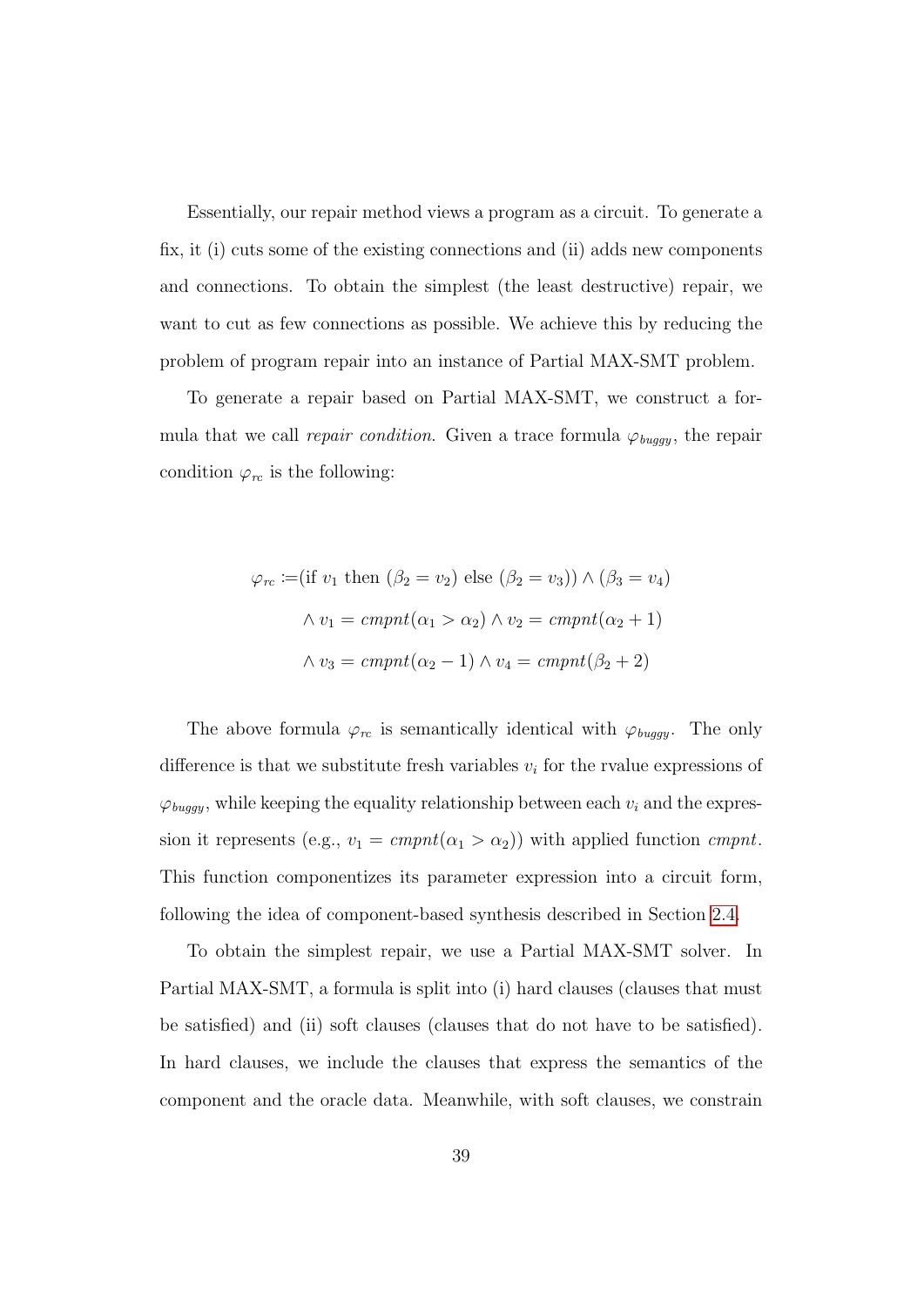Essentially, our repair method views a program as a circuit. To generate a fix, it (i) cuts some of the existing connections and (ii) adds new components and connections. To obtain the simplest (the least destructive) repair, we want to cut as few connections as possible. We achieve this by reducing the problem of program repair into an instance of Partial MAX-SMT problem.

To generate a repair based on Partial MAX-SMT, we construct a formula that we call *repair condition*. Given a trace formula $\varphi_{buggy}$, the repair condition $\varphi_{rc}$ is the following:

$$
\begin{aligned}
\varphi_{rc} :=& (\text{if } v_1 \text{ then } (\beta_2 = v_2) \text{ else } (\beta_2 = v_3)) \wedge (\beta_3 = v_4) \\
& \wedge v_1 = \mathit{cmpnt}(\alpha_1 > \alpha_2) \wedge v_2 = \mathit{cmpnt}(\alpha_2 + 1) \\
& \wedge v_3 = \mathit{cmpnt}(\alpha_2 - 1) \wedge v_4 = \mathit{cmpnt}(\beta_2 + 2)
\end{aligned}
$$

The above formula $\varphi_{rc}$ is semantically identical with $\varphi_{buggy}$. The only difference is that we substitute fresh variables $v_i$ for the rvalue expressions of $\varphi_{buggy}$, while keeping the equality relationship between each $v_i$ and the expression it represents (e.g., $v_1 = \mathit{cmpnt}(\alpha_1 > \alpha_2)$) with applied function *cmpnt*. This function componentizes its parameter expression into a circuit form, following the idea of component-based synthesis described in Section 2.4.

To obtain the simplest repair, we use a Partial MAX-SMT solver. In Partial MAX-SMT, a formula is split into (i) hard clauses (clauses that must be satisfied) and (ii) soft clauses (clauses that do not have to be satisfied). In hard clauses, we include the clauses that express the semantics of the component and the oracle data. Meanwhile, with soft clauses, we constrain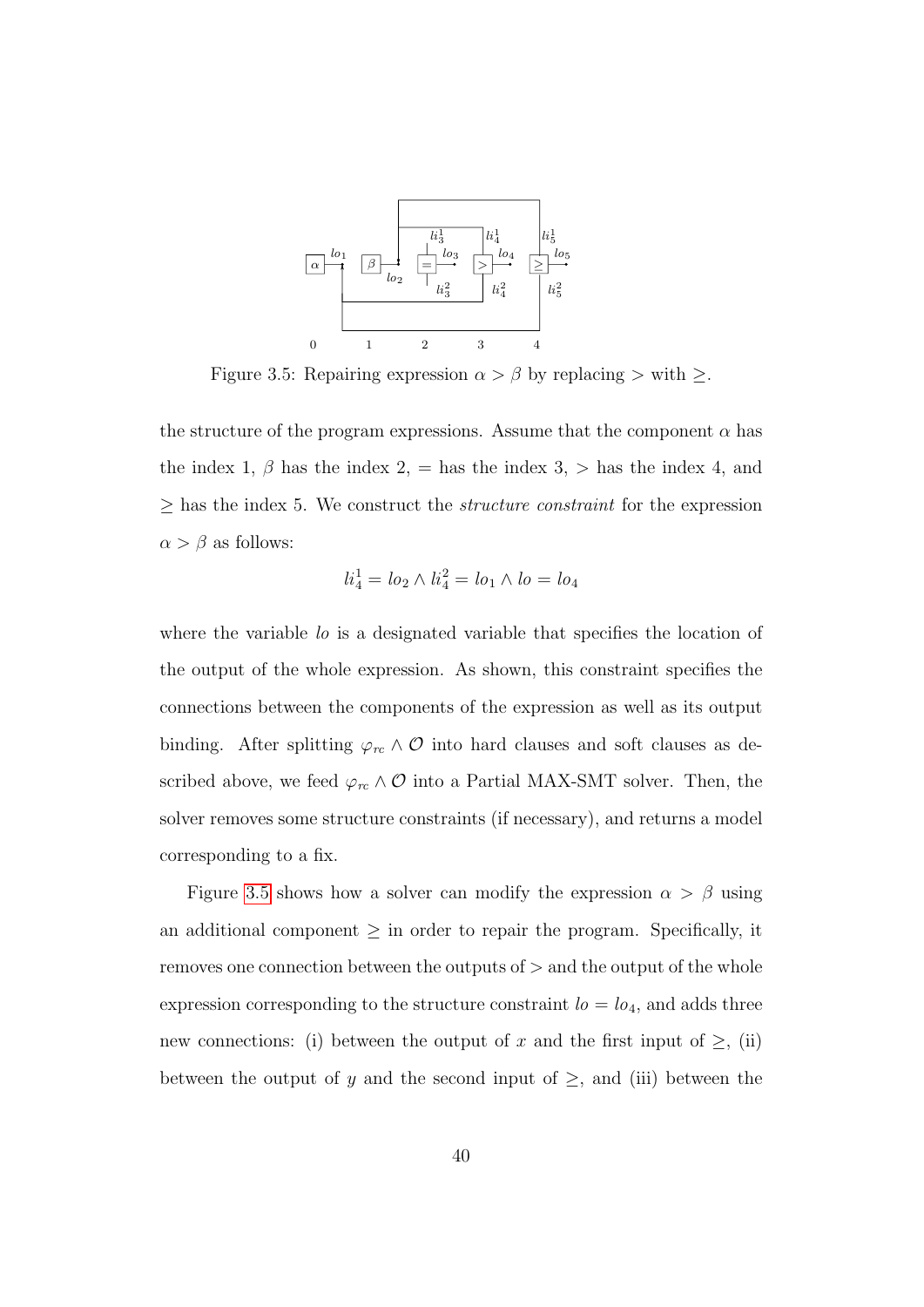Figure 3.5: Repairing expression $\alpha > \beta$ by replacing $>$ with $\geq$.

the structure of the program expressions. Assume that the component $\alpha$ has the index 1, $\beta$ has the index 2, $=$ has the index 3, $>$ has the index 4, and $\geq$ has the index 5. We construct the *structure constraint* for the expression $\alpha > \beta$ as follows:

$$li_4^1 = lo_2 \wedge li_4^2 = lo_1 \wedge lo = lo_4$$

where the variable $lo$ is a designated variable that specifies the location of the output of the whole expression. As shown, this constraint specifies the connections between the components of the expression as well as its output binding. After splitting $\varphi_{rc} \wedge \mathcal{O}$ into hard clauses and soft clauses as described above, we feed $\varphi_{rc} \wedge \mathcal{O}$ into a Partial MAX-SMT solver. Then, the solver removes some structure constraints (if necessary), and returns a model corresponding to a fix.

Figure 3.5 shows how a solver can modify the expression $\alpha > \beta$ using an additional component $\geq$ in order to repair the program. Specifically, it removes one connection between the outputs of $>$ and the output of the whole expression corresponding to the structure constraint $lo = lo_4$, and adds three new connections: (i) between the output of $x$ and the first input of $\geq$, (ii) between the output of $y$ and the second input of $\geq$, and (iii) between the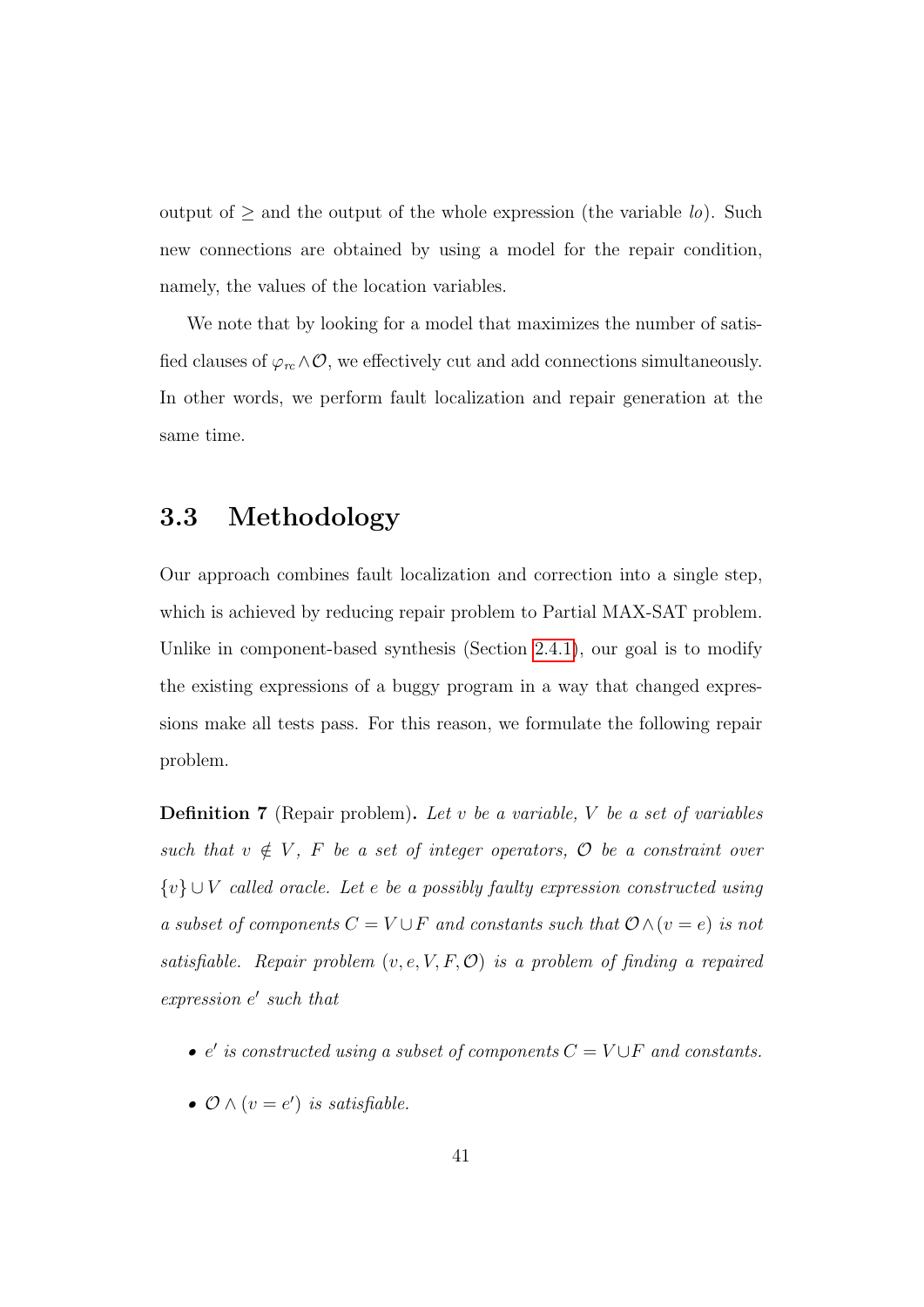output of $\geq$ and the output of the whole expression (the variable $lo$). Such new connections are obtained by using a model for the repair condition, namely, the values of the location variables.

We note that by looking for a model that maximizes the number of satisfied clauses of $\varphi_{rc} \wedge \mathcal{O}$, we effectively cut and add connections simultaneously. In other words, we perform fault localization and repair generation at the same time.

## 3.3 Methodology

Our approach combines fault localization and correction into a single step, which is achieved by reducing repair problem to Partial MAX-SAT problem. Unlike in component-based synthesis (Section 2.4.1), our goal is to modify the existing expressions of a buggy program in a way that changed expressions make all tests pass. For this reason, we formulate the following repair problem.

**Definition 7** (Repair problem)**.** *Let $v$ be a variable, $V$ be a set of variables such that $v \notin V$, $F$ be a set of integer operators, $\mathcal{O}$ be a constraint over $\{v\} \cup V$ called oracle. Let $e$ be a possibly faulty expression constructed using a subset of components $C = V \cup F$ and constants such that $\mathcal{O} \wedge (v = e)$ is not satisfiable. Repair problem $(v, e, V, F, \mathcal{O})$ is a problem of finding a repaired expression $e'$ such that*

- *$e'$ is constructed using a subset of components $C = V \cup F$ and constants.*
- *$\mathcal{O} \wedge (v = e')$ is satisfiable.*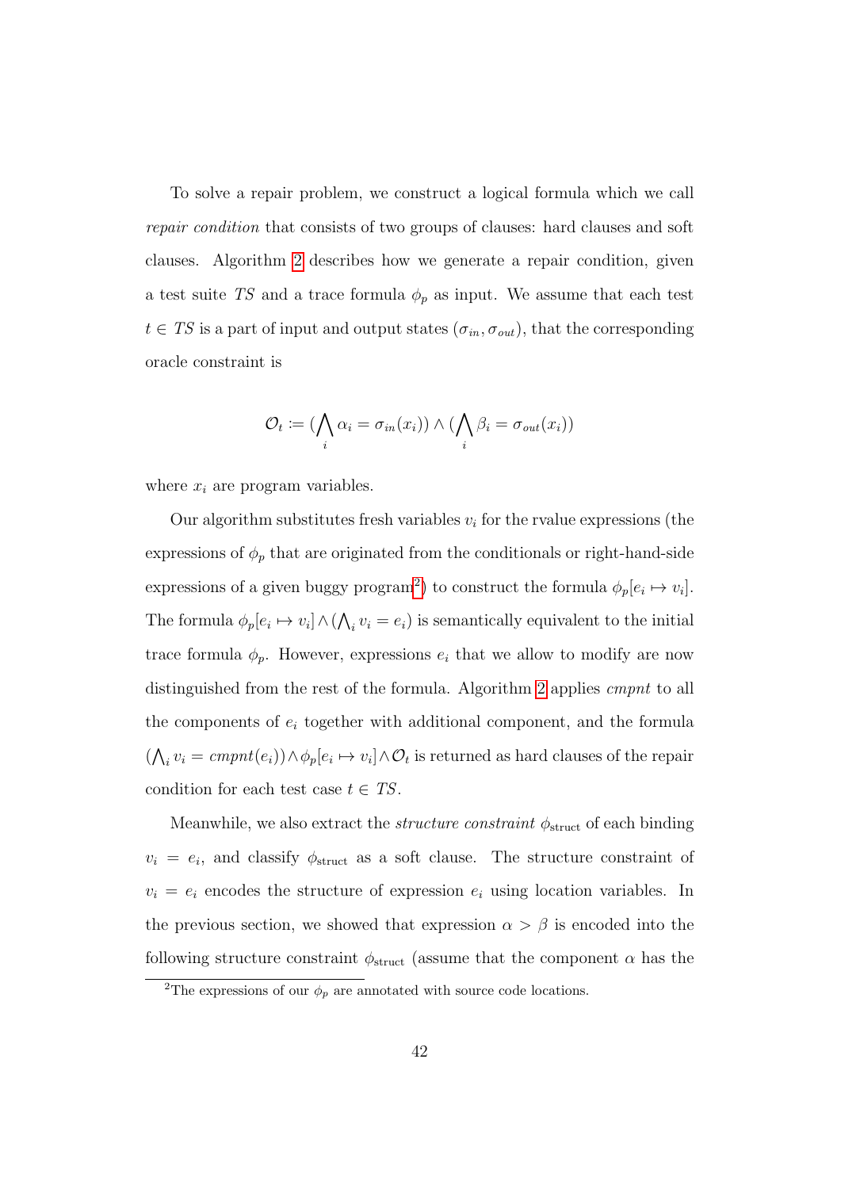To solve a repair problem, we construct a logical formula which we call *repair condition* that consists of two groups of clauses: hard clauses and soft clauses. Algorithm 2 describes how we generate a repair condition, given a test suite $TS$ and a trace formula $\phi_p$ as input. We assume that each test $t \in TS$ is a part of input and output states $(\sigma_{in}, \sigma_{out})$, that the corresponding oracle constraint is

$$\mathcal{O}_t := (\bigwedge_i \alpha_i = \sigma_{in}(x_i)) \wedge (\bigwedge_i \beta_i = \sigma_{out}(x_i))$$

where $x_i$ are program variables.

Our algorithm substitutes fresh variables $v_i$ for the rvalue expressions (the expressions of $\phi_p$ that are originated from the conditionals or right-hand-side expressions of a given buggy program[2]) to construct the formula $\phi_p[e_i \mapsto v_i]$. The formula $\phi_p[e_i \mapsto v_i] \wedge (\bigwedge_i v_i = e_i)$ is semantically equivalent to the initial trace formula $\phi_p$. However, expressions $e_i$ that we allow to modify are now distinguished from the rest of the formula. Algorithm 2 applies *cmpnt* to all the components of $e_i$ together with additional component, and the formula $(\bigwedge_i v_i = \mathit{cmpnt}(e_i)) \wedge \phi_p[e_i \mapsto v_i] \wedge \mathcal{O}_t$ is returned as hard clauses of the repair condition for each test case $t \in TS$.

Meanwhile, we also extract the *structure constraint* $\phi_{\text{struct}}$ of each binding $v_i = e_i$, and classify $\phi_{\text{struct}}$ as a soft clause. The structure constraint of $v_i = e_i$ encodes the structure of expression $e_i$ using location variables. In the previous section, we showed that expression $\alpha > \beta$ is encoded into the following structure constraint $\phi_{\text{struct}}$ (assume that the component $\alpha$ has the

[2]The expressions of our $\phi_p$ are annotated with source code locations.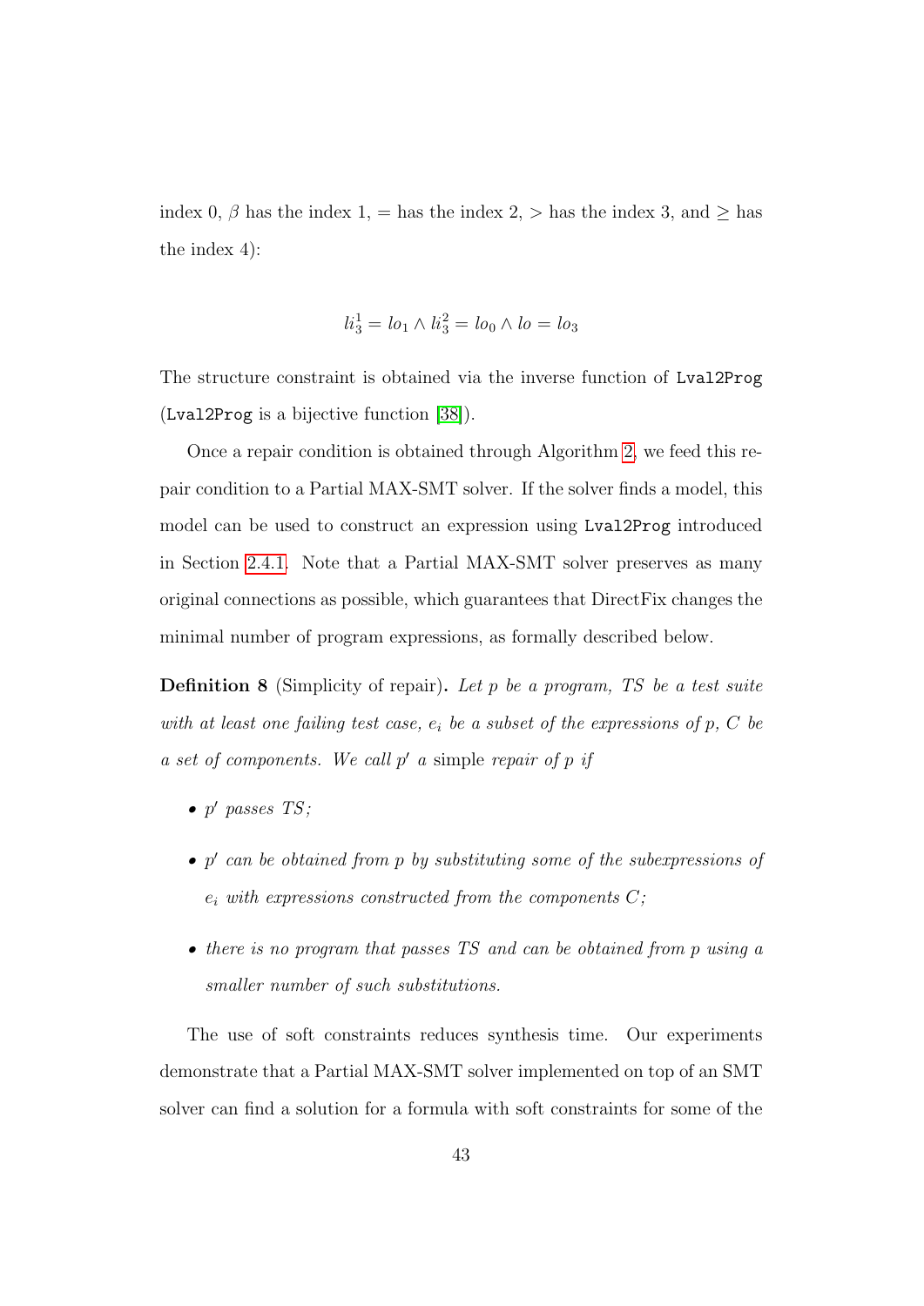index 0, $\beta$ has the index 1, $=$ has the index 2, $>$ has the index 3, and $\geq$ has the index 4):

$$li_3^1 = lo_1 \wedge li_3^2 = lo_0 \wedge lo = lo_3$$

The structure constraint is obtained via the inverse function of `Lval2Prog` (`Lval2Prog` is a bijective function [38]).

Once a repair condition is obtained through Algorithm 2, we feed this repair condition to a Partial MAX-SMT solver. If the solver finds a model, this model can be used to construct an expression using `Lval2Prog` introduced in Section 2.4.1. Note that a Partial MAX-SMT solver preserves as many original connections as possible, which guarantees that DirectFix changes the minimal number of program expressions, as formally described below.

**Definition 8** (Simplicity of repair)**.** *Let $p$ be a program, $TS$ be a test suite with at least one failing test case, $e_i$ be a subset of the expressions of $p$, $C$ be a set of components. We call $p'$ a* simple *repair of $p$ if*

- *$p'$ passes $TS$;*
- *$p'$ can be obtained from $p$ by substituting some of the subexpressions of $e_i$ with expressions constructed from the components $C$;*
- *there is no program that passes $TS$ and can be obtained from $p$ using a smaller number of such substitutions.*

The use of soft constraints reduces synthesis time. Our experiments demonstrate that a Partial MAX-SMT solver implemented on top of an SMT solver can find a solution for a formula with soft constraints for some of the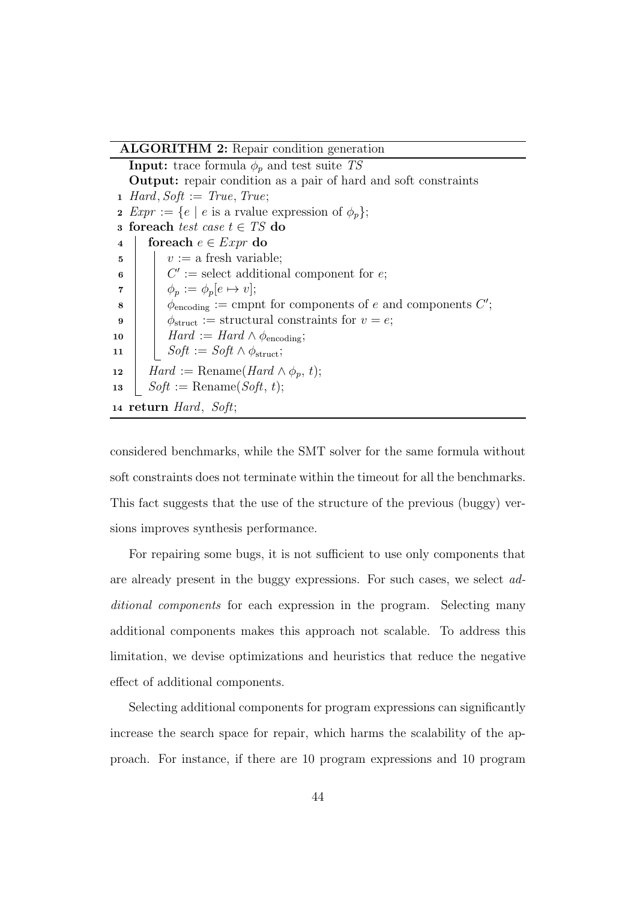**ALGORITHM 2:** Repair condition generation

```
   Input: trace formula φ_p and test suite TS
   Output: repair condition as a pair of hard and soft constraints
 1 Hard, Soft := True, True;
 2 Expr := {e | e is a rvalue expression of φ_p};
 3 foreach test case t ∈ TS do
 4     foreach e ∈ Expr do
 5         v := a fresh variable;
 6         C' := select additional component for e;
 7         φ_p := φ_p[e ↦ v];
 8         φ_encoding := cmpnt for components of e and components C';
 9         φ_struct := structural constraints for v = e;
10         Hard := Hard ∧ φ_encoding;
11         Soft := Soft ∧ φ_struct;
12     Hard := Rename(Hard ∧ φ_p, t);
13     Soft := Rename(Soft, t);
14 return Hard, Soft;
```

considered benchmarks, while the SMT solver for the same formula without soft constraints does not terminate within the timeout for all the benchmarks. This fact suggests that the use of the structure of the previous (buggy) versions improves synthesis performance.

For repairing some bugs, it is not sufficient to use only components that are already present in the buggy expressions. For such cases, we select *additional components* for each expression in the program. Selecting many additional components makes this approach not scalable. To address this limitation, we devise optimizations and heuristics that reduce the negative effect of additional components.

Selecting additional components for program expressions can significantly increase the search space for repair, which harms the scalability of the approach. For instance, if there are 10 program expressions and 10 program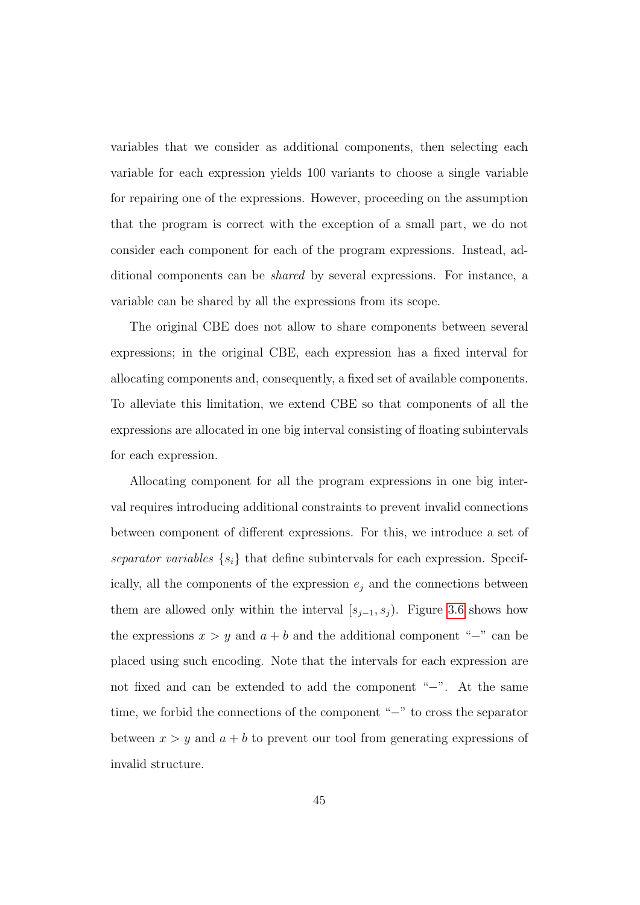variables that we consider as additional components, then selecting each variable for each expression yields 100 variants to choose a single variable for repairing one of the expressions. However, proceeding on the assumption that the program is correct with the exception of a small part, we do not consider each component for each of the program expressions. Instead, additional components can be *shared* by several expressions. For instance, a variable can be shared by all the expressions from its scope.

The original CBE does not allow to share components between several expressions; in the original CBE, each expression has a fixed interval for allocating components and, consequently, a fixed set of available components. To alleviate this limitation, we extend CBE so that components of all the expressions are allocated in one big interval consisting of floating subintervals for each expression.

Allocating component for all the program expressions in one big interval requires introducing additional constraints to prevent invalid connections between component of different expressions. For this, we introduce a set of *separator variables* $\{s_i\}$ that define subintervals for each expression. Specifically, all the components of the expression $e_j$ and the connections between them are allowed only within the interval $[s_{j-1}, s_j)$. Figure 3.6 shows how the expressions $x > y$ and $a + b$ and the additional component "$-$" can be placed using such encoding. Note that the intervals for each expression are not fixed and can be extended to add the component "$-$". At the same time, we forbid the connections of the component "$-$" to cross the separator between $x > y$ and $a + b$ to prevent our tool from generating expressions of invalid structure.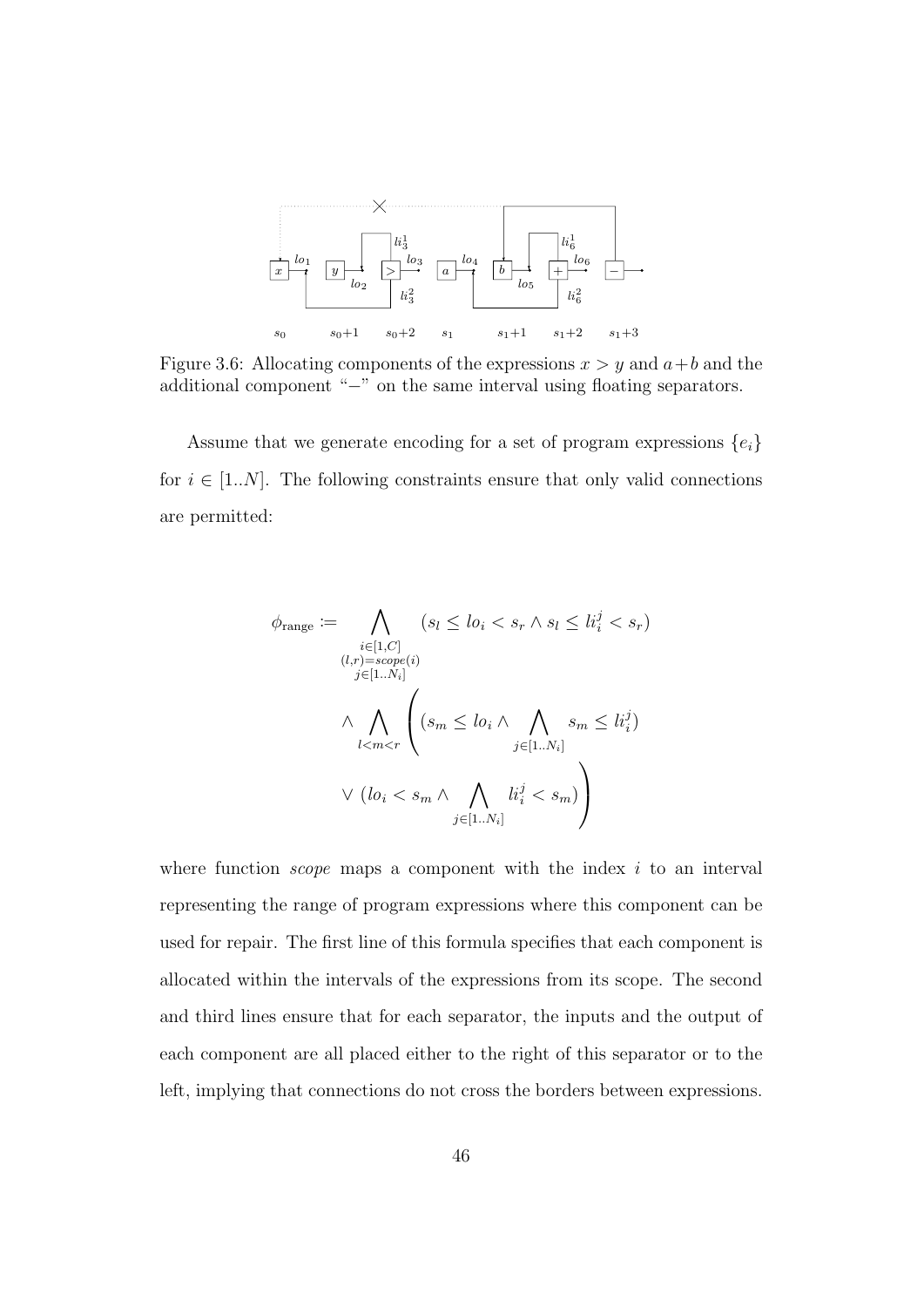Figure 3.6: Allocating components of the expressions $x > y$ and $a + b$ and the additional component "$-$" on the same interval using floating separators.

Assume that we generate encoding for a set of program expressions $\{e_i\}$ for $i \in [1..N]$. The following constraints ensure that only valid connections are permitted:

$$\begin{aligned}
\phi_{\text{range}} :=& \bigwedge_{\substack{i \in [1,C] \\ (l,r) = scope(i) \\ j \in [1..N_i]}} (s_l \leq lo_i < s_r \wedge s_l \leq li_i^j < s_r) \\
&\wedge \bigwedge_{l < m < r} \left( (s_m \leq lo_i \wedge \bigwedge_{j \in [1..N_i]} s_m \leq li_i^j) \right. \\
&\left. \vee \; (lo_i < s_m \wedge \bigwedge_{j \in [1..N_i]} li_i^j < s_m) \right)
\end{aligned}$$

where function *scope* maps a component with the index $i$ to an interval representing the range of program expressions where this component can be used for repair. The first line of this formula specifies that each component is allocated within the intervals of the expressions from its scope. The second and third lines ensure that for each separator, the inputs and the output of each component are all placed either to the right of this separator or to the left, implying that connections do not cross the borders between expressions.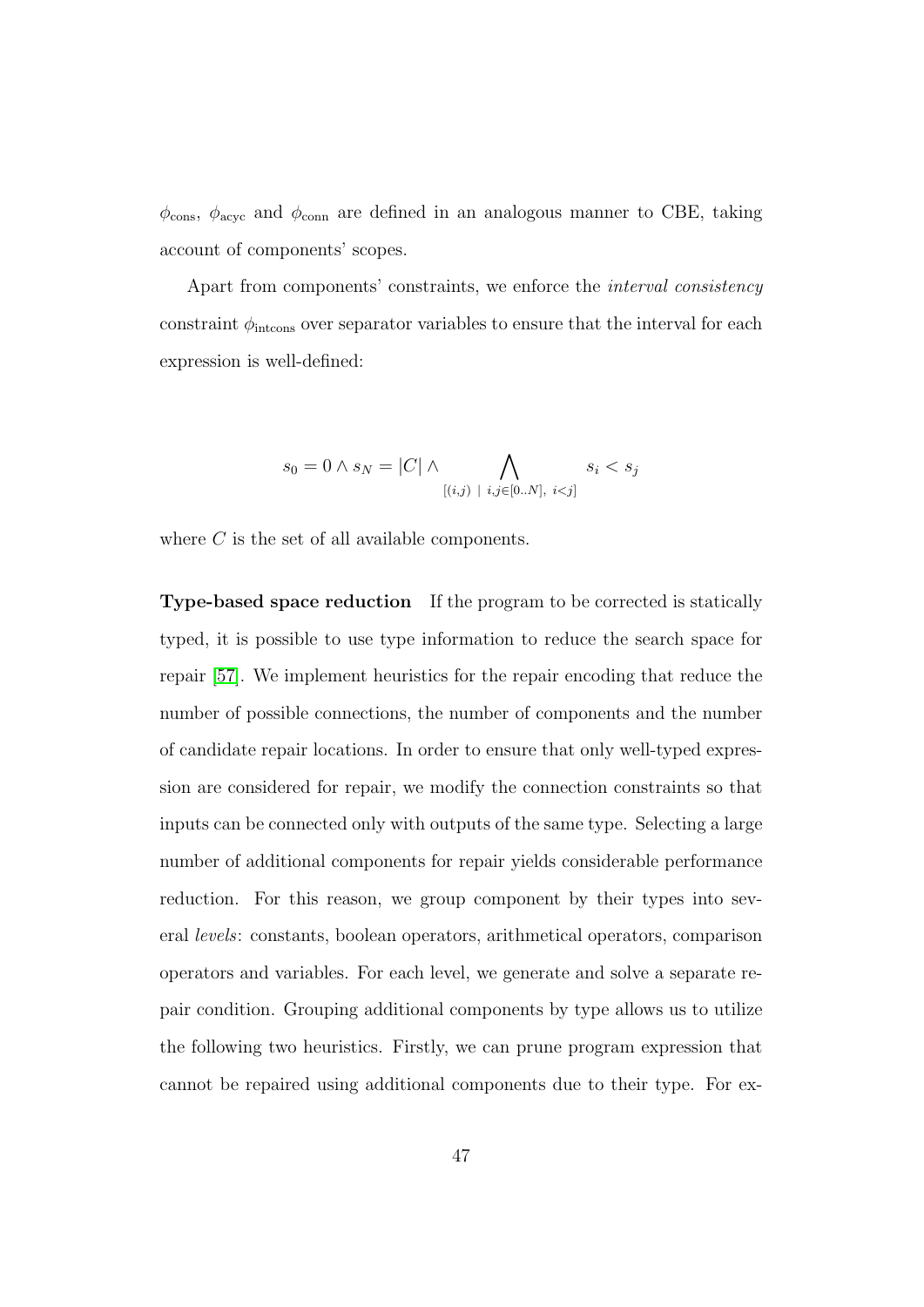$\phi_{\text{cons}}$, $\phi_{\text{acyc}}$ and $\phi_{\text{conn}}$ are defined in an analogous manner to CBE, taking account of components' scopes.

Apart from components' constraints, we enforce the *interval consistency* constraint $\phi_{\text{intcons}}$ over separator variables to ensure that the interval for each expression is well-defined:

$$s_0 = 0 \land s_N = |C| \land \bigwedge_{[(i,j) \ | \ i,j \in [0..N], \ i<j]} s_i < s_j$$

where $C$ is the set of all available components.

**Type-based space reduction** If the program to be corrected is statically typed, it is possible to use type information to reduce the search space for repair [57]. We implement heuristics for the repair encoding that reduce the number of possible connections, the number of components and the number of candidate repair locations. In order to ensure that only well-typed expression are considered for repair, we modify the connection constraints so that inputs can be connected only with outputs of the same type. Selecting a large number of additional components for repair yields considerable performance reduction. For this reason, we group component by their types into several *levels*: constants, boolean operators, arithmetical operators, comparison operators and variables. For each level, we generate and solve a separate repair condition. Grouping additional components by type allows us to utilize the following two heuristics. Firstly, we can prune program expression that cannot be repaired using additional components due to their type. For ex-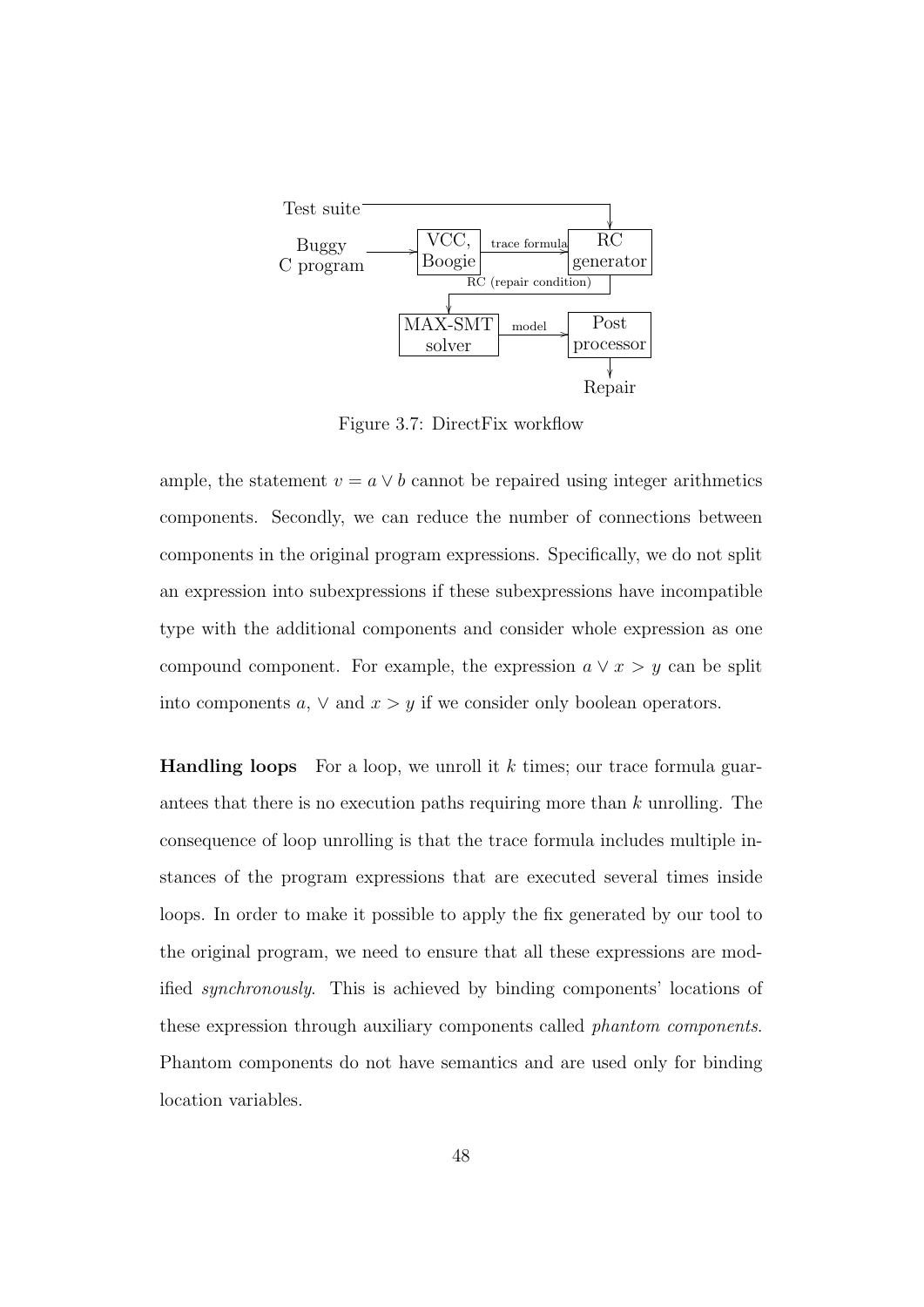Figure 3.7: DirectFix workflow

ample, the statement $v = a \vee b$ cannot be repaired using integer arithmetics components. Secondly, we can reduce the number of connections between components in the original program expressions. Specifically, we do not split an expression into subexpressions if these subexpressions have incompatible type with the additional components and consider whole expression as one compound component. For example, the expression $a \vee x > y$ can be split into components $a$, $\vee$ and $x > y$ if we consider only boolean operators.

**Handling loops** For a loop, we unroll it $k$ times; our trace formula guarantees that there is no execution paths requiring more than $k$ unrolling. The consequence of loop unrolling is that the trace formula includes multiple instances of the program expressions that are executed several times inside loops. In order to make it possible to apply the fix generated by our tool to the original program, we need to ensure that all these expressions are modified *synchronously*. This is achieved by binding components' locations of these expression through auxiliary components called *phantom components*. Phantom components do not have semantics and are used only for binding location variables.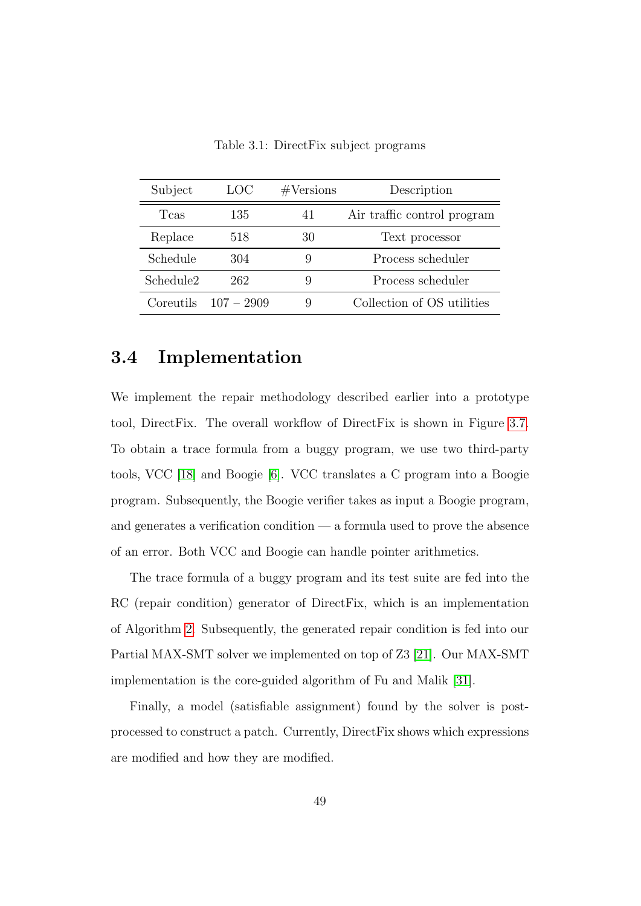Table 3.1: DirectFix subject programs

| Subject | LOC | #Versions | Description |
|---|---|---|---|
| Tcas | 135 | 41 | Air traffic control program |
| Replace | 518 | 30 | Text processor |
| Schedule | 304 | 9 | Process scheduler |
| Schedule2 | 262 | 9 | Process scheduler |
| Coreutils | 107 – 2909 | 9 | Collection of OS utilities |

## 3.4 Implementation

We implement the repair methodology described earlier into a prototype tool, DirectFix. The overall workflow of DirectFix is shown in Figure 3.7. To obtain a trace formula from a buggy program, we use two third-party tools, VCC [18] and Boogie [6]. VCC translates a C program into a Boogie program. Subsequently, the Boogie verifier takes as input a Boogie program, and generates a verification condition — a formula used to prove the absence of an error. Both VCC and Boogie can handle pointer arithmetics.

The trace formula of a buggy program and its test suite are fed into the RC (repair condition) generator of DirectFix, which is an implementation of Algorithm 2. Subsequently, the generated repair condition is fed into our Partial MAX-SMT solver we implemented on top of Z3 [21]. Our MAX-SMT implementation is the core-guided algorithm of Fu and Malik [31].

Finally, a model (satisfiable assignment) found by the solver is post-processed to construct a patch. Currently, DirectFix shows which expressions are modified and how they are modified.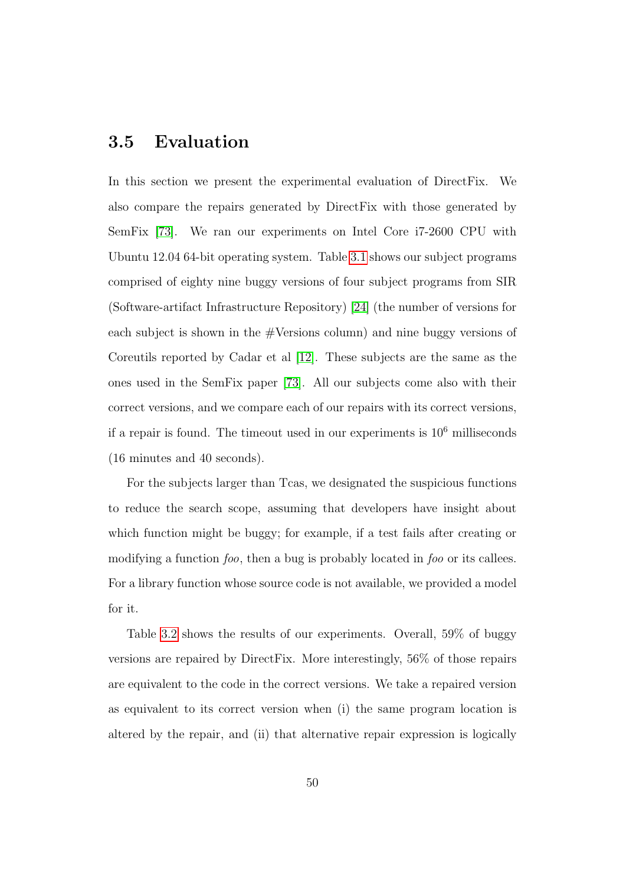## 3.5 Evaluation

In this section we present the experimental evaluation of DirectFix. We also compare the repairs generated by DirectFix with those generated by SemFix [73]. We ran our experiments on Intel Core i7-2600 CPU with Ubuntu 12.04 64-bit operating system. Table 3.1 shows our subject programs comprised of eighty nine buggy versions of four subject programs from SIR (Software-artifact Infrastructure Repository) [24] (the number of versions for each subject is shown in the #Versions column) and nine buggy versions of Coreutils reported by Cadar et al [12]. These subjects are the same as the ones used in the SemFix paper [73]. All our subjects come also with their correct versions, and we compare each of our repairs with its correct versions, if a repair is found. The timeout used in our experiments is $10^6$ milliseconds (16 minutes and 40 seconds).

For the subjects larger than Tcas, we designated the suspicious functions to reduce the search scope, assuming that developers have insight about which function might be buggy; for example, if a test fails after creating or modifying a function *foo*, then a bug is probably located in *foo* or its callees. For a library function whose source code is not available, we provided a model for it.

Table 3.2 shows the results of our experiments. Overall, 59% of buggy versions are repaired by DirectFix. More interestingly, 56% of those repairs are equivalent to the code in the correct versions. We take a repaired version as equivalent to its correct version when (i) the same program location is altered by the repair, and (ii) that alternative repair expression is logically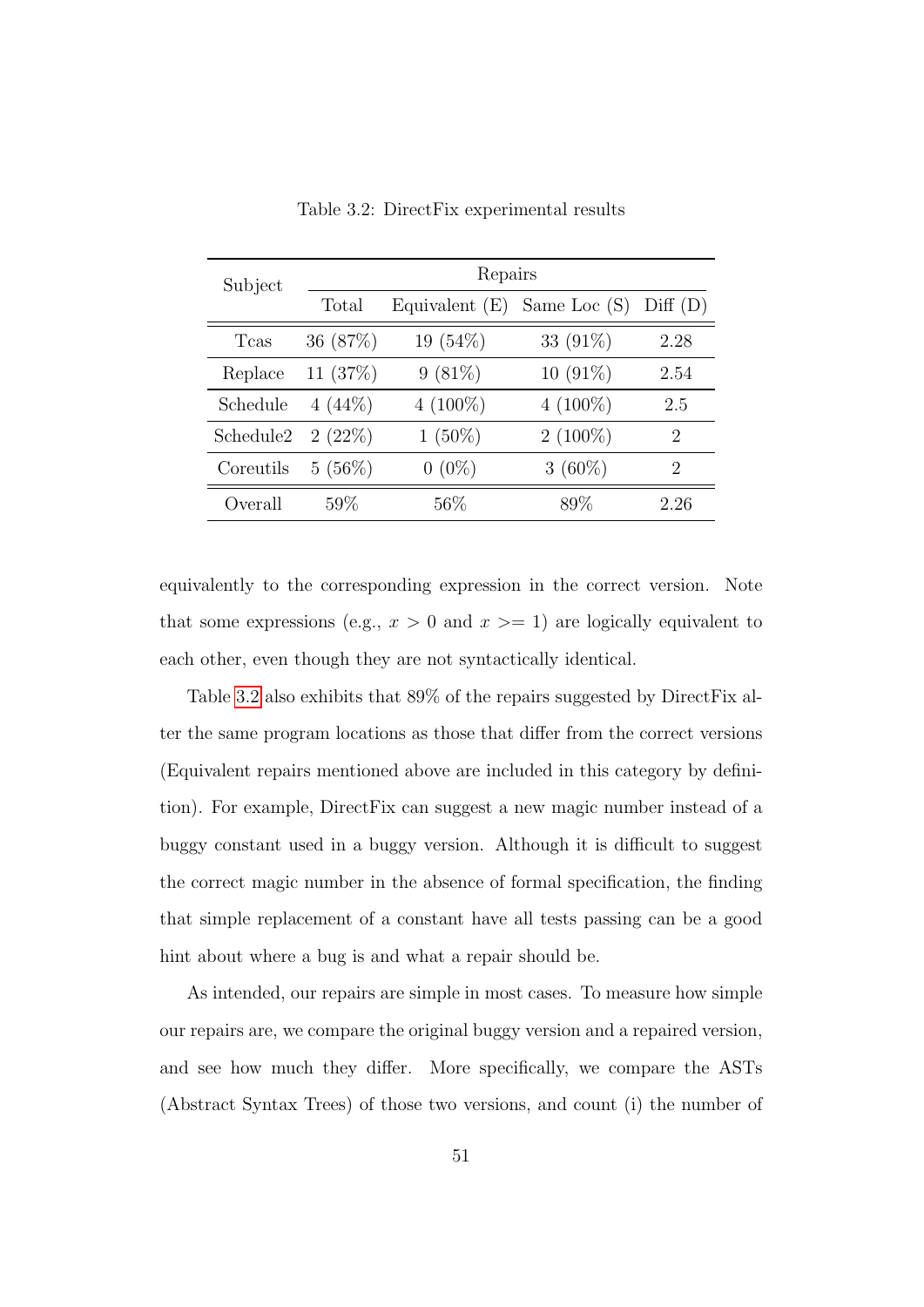Table 3.2: DirectFix experimental results

| Subject | Repairs | | | |
|---|---|---|---|---|
| | Total | Equivalent (E) | Same Loc (S) | Diff (D) |
| Tcas | 36 (87%) | 19 (54%) | 33 (91%) | 2.28 |
| Replace | 11 (37%) | 9 (81%) | 10 (91%) | 2.54 |
| Schedule | 4 (44%) | 4 (100%) | 4 (100%) | 2.5 |
| Schedule2 | 2 (22%) | 1 (50%) | 2 (100%) | 2 |
| Coreutils | 5 (56%) | 0 (0%) | 3 (60%) | 2 |
| Overall | 59% | 56% | 89% | 2.26 |

equivalently to the corresponding expression in the correct version. Note that some expressions (e.g., $x > 0$ and $x >= 1$) are logically equivalent to each other, even though they are not syntactically identical.

Table 3.2 also exhibits that 89% of the repairs suggested by DirectFix alter the same program locations as those that differ from the correct versions (Equivalent repairs mentioned above are included in this category by definition). For example, DirectFix can suggest a new magic number instead of a buggy constant used in a buggy version. Although it is difficult to suggest the correct magic number in the absence of formal specification, the finding that simple replacement of a constant have all tests passing can be a good hint about where a bug is and what a repair should be.

As intended, our repairs are simple in most cases. To measure how simple our repairs are, we compare the original buggy version and a repaired version, and see how much they differ. More specifically, we compare the ASTs (Abstract Syntax Trees) of those two versions, and count (i) the number of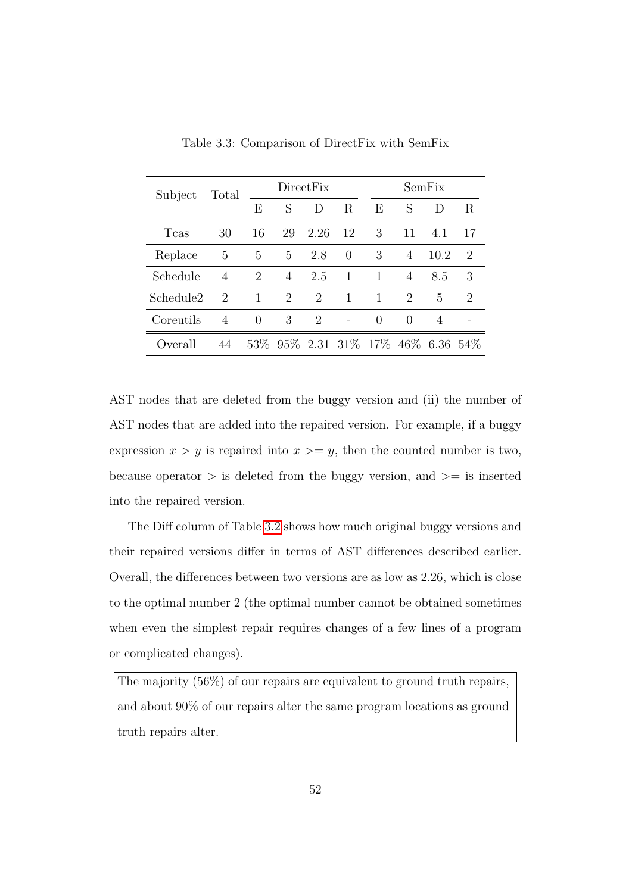Table 3.3: Comparison of DirectFix with SemFix

| Subject | Total | DirectFix | | | | SemFix | | | |
|---|---|---|---|---|---|---|---|---|---|
| | | E | S | D | R | E | S | D | R |
| Tcas | 30 | 16 | 29 | 2.26 | 12 | 3 | 11 | 4.1 | 17 |
| Replace | 5 | 5 | 5 | 2.8 | 0 | 3 | 4 | 10.2 | 2 |
| Schedule | 4 | 2 | 4 | 2.5 | 1 | 1 | 4 | 8.5 | 3 |
| Schedule2 | 2 | 1 | 2 | 2 | 1 | 1 | 2 | 5 | 2 |
| Coreutils | 4 | 0 | 3 | 2 | - | 0 | 0 | 4 | - |
| Overall | 44 | 53% | 95% | 2.31 | 31% | 17% | 46% | 6.36 | 54% |

AST nodes that are deleted from the buggy version and (ii) the number of AST nodes that are added into the repaired version. For example, if a buggy expression $x > y$ is repaired into $x >= y$, then the counted number is two, because operator $>$ is deleted from the buggy version, and $>=$ is inserted into the repaired version.

The Diff column of Table 3.2 shows how much original buggy versions and their repaired versions differ in terms of AST differences described earlier. Overall, the differences between two versions are as low as 2.26, which is close to the optimal number 2 (the optimal number cannot be obtained sometimes when even the simplest repair requires changes of a few lines of a program or complicated changes).

> The majority (56%) of our repairs are equivalent to ground truth repairs, and about 90% of our repairs alter the same program locations as ground truth repairs alter.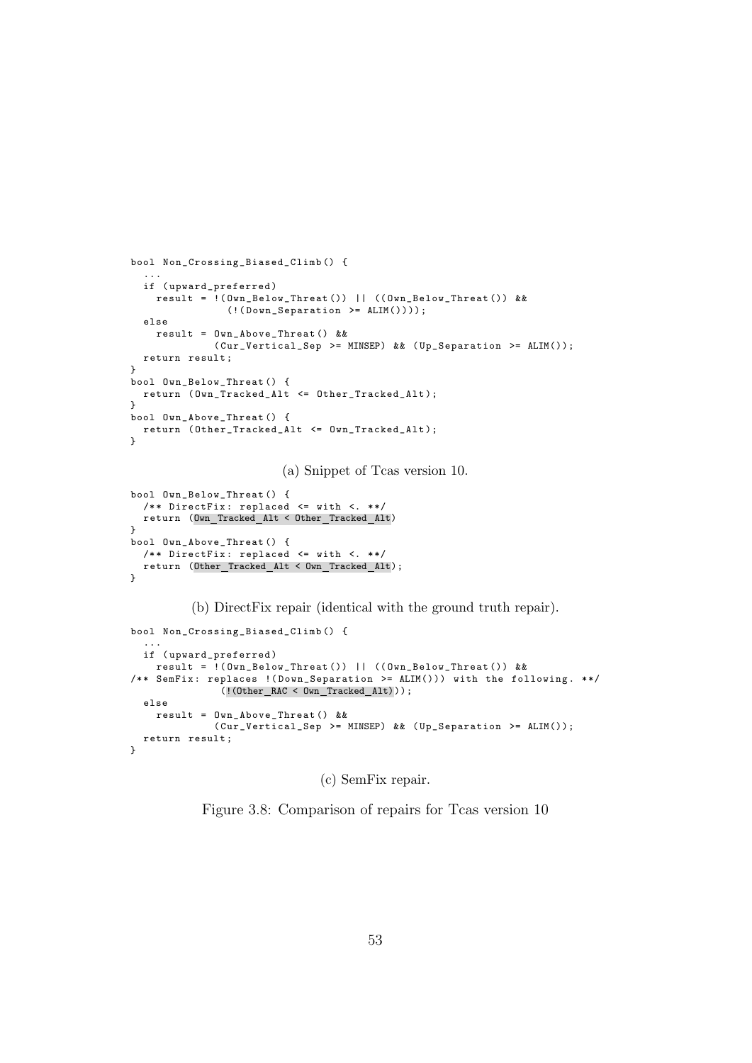```
bool Non_Crossing_Biased_Climb() {
  ...
  if (upward_preferred)
    result = !(Own_Below_Threat()) || ((Own_Below_Threat()) &&
               (!(Down_Separation >= ALIM())));
  else
    result = Own_Above_Threat() &&
             (Cur_Vertical_Sep >= MINSEP) && (Up_Separation >= ALIM());
  return result;
}
bool Own_Below_Threat() {
  return (Own_Tracked_Alt <= Other_Tracked_Alt);
}
bool Own_Above_Threat() {
  return (Other_Tracked_Alt <= Own_Tracked_Alt);
}
```

(a) Snippet of Tcas version 10.

```
bool Own_Below_Threat() {
  /** DirectFix: replaced <= with <. **/
  return (Own_Tracked_Alt < Other_Tracked_Alt)
}
bool Own_Above_Threat() {
  /** DirectFix: replaced <= with <. **/
  return (Other_Tracked_Alt < Own_Tracked_Alt);
}
```

(b) DirectFix repair (identical with the ground truth repair).

```
bool Non_Crossing_Biased_Climb() {
  ...
  if (upward_preferred)
    result = !(Own_Below_Threat()) || ((Own_Below_Threat()) &&
/** SemFix: replaces !(Down_Separation >= ALIM())) with the following. **/
              (!(Other_RAC < Own_Tracked_Alt)));
  else
    result = Own_Above_Threat() &&
             (Cur_Vertical_Sep >= MINSEP) && (Up_Separation >= ALIM());
  return result;
}
```

(c) SemFix repair.

Figure 3.8: Comparison of repairs for Tcas version 10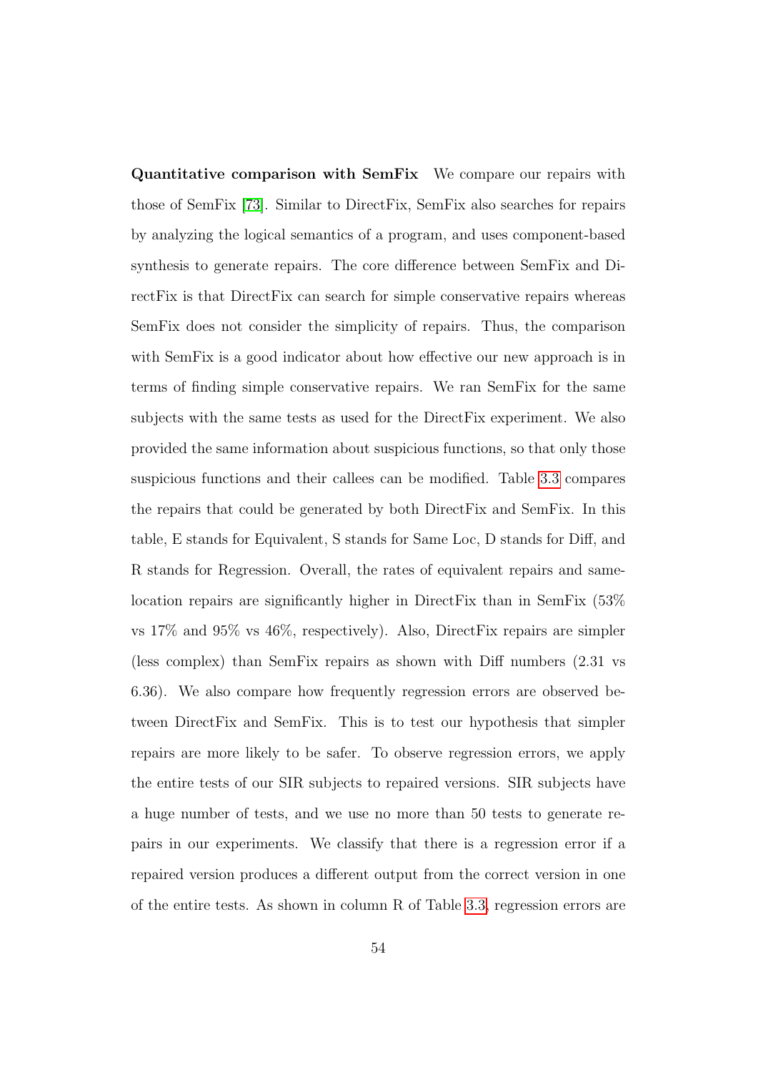**Quantitative comparison with SemFix** We compare our repairs with those of SemFix [73]. Similar to DirectFix, SemFix also searches for repairs by analyzing the logical semantics of a program, and uses component-based synthesis to generate repairs. The core difference between SemFix and DirectFix is that DirectFix can search for simple conservative repairs whereas SemFix does not consider the simplicity of repairs. Thus, the comparison with SemFix is a good indicator about how effective our new approach is in terms of finding simple conservative repairs. We ran SemFix for the same subjects with the same tests as used for the DirectFix experiment. We also provided the same information about suspicious functions, so that only those suspicious functions and their callees can be modified. Table 3.3 compares the repairs that could be generated by both DirectFix and SemFix. In this table, E stands for Equivalent, S stands for Same Loc, D stands for Diff, and R stands for Regression. Overall, the rates of equivalent repairs and same-location repairs are significantly higher in DirectFix than in SemFix (53% vs 17% and 95% vs 46%, respectively). Also, DirectFix repairs are simpler (less complex) than SemFix repairs as shown with Diff numbers (2.31 vs 6.36). We also compare how frequently regression errors are observed between DirectFix and SemFix. This is to test our hypothesis that simpler repairs are more likely to be safer. To observe regression errors, we apply the entire tests of our SIR subjects to repaired versions. SIR subjects have a huge number of tests, and we use no more than 50 tests to generate repairs in our experiments. We classify that there is a regression error if a repaired version produces a different output from the correct version in one of the entire tests. As shown in column R of Table 3.3, regression errors are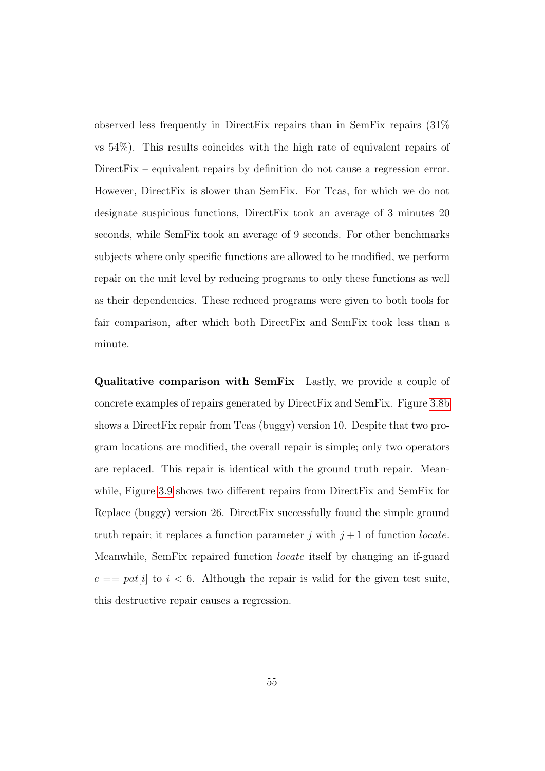observed less frequently in DirectFix repairs than in SemFix repairs (31% vs 54%). This results coincides with the high rate of equivalent repairs of DirectFix – equivalent repairs by definition do not cause a regression error. However, DirectFix is slower than SemFix. For Tcas, for which we do not designate suspicious functions, DirectFix took an average of 3 minutes 20 seconds, while SemFix took an average of 9 seconds. For other benchmarks subjects where only specific functions are allowed to be modified, we perform repair on the unit level by reducing programs to only these functions as well as their dependencies. These reduced programs were given to both tools for fair comparison, after which both DirectFix and SemFix took less than a minute.

**Qualitative comparison with SemFix** Lastly, we provide a couple of concrete examples of repairs generated by DirectFix and SemFix. Figure 3.8b shows a DirectFix repair from Tcas (buggy) version 10. Despite that two program locations are modified, the overall repair is simple; only two operators are replaced. This repair is identical with the ground truth repair. Meanwhile, Figure 3.9 shows two different repairs from DirectFix and SemFix for Replace (buggy) version 26. DirectFix successfully found the simple ground truth repair; it replaces a function parameter $j$ with $j+1$ of function *locate*. Meanwhile, SemFix repaired function *locate* itself by changing an if-guard $c == pat[i]$ to $i < 6$. Although the repair is valid for the given test suite, this destructive repair causes a regression.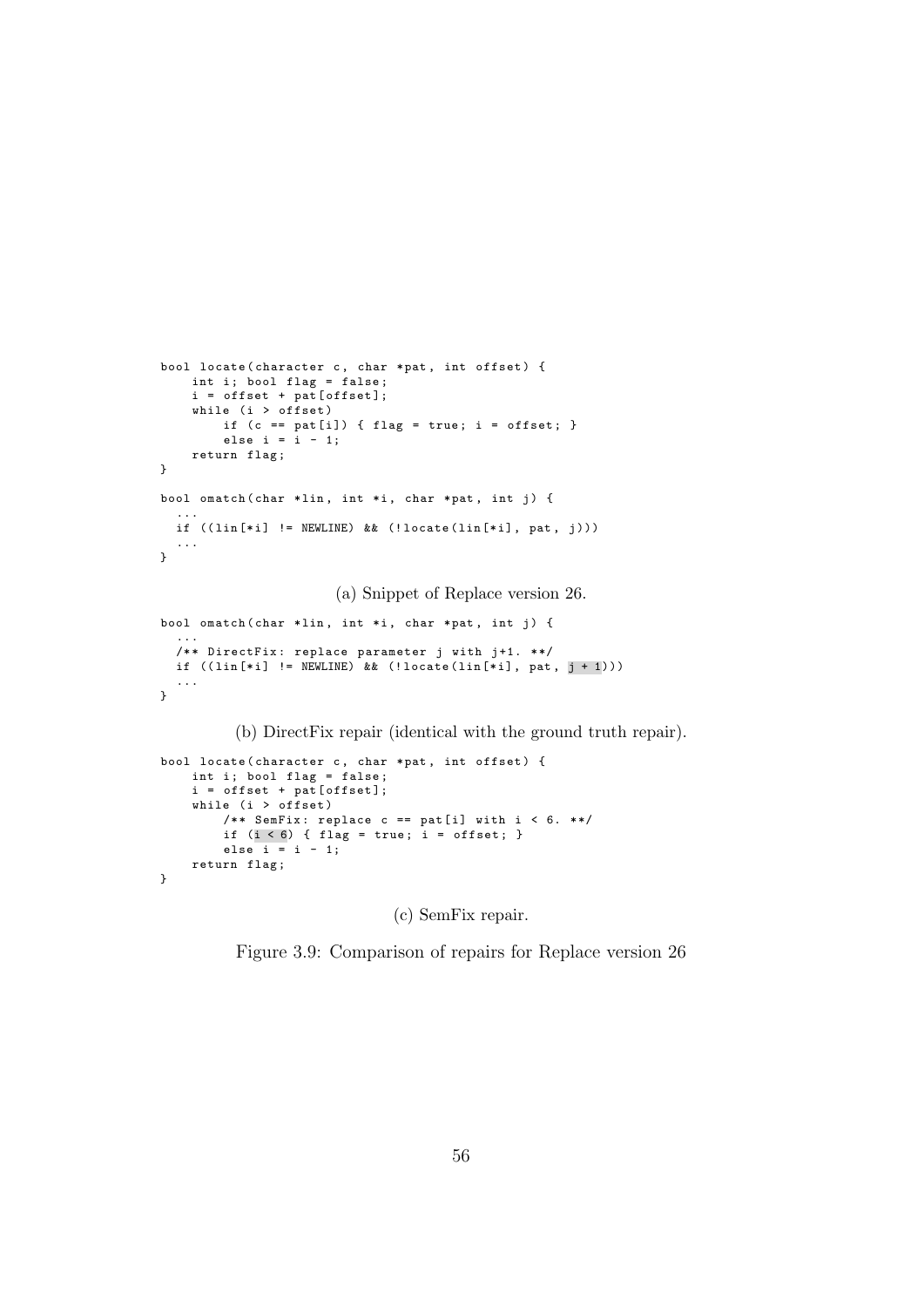```
bool locate(character c, char *pat, int offset) {
    int i; bool flag = false;
    i = offset + pat[offset];
    while (i > offset)
        if (c == pat[i]) { flag = true; i = offset; }
        else i = i - 1;
    return flag;
}

bool omatch(char *lin, int *i, char *pat, int j) {
  ...
  if ((lin[*i] != NEWLINE) && (!locate(lin[*i], pat, j)))
  ...
}
```

(a) Snippet of Replace version 26.

```
bool omatch(char *lin, int *i, char *pat, int j) {
  ...
  /** DirectFix: replace parameter j with j+1. **/
  if ((lin[*i] != NEWLINE) && (!locate(lin[*i], pat, j + 1)))
  ...
}
```

(b) DirectFix repair (identical with the ground truth repair).

```
bool locate(character c, char *pat, int offset) {
    int i; bool flag = false;
    i = offset + pat[offset];
    while (i > offset)
        /** SemFix: replace c == pat[i] with i < 6. **/
        if (i < 6) { flag = true; i = offset; }
        else i = i - 1;
    return flag;
}
```

(c) SemFix repair.

Figure 3.9: Comparison of repairs for Replace version 26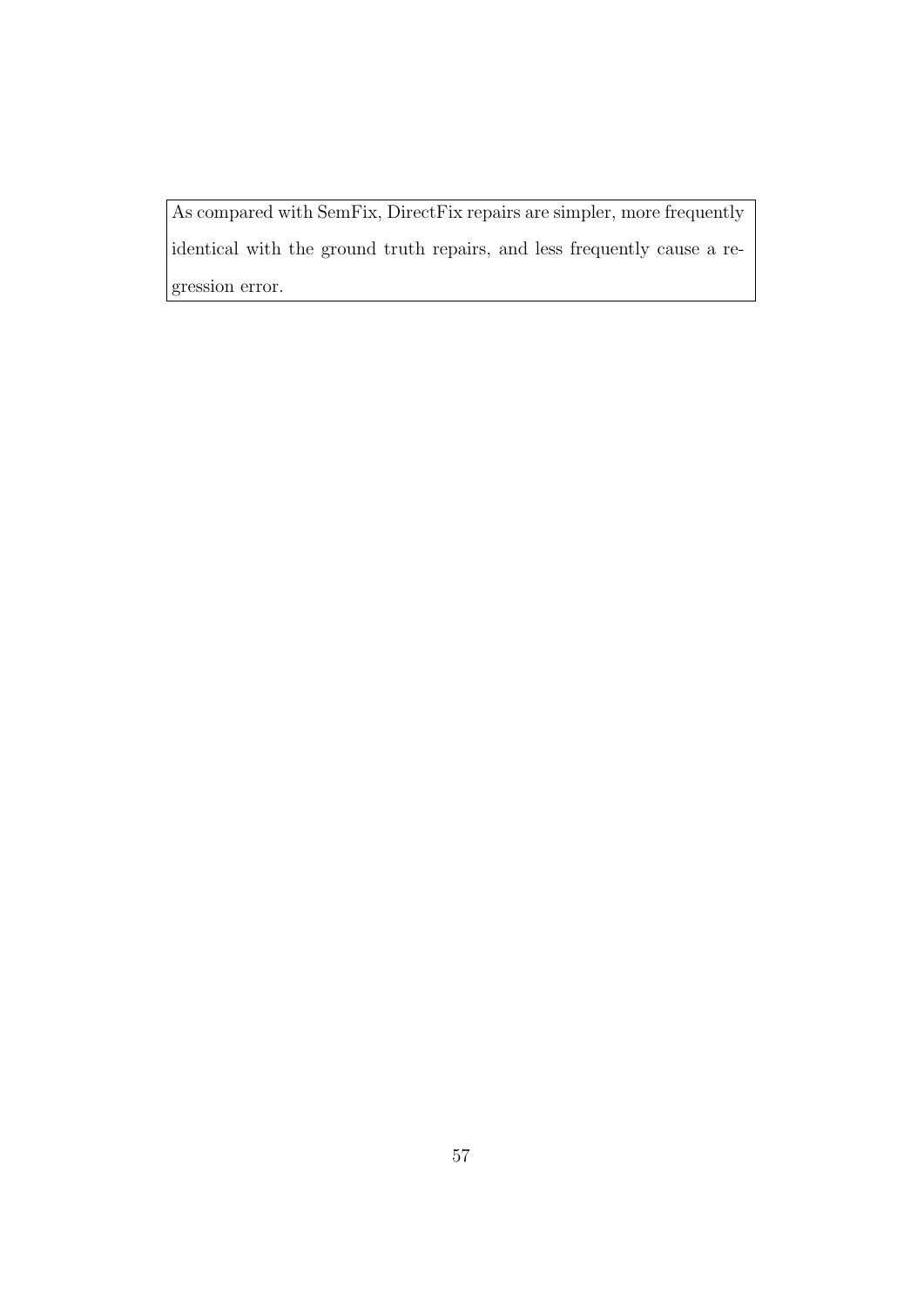As compared with SemFix, DirectFix repairs are simpler, more frequently identical with the ground truth repairs, and less frequently cause a regression error.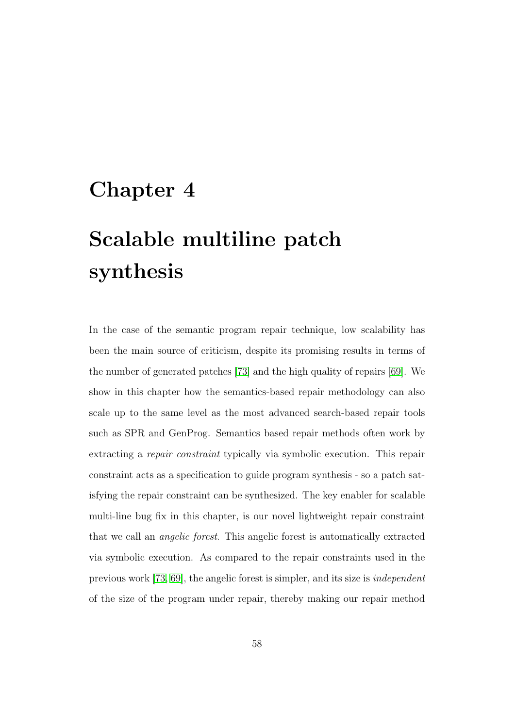# Chapter 4

# Scalable multiline patch synthesis

In the case of the semantic program repair technique, low scalability has been the main source of criticism, despite its promising results in terms of the number of generated patches [73] and the high quality of repairs [69]. We show in this chapter how the semantics-based repair methodology can also scale up to the same level as the most advanced search-based repair tools such as SPR and GenProg. Semantics based repair methods often work by extracting a *repair constraint* typically via symbolic execution. This repair constraint acts as a specification to guide program synthesis - so a patch satisfying the repair constraint can be synthesized. The key enabler for scalable multi-line bug fix in this chapter, is our novel lightweight repair constraint that we call an *angelic forest*. This angelic forest is automatically extracted via symbolic execution. As compared to the repair constraints used in the previous work [73, 69], the angelic forest is simpler, and its size is *independent* of the size of the program under repair, thereby making our repair method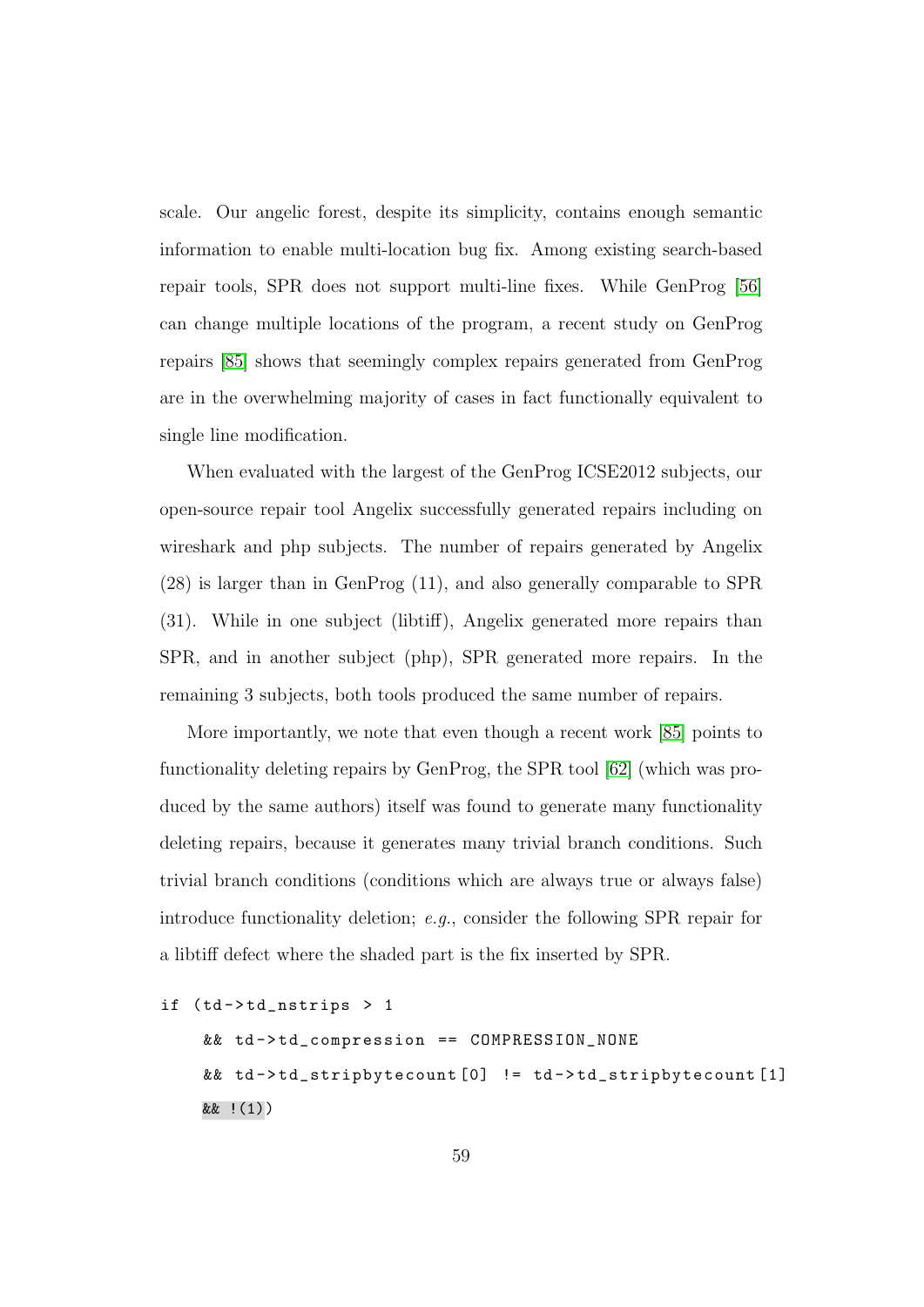scale. Our angelic forest, despite its simplicity, contains enough semantic information to enable multi-location bug fix. Among existing search-based repair tools, SPR does not support multi-line fixes. While GenProg [56] can change multiple locations of the program, a recent study on GenProg repairs [85] shows that seemingly complex repairs generated from GenProg are in the overwhelming majority of cases in fact functionally equivalent to single line modification.

When evaluated with the largest of the GenProg ICSE2012 subjects, our open-source repair tool Angelix successfully generated repairs including on wireshark and php subjects. The number of repairs generated by Angelix (28) is larger than in GenProg (11), and also generally comparable to SPR (31). While in one subject (libtiff), Angelix generated more repairs than SPR, and in another subject (php), SPR generated more repairs. In the remaining 3 subjects, both tools produced the same number of repairs.

More importantly, we note that even though a recent work [85] points to functionality deleting repairs by GenProg, the SPR tool [62] (which was produced by the same authors) itself was found to generate many functionality deleting repairs, because it generates many trivial branch conditions. Such trivial branch conditions (conditions which are always true or always false) introduce functionality deletion; *e.g.*, consider the following SPR repair for a libtiff defect where the shaded part is the fix inserted by SPR.

```
if (td->td_nstrips > 1
    && td->td_compression == COMPRESSION_NONE
    && td->td_stripbytecount[0] != td->td_stripbytecount[1]
    && !(1))
```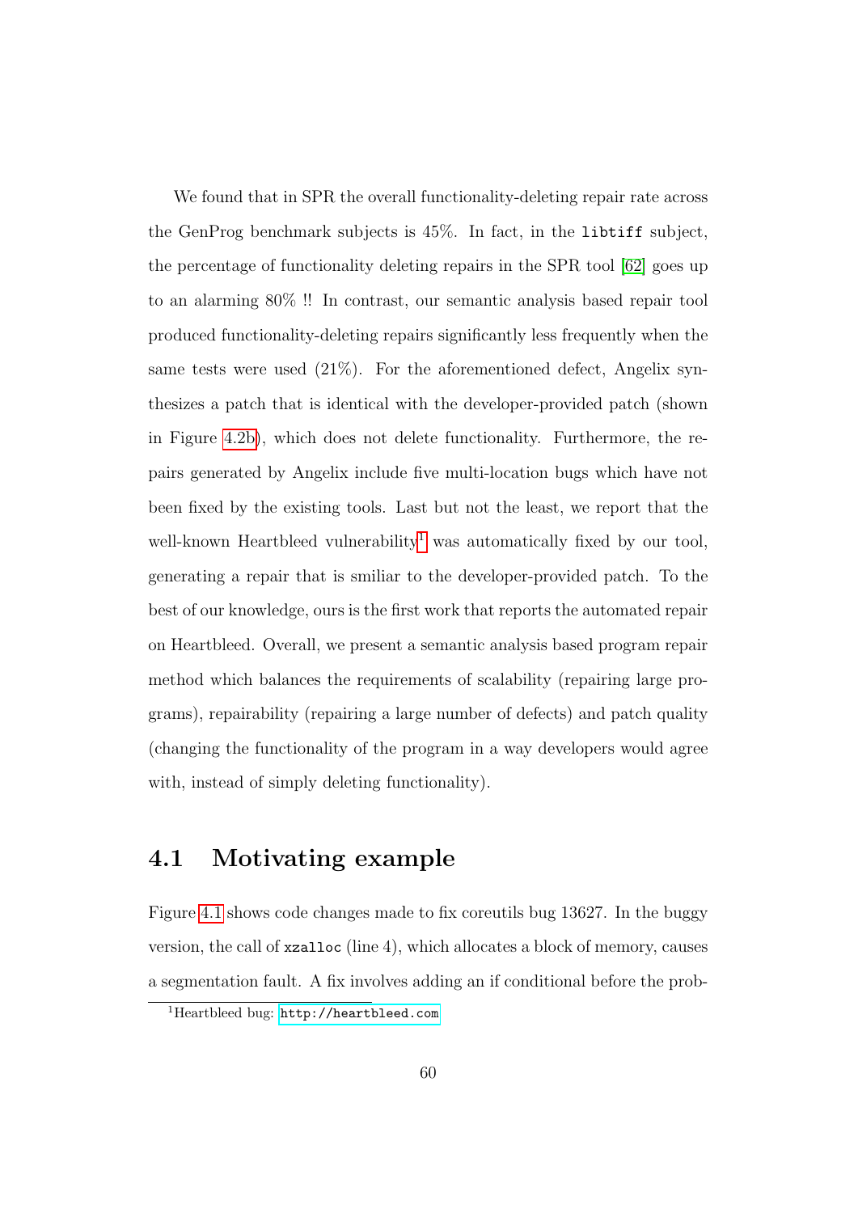We found that in SPR the overall functionality-deleting repair rate across the GenProg benchmark subjects is 45%. In fact, in the `libtiff` subject, the percentage of functionality deleting repairs in the SPR tool [62] goes up to an alarming 80% !! In contrast, our semantic analysis based repair tool produced functionality-deleting repairs significantly less frequently when the same tests were used (21%). For the aforementioned defect, Angelix synthesizes a patch that is identical with the developer-provided patch (shown in Figure 4.2b), which does not delete functionality. Furthermore, the repairs generated by Angelix include five multi-location bugs which have not been fixed by the existing tools. Last but not the least, we report that the well-known Heartbleed vulnerability[1] was automatically fixed by our tool, generating a repair that is smiliar to the developer-provided patch. To the best of our knowledge, ours is the first work that reports the automated repair on Heartbleed. Overall, we present a semantic analysis based program repair method which balances the requirements of scalability (repairing large programs), repairability (repairing a large number of defects) and patch quality (changing the functionality of the program in a way developers would agree with, instead of simply deleting functionality).

## 4.1 Motivating example

Figure 4.1 shows code changes made to fix coreutils bug 13627. In the buggy version, the call of `xzalloc` (line 4), which allocates a block of memory, causes a segmentation fault. A fix involves adding an if conditional before the prob-

[1] Heartbleed bug: http://heartbleed.com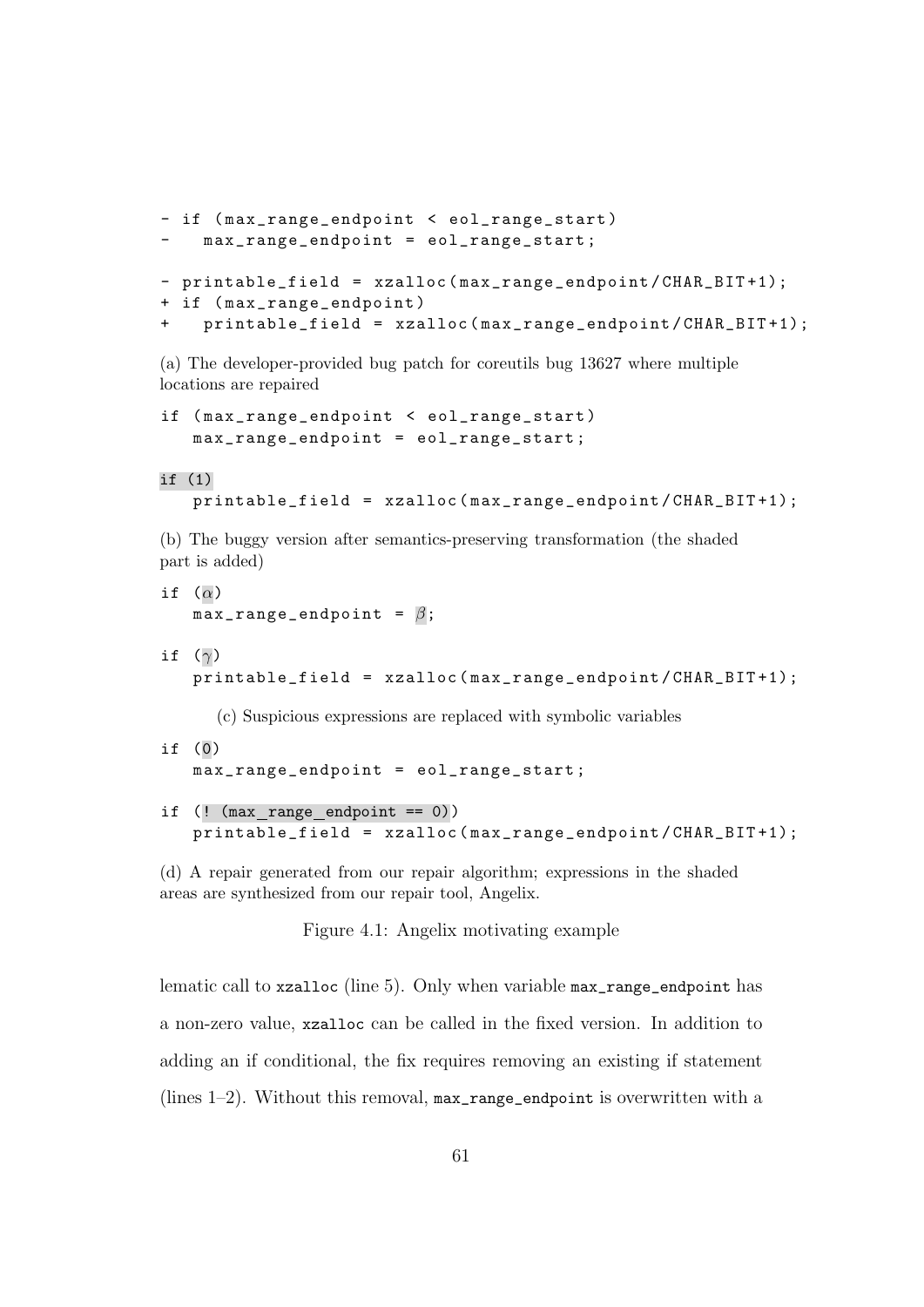```
- if (max_range_endpoint < eol_range_start)
-   max_range_endpoint = eol_range_start;

- printable_field = xzalloc(max_range_endpoint/CHAR_BIT+1);
+ if (max_range_endpoint)
+   printable_field = xzalloc(max_range_endpoint/CHAR_BIT+1);
```

(a) The developer-provided bug patch for coreutils bug 13627 where multiple locations are repaired

```
if (max_range_endpoint < eol_range_start)
   max_range_endpoint = eol_range_start;

if (1)
   printable_field = xzalloc(max_range_endpoint/CHAR_BIT+1);
```

(b) The buggy version after semantics-preserving transformation (the shaded part is added)

```
if (α)
   max_range_endpoint = β;

if (γ)
   printable_field = xzalloc(max_range_endpoint/CHAR_BIT+1);
```

(c) Suspicious expressions are replaced with symbolic variables

```
if (0)
   max_range_endpoint = eol_range_start;

if (! (max_range_endpoint == 0))
   printable_field = xzalloc(max_range_endpoint/CHAR_BIT+1);
```

(d) A repair generated from our repair algorithm; expressions in the shaded areas are synthesized from our repair tool, Angelix.

Figure 4.1: Angelix motivating example

lematic call to `xzalloc` (line 5). Only when variable `max_range_endpoint` has a non-zero value, `xzalloc` can be called in the fixed version. In addition to adding an if conditional, the fix requires removing an existing if statement (lines 1–2). Without this removal, `max_range_endpoint` is overwritten with a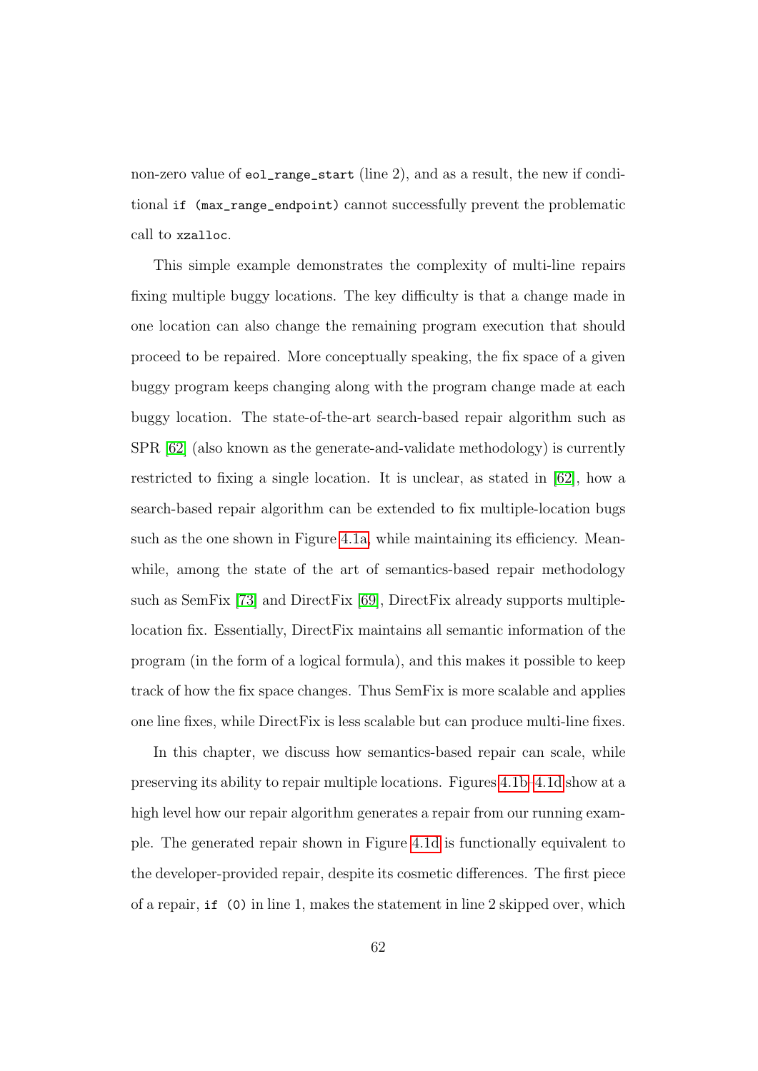non-zero value of `eol_range_start` (line 2), and as a result, the new if conditional `if (max_range_endpoint)` cannot successfully prevent the problematic call to `xzalloc`.

This simple example demonstrates the complexity of multi-line repairs fixing multiple buggy locations. The key difficulty is that a change made in one location can also change the remaining program execution that should proceed to be repaired. More conceptually speaking, the fix space of a given buggy program keeps changing along with the program change made at each buggy location. The state-of-the-art search-based repair algorithm such as SPR [62] (also known as the generate-and-validate methodology) is currently restricted to fixing a single location. It is unclear, as stated in [62], how a search-based repair algorithm can be extended to fix multiple-location bugs such as the one shown in Figure 4.1a, while maintaining its efficiency. Meanwhile, among the state of the art of semantics-based repair methodology such as SemFix [73] and DirectFix [69], DirectFix already supports multiple-location fix. Essentially, DirectFix maintains all semantic information of the program (in the form of a logical formula), and this makes it possible to keep track of how the fix space changes. Thus SemFix is more scalable and applies one line fixes, while DirectFix is less scalable but can produce multi-line fixes.

In this chapter, we discuss how semantics-based repair can scale, while preserving its ability to repair multiple locations. Figures 4.1b–4.1d show at a high level how our repair algorithm generates a repair from our running example. The generated repair shown in Figure 4.1d is functionally equivalent to the developer-provided repair, despite its cosmetic differences. The first piece of a repair, `if (0)` in line 1, makes the statement in line 2 skipped over, which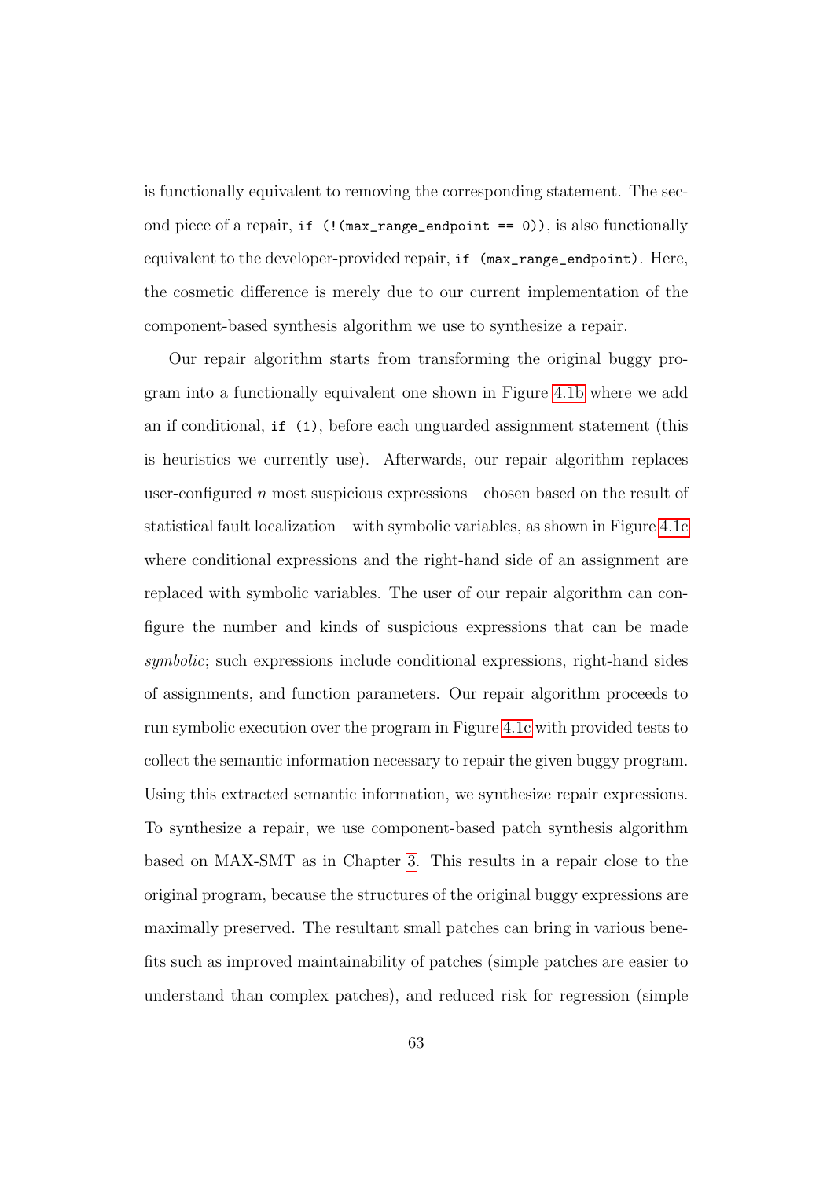is functionally equivalent to removing the corresponding statement. The second piece of a repair, `if (!(max_range_endpoint == 0))`, is also functionally equivalent to the developer-provided repair, `if (max_range_endpoint)`. Here, the cosmetic difference is merely due to our current implementation of the component-based synthesis algorithm we use to synthesize a repair.

Our repair algorithm starts from transforming the original buggy program into a functionally equivalent one shown in Figure 4.1b where we add an if conditional, `if (1)`, before each unguarded assignment statement (this is heuristics we currently use). Afterwards, our repair algorithm replaces user-configured $n$ most suspicious expressions—chosen based on the result of statistical fault localization—with symbolic variables, as shown in Figure 4.1c where conditional expressions and the right-hand side of an assignment are replaced with symbolic variables. The user of our repair algorithm can configure the number and kinds of suspicious expressions that can be made *symbolic*; such expressions include conditional expressions, right-hand sides of assignments, and function parameters. Our repair algorithm proceeds to run symbolic execution over the program in Figure 4.1c with provided tests to collect the semantic information necessary to repair the given buggy program. Using this extracted semantic information, we synthesize repair expressions. To synthesize a repair, we use component-based patch synthesis algorithm based on MAX-SMT as in Chapter 3. This results in a repair close to the original program, because the structures of the original buggy expressions are maximally preserved. The resultant small patches can bring in various benefits such as improved maintainability of patches (simple patches are easier to understand than complex patches), and reduced risk for regression (simple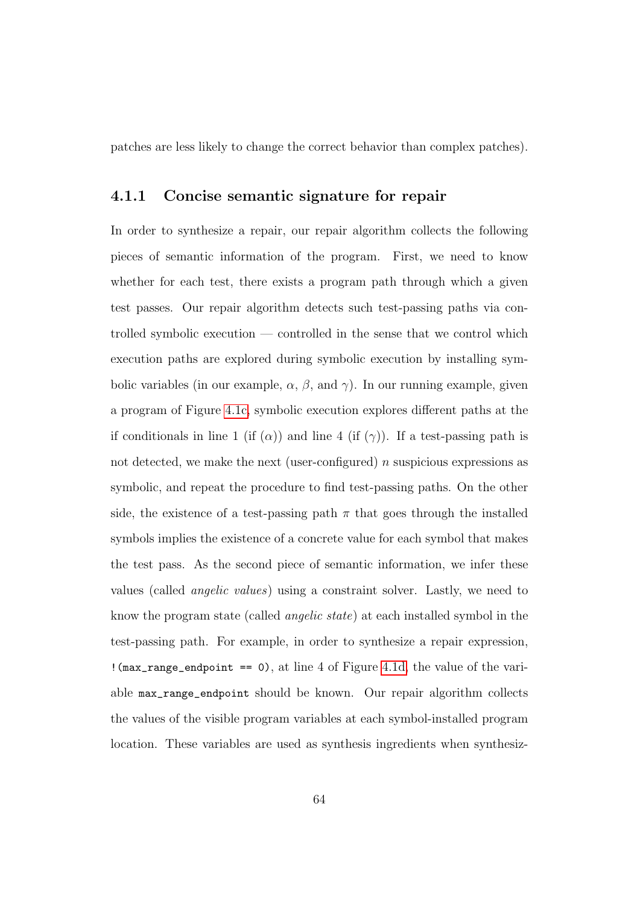patches are less likely to change the correct behavior than complex patches).

### 4.1.1 Concise semantic signature for repair

In order to synthesize a repair, our repair algorithm collects the following pieces of semantic information of the program. First, we need to know whether for each test, there exists a program path through which a given test passes. Our repair algorithm detects such test-passing paths via controlled symbolic execution — controlled in the sense that we control which execution paths are explored during symbolic execution by installing symbolic variables (in our example, $\alpha$, $\beta$, and $\gamma$). In our running example, given a program of Figure 4.1c, symbolic execution explores different paths at the if conditionals in line 1 (if ($\alpha$)) and line 4 (if ($\gamma$)). If a test-passing path is not detected, we make the next (user-configured) $n$ suspicious expressions as symbolic, and repeat the procedure to find test-passing paths. On the other side, the existence of a test-passing path $\pi$ that goes through the installed symbols implies the existence of a concrete value for each symbol that makes the test pass. As the second piece of semantic information, we infer these values (called *angelic values*) using a constraint solver. Lastly, we need to know the program state (called *angelic state*) at each installed symbol in the test-passing path. For example, in order to synthesize a repair expression, `!(max_range_endpoint == 0)`, at line 4 of Figure 4.1d, the value of the variable `max_range_endpoint` should be known. Our repair algorithm collects the values of the visible program variables at each symbol-installed program location. These variables are used as synthesis ingredients when synthesiz-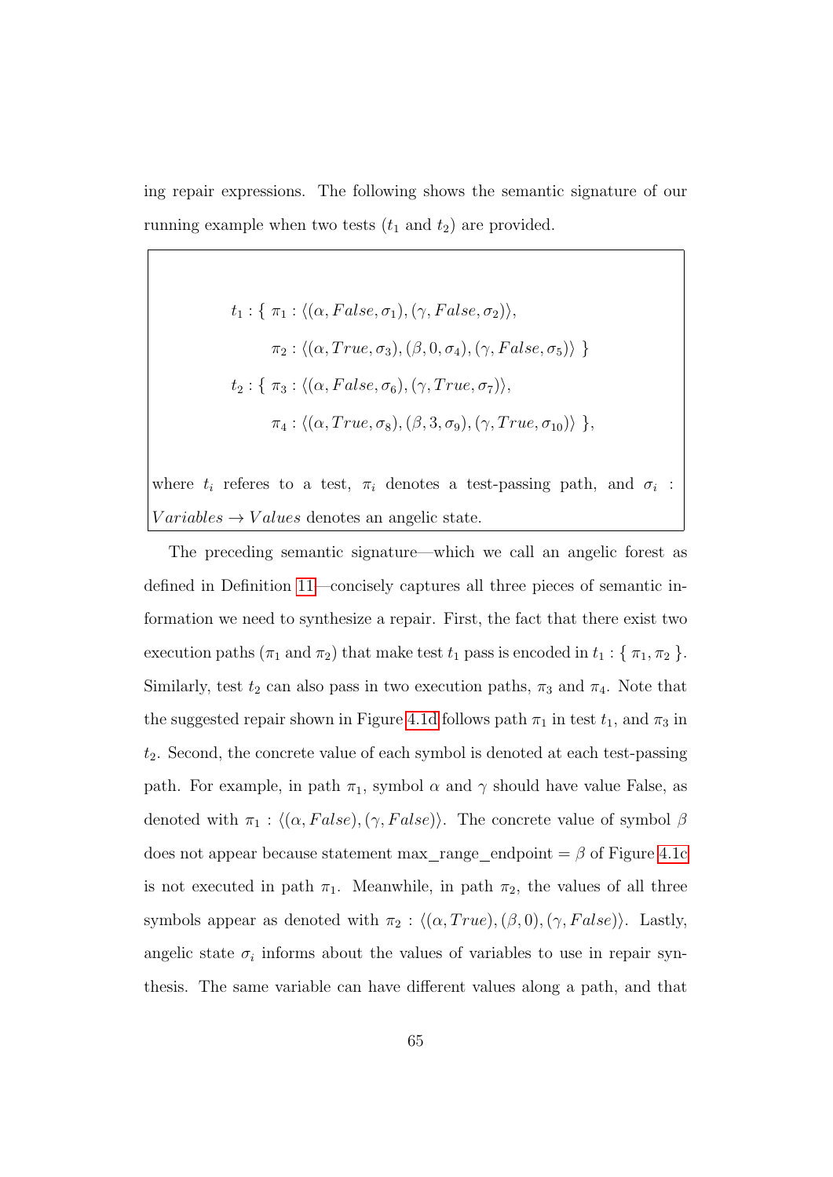ing repair expressions. The following shows the semantic signature of our running example when two tests ($t_1$ and $t_2$) are provided.

$$
\begin{aligned}
t_1 : \{\ & \pi_1 : \langle(\alpha, False, \sigma_1), (\gamma, False, \sigma_2)\rangle, \\
& \pi_2 : \langle(\alpha, True, \sigma_3), (\beta, 0, \sigma_4), (\gamma, False, \sigma_5)\rangle\ \} \\
t_2 : \{\ & \pi_3 : \langle(\alpha, False, \sigma_6), (\gamma, True, \sigma_7)\rangle, \\
& \pi_4 : \langle(\alpha, True, \sigma_8), (\beta, 3, \sigma_9), (\gamma, True, \sigma_{10})\rangle\ \},
\end{aligned}
$$

where $t_i$ referes to a test, $\pi_i$ denotes a test-passing path, and $\sigma_i$ : $Variables \rightarrow Values$ denotes an angelic state.

The preceding semantic signature—which we call an angelic forest as defined in Definition 11—concisely captures all three pieces of semantic information we need to synthesize a repair. First, the fact that there exist two execution paths ($\pi_1$ and $\pi_2$) that make test $t_1$ pass is encoded in $t_1 : \{\ \pi_1, \pi_2\ \}$. Similarly, test $t_2$ can also pass in two execution paths, $\pi_3$ and $\pi_4$. Note that the suggested repair shown in Figure 4.1d follows path $\pi_1$ in test $t_1$, and $\pi_3$ in $t_2$. Second, the concrete value of each symbol is denoted at each test-passing path. For example, in path $\pi_1$, symbol $\alpha$ and $\gamma$ should have value False, as denoted with $\pi_1 : \langle(\alpha, False), (\gamma, False)\rangle$. The concrete value of symbol $\beta$ does not appear because statement max_range_endpoint = $\beta$ of Figure 4.1c is not executed in path $\pi_1$. Meanwhile, in path $\pi_2$, the values of all three symbols appear as denoted with $\pi_2 : \langle(\alpha, True), (\beta, 0), (\gamma, False)\rangle$. Lastly, angelic state $\sigma_i$ informs about the values of variables to use in repair synthesis. The same variable can have different values along a path, and that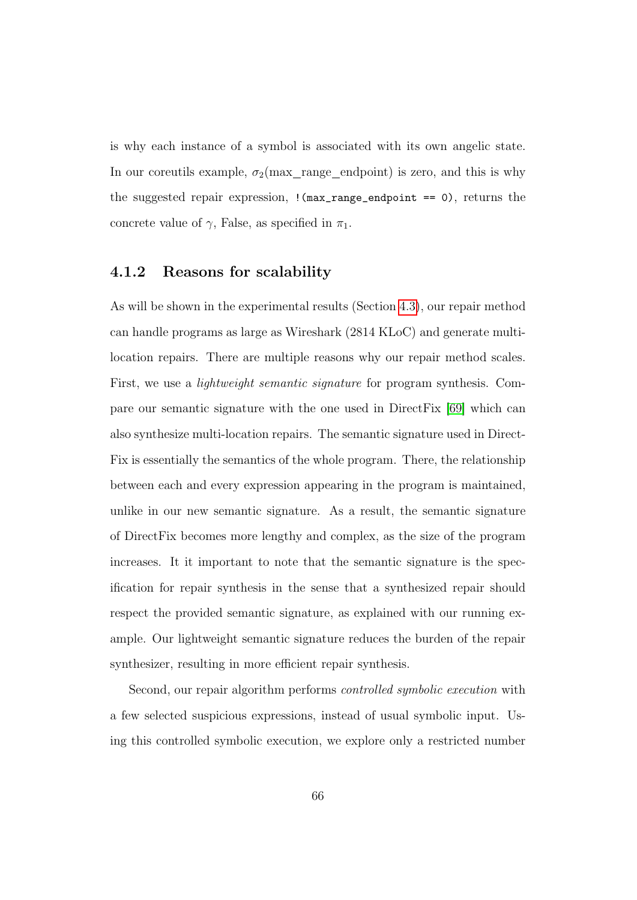is why each instance of a symbol is associated with its own angelic state. In our coreutils example, $\sigma_2$(max_range_endpoint) is zero, and this is why the suggested repair expression, `!(max_range_endpoint == 0)`, returns the concrete value of $\gamma$, False, as specified in $\pi_1$.

### 4.1.2 Reasons for scalability

As will be shown in the experimental results (Section 4.3), our repair method can handle programs as large as Wireshark (2814 KLoC) and generate multi-location repairs. There are multiple reasons why our repair method scales. First, we use a *lightweight semantic signature* for program synthesis. Compare our semantic signature with the one used in DirectFix [69] which can also synthesize multi-location repairs. The semantic signature used in DirectFix is essentially the semantics of the whole program. There, the relationship between each and every expression appearing in the program is maintained, unlike in our new semantic signature. As a result, the semantic signature of DirectFix becomes more lengthy and complex, as the size of the program increases. It it important to note that the semantic signature is the specification for repair synthesis in the sense that a synthesized repair should respect the provided semantic signature, as explained with our running example. Our lightweight semantic signature reduces the burden of the repair synthesizer, resulting in more efficient repair synthesis.

Second, our repair algorithm performs *controlled symbolic execution* with a few selected suspicious expressions, instead of usual symbolic input. Using this controlled symbolic execution, we explore only a restricted number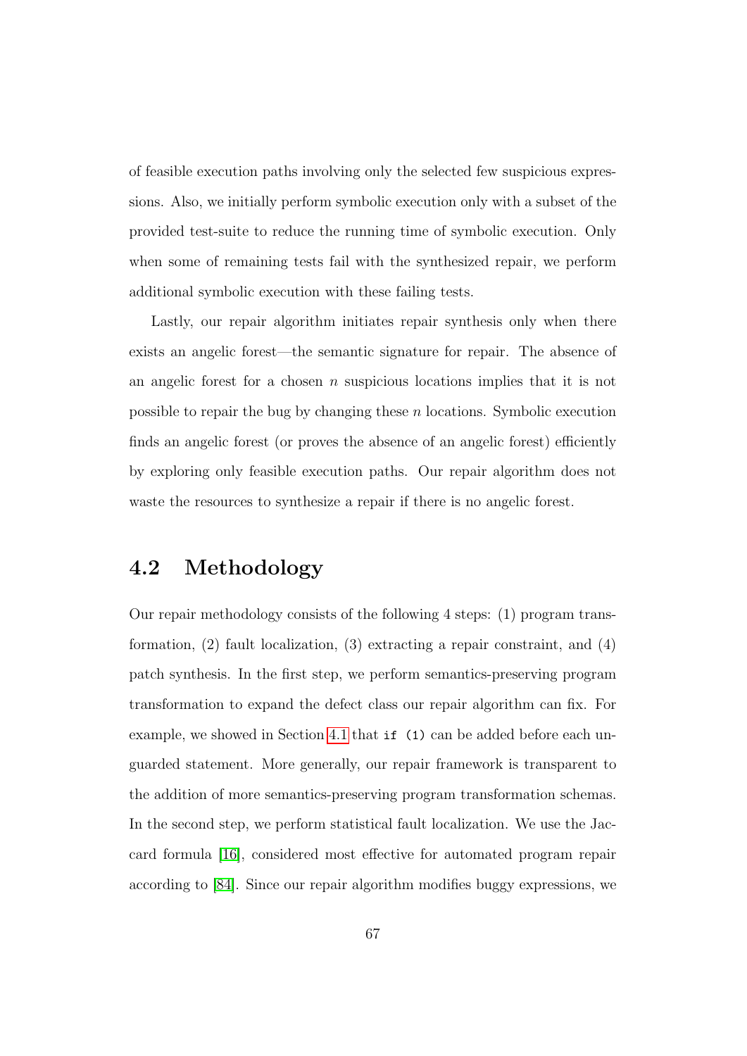of feasible execution paths involving only the selected few suspicious expressions. Also, we initially perform symbolic execution only with a subset of the provided test-suite to reduce the running time of symbolic execution. Only when some of remaining tests fail with the synthesized repair, we perform additional symbolic execution with these failing tests.

Lastly, our repair algorithm initiates repair synthesis only when there exists an angelic forest—the semantic signature for repair. The absence of an angelic forest for a chosen $n$ suspicious locations implies that it is not possible to repair the bug by changing these $n$ locations. Symbolic execution finds an angelic forest (or proves the absence of an angelic forest) efficiently by exploring only feasible execution paths. Our repair algorithm does not waste the resources to synthesize a repair if there is no angelic forest.

## 4.2 Methodology

Our repair methodology consists of the following 4 steps: (1) program transformation, (2) fault localization, (3) extracting a repair constraint, and (4) patch synthesis. In the first step, we perform semantics-preserving program transformation to expand the defect class our repair algorithm can fix. For example, we showed in Section 4.1 that `if (1)` can be added before each unguarded statement. More generally, our repair framework is transparent to the addition of more semantics-preserving program transformation schemas. In the second step, we perform statistical fault localization. We use the Jaccard formula [16], considered most effective for automated program repair according to [84]. Since our repair algorithm modifies buggy expressions, we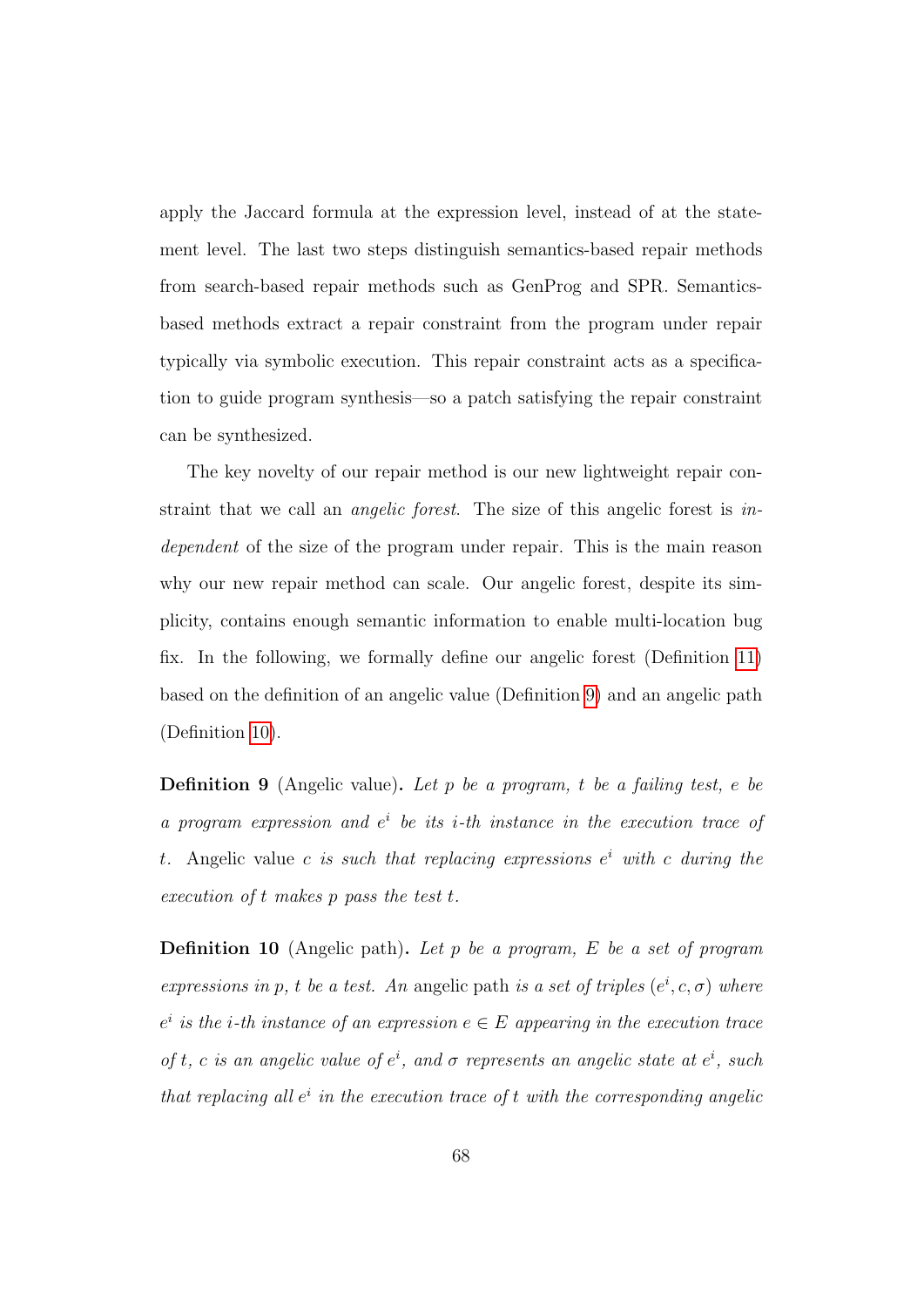apply the Jaccard formula at the expression level, instead of at the statement level. The last two steps distinguish semantics-based repair methods from search-based repair methods such as GenProg and SPR. Semantics-based methods extract a repair constraint from the program under repair typically via symbolic execution. This repair constraint acts as a specification to guide program synthesis—so a patch satisfying the repair constraint can be synthesized.

The key novelty of our repair method is our new lightweight repair constraint that we call an *angelic forest*. The size of this angelic forest is *independent* of the size of the program under repair. This is the main reason why our new repair method can scale. Our angelic forest, despite its simplicity, contains enough semantic information to enable multi-location bug fix. In the following, we formally define our angelic forest (Definition 11) based on the definition of an angelic value (Definition 9) and an angelic path (Definition 10).

**Definition 9** (Angelic value)**.** *Let $p$ be a program, $t$ be a failing test, $e$ be a program expression and $e^i$ be its $i$-th instance in the execution trace of $t$.* Angelic value *$c$ is such that replacing expressions $e^i$ with $c$ during the execution of $t$ makes $p$ pass the test $t$.*

**Definition 10** (Angelic path)**.** *Let $p$ be a program, $E$ be a set of program expressions in $p$, $t$ be a test. An* angelic path *is a set of triples $(e^i, c, \sigma)$ where $e^i$ is the $i$-th instance of an expression $e \in E$ appearing in the execution trace of $t$, $c$ is an angelic value of $e^i$, and $\sigma$ represents an angelic state at $e^i$, such that replacing all $e^i$ in the execution trace of $t$ with the corresponding angelic*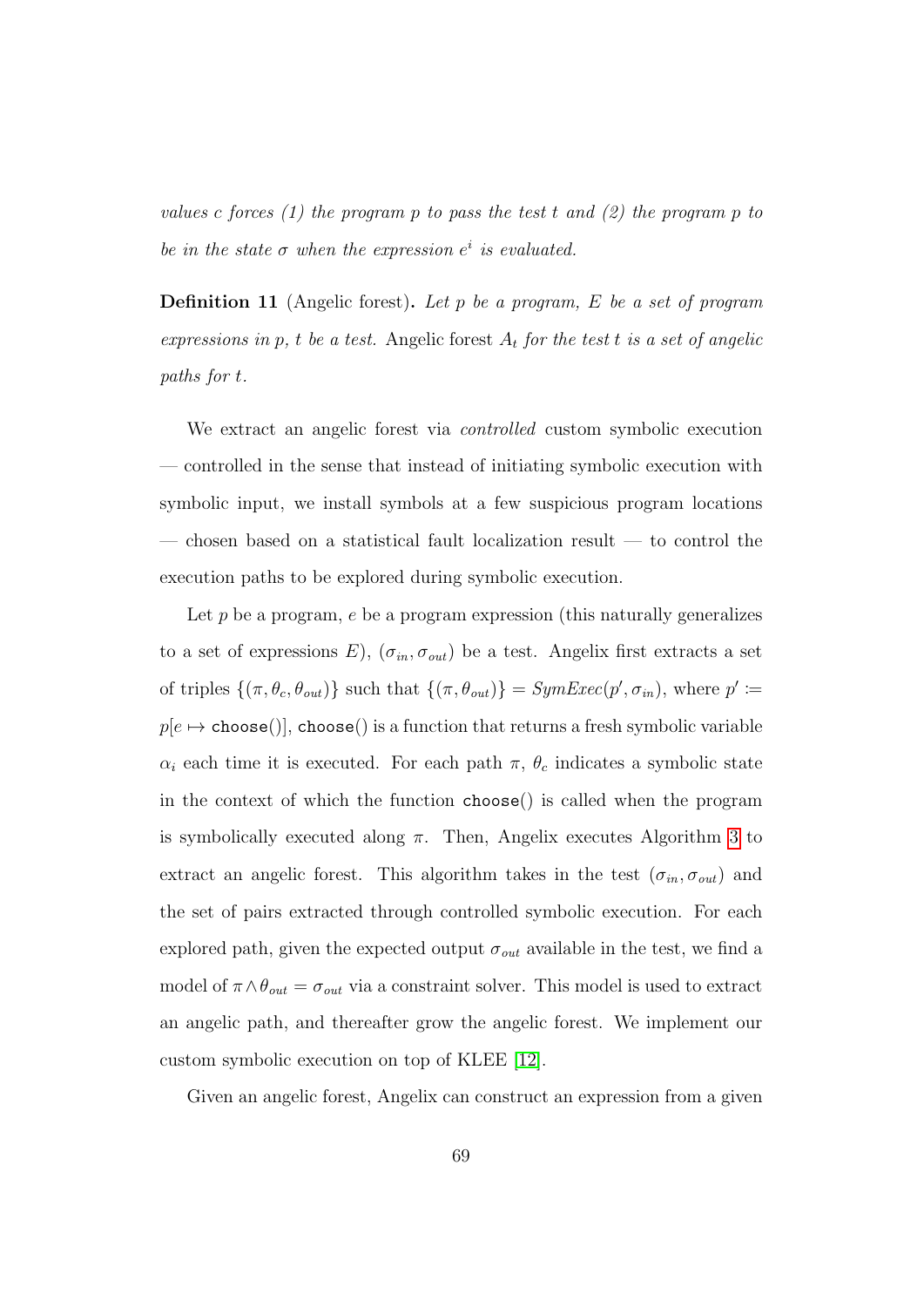*values $c$ forces (1) the program $p$ to pass the test $t$ and (2) the program $p$ to be in the state $\sigma$ when the expression $e^i$ is evaluated.*

**Definition 11** (Angelic forest)**.** *Let $p$ be a program, $E$ be a set of program expressions in $p$, $t$ be a test.* Angelic forest *$A_t$ for the test $t$ is a set of angelic paths for $t$.*

We extract an angelic forest via *controlled* custom symbolic execution — controlled in the sense that instead of initiating symbolic execution with symbolic input, we install symbols at a few suspicious program locations — chosen based on a statistical fault localization result — to control the execution paths to be explored during symbolic execution.

Let $p$ be a program, $e$ be a program expression (this naturally generalizes to a set of expressions $E$), $(\sigma_{in}, \sigma_{out})$ be a test. Angelix first extracts a set of triples $\{(\pi, \theta_c, \theta_{out})\}$ such that $\{(\pi, \theta_{out})\} = \mathit{SymExec}(p', \sigma_{in})$, where $p' := p[e \mapsto \texttt{choose}()]$, `choose()` is a function that returns a fresh symbolic variable $\alpha_i$ each time it is executed. For each path $\pi$, $\theta_c$ indicates a symbolic state in the context of which the function `choose()` is called when the program is symbolically executed along $\pi$. Then, Angelix executes Algorithm 3 to extract an angelic forest. This algorithm takes in the test $(\sigma_{in}, \sigma_{out})$ and the set of pairs extracted through controlled symbolic execution. For each explored path, given the expected output $\sigma_{out}$ available in the test, we find a model of $\pi \wedge \theta_{out} = \sigma_{out}$ via a constraint solver. This model is used to extract an angelic path, and thereafter grow the angelic forest. We implement our custom symbolic execution on top of KLEE [12].

Given an angelic forest, Angelix can construct an expression from a given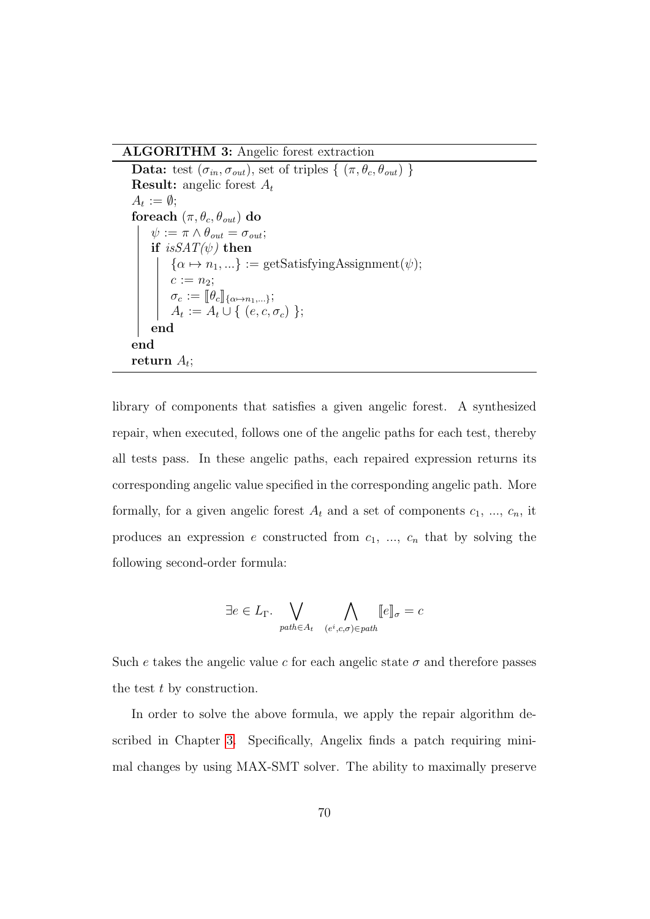**ALGORITHM 3:** Angelic forest extraction

```
Data: test (σ_in, σ_out), set of triples { (π, θ_c, θ_out) }
Result: angelic forest A_t
A_t := ∅;
foreach (π, θ_c, θ_out) do
    ψ := π ∧ θ_out = σ_out;
    if isSAT(ψ) then
        {α ↦ n_1, ...} := getSatisfyingAssignment(ψ);
        c := n_2;
        σ_c := ⟦θ_c⟧_{α↦n_1,...};
        A_t := A_t ∪ { (e, c, σ_c) };
    end
end
return A_t;
```

library of components that satisfies a given angelic forest. A synthesized repair, when executed, follows one of the angelic paths for each test, thereby all tests pass. In these angelic paths, each repaired expression returns its corresponding angelic value specified in the corresponding angelic path. More formally, for a given angelic forest $A_t$ and a set of components $c_1$, ..., $c_n$, it produces an expression $e$ constructed from $c_1$, ..., $c_n$ that by solving the following second-order formula:

$$\exists e \in L_{\Gamma}. \bigvee_{path \in A_t} \bigwedge_{(e^i, c, \sigma) \in path} [\![e]\!]_{\sigma} = c$$

Such $e$ takes the angelic value $c$ for each angelic state $\sigma$ and therefore passes the test $t$ by construction.

In order to solve the above formula, we apply the repair algorithm described in Chapter 3. Specifically, Angelix finds a patch requiring minimal changes by using MAX-SMT solver. The ability to maximally preserve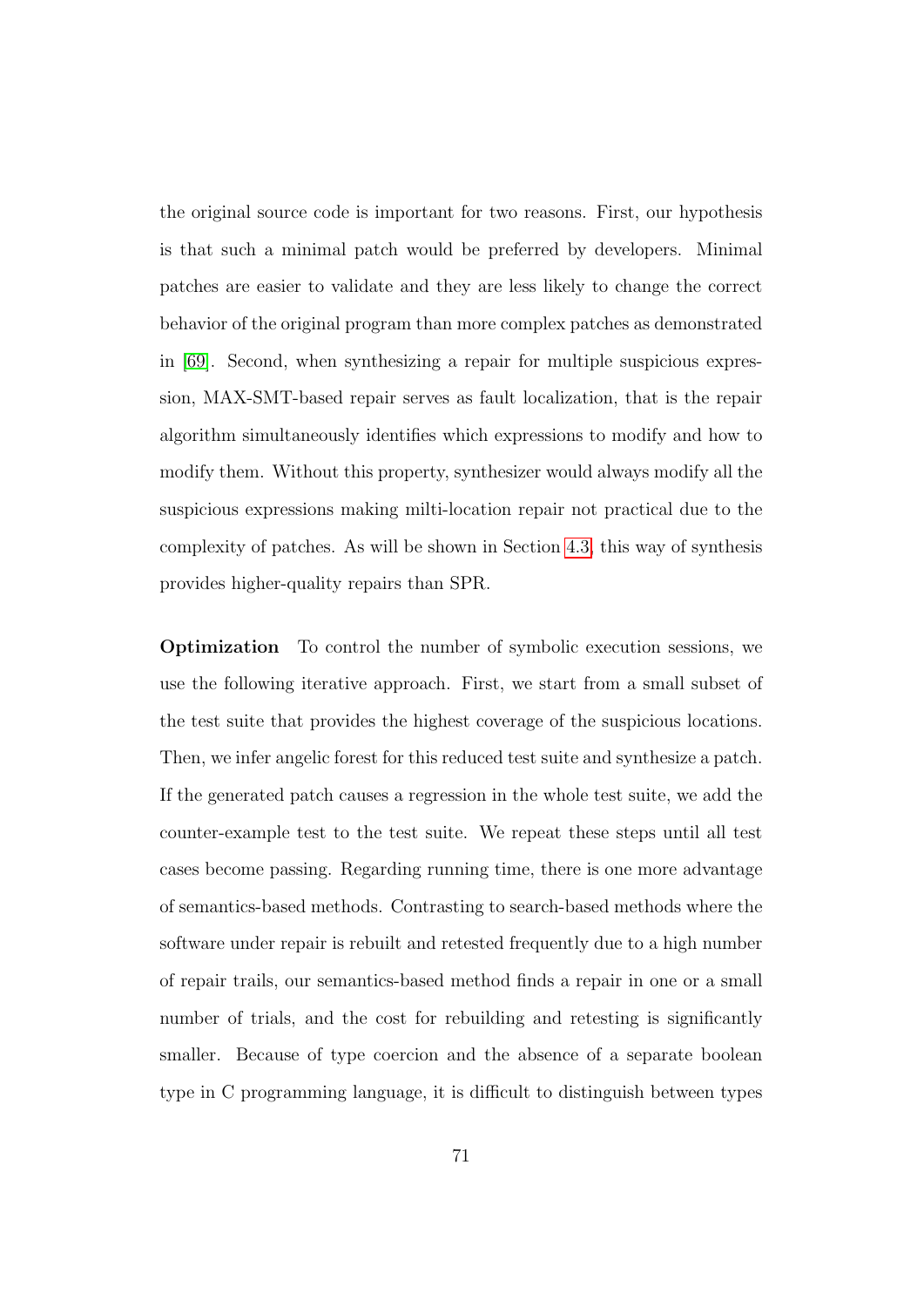the original source code is important for two reasons. First, our hypothesis is that such a minimal patch would be preferred by developers. Minimal patches are easier to validate and they are less likely to change the correct behavior of the original program than more complex patches as demonstrated in [69]. Second, when synthesizing a repair for multiple suspicious expression, MAX-SMT-based repair serves as fault localization, that is the repair algorithm simultaneously identifies which expressions to modify and how to modify them. Without this property, synthesizer would always modify all the suspicious expressions making milti-location repair not practical due to the complexity of patches. As will be shown in Section 4.3, this way of synthesis provides higher-quality repairs than SPR.

**Optimization** To control the number of symbolic execution sessions, we use the following iterative approach. First, we start from a small subset of the test suite that provides the highest coverage of the suspicious locations. Then, we infer angelic forest for this reduced test suite and synthesize a patch. If the generated patch causes a regression in the whole test suite, we add the counter-example test to the test suite. We repeat these steps until all test cases become passing. Regarding running time, there is one more advantage of semantics-based methods. Contrasting to search-based methods where the software under repair is rebuilt and retested frequently due to a high number of repair trails, our semantics-based method finds a repair in one or a small number of trials, and the cost for rebuilding and retesting is significantly smaller. Because of type coercion and the absence of a separate boolean type in C programming language, it is difficult to distinguish between types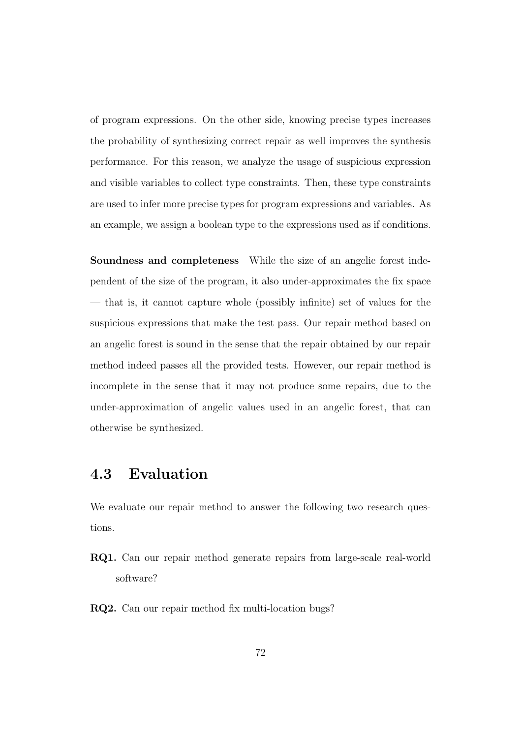of program expressions. On the other side, knowing precise types increases the probability of synthesizing correct repair as well improves the synthesis performance. For this reason, we analyze the usage of suspicious expression and visible variables to collect type constraints. Then, these type constraints are used to infer more precise types for program expressions and variables. As an example, we assign a boolean type to the expressions used as if conditions.

**Soundness and completeness** While the size of an angelic forest independent of the size of the program, it also under-approximates the fix space — that is, it cannot capture whole (possibly infinite) set of values for the suspicious expressions that make the test pass. Our repair method based on an angelic forest is sound in the sense that the repair obtained by our repair method indeed passes all the provided tests. However, our repair method is incomplete in the sense that it may not produce some repairs, due to the under-approximation of angelic values used in an angelic forest, that can otherwise be synthesized.

## 4.3 Evaluation

We evaluate our repair method to answer the following two research questions.

**RQ1.** Can our repair method generate repairs from large-scale real-world software?

**RQ2.** Can our repair method fix multi-location bugs?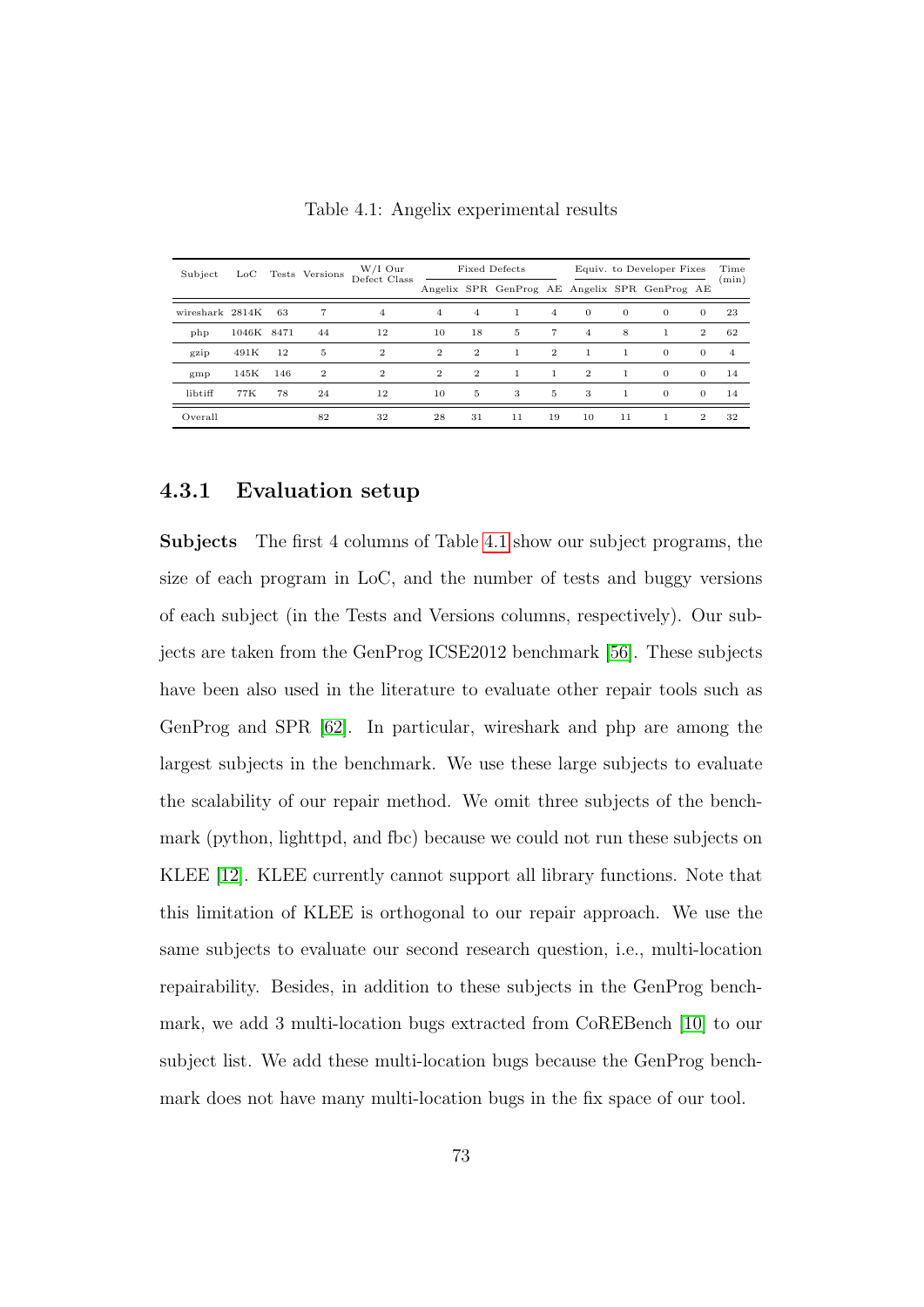Table 4.1: Angelix experimental results

| Subject | LoC | Tests | Versions | W/I Our Defect Class | Fixed Defects | | | | Equiv. to Developer Fixes | | | | Time (min) |
|---|---|---|---|---|---|---|---|---|---|---|---|---|---|
| | | | | | Angelix | SPR | GenProg | AE | Angelix | SPR | GenProg | AE | |
| wireshark | 2814K | 63 | 7 | 4 | 4 | 4 | 1 | 4 | 0 | 0 | 0 | 0 | 23 |
| php | 1046K | 8471 | 44 | 12 | 10 | 18 | 5 | 7 | 4 | 8 | 1 | 2 | 62 |
| gzip | 491K | 12 | 5 | 2 | 2 | 2 | 1 | 2 | 1 | 1 | 0 | 0 | 4 |
| gmp | 145K | 146 | 2 | 2 | 2 | 2 | 1 | 1 | 2 | 1 | 0 | 0 | 14 |
| libtiff | 77K | 78 | 24 | 12 | 10 | 5 | 3 | 5 | 3 | 1 | 0 | 0 | 14 |
| Overall | | | 82 | 32 | 28 | 31 | 11 | 19 | 10 | 11 | 1 | 2 | 32 |

### 4.3.1 Evaluation setup

**Subjects** The first 4 columns of Table 4.1 show our subject programs, the size of each program in LoC, and the number of tests and buggy versions of each subject (in the Tests and Versions columns, respectively). Our subjects are taken from the GenProg ICSE2012 benchmark [56]. These subjects have been also used in the literature to evaluate other repair tools such as GenProg and SPR [62]. In particular, wireshark and php are among the largest subjects in the benchmark. We use these large subjects to evaluate the scalability of our repair method. We omit three subjects of the benchmark (python, lighttpd, and fbc) because we could not run these subjects on KLEE [12]. KLEE currently cannot support all library functions. Note that this limitation of KLEE is orthogonal to our repair approach. We use the same subjects to evaluate our second research question, i.e., multi-location repairability. Besides, in addition to these subjects in the GenProg benchmark, we add 3 multi-location bugs extracted from CoREBench [10] to our subject list. We add these multi-location bugs because the GenProg benchmark does not have many multi-location bugs in the fix space of our tool.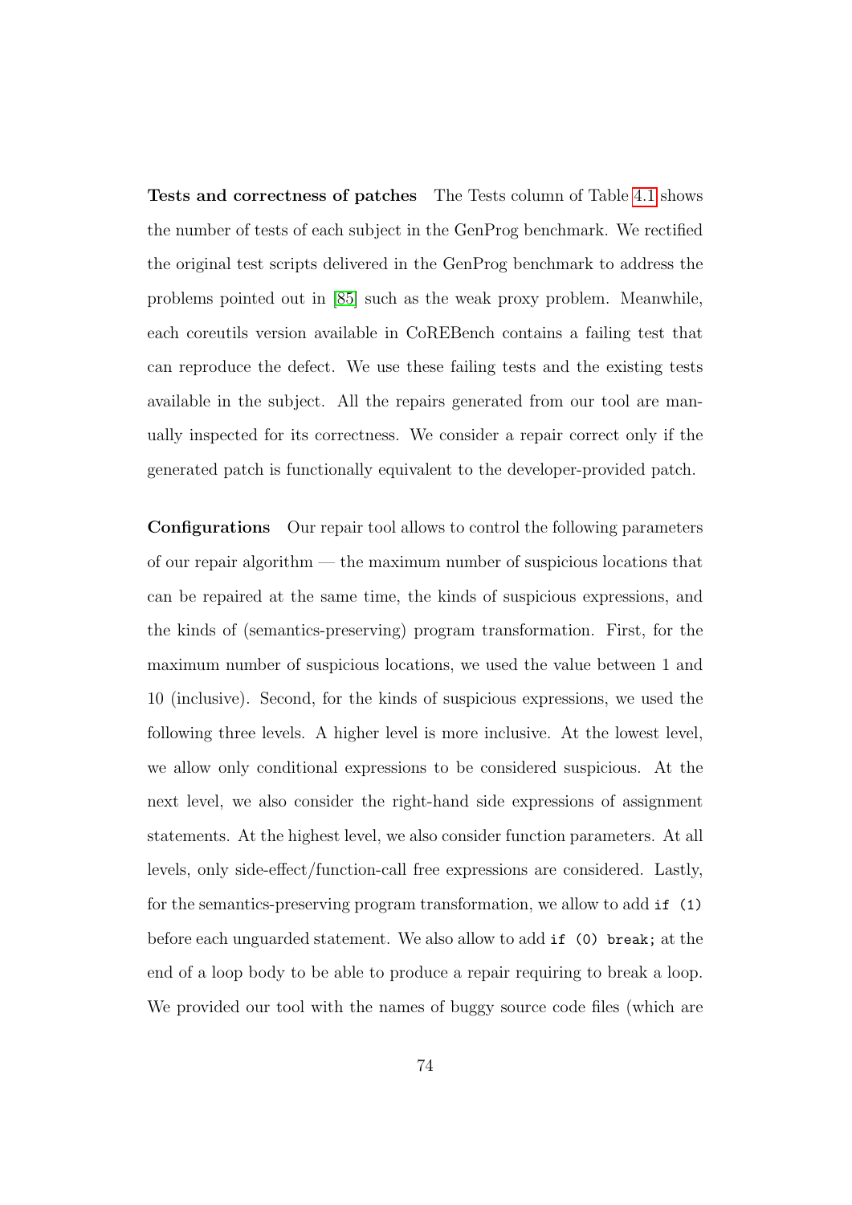**Tests and correctness of patches** The Tests column of Table 4.1 shows the number of tests of each subject in the GenProg benchmark. We rectified the original test scripts delivered in the GenProg benchmark to address the problems pointed out in [85] such as the weak proxy problem. Meanwhile, each coreutils version available in CoREBench contains a failing test that can reproduce the defect. We use these failing tests and the existing tests available in the subject. All the repairs generated from our tool are manually inspected for its correctness. We consider a repair correct only if the generated patch is functionally equivalent to the developer-provided patch.

**Configurations** Our repair tool allows to control the following parameters of our repair algorithm — the maximum number of suspicious locations that can be repaired at the same time, the kinds of suspicious expressions, and the kinds of (semantics-preserving) program transformation. First, for the maximum number of suspicious locations, we used the value between 1 and 10 (inclusive). Second, for the kinds of suspicious expressions, we used the following three levels. A higher level is more inclusive. At the lowest level, we allow only conditional expressions to be considered suspicious. At the next level, we also consider the right-hand side expressions of assignment statements. At the highest level, we also consider function parameters. At all levels, only side-effect/function-call free expressions are considered. Lastly, for the semantics-preserving program transformation, we allow to add `if (1)` before each unguarded statement. We also allow to add `if (0) break;` at the end of a loop body to be able to produce a repair requiring to break a loop. We provided our tool with the names of buggy source code files (which are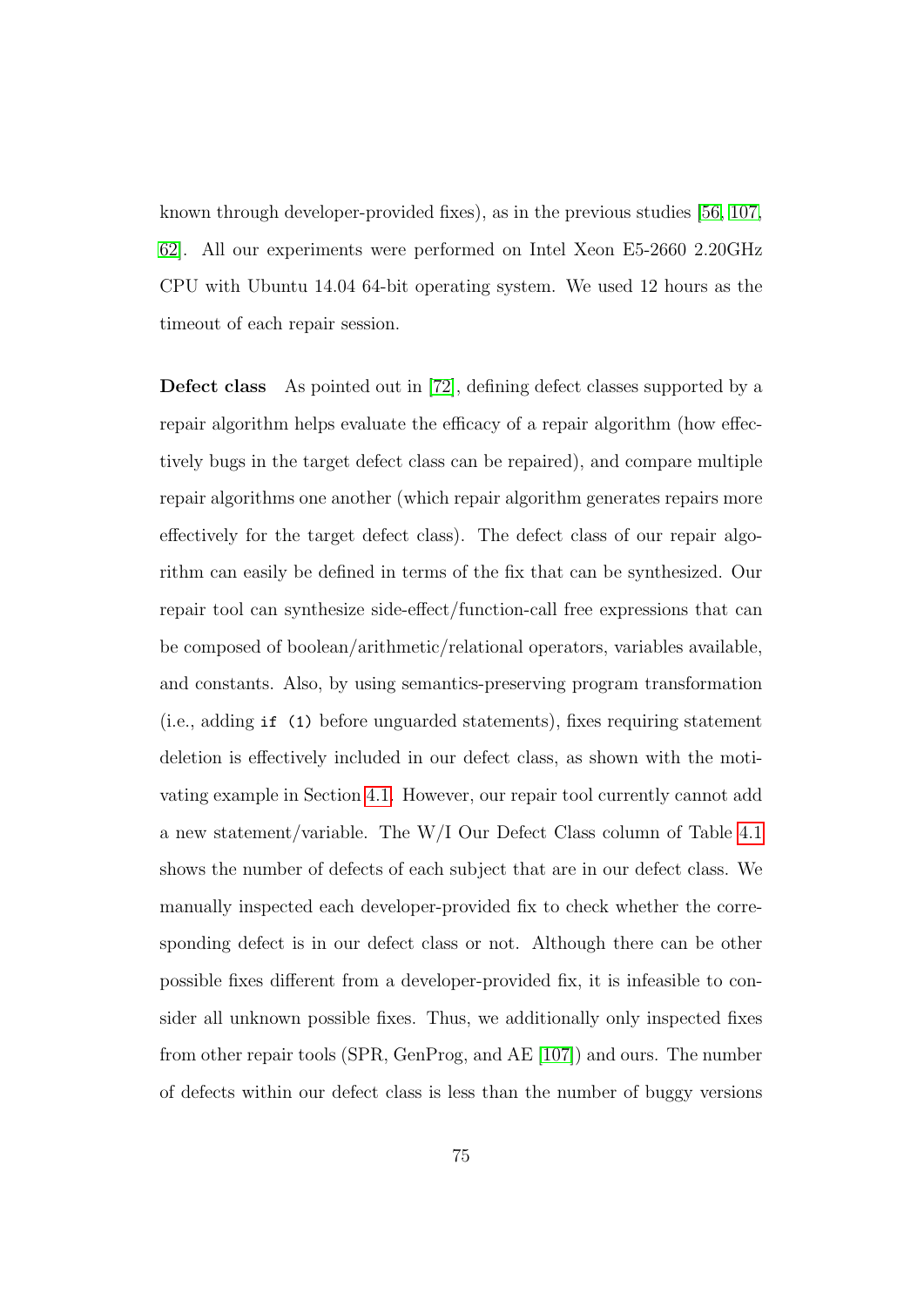known through developer-provided fixes), as in the previous studies [56, 107, 62]. All our experiments were performed on Intel Xeon E5-2660 2.20GHz CPU with Ubuntu 14.04 64-bit operating system. We used 12 hours as the timeout of each repair session.

**Defect class** As pointed out in [72], defining defect classes supported by a repair algorithm helps evaluate the efficacy of a repair algorithm (how effectively bugs in the target defect class can be repaired), and compare multiple repair algorithms one another (which repair algorithm generates repairs more effectively for the target defect class). The defect class of our repair algorithm can easily be defined in terms of the fix that can be synthesized. Our repair tool can synthesize side-effect/function-call free expressions that can be composed of boolean/arithmetic/relational operators, variables available, and constants. Also, by using semantics-preserving program transformation (i.e., adding `if (1)` before unguarded statements), fixes requiring statement deletion is effectively included in our defect class, as shown with the motivating example in Section 4.1. However, our repair tool currently cannot add a new statement/variable. The W/I Our Defect Class column of Table 4.1 shows the number of defects of each subject that are in our defect class. We manually inspected each developer-provided fix to check whether the corresponding defect is in our defect class or not. Although there can be other possible fixes different from a developer-provided fix, it is infeasible to consider all unknown possible fixes. Thus, we additionally only inspected fixes from other repair tools (SPR, GenProg, and AE [107]) and ours. The number of defects within our defect class is less than the number of buggy versions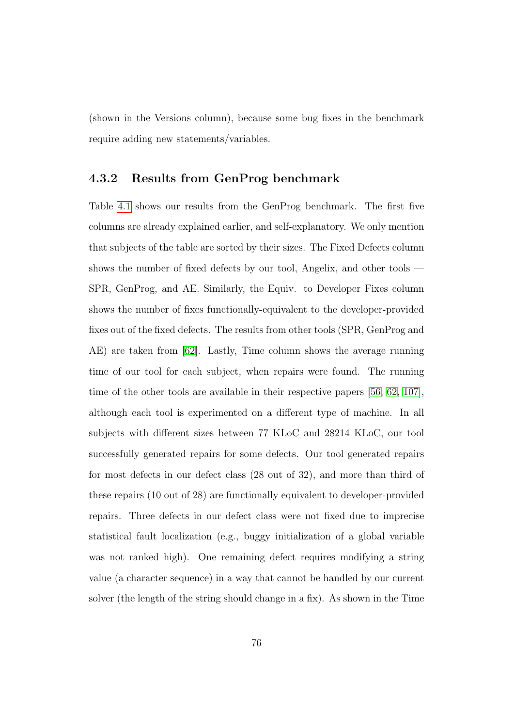(shown in the Versions column), because some bug fixes in the benchmark require adding new statements/variables.

### 4.3.2 Results from GenProg benchmark

Table 4.1 shows our results from the GenProg benchmark. The first five columns are already explained earlier, and self-explanatory. We only mention that subjects of the table are sorted by their sizes. The Fixed Defects column shows the number of fixed defects by our tool, Angelix, and other tools — SPR, GenProg, and AE. Similarly, the Equiv. to Developer Fixes column shows the number of fixes functionally-equivalent to the developer-provided fixes out of the fixed defects. The results from other tools (SPR, GenProg and AE) are taken from [62]. Lastly, Time column shows the average running time of our tool for each subject, when repairs were found. The running time of the other tools are available in their respective papers [56, 62, 107], although each tool is experimented on a different type of machine. In all subjects with different sizes between 77 KLoC and 28214 KLoC, our tool successfully generated repairs for some defects. Our tool generated repairs for most defects in our defect class (28 out of 32), and more than third of these repairs (10 out of 28) are functionally equivalent to developer-provided repairs. Three defects in our defect class were not fixed due to imprecise statistical fault localization (e.g., buggy initialization of a global variable was not ranked high). One remaining defect requires modifying a string value (a character sequence) in a way that cannot be handled by our current solver (the length of the string should change in a fix). As shown in the Time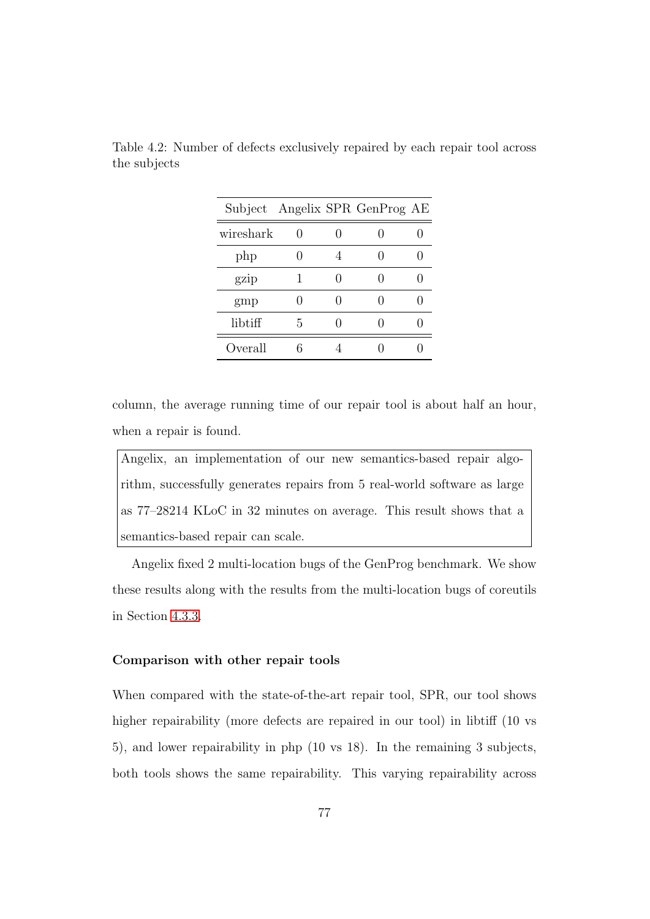Table 4.2: Number of defects exclusively repaired by each repair tool across the subjects

| Subject | Angelix | SPR | GenProg | AE |
|---|---|---|---|---|
| wireshark | 0 | 0 | 0 | 0 |
| php | 0 | 4 | 0 | 0 |
| gzip | 1 | 0 | 0 | 0 |
| gmp | 0 | 0 | 0 | 0 |
| libtiff | 5 | 0 | 0 | 0 |
| Overall | 6 | 4 | 0 | 0 |

column, the average running time of our repair tool is about half an hour, when a repair is found.

> Angelix, an implementation of our new semantics-based repair algorithm, successfully generates repairs from 5 real-world software as large as 77–28214 KLoC in 32 minutes on average. This result shows that a semantics-based repair can scale.

Angelix fixed 2 multi-location bugs of the GenProg benchmark. We show these results along with the results from the multi-location bugs of coreutils in Section 4.3.3.

#### Comparison with other repair tools

When compared with the state-of-the-art repair tool, SPR, our tool shows higher repairability (more defects are repaired in our tool) in libtiff (10 vs 5), and lower repairability in php (10 vs 18). In the remaining 3 subjects, both tools shows the same repairability. This varying repairability across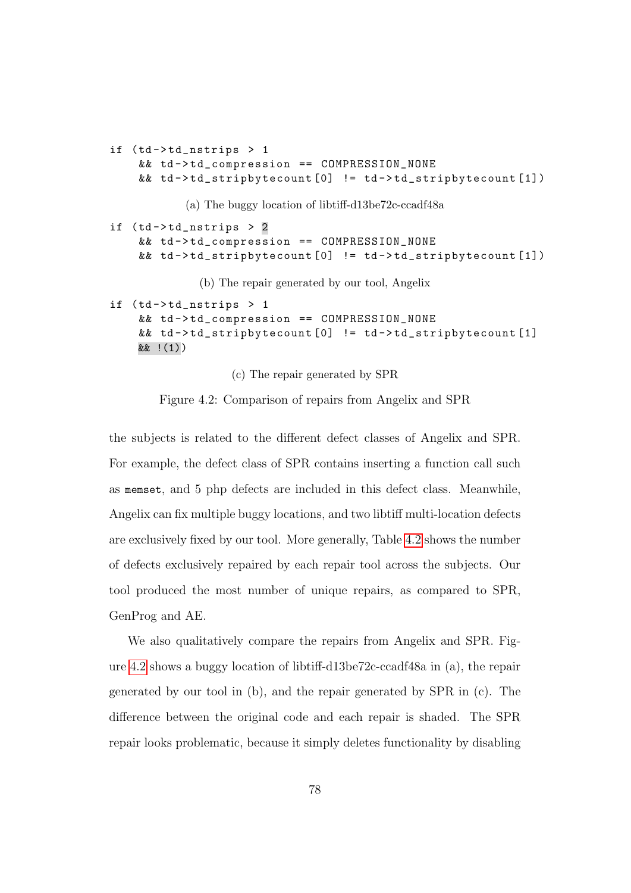```
if (td->td_nstrips > 1
    && td->td_compression == COMPRESSION_NONE
    && td->td_stripbytecount[0] != td->td_stripbytecount[1])
```

(a) The buggy location of libtiff-d13be72c-ccadf48a

```
if (td->td_nstrips > 2
    && td->td_compression == COMPRESSION_NONE
    && td->td_stripbytecount[0] != td->td_stripbytecount[1])
```

(b) The repair generated by our tool, Angelix

```
if (td->td_nstrips > 1
    && td->td_compression == COMPRESSION_NONE
    && td->td_stripbytecount[0] != td->td_stripbytecount[1]
    && !(1))
```

(c) The repair generated by SPR

Figure 4.2: Comparison of repairs from Angelix and SPR

the subjects is related to the different defect classes of Angelix and SPR. For example, the defect class of SPR contains inserting a function call such as `memset`, and 5 php defects are included in this defect class. Meanwhile, Angelix can fix multiple buggy locations, and two libtiff multi-location defects are exclusively fixed by our tool. More generally, Table 4.2 shows the number of defects exclusively repaired by each repair tool across the subjects. Our tool produced the most number of unique repairs, as compared to SPR, GenProg and AE.

We also qualitatively compare the repairs from Angelix and SPR. Figure 4.2 shows a buggy location of libtiff-d13be72c-ccadf48a in (a), the repair generated by our tool in (b), and the repair generated by SPR in (c). The difference between the original code and each repair is shaded. The SPR repair looks problematic, because it simply deletes functionality by disabling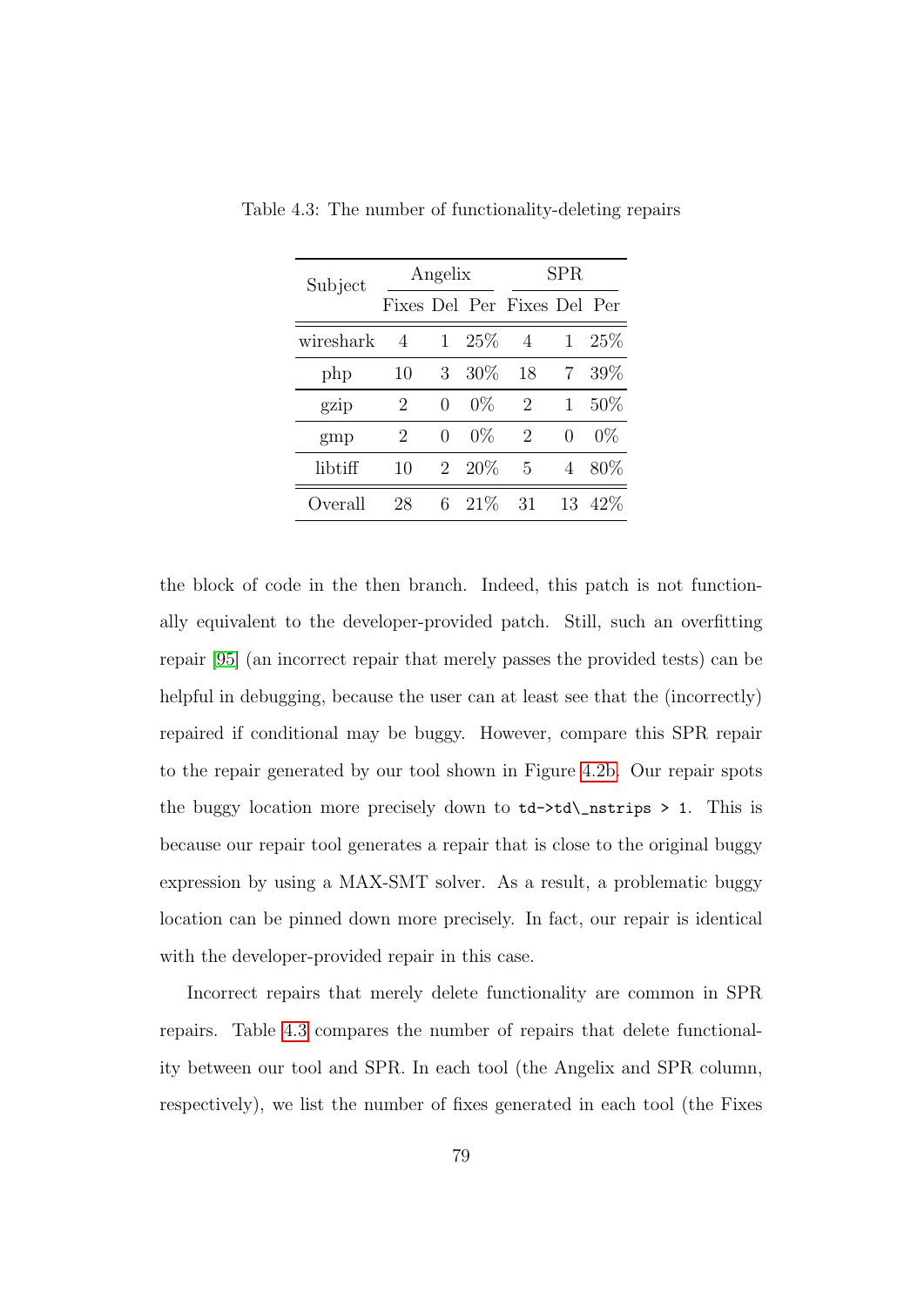Table 4.3: The number of functionality-deleting repairs

| Subject | Angelix | | | SPR | | |
|---|---|---|---|---|---|---|
| | Fixes | Del | Per | Fixes | Del | Per |
| wireshark | 4 | 1 | 25% | 4 | 1 | 25% |
| php | 10 | 3 | 30% | 18 | 7 | 39% |
| gzip | 2 | 0 | 0% | 2 | 1 | 50% |
| gmp | 2 | 0 | 0% | 2 | 0 | 0% |
| libtiff | 10 | 2 | 20% | 5 | 4 | 80% |
| Overall | 28 | 6 | 21% | 31 | 13 | 42% |

the block of code in the then branch. Indeed, this patch is not functionally equivalent to the developer-provided patch. Still, such an overfitting repair [95] (an incorrect repair that merely passes the provided tests) can be helpful in debugging, because the user can at least see that the (incorrectly) repaired if conditional may be buggy. However, compare this SPR repair to the repair generated by our tool shown in Figure 4.2b. Our repair spots the buggy location more precisely down to `td->td\_nstrips > 1`. This is because our repair tool generates a repair that is close to the original buggy expression by using a MAX-SMT solver. As a result, a problematic buggy location can be pinned down more precisely. In fact, our repair is identical with the developer-provided repair in this case.

Incorrect repairs that merely delete functionality are common in SPR repairs. Table 4.3 compares the number of repairs that delete functionality between our tool and SPR. In each tool (the Angelix and SPR column, respectively), we list the number of fixes generated in each tool (the Fixes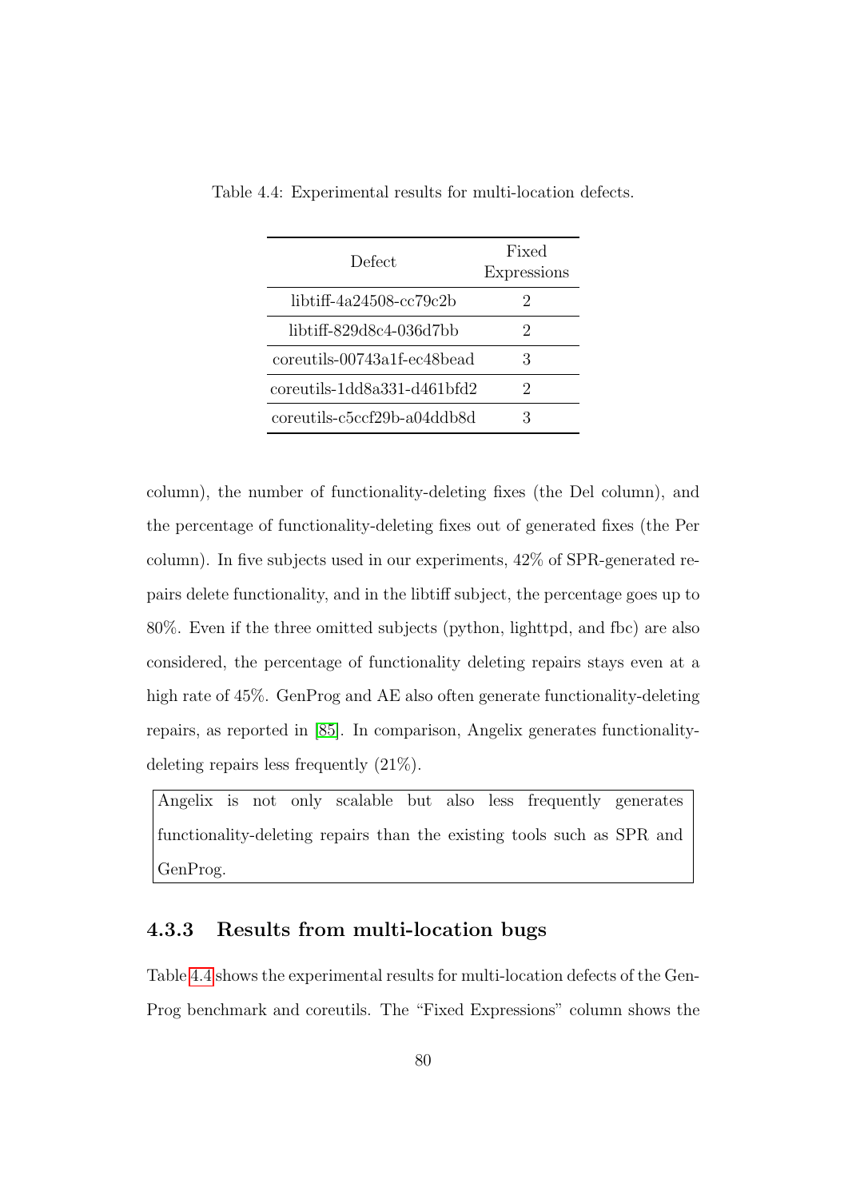Table 4.4: Experimental results for multi-location defects.

| Defect | Fixed Expressions |
|---|---|
| libtiff-4a24508-cc79c2b | 2 |
| libtiff-829d8c4-036d7bb | 2 |
| coreutils-00743a1f-ec48bead | 3 |
| coreutils-1dd8a331-d461bfd2 | 2 |
| coreutils-c5ccf29b-a04ddb8d | 3 |

column), the number of functionality-deleting fixes (the Del column), and the percentage of functionality-deleting fixes out of generated fixes (the Per column). In five subjects used in our experiments, 42% of SPR-generated repairs delete functionality, and in the libtiff subject, the percentage goes up to 80%. Even if the three omitted subjects (python, lighttpd, and fbc) are also considered, the percentage of functionality deleting repairs stays even at a high rate of 45%. GenProg and AE also often generate functionality-deleting repairs, as reported in [85]. In comparison, Angelix generates functionality-deleting repairs less frequently (21%).

> Angelix is not only scalable but also less frequently generates functionality-deleting repairs than the existing tools such as SPR and GenProg.

### 4.3.3 Results from multi-location bugs

Table 4.4 shows the experimental results for multi-location defects of the GenProg benchmark and coreutils. The "Fixed Expressions" column shows the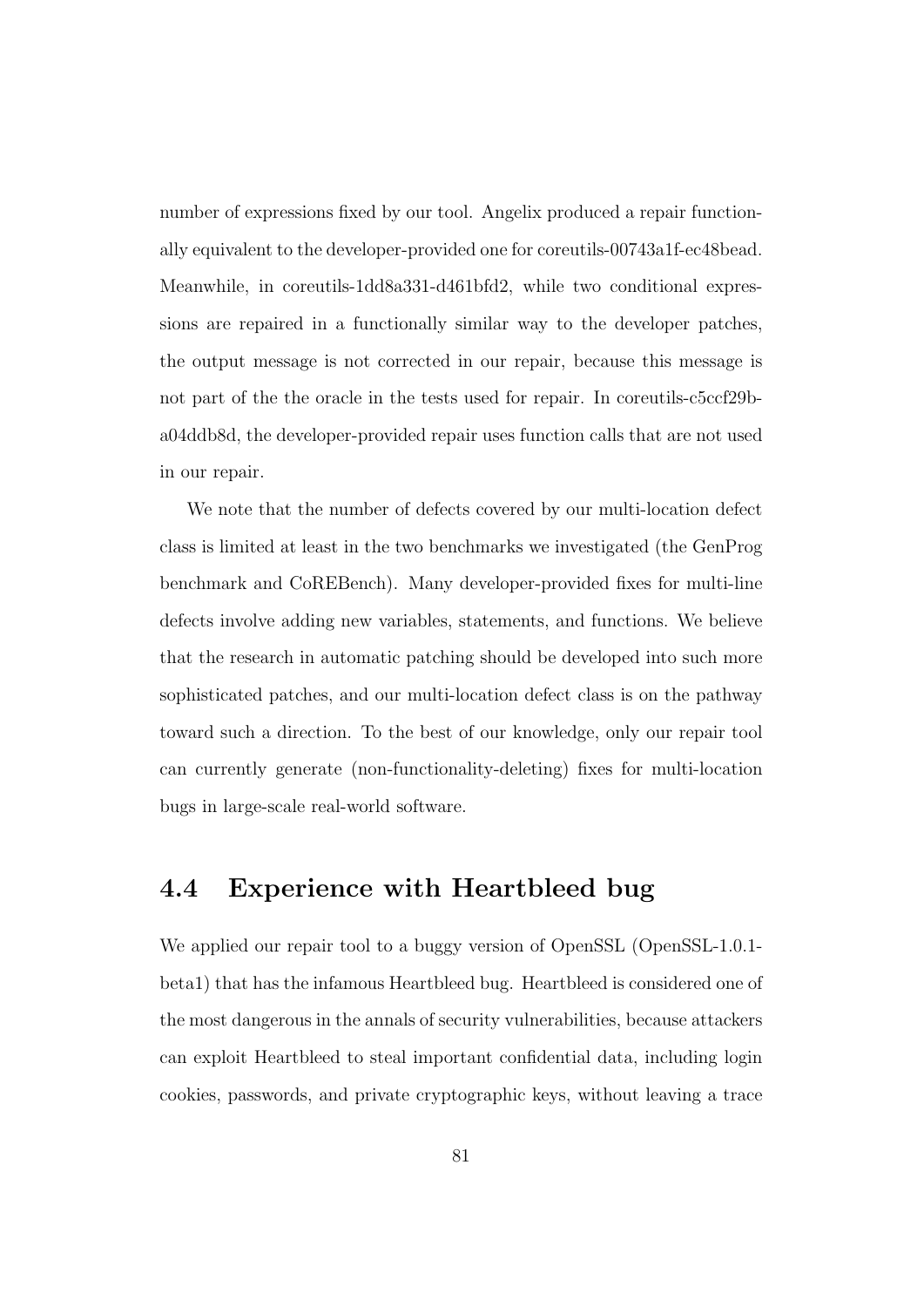number of expressions fixed by our tool. Angelix produced a repair functionally equivalent to the developer-provided one for coreutils-00743a1f-ec48bead. Meanwhile, in coreutils-1dd8a331-d461bfd2, while two conditional expressions are repaired in a functionally similar way to the developer patches, the output message is not corrected in our repair, because this message is not part of the the oracle in the tests used for repair. In coreutils-c5ccf29b-a04ddb8d, the developer-provided repair uses function calls that are not used in our repair.

We note that the number of defects covered by our multi-location defect class is limited at least in the two benchmarks we investigated (the GenProg benchmark and CoREBench). Many developer-provided fixes for multi-line defects involve adding new variables, statements, and functions. We believe that the research in automatic patching should be developed into such more sophisticated patches, and our multi-location defect class is on the pathway toward such a direction. To the best of our knowledge, only our repair tool can currently generate (non-functionality-deleting) fixes for multi-location bugs in large-scale real-world software.

## 4.4 Experience with Heartbleed bug

We applied our repair tool to a buggy version of OpenSSL (OpenSSL-1.0.1-beta1) that has the infamous Heartbleed bug. Heartbleed is considered one of the most dangerous in the annals of security vulnerabilities, because attackers can exploit Heartbleed to steal important confidential data, including login cookies, passwords, and private cryptographic keys, without leaving a trace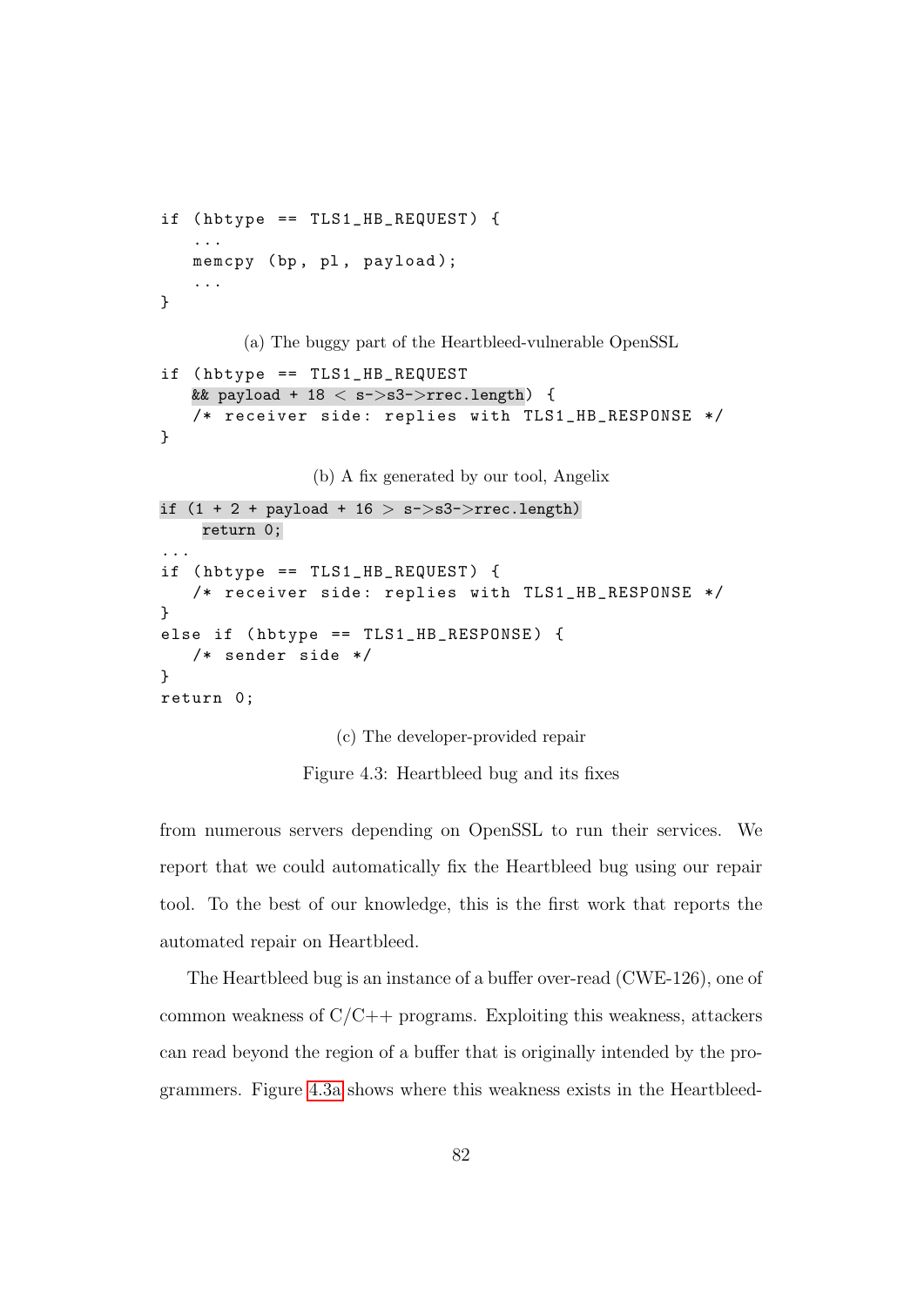```
if (hbtype == TLS1_HB_REQUEST) {
   ...
   memcpy (bp, pl, payload);
   ...
}
```

(a) The buggy part of the Heartbleed-vulnerable OpenSSL

```
if (hbtype == TLS1_HB_REQUEST
   && payload + 18 < s->s3->rrec.length) {
   /* receiver side: replies with TLS1_HB_RESPONSE */
}
```

(b) A fix generated by our tool, Angelix

```
if (1 + 2 + payload + 16 > s->s3->rrec.length)
    return 0;
...
if (hbtype == TLS1_HB_REQUEST) {
   /* receiver side: replies with TLS1_HB_RESPONSE */
}
else if (hbtype == TLS1_HB_RESPONSE) {
   /* sender side */
}
return 0;
```

(c) The developer-provided repair

Figure 4.3: Heartbleed bug and its fixes

from numerous servers depending on OpenSSL to run their services. We report that we could automatically fix the Heartbleed bug using our repair tool. To the best of our knowledge, this is the first work that reports the automated repair on Heartbleed.

The Heartbleed bug is an instance of a buffer over-read (CWE-126), one of common weakness of C/C++ programs. Exploiting this weakness, attackers can read beyond the region of a buffer that is originally intended by the programmers. Figure 4.3a shows where this weakness exists in the Heartbleed-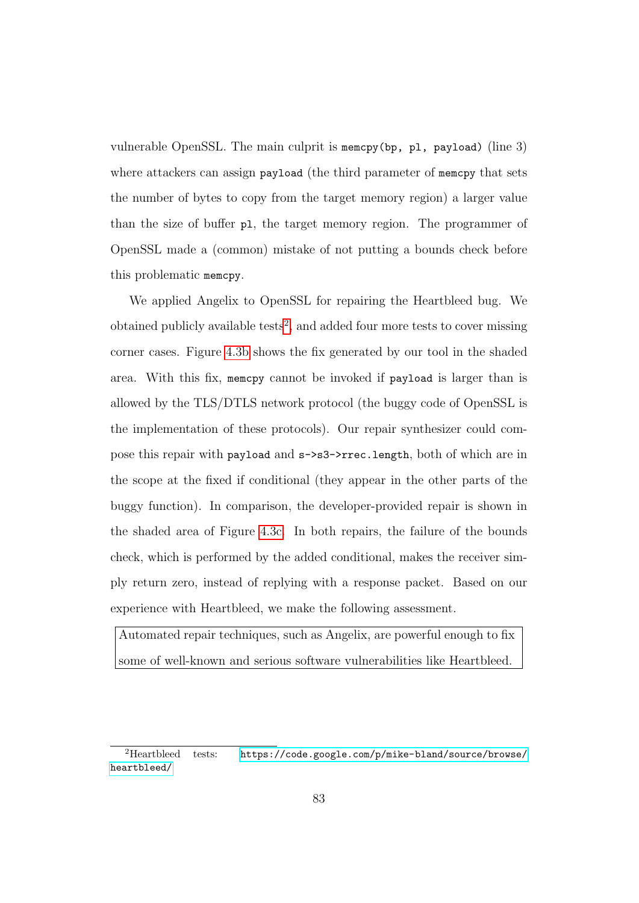vulnerable OpenSSL. The main culprit is `memcpy(bp, pl, payload)` (line 3) where attackers can assign `payload` (the third parameter of `memcpy` that sets the number of bytes to copy from the target memory region) a larger value than the size of buffer `pl`, the target memory region. The programmer of OpenSSL made a (common) mistake of not putting a bounds check before this problematic `memcpy`.

We applied Angelix to OpenSSL for repairing the Heartbleed bug. We obtained publicly available tests[2], and added four more tests to cover missing corner cases. Figure 4.3b shows the fix generated by our tool in the shaded area. With this fix, `memcpy` cannot be invoked if `payload` is larger than is allowed by the TLS/DTLS network protocol (the buggy code of OpenSSL is the implementation of these protocols). Our repair synthesizer could compose this repair with `payload` and `s->s3->rrec.length`, both of which are in the scope at the fixed if conditional (they appear in the other parts of the buggy function). In comparison, the developer-provided repair is shown in the shaded area of Figure 4.3c. In both repairs, the failure of the bounds check, which is performed by the added conditional, makes the receiver simply return zero, instead of replying with a response packet. Based on our experience with Heartbleed, we make the following assessment.

> Automated repair techniques, such as Angelix, are powerful enough to fix some of well-known and serious software vulnerabilities like Heartbleed.

[2] Heartbleed tests: https://code.google.com/p/mike-bland/source/browse/heartbleed/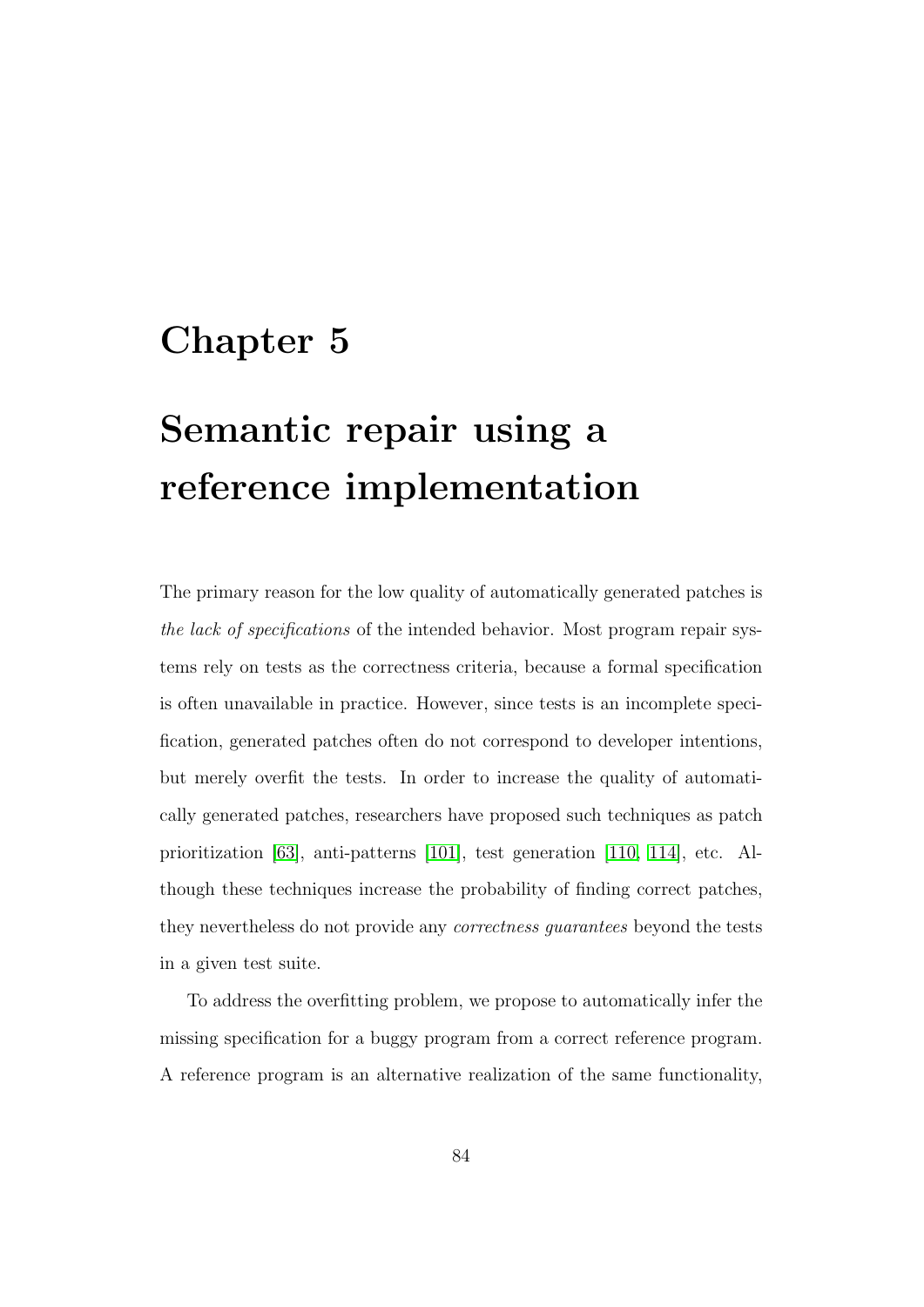# Chapter 5

# Semantic repair using a reference implementation

The primary reason for the low quality of automatically generated patches is *the lack of specifications* of the intended behavior. Most program repair systems rely on tests as the correctness criteria, because a formal specification is often unavailable in practice. However, since tests is an incomplete specification, generated patches often do not correspond to developer intentions, but merely overfit the tests. In order to increase the quality of automatically generated patches, researchers have proposed such techniques as patch prioritization [63], anti-patterns [101], test generation [110, 114], etc. Although these techniques increase the probability of finding correct patches, they nevertheless do not provide any *correctness guarantees* beyond the tests in a given test suite.

To address the overfitting problem, we propose to automatically infer the missing specification for a buggy program from a correct reference program. A reference program is an alternative realization of the same functionality,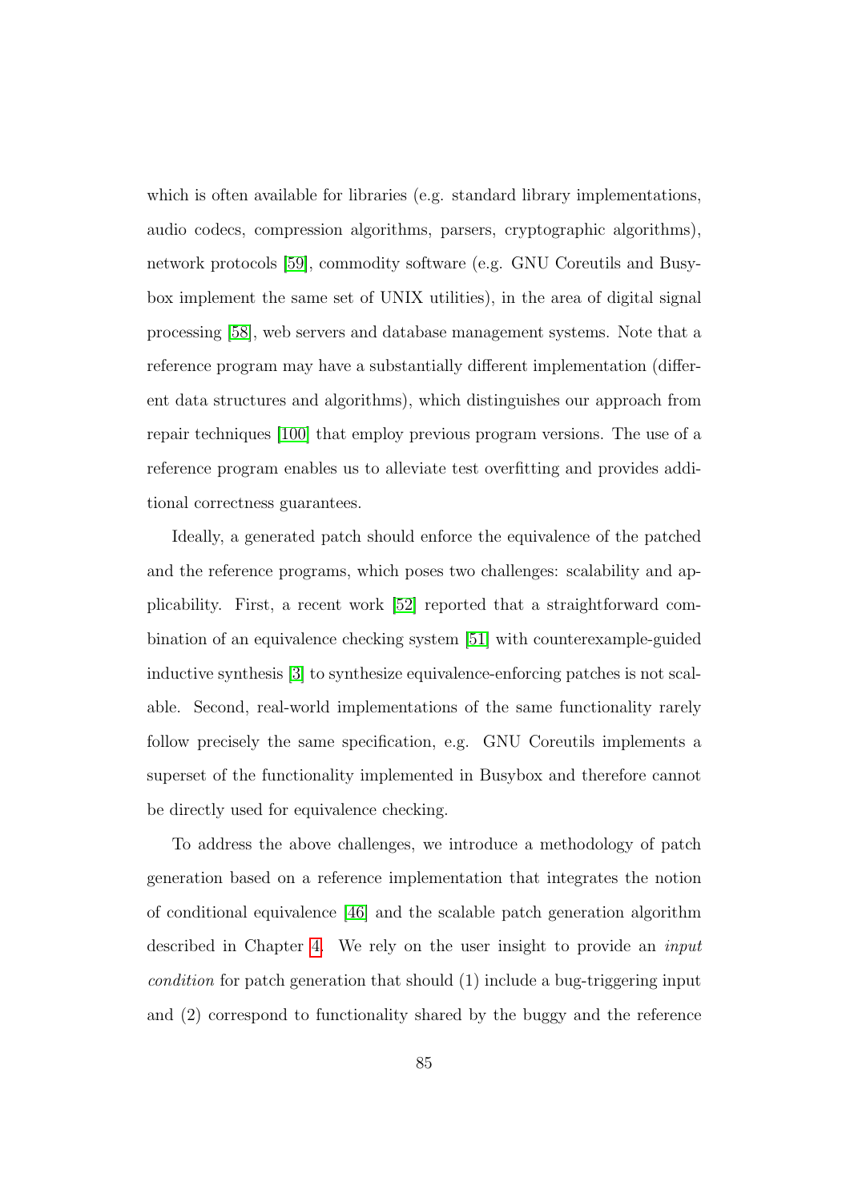which is often available for libraries (e.g. standard library implementations, audio codecs, compression algorithms, parsers, cryptographic algorithms), network protocols [59], commodity software (e.g. GNU Coreutils and Busybox implement the same set of UNIX utilities), in the area of digital signal processing [58], web servers and database management systems. Note that a reference program may have a substantially different implementation (different data structures and algorithms), which distinguishes our approach from repair techniques [100] that employ previous program versions. The use of a reference program enables us to alleviate test overfitting and provides additional correctness guarantees.

Ideally, a generated patch should enforce the equivalence of the patched and the reference programs, which poses two challenges: scalability and applicability. First, a recent work [52] reported that a straightforward combination of an equivalence checking system [51] with counterexample-guided inductive synthesis [3] to synthesize equivalence-enforcing patches is not scalable. Second, real-world implementations of the same functionality rarely follow precisely the same specification, e.g. GNU Coreutils implements a superset of the functionality implemented in Busybox and therefore cannot be directly used for equivalence checking.

To address the above challenges, we introduce a methodology of patch generation based on a reference implementation that integrates the notion of conditional equivalence [46] and the scalable patch generation algorithm described in Chapter 4. We rely on the user insight to provide an *input condition* for patch generation that should (1) include a bug-triggering input and (2) correspond to functionality shared by the buggy and the reference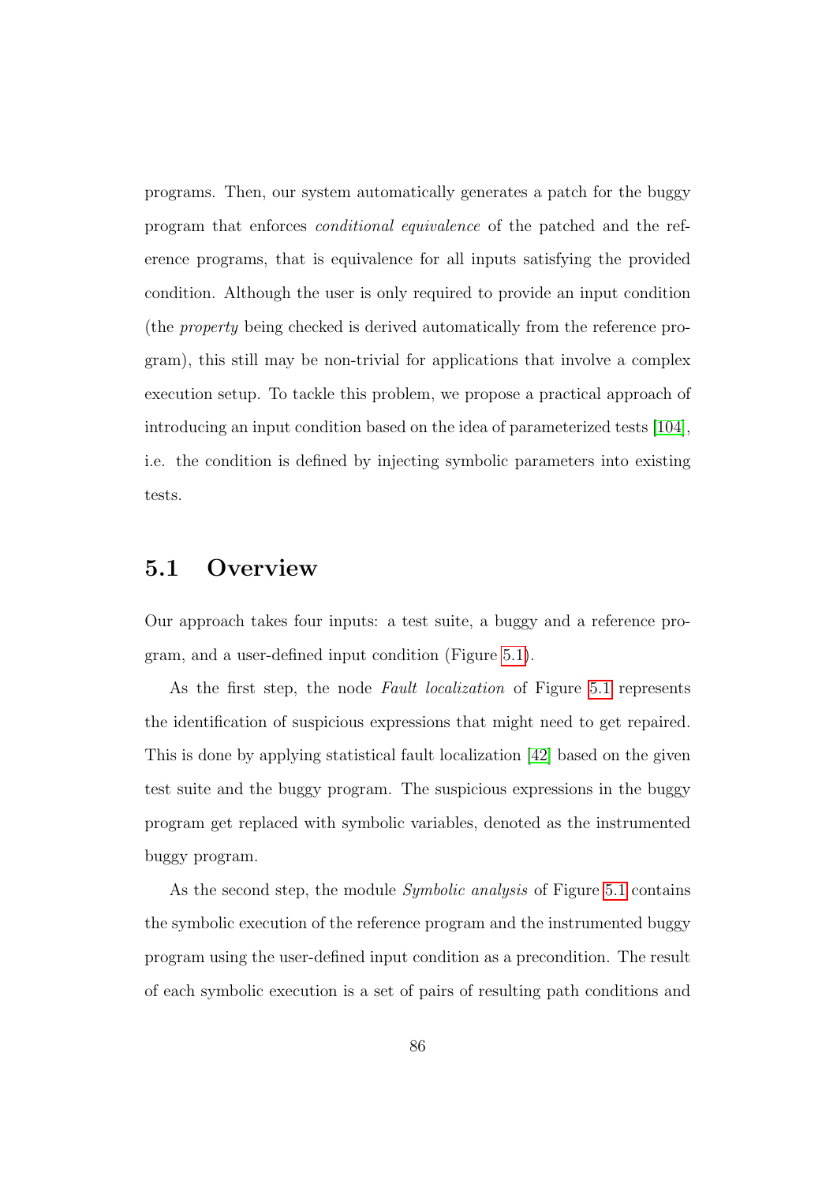programs. Then, our system automatically generates a patch for the buggy program that enforces *conditional equivalence* of the patched and the reference programs, that is equivalence for all inputs satisfying the provided condition. Although the user is only required to provide an input condition (the *property* being checked is derived automatically from the reference program), this still may be non-trivial for applications that involve a complex execution setup. To tackle this problem, we propose a practical approach of introducing an input condition based on the idea of parameterized tests [104], i.e. the condition is defined by injecting symbolic parameters into existing tests.

## 5.1 Overview

Our approach takes four inputs: a test suite, a buggy and a reference program, and a user-defined input condition (Figure 5.1).

As the first step, the node *Fault localization* of Figure 5.1 represents the identification of suspicious expressions that might need to get repaired. This is done by applying statistical fault localization [42] based on the given test suite and the buggy program. The suspicious expressions in the buggy program get replaced with symbolic variables, denoted as the instrumented buggy program.

As the second step, the module *Symbolic analysis* of Figure 5.1 contains the symbolic execution of the reference program and the instrumented buggy program using the user-defined input condition as a precondition. The result of each symbolic execution is a set of pairs of resulting path conditions and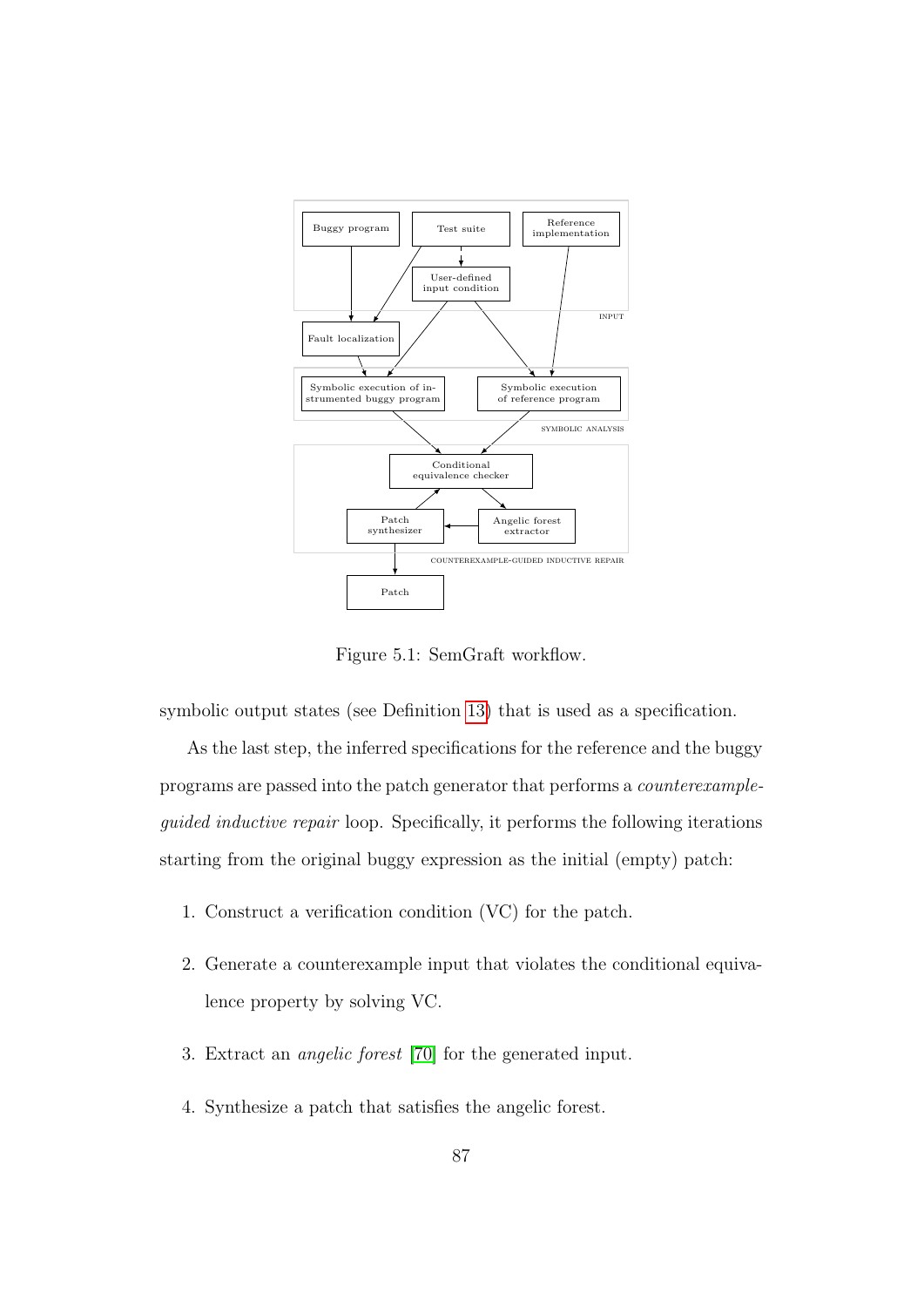Figure 5.1: SemGraft workflow.

symbolic output states (see Definition 13) that is used as a specification.

As the last step, the inferred specifications for the reference and the buggy programs are passed into the patch generator that performs a *counterexample-guided inductive repair* loop. Specifically, it performs the following iterations starting from the original buggy expression as the initial (empty) patch:

1. Construct a verification condition (VC) for the patch.

2. Generate a counterexample input that violates the conditional equivalence property by solving VC.

3. Extract an *angelic forest* [70] for the generated input.

4. Synthesize a patch that satisfies the angelic forest.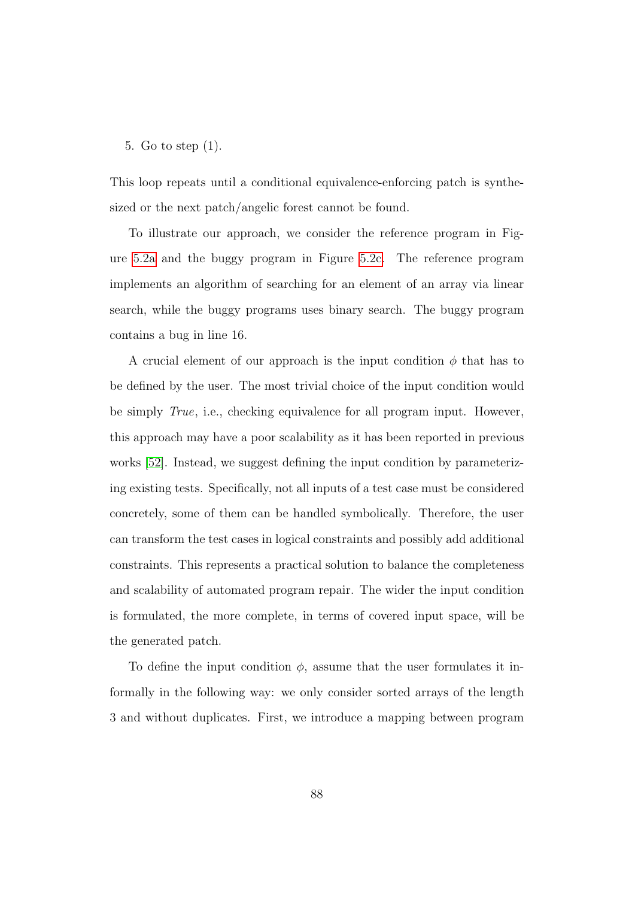5. Go to step (1).

This loop repeats until a conditional equivalence-enforcing patch is synthesized or the next patch/angelic forest cannot be found.

To illustrate our approach, we consider the reference program in Figure 5.2a and the buggy program in Figure 5.2c. The reference program implements an algorithm of searching for an element of an array via linear search, while the buggy programs uses binary search. The buggy program contains a bug in line 16.

A crucial element of our approach is the input condition $\phi$ that has to be defined by the user. The most trivial choice of the input condition would be simply *True*, i.e., checking equivalence for all program input. However, this approach may have a poor scalability as it has been reported in previous works [52]. Instead, we suggest defining the input condition by parameterizing existing tests. Specifically, not all inputs of a test case must be considered concretely, some of them can be handled symbolically. Therefore, the user can transform the test cases in logical constraints and possibly add additional constraints. This represents a practical solution to balance the completeness and scalability of automated program repair. The wider the input condition is formulated, the more complete, in terms of covered input space, will be the generated patch.

To define the input condition $\phi$, assume that the user formulates it informally in the following way: we only consider sorted arrays of the length 3 and without duplicates. First, we introduce a mapping between program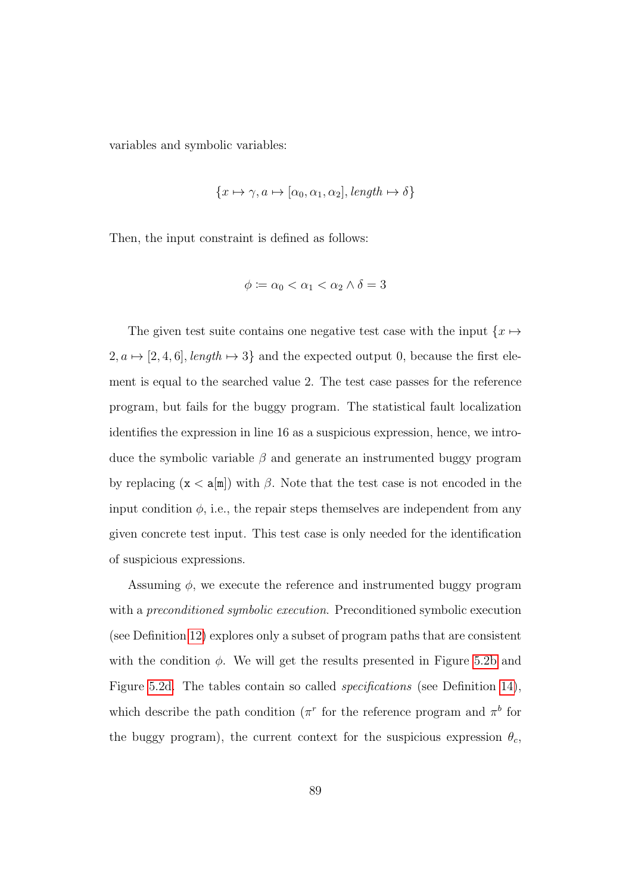variables and symbolic variables:

$$\{x \mapsto \gamma, a \mapsto [\alpha_0, \alpha_1, \alpha_2], \mathit{length} \mapsto \delta\}$$

Then, the input constraint is defined as follows:

$$\phi \coloneqq \alpha_0 < \alpha_1 < \alpha_2 \wedge \delta = 3$$

The given test suite contains one negative test case with the input $\{x \mapsto 2, a \mapsto [2, 4, 6], \mathit{length} \mapsto 3\}$ and the expected output 0, because the first element is equal to the searched value 2. The test case passes for the reference program, but fails for the buggy program. The statistical fault localization identifies the expression in line 16 as a suspicious expression, hence, we introduce the symbolic variable $\beta$ and generate an instrumented buggy program by replacing (`x < a[m]`) with $\beta$. Note that the test case is not encoded in the input condition $\phi$, i.e., the repair steps themselves are independent from any given concrete test input. This test case is only needed for the identification of suspicious expressions.

Assuming $\phi$, we execute the reference and instrumented buggy program with a *preconditioned symbolic execution*. Preconditioned symbolic execution (see Definition 12) explores only a subset of program paths that are consistent with the condition $\phi$. We will get the results presented in Figure 5.2b and Figure 5.2d. The tables contain so called *specifications* (see Definition 14), which describe the path condition ($\pi^r$ for the reference program and $\pi^b$ for the buggy program), the current context for the suspicious expression $\theta_c$,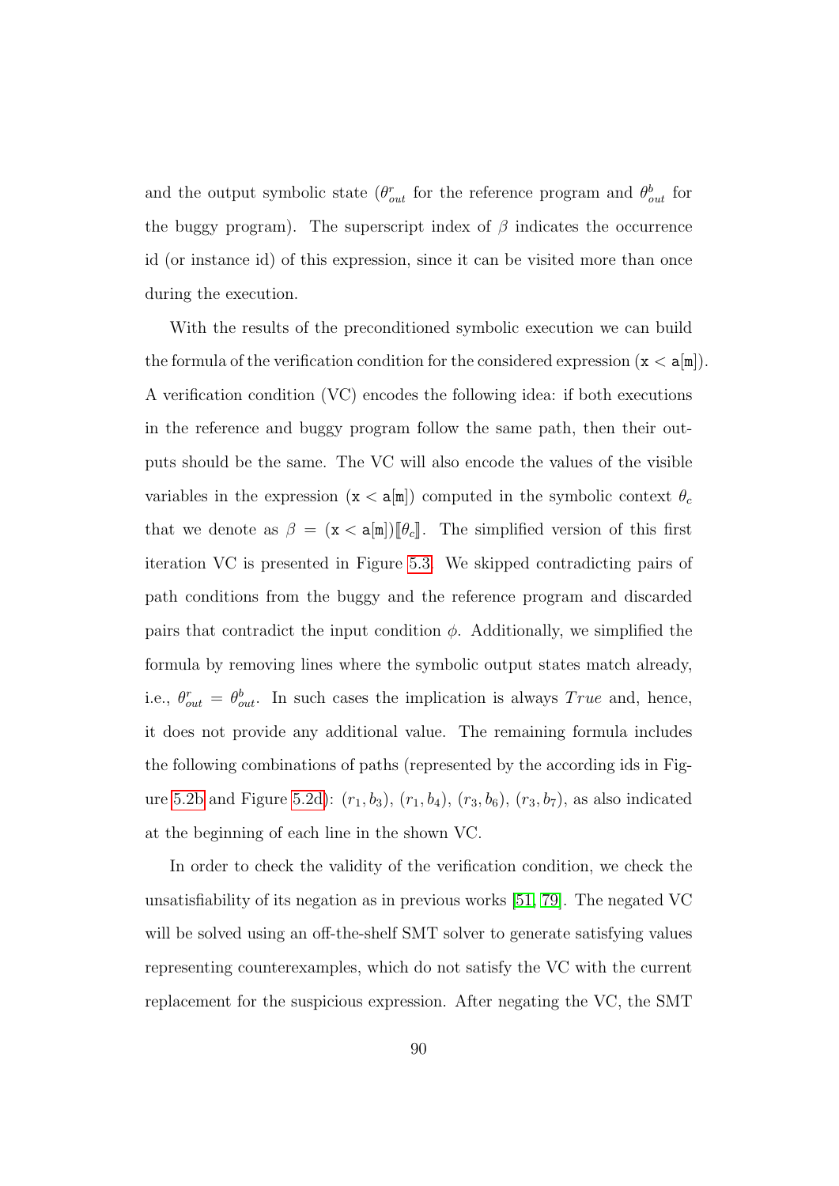and the output symbolic state ($\theta^r_{out}$ for the reference program and $\theta^b_{out}$ for the buggy program). The superscript index of $\beta$ indicates the occurrence id (or instance id) of this expression, since it can be visited more than once during the execution.

With the results of the preconditioned symbolic execution we can build the formula of the verification condition for the considered expression ($\texttt{x} < \texttt{a[m]}$). A verification condition (VC) encodes the following idea: if both executions in the reference and buggy program follow the same path, then their outputs should be the same. The VC will also encode the values of the visible variables in the expression ($\texttt{x} < \texttt{a[m]}$) computed in the symbolic context $\theta_c$ that we denote as $\beta = (\texttt{x} < \texttt{a[m]})[\![\theta_c]\!]$. The simplified version of this first iteration VC is presented in Figure 5.3. We skipped contradicting pairs of path conditions from the buggy and the reference program and discarded pairs that contradict the input condition $\phi$. Additionally, we simplified the formula by removing lines where the symbolic output states match already, i.e., $\theta^r_{out} = \theta^b_{out}$. In such cases the implication is always $True$ and, hence, it does not provide any additional value. The remaining formula includes the following combinations of paths (represented by the according ids in Figure 5.2b and Figure 5.2d): $(r_1, b_3)$, $(r_1, b_4)$, $(r_3, b_6)$, $(r_3, b_7)$, as also indicated at the beginning of each line in the shown VC.

In order to check the validity of the verification condition, we check the unsatisfiability of its negation as in previous works [51, 79]. The negated VC will be solved using an off-the-shelf SMT solver to generate satisfying values representing counterexamples, which do not satisfy the VC with the current replacement for the suspicious expression. After negating the VC, the SMT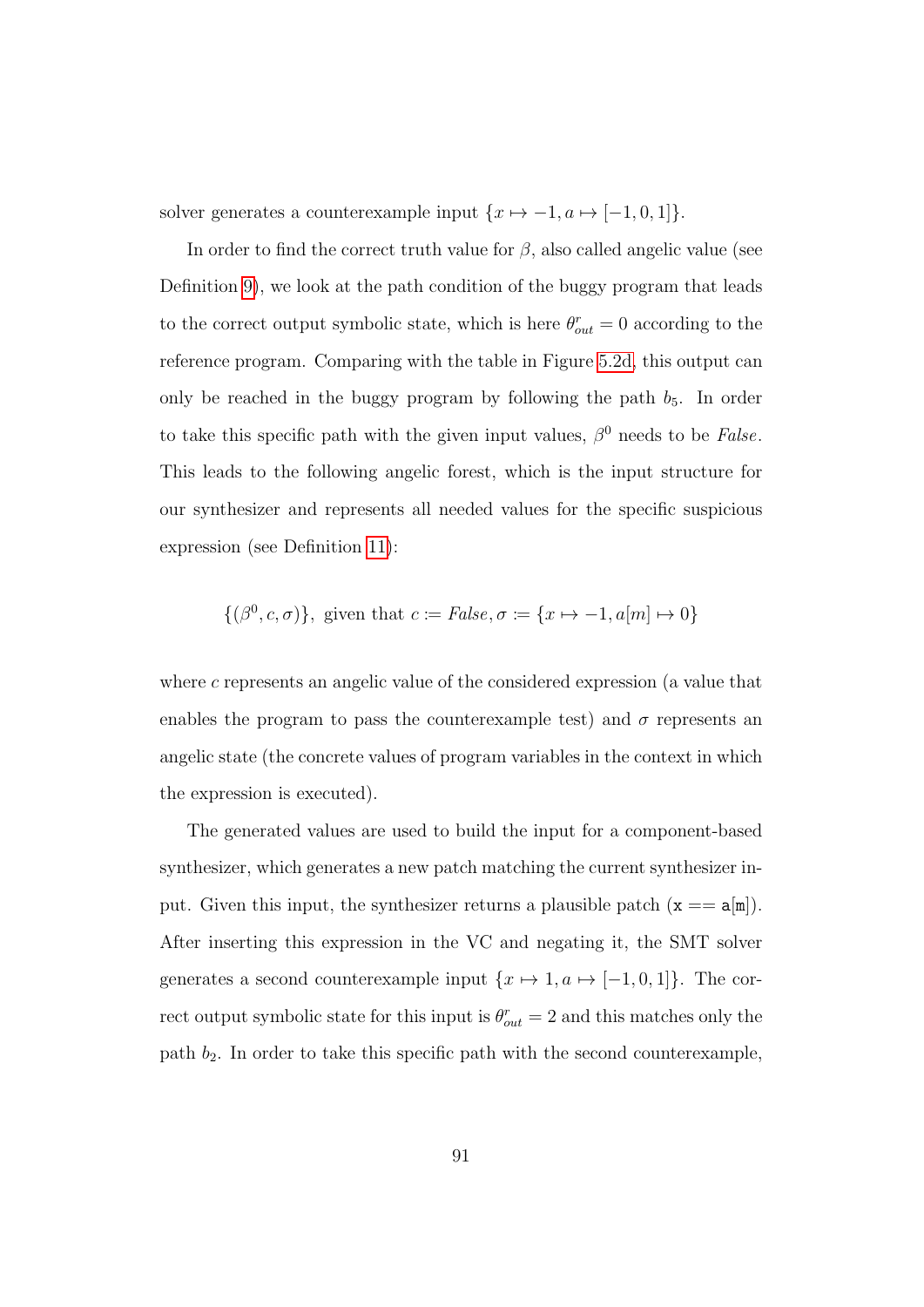solver generates a counterexample input $\{x \mapsto -1, a \mapsto [-1, 0, 1]\}$.

In order to find the correct truth value for $\beta$, also called angelic value (see Definition 9), we look at the path condition of the buggy program that leads to the correct output symbolic state, which is here $\theta^r_{out} = 0$ according to the reference program. Comparing with the table in Figure 5.2d, this output can only be reached in the buggy program by following the path $b_5$. In order to take this specific path with the given input values, $\beta^0$ needs to be *False*. This leads to the following angelic forest, which is the input structure for our synthesizer and represents all needed values for the specific suspicious expression (see Definition 11):

$$\{(\beta^0, c, \sigma)\}, \text{ given that } c := \mathit{False}, \sigma := \{x \mapsto -1, a[m] \mapsto 0\}$$

where $c$ represents an angelic value of the considered expression (a value that enables the program to pass the counterexample test) and $\sigma$ represents an angelic state (the concrete values of program variables in the context in which the expression is executed).

The generated values are used to build the input for a component-based synthesizer, which generates a new patch matching the current synthesizer input. Given this input, the synthesizer returns a plausible patch (`x == a[m]`). After inserting this expression in the VC and negating it, the SMT solver generates a second counterexample input $\{x \mapsto 1, a \mapsto [-1, 0, 1]\}$. The correct output symbolic state for this input is $\theta^r_{out} = 2$ and this matches only the path $b_2$. In order to take this specific path with the second counterexample,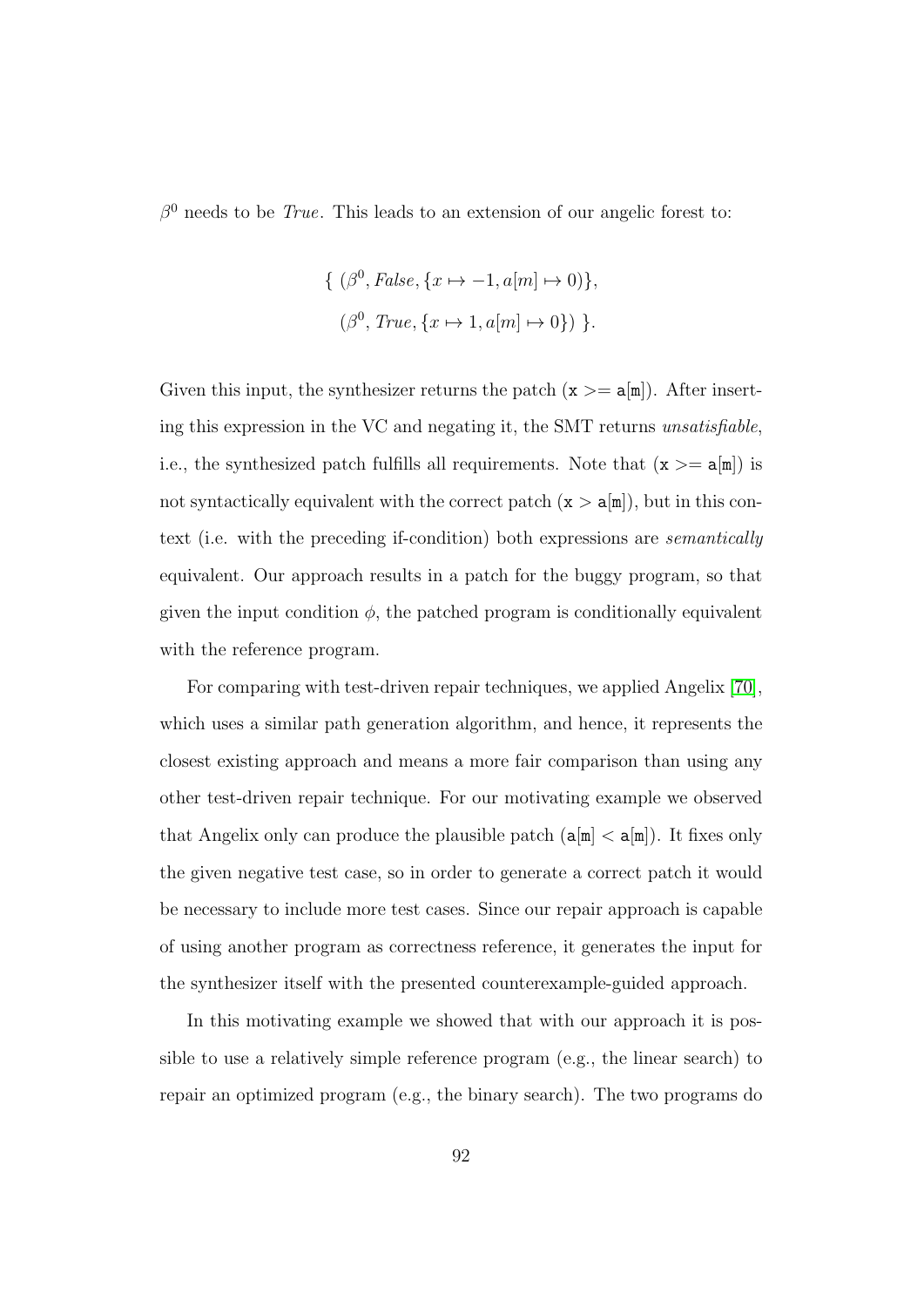$\beta^0$ needs to be *True*. This leads to an extension of our angelic forest to:

$$\{ (\beta^0, \mathit{False}, \{x \mapsto -1, a[m] \mapsto 0)\},$$
$$(\beta^0, \mathit{True}, \{x \mapsto 1, a[m] \mapsto 0\}) \}.$$

Given this input, the synthesizer returns the patch (`x >= a[m]`). After inserting this expression in the VC and negating it, the SMT returns *unsatisfiable*, i.e., the synthesized patch fulfills all requirements. Note that (`x >= a[m]`) is not syntactically equivalent with the correct patch (`x > a[m]`), but in this context (i.e. with the preceding if-condition) both expressions are *semantically* equivalent. Our approach results in a patch for the buggy program, so that given the input condition $\phi$, the patched program is conditionally equivalent with the reference program.

For comparing with test-driven repair techniques, we applied Angelix [70], which uses a similar path generation algorithm, and hence, it represents the closest existing approach and means a more fair comparison than using any other test-driven repair technique. For our motivating example we observed that Angelix only can produce the plausible patch (`a[m] < a[m]`). It fixes only the given negative test case, so in order to generate a correct patch it would be necessary to include more test cases. Since our repair approach is capable of using another program as correctness reference, it generates the input for the synthesizer itself with the presented counterexample-guided approach.

In this motivating example we showed that with our approach it is possible to use a relatively simple reference program (e.g., the linear search) to repair an optimized program (e.g., the binary search). The two programs do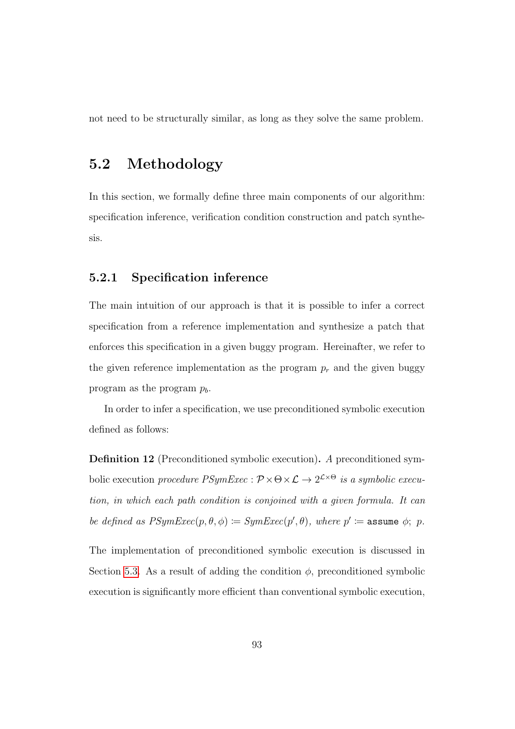not need to be structurally similar, as long as they solve the same problem.

## 5.2 Methodology

In this section, we formally define three main components of our algorithm: specification inference, verification condition construction and patch synthesis.

### 5.2.1 Specification inference

The main intuition of our approach is that it is possible to infer a correct specification from a reference implementation and synthesize a patch that enforces this specification in a given buggy program. Hereinafter, we refer to the given reference implementation as the program $p_r$ and the given buggy program as the program $p_b$.

In order to infer a specification, we use preconditioned symbolic execution defined as follows:

**Definition 12** (Preconditioned symbolic execution)**.** *A* preconditioned symbolic execution *procedure* $PSymExec : \mathcal{P} \times \Theta \times \mathcal{L} \rightarrow 2^{\mathcal{L} \times \Theta}$ *is a symbolic execution, in which each path condition is conjoined with a given formula. It can be defined as* $PSymExec(p, \theta, \phi) \coloneqq SymExec(p', \theta)$*, where* $p' \coloneqq$ `assume` $\phi$; $p$.

The implementation of preconditioned symbolic execution is discussed in Section 5.3. As a result of adding the condition $\phi$, preconditioned symbolic execution is significantly more efficient than conventional symbolic execution,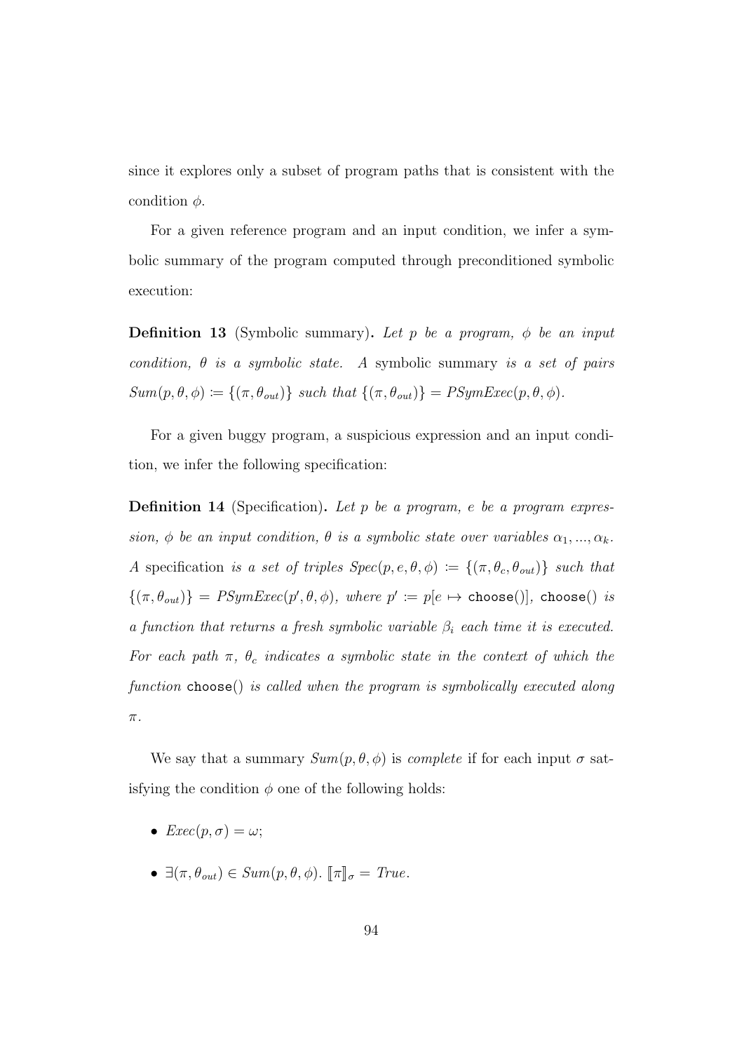since it explores only a subset of program paths that is consistent with the condition $\phi$.

For a given reference program and an input condition, we infer a symbolic summary of the program computed through preconditioned symbolic execution:

**Definition 13** (Symbolic summary)**.** *Let $p$ be a program, $\phi$ be an input condition, $\theta$ is a symbolic state. A* symbolic summary *is a set of pairs $Sum(p, \theta, \phi) \coloneqq \{(\pi, \theta_{out})\}$ such that $\{(\pi, \theta_{out})\} = PSymExec(p, \theta, \phi)$.*

For a given buggy program, a suspicious expression and an input condition, we infer the following specification:

**Definition 14** (Specification)**.** *Let $p$ be a program, $e$ be a program expression, $\phi$ be an input condition, $\theta$ is a symbolic state over variables $\alpha_1, ..., \alpha_k$. A* specification *is a set of triples $Spec(p, e, \theta, \phi) \coloneqq \{(\pi, \theta_c, \theta_{out})\}$ such that $\{(\pi, \theta_{out})\} = PSymExec(p', \theta, \phi)$, where $p' \coloneqq p[e \mapsto \texttt{choose}()]$, $\texttt{choose}()$ is a function that returns a fresh symbolic variable $\beta_i$ each time it is executed. For each path $\pi$, $\theta_c$ indicates a symbolic state in the context of which the function $\texttt{choose}()$ is called when the program is symbolically executed along $\pi$.*

We say that a summary $Sum(p, \theta, \phi)$ is *complete* if for each input $\sigma$ satisfying the condition $\phi$ one of the following holds:

- $Exec(p, \sigma) = \omega$;
- $\exists (\pi, \theta_{out}) \in Sum(p, \theta, \phi).\ [\![\pi]\!]_\sigma = True$.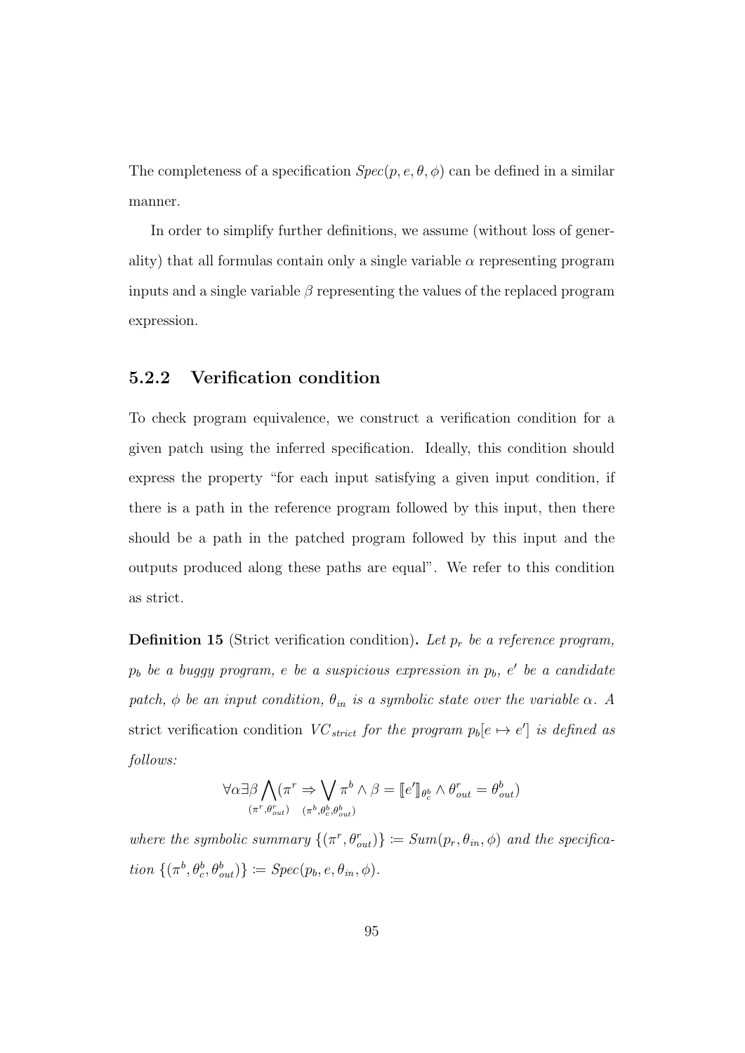The completeness of a specification $Spec(p, e, \theta, \phi)$ can be defined in a similar manner.

In order to simplify further definitions, we assume (without loss of generality) that all formulas contain only a single variable $\alpha$ representing program inputs and a single variable $\beta$ representing the values of the replaced program expression.

### 5.2.2 Verification condition

To check program equivalence, we construct a verification condition for a given patch using the inferred specification. Ideally, this condition should express the property "for each input satisfying a given input condition, if there is a path in the reference program followed by this input, then there should be a path in the patched program followed by this input and the outputs produced along these paths are equal". We refer to this condition as strict.

**Definition 15** (Strict verification condition)**.** *Let $p_r$ be a reference program, $p_b$ be a buggy program, $e$ be a suspicious expression in $p_b$, $e'$ be a candidate patch, $\phi$ be an input condition, $\theta_{in}$ is a symbolic state over the variable $\alpha$. A* strict verification condition *$VC_{strict}$ for the program $p_b[e \mapsto e']$ is defined as follows:*

$$\forall \alpha \exists \beta \bigwedge_{(\pi^r, \theta^r_{out})} (\pi^r \Rightarrow \bigvee_{(\pi^b, \theta^b_c, \theta^b_{out})} \pi^b \wedge \beta = [\![e']\!]_{\theta^b_c} \wedge \theta^r_{out} = \theta^b_{out})$$

*where the symbolic summary $\{(\pi^r, \theta^r_{out})\} \coloneqq Sum(p_r, \theta_{in}, \phi)$ and the specification $\{(\pi^b, \theta^b_c, \theta^b_{out})\} \coloneqq Spec(p_b, e, \theta_{in}, \phi)$.*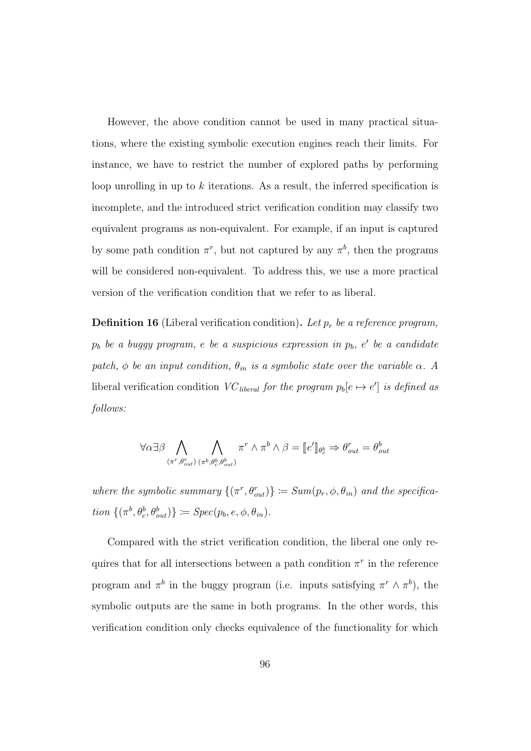However, the above condition cannot be used in many practical situations, where the existing symbolic execution engines reach their limits. For instance, we have to restrict the number of explored paths by performing loop unrolling in up to $k$ iterations. As a result, the inferred specification is incomplete, and the introduced strict verification condition may classify two equivalent programs as non-equivalent. For example, if an input is captured by some path condition $\pi^r$, but not captured by any $\pi^b$, then the programs will be considered non-equivalent. To address this, we use a more practical version of the verification condition that we refer to as liberal.

**Definition 16** (Liberal verification condition)**.** *Let $p_r$ be a reference program, $p_b$ be a buggy program, $e$ be a suspicious expression in $p_b$, $e'$ be a candidate patch, $\phi$ be an input condition, $\theta_{in}$ is a symbolic state over the variable $\alpha$. A* liberal verification condition *$VC_{liberal}$ for the program $p_b[e \mapsto e']$ is defined as follows:*

$$\forall \alpha \exists \beta \bigwedge_{(\pi^r, \theta^r_{out})} \bigwedge_{(\pi^b, \theta^b_c, \theta^b_{out})} \pi^r \wedge \pi^b \wedge \beta = [\![e']\!]_{\theta^b_c} \Rightarrow \theta^r_{out} = \theta^b_{out}$$

*where the symbolic summary $\{(\pi^r, \theta^r_{out})\} \coloneqq Sum(p_r, \phi, \theta_{in})$ and the specification $\{(\pi^b, \theta^b_c, \theta^b_{out})\} \coloneqq Spec(p_b, e, \phi, \theta_{in})$.*

Compared with the strict verification condition, the liberal one only requires that for all intersections between a path condition $\pi^r$ in the reference program and $\pi^b$ in the buggy program (i.e. inputs satisfying $\pi^r \wedge \pi^b$), the symbolic outputs are the same in both programs. In the other words, this verification condition only checks equivalence of the functionality for which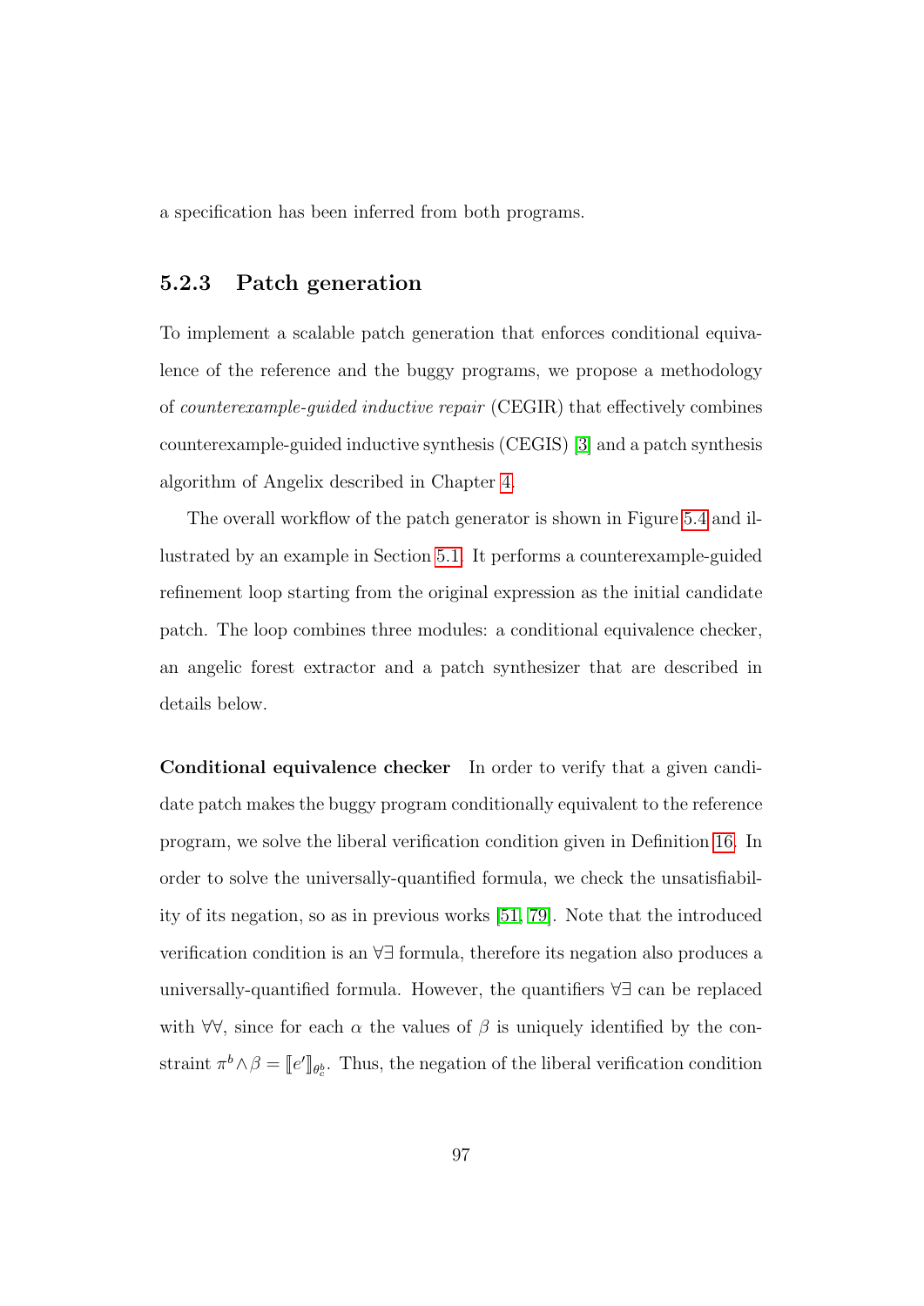a specification has been inferred from both programs.

### 5.2.3 Patch generation

To implement a scalable patch generation that enforces conditional equivalence of the reference and the buggy programs, we propose a methodology of *counterexample-guided inductive repair* (CEGIR) that effectively combines counterexample-guided inductive synthesis (CEGIS) [3] and a patch synthesis algorithm of Angelix described in Chapter 4.

The overall workflow of the patch generator is shown in Figure 5.4 and illustrated by an example in Section 5.1. It performs a counterexample-guided refinement loop starting from the original expression as the initial candidate patch. The loop combines three modules: a conditional equivalence checker, an angelic forest extractor and a patch synthesizer that are described in details below.

**Conditional equivalence checker** In order to verify that a given candidate patch makes the buggy program conditionally equivalent to the reference program, we solve the liberal verification condition given in Definition 16. In order to solve the universally-quantified formula, we check the unsatisfiability of its negation, so as in previous works [51, 79]. Note that the introduced verification condition is an $\forall\exists$ formula, therefore its negation also produces a universally-quantified formula. However, the quantifiers $\forall\exists$ can be replaced with $\forall\forall$, since for each $\alpha$ the values of $\beta$ is uniquely identified by the constraint $\pi^b \wedge \beta = [\![e']\!]_{\theta^b_c}$. Thus, the negation of the liberal verification condition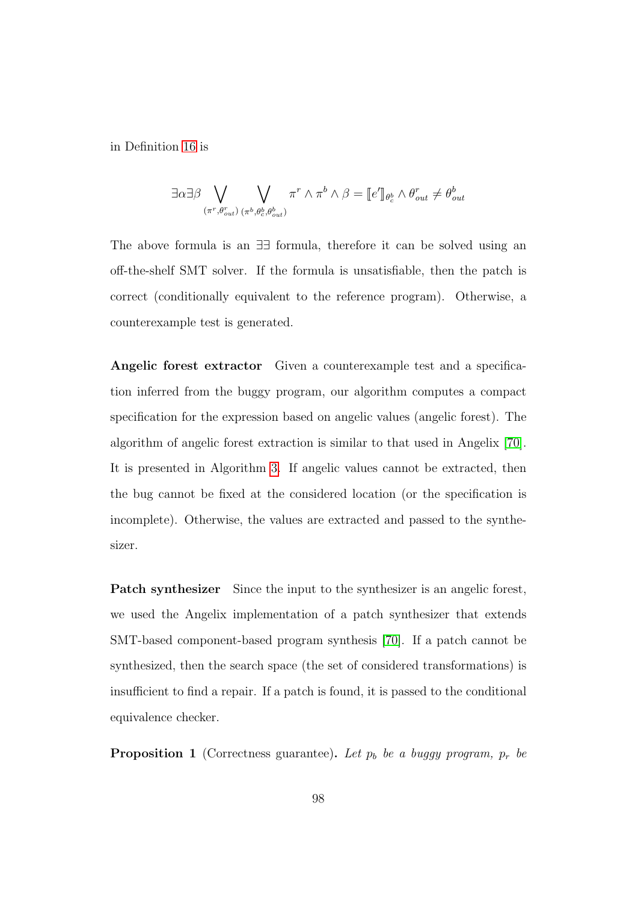in Definition 16 is

$$\exists \alpha \exists \beta \bigvee_{(\pi^r, \theta^r_{out})} \bigvee_{(\pi^b, \theta^b_c, \theta^b_{out})} \pi^r \wedge \pi^b \wedge \beta = \llbracket e' \rrbracket_{\theta^b_c} \wedge \theta^r_{out} \neq \theta^b_{out}$$

The above formula is an $\exists\exists$ formula, therefore it can be solved using an off-the-shelf SMT solver. If the formula is unsatisfiable, then the patch is correct (conditionally equivalent to the reference program). Otherwise, a counterexample test is generated.

**Angelic forest extractor** Given a counterexample test and a specification inferred from the buggy program, our algorithm computes a compact specification for the expression based on angelic values (angelic forest). The algorithm of angelic forest extraction is similar to that used in Angelix [70]. It is presented in Algorithm 3. If angelic values cannot be extracted, then the bug cannot be fixed at the considered location (or the specification is incomplete). Otherwise, the values are extracted and passed to the synthesizer.

**Patch synthesizer** Since the input to the synthesizer is an angelic forest, we used the Angelix implementation of a patch synthesizer that extends SMT-based component-based program synthesis [70]. If a patch cannot be synthesized, then the search space (the set of considered transformations) is insufficient to find a repair. If a patch is found, it is passed to the conditional equivalence checker.

**Proposition 1** (Correctness guarantee)**.** *Let $p_b$ be a buggy program, $p_r$ be*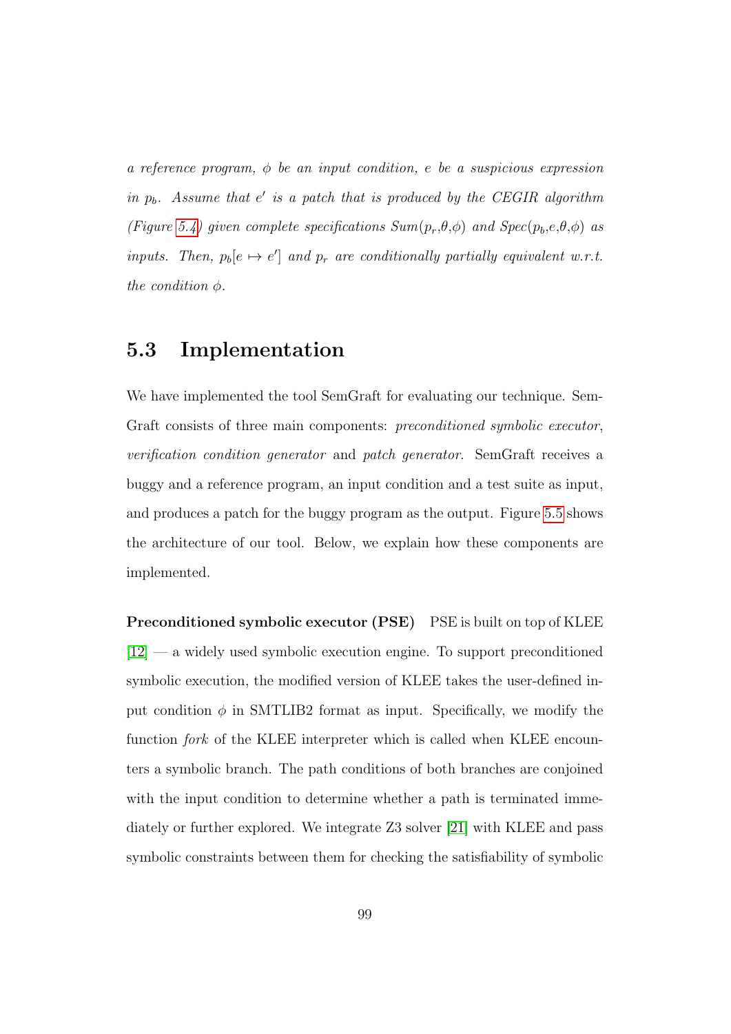*a reference program, $\phi$ be an input condition, $e$ be a suspicious expression in $p_b$. Assume that $e'$ is a patch that is produced by the CEGIR algorithm (Figure 5.4) given complete specifications $Sum(p_r,\theta,\phi)$ and $Spec(p_b,e,\theta,\phi)$ as inputs. Then, $p_b[e \mapsto e']$ and $p_r$ are conditionally partially equivalent w.r.t. the condition $\phi$.*

## 5.3 Implementation

We have implemented the tool SemGraft for evaluating our technique. SemGraft consists of three main components: *preconditioned symbolic executor*, *verification condition generator* and *patch generator*. SemGraft receives a buggy and a reference program, an input condition and a test suite as input, and produces a patch for the buggy program as the output. Figure 5.5 shows the architecture of our tool. Below, we explain how these components are implemented.

**Preconditioned symbolic executor (PSE)** PSE is built on top of KLEE [12] — a widely used symbolic execution engine. To support preconditioned symbolic execution, the modified version of KLEE takes the user-defined input condition $\phi$ in SMTLIB2 format as input. Specifically, we modify the function *fork* of the KLEE interpreter which is called when KLEE encounters a symbolic branch. The path conditions of both branches are conjoined with the input condition to determine whether a path is terminated immediately or further explored. We integrate Z3 solver [21] with KLEE and pass symbolic constraints between them for checking the satisfiability of symbolic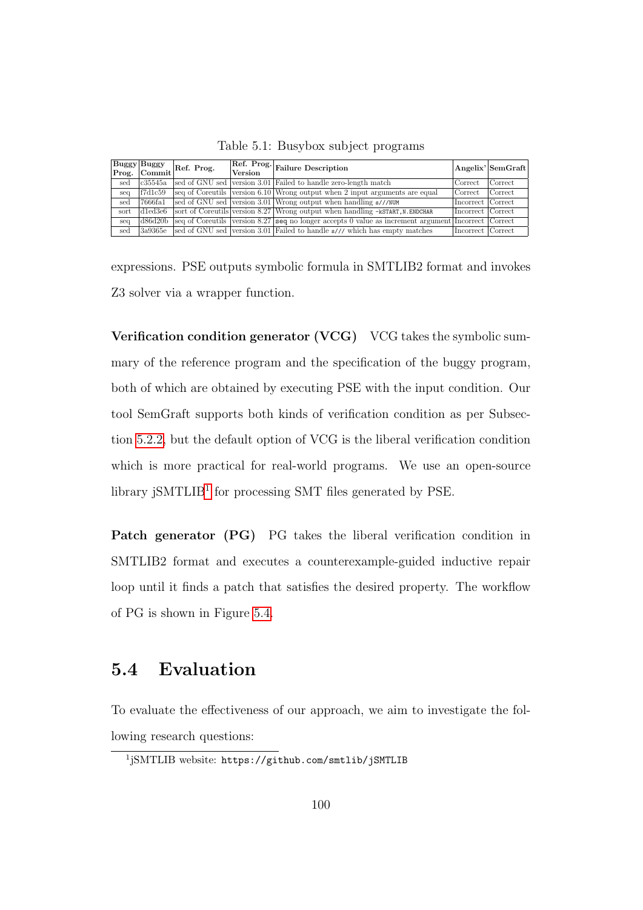Table 5.1: Busybox subject programs

| Buggy Prog. | Buggy Commit | Ref. Prog. | Ref. Prog. Version | Failure Description | Angelix' | SemGraft |
|---|---|---|---|---|---|---|
| sed | c35545a | sed of GNU sed | version 3.01 | Failed to handle zero-length match | Correct | Correct |
| seq | f7d1c59 | seq of Coreutils | version 6.10 | Wrong output when 2 input arguments are equal | Correct | Correct |
| sed | 7666fa1 | sed of GNU sed | version 3.01 | Wrong output when handling `s///NUM` | Incorrect | Correct |
| sort | d1ed3e6 | sort of Coreutils | version 8.27 | Wrong output when handling `-kSTART,N.ENDCHAR` | Incorrect | Correct |
| seq | d86d20b | seq of Coreutils | version 8.27 | `seq` no longer accepts 0 value as increment argument | Incorrect | Correct |
| sed | 3a9365e | sed of GNU sed | version 3.01 | Failed to handle `s///` which has empty matches | Incorrect | Correct |

expressions. PSE outputs symbolic formula in SMTLIB2 format and invokes Z3 solver via a wrapper function.

**Verification condition generator (VCG)** VCG takes the symbolic summary of the reference program and the specification of the buggy program, both of which are obtained by executing PSE with the input condition. Our tool SemGraft supports both kinds of verification condition as per Subsection 5.2.2, but the default option of VCG is the liberal verification condition which is more practical for real-world programs. We use an open-source library jSMTLIB[1] for processing SMT files generated by PSE.

**Patch generator (PG)** PG takes the liberal verification condition in SMTLIB2 format and executes a counterexample-guided inductive repair loop until it finds a patch that satisfies the desired property. The workflow of PG is shown in Figure 5.4.

## 5.4 Evaluation

To evaluate the effectiveness of our approach, we aim to investigate the following research questions:

[1] jSMTLIB website: `https://github.com/smtlib/jSMTLIB`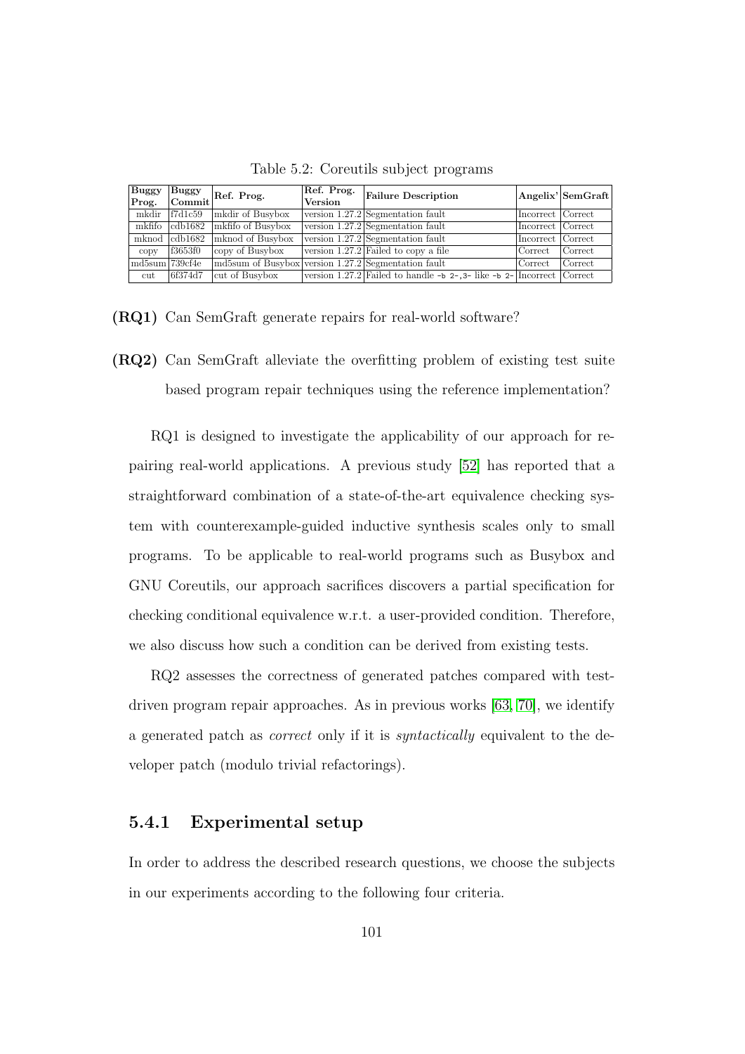Table 5.2: Coreutils subject programs

| Buggy Prog. | Buggy Commit | Ref. Prog. | Ref. Prog. Version | Failure Description | Angelix' | SemGraft |
|---|---|---|---|---|---|---|
| mkdir | f7d1c59 | mkdir of Busybox | version 1.27.2 | Segmentation fault | Incorrect | Correct |
| mkfifo | cdb1682 | mkfifo of Busybox | version 1.27.2 | Segmentation fault | Incorrect | Correct |
| mknod | cdb1682 | mknod of Busybox | version 1.27.2 | Segmentation fault | Incorrect | Correct |
| copy | f3653f0 | copy of Busybox | version 1.27.2 | Failed to copy a file | Correct | Correct |
| md5sum | 739cf4e | md5sum of Busybox | version 1.27.2 | Segmentation fault | Correct | Correct |
| cut | 6f374d7 | cut of Busybox | version 1.27.2 | Failed to handle `-b 2-,3-` like `-b 2-` | Incorrect | Correct |

**(RQ1)** Can SemGraft generate repairs for real-world software?

**(RQ2)** Can SemGraft alleviate the overfitting problem of existing test suite based program repair techniques using the reference implementation?

RQ1 is designed to investigate the applicability of our approach for repairing real-world applications. A previous study [52] has reported that a straightforward combination of a state-of-the-art equivalence checking system with counterexample-guided inductive synthesis scales only to small programs. To be applicable to real-world programs such as Busybox and GNU Coreutils, our approach sacrifices discovers a partial specification for checking conditional equivalence w.r.t. a user-provided condition. Therefore, we also discuss how such a condition can be derived from existing tests.

RQ2 assesses the correctness of generated patches compared with test-driven program repair approaches. As in previous works [63, 70], we identify a generated patch as *correct* only if it is *syntactically* equivalent to the developer patch (modulo trivial refactorings).

### 5.4.1 Experimental setup

In order to address the described research questions, we choose the subjects in our experiments according to the following four criteria.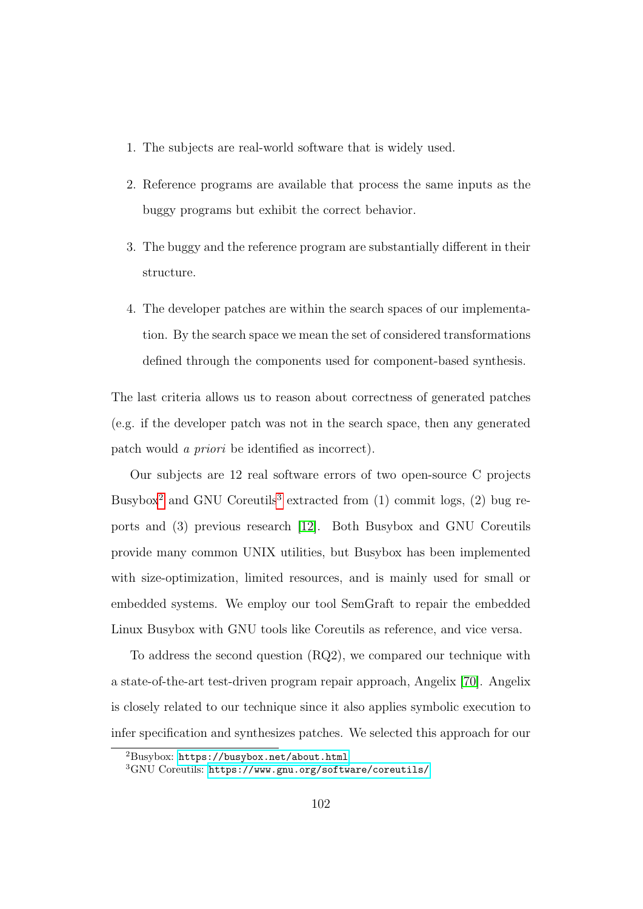1. The subjects are real-world software that is widely used.

2. Reference programs are available that process the same inputs as the buggy programs but exhibit the correct behavior.

3. The buggy and the reference program are substantially different in their structure.

4. The developer patches are within the search spaces of our implementation. By the search space we mean the set of considered transformations defined through the components used for component-based synthesis.

The last criteria allows us to reason about correctness of generated patches (e.g. if the developer patch was not in the search space, then any generated patch would *a priori* be identified as incorrect).

Our subjects are 12 real software errors of two open-source C projects Busybox[2] and GNU Coreutils[3] extracted from (1) commit logs, (2) bug reports and (3) previous research [12]. Both Busybox and GNU Coreutils provide many common UNIX utilities, but Busybox has been implemented with size-optimization, limited resources, and is mainly used for small or embedded systems. We employ our tool SemGraft to repair the embedded Linux Busybox with GNU tools like Coreutils as reference, and vice versa.

To address the second question (RQ2), we compared our technique with a state-of-the-art test-driven program repair approach, Angelix [70]. Angelix is closely related to our technique since it also applies symbolic execution to infer specification and synthesizes patches. We selected this approach for our

[2] Busybox: https://busybox.net/about.html

[3] GNU Coreutils: https://www.gnu.org/software/coreutils/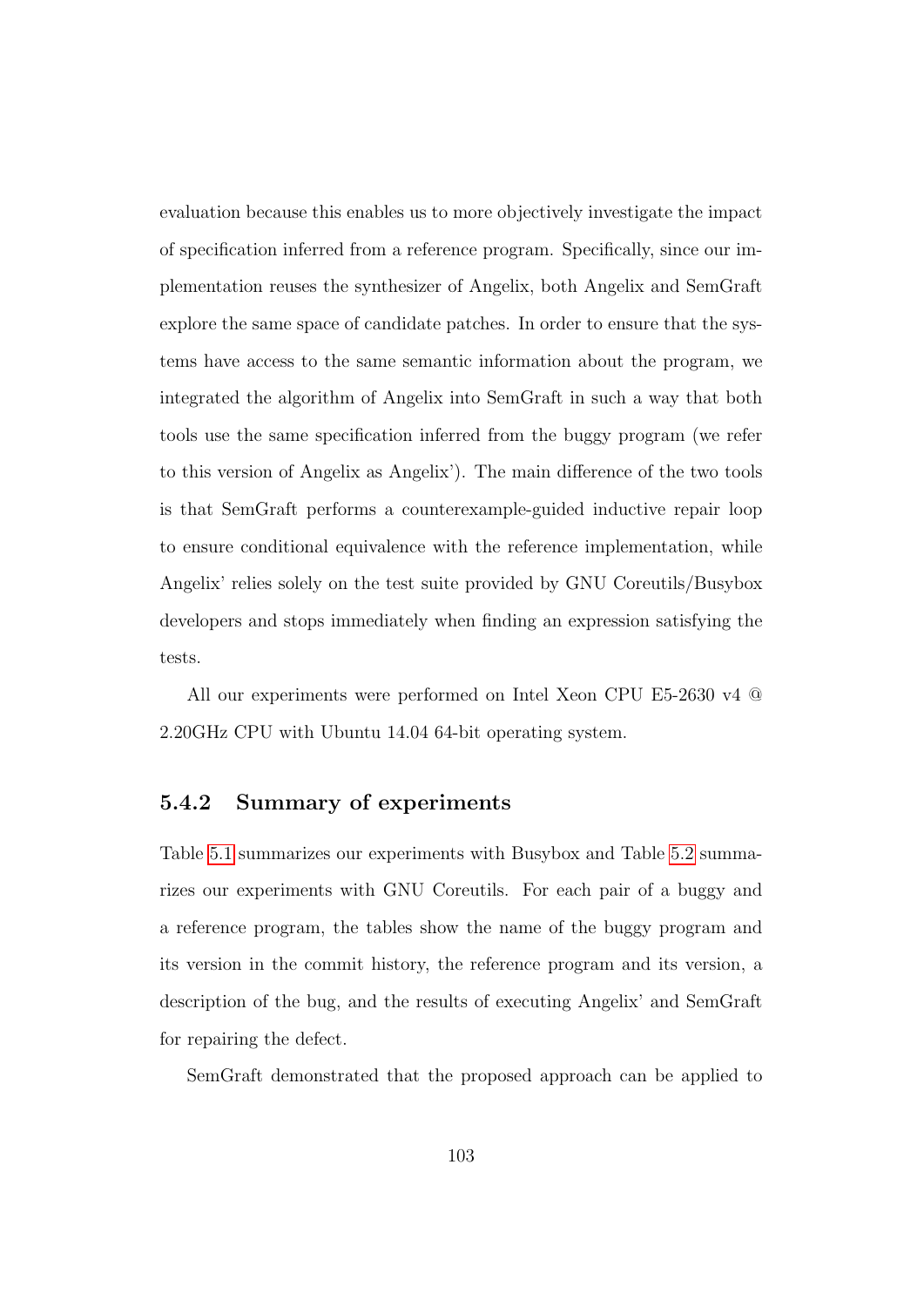evaluation because this enables us to more objectively investigate the impact of specification inferred from a reference program. Specifically, since our implementation reuses the synthesizer of Angelix, both Angelix and SemGraft explore the same space of candidate patches. In order to ensure that the systems have access to the same semantic information about the program, we integrated the algorithm of Angelix into SemGraft in such a way that both tools use the same specification inferred from the buggy program (we refer to this version of Angelix as Angelix'). The main difference of the two tools is that SemGraft performs a counterexample-guided inductive repair loop to ensure conditional equivalence with the reference implementation, while Angelix' relies solely on the test suite provided by GNU Coreutils/Busybox developers and stops immediately when finding an expression satisfying the tests.

All our experiments were performed on Intel Xeon CPU E5-2630 v4 @ 2.20GHz CPU with Ubuntu 14.04 64-bit operating system.

### 5.4.2 Summary of experiments

Table 5.1 summarizes our experiments with Busybox and Table 5.2 summarizes our experiments with GNU Coreutils. For each pair of a buggy and a reference program, the tables show the name of the buggy program and its version in the commit history, the reference program and its version, a description of the bug, and the results of executing Angelix' and SemGraft for repairing the defect.

SemGraft demonstrated that the proposed approach can be applied to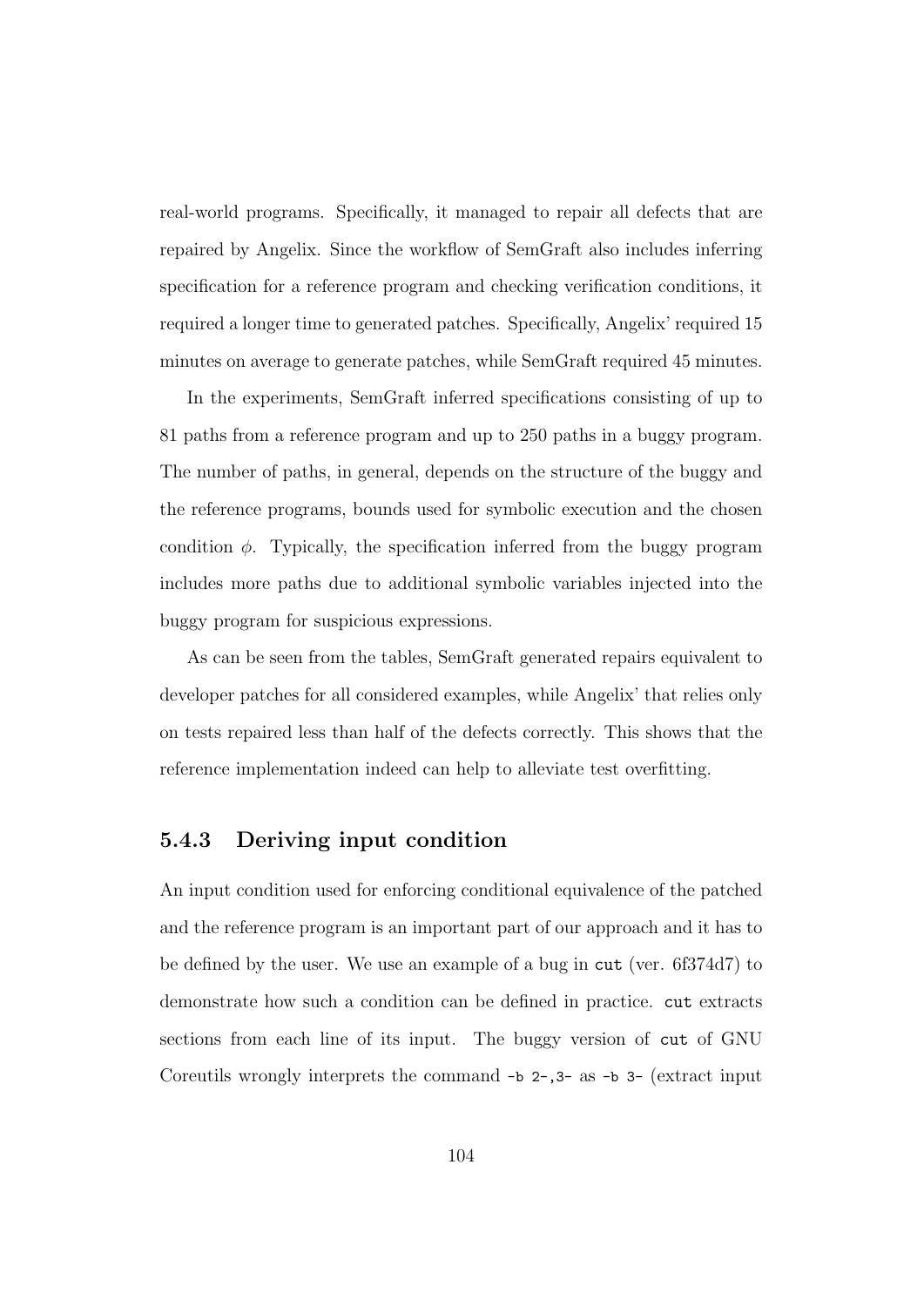real-world programs. Specifically, it managed to repair all defects that are repaired by Angelix. Since the workflow of SemGraft also includes inferring specification for a reference program and checking verification conditions, it required a longer time to generated patches. Specifically, Angelix' required 15 minutes on average to generate patches, while SemGraft required 45 minutes.

In the experiments, SemGraft inferred specifications consisting of up to 81 paths from a reference program and up to 250 paths in a buggy program. The number of paths, in general, depends on the structure of the buggy and the reference programs, bounds used for symbolic execution and the chosen condition $\phi$. Typically, the specification inferred from the buggy program includes more paths due to additional symbolic variables injected into the buggy program for suspicious expressions.

As can be seen from the tables, SemGraft generated repairs equivalent to developer patches for all considered examples, while Angelix' that relies only on tests repaired less than half of the defects correctly. This shows that the reference implementation indeed can help to alleviate test overfitting.

### 5.4.3 Deriving input condition

An input condition used for enforcing conditional equivalence of the patched and the reference program is an important part of our approach and it has to be defined by the user. We use an example of a bug in `cut` (ver. 6f374d7) to demonstrate how such a condition can be defined in practice. `cut` extracts sections from each line of its input. The buggy version of `cut` of GNU Coreutils wrongly interprets the command `-b 2-,3-` as `-b 3-` (extract input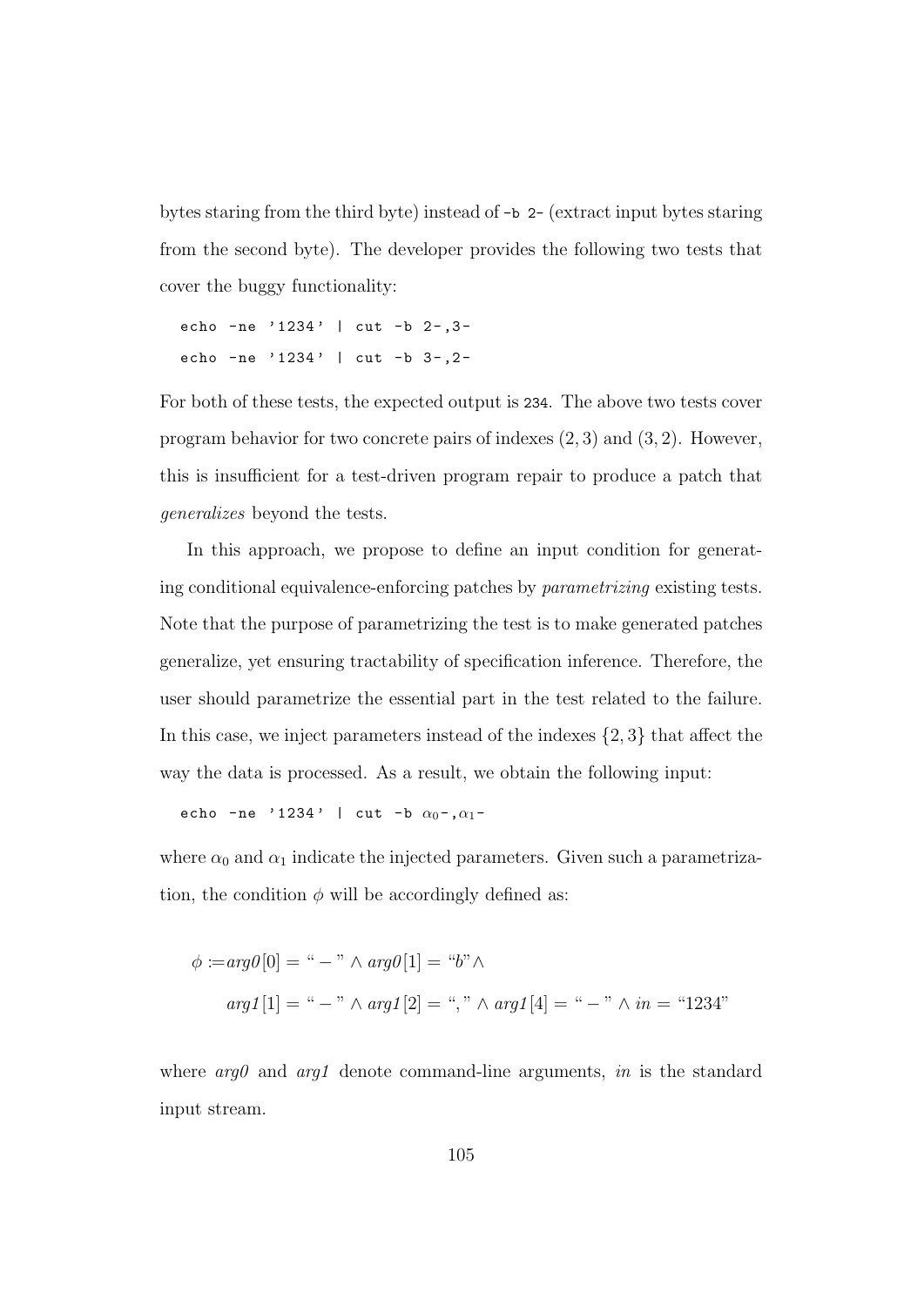bytes staring from the third byte) instead of `-b 2-` (extract input bytes staring from the second byte). The developer provides the following two tests that cover the buggy functionality:

```
echo -ne '1234' | cut -b 2-,3-
echo -ne '1234' | cut -b 3-,2-
```

For both of these tests, the expected output is `234`. The above two tests cover program behavior for two concrete pairs of indexes $(2, 3)$ and $(3, 2)$. However, this is insufficient for a test-driven program repair to produce a patch that *generalizes* beyond the tests.

In this approach, we propose to define an input condition for generating conditional equivalence-enforcing patches by *parametrizing* existing tests. Note that the purpose of parametrizing the test is to make generated patches generalize, yet ensuring tractability of specification inference. Therefore, the user should parametrize the essential part in the test related to the failure. In this case, we inject parameters instead of the indexes $\{2, 3\}$ that affect the way the data is processed. As a result, we obtain the following input:

```
echo -ne '1234' | cut -b α0-,α1-
```

where $\alpha_0$ and $\alpha_1$ indicate the injected parameters. Given such a parametrization, the condition $\phi$ will be accordingly defined as:

$$\phi := arg0[0] = \text{``}-\text{''} \wedge arg0[1] = \text{``}b\text{''} \wedge$$
$$arg1[1] = \text{``}-\text{''} \wedge arg1[2] = \text{``},\text{''} \wedge arg1[4] = \text{``}-\text{''} \wedge in = \text{``1234''}$$

where *arg0* and *arg1* denote command-line arguments, *in* is the standard input stream.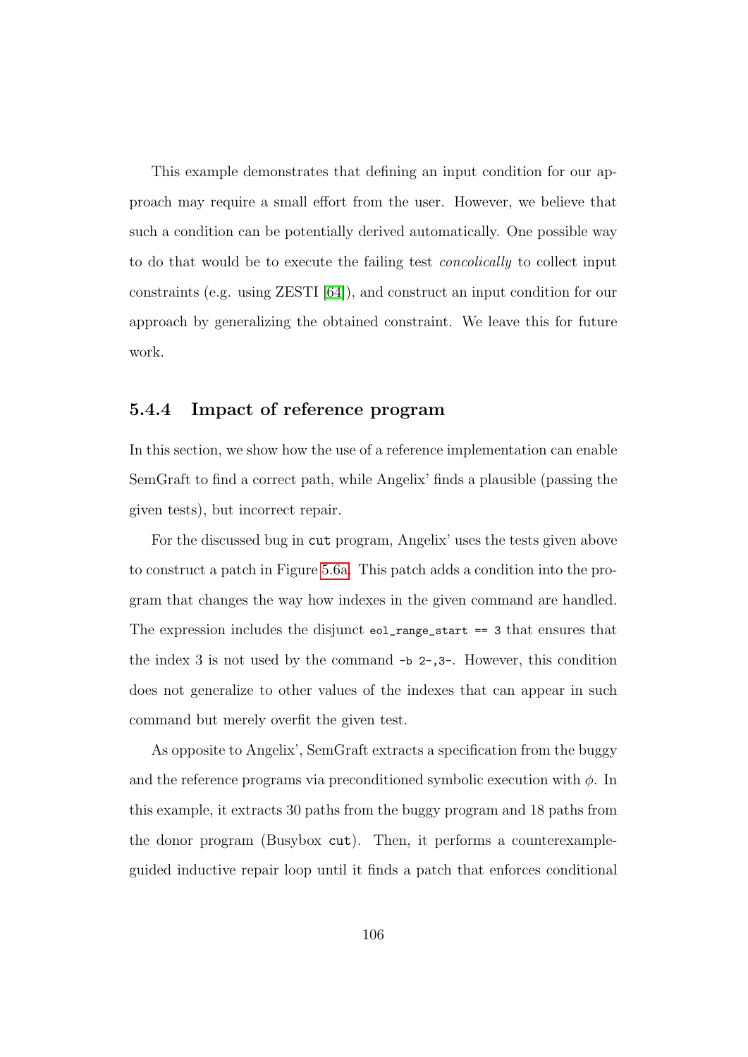This example demonstrates that defining an input condition for our approach may require a small effort from the user. However, we believe that such a condition can be potentially derived automatically. One possible way to do that would be to execute the failing test *concolically* to collect input constraints (e.g. using ZESTI [64]), and construct an input condition for our approach by generalizing the obtained constraint. We leave this for future work.

### 5.4.4 Impact of reference program

In this section, we show how the use of a reference implementation can enable SemGraft to find a correct path, while Angelix' finds a plausible (passing the given tests), but incorrect repair.

For the discussed bug in `cut` program, Angelix' uses the tests given above to construct a patch in Figure 5.6a. This patch adds a condition into the program that changes the way how indexes in the given command are handled. The expression includes the disjunct `eol_range_start == 3` that ensures that the index 3 is not used by the command `-b 2-,3-`. However, this condition does not generalize to other values of the indexes that can appear in such command but merely overfit the given test.

As opposite to Angelix', SemGraft extracts a specification from the buggy and the reference programs via preconditioned symbolic execution with $\phi$. In this example, it extracts 30 paths from the buggy program and 18 paths from the donor program (Busybox `cut`). Then, it performs a counterexample-guided inductive repair loop until it finds a patch that enforces conditional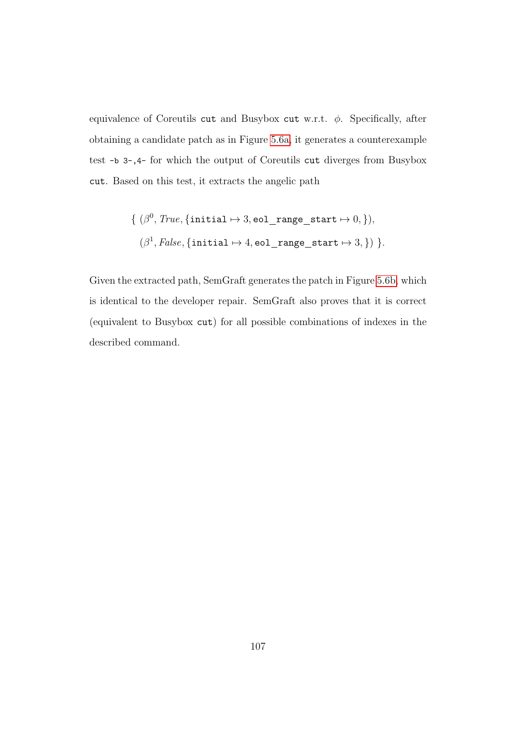equivalence of Coreutils `cut` and Busybox `cut` w.r.t. $\phi$. Specifically, after obtaining a candidate patch as in Figure 5.6a, it generates a counterexample test `-b 3-,4-` for which the output of Coreutils `cut` diverges from Busybox `cut`. Based on this test, it extracts the angelic path

$$\{\ (\beta^0, \mathit{True}, \{\texttt{initial} \mapsto 3, \texttt{eol\_range\_start} \mapsto 0, \}),$$
$$(\beta^1, \mathit{False}, \{\texttt{initial} \mapsto 4, \texttt{eol\_range\_start} \mapsto 3, \})\ \}.$$

Given the extracted path, SemGraft generates the patch in Figure 5.6b, which is identical to the developer repair. SemGraft also proves that it is correct (equivalent to Busybox `cut`) for all possible combinations of indexes in the described command.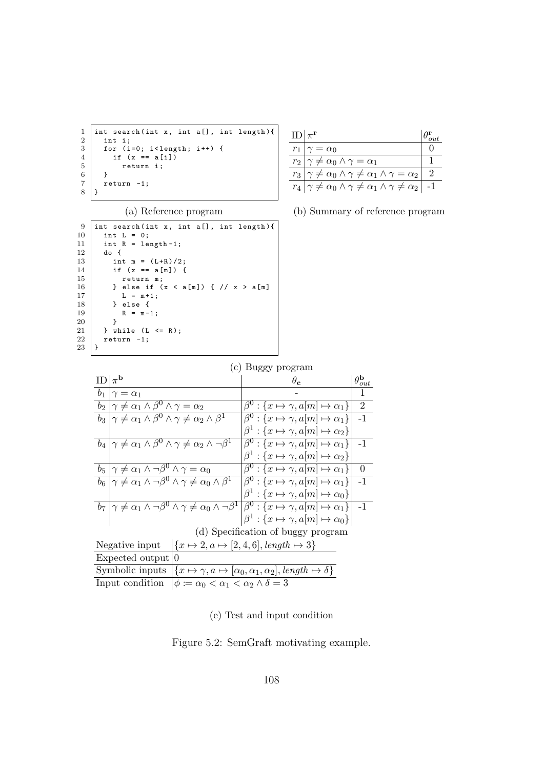```
1  int search(int x, int a[], int length){
2    int i;
3    for (i=0; i<length; i++) {
4      if (x == a[i])
5        return i;
6    }
7    return -1;
8  }
```

(a) Reference program

| ID | $\pi^{\mathbf{r}}$ | $\theta^{\mathbf{r}}_{out}$ |
|---|---|---|
| $r_1$ | $\gamma = \alpha_0$ | 0 |
| $r_2$ | $\gamma \neq \alpha_0 \wedge \gamma = \alpha_1$ | 1 |
| $r_3$ | $\gamma \neq \alpha_0 \wedge \gamma \neq \alpha_1 \wedge \gamma = \alpha_2$ | 2 |
| $r_4$ | $\gamma \neq \alpha_0 \wedge \gamma \neq \alpha_1 \wedge \gamma \neq \alpha_2$ | -1 |

(b) Summary of reference program

```
9  int search(int x, int a[], int length){
10   int L = 0;
11   int R = length-1;
12   do {
13     int m = (L+R)/2;
14     if (x == a[m]) {
15       return m;
16     } else if (x < a[m]) { // x > a[m]
17       L = m+1;
18     } else {
19       R = m-1;
20     }
21   } while (L <= R);
22   return -1;
23 }
```

(c) Buggy program

| ID | $\pi^{\mathbf{b}}$ | $\theta_{\mathbf{c}}$ | $\theta^{\mathbf{b}}_{out}$ |
|---|---|---|---|
| $b_1$ | $\gamma = \alpha_1$ | - | 1 |
| $b_2$ | $\gamma \neq \alpha_1 \wedge \beta^0 \wedge \gamma = \alpha_2$ | $\beta^0 : \{x \mapsto \gamma, a[m] \mapsto \alpha_1\}$ | 2 |
| $b_3$ | $\gamma \neq \alpha_1 \wedge \beta^0 \wedge \gamma \neq \alpha_2 \wedge \beta^1$ | $\beta^0 : \{x \mapsto \gamma, a[m] \mapsto \alpha_1\}$ <br> $\beta^1 : \{x \mapsto \gamma, a[m] \mapsto \alpha_2\}$ | -1 |
| $b_4$ | $\gamma \neq \alpha_1 \wedge \beta^0 \wedge \gamma \neq \alpha_2 \wedge \neg\beta^1$ | $\beta^0 : \{x \mapsto \gamma, a[m] \mapsto \alpha_1\}$ <br> $\beta^1 : \{x \mapsto \gamma, a[m] \mapsto \alpha_2\}$ | -1 |
| $b_5$ | $\gamma \neq \alpha_1 \wedge \neg\beta^0 \wedge \gamma = \alpha_0$ | $\beta^0 : \{x \mapsto \gamma, a[m] \mapsto \alpha_1\}$ | 0 |
| $b_6$ | $\gamma \neq \alpha_1 \wedge \neg\beta^0 \wedge \gamma \neq \alpha_0 \wedge \beta^1$ | $\beta^0 : \{x \mapsto \gamma, a[m] \mapsto \alpha_1\}$ <br> $\beta^1 : \{x \mapsto \gamma, a[m] \mapsto \alpha_0\}$ | -1 |
| $b_7$ | $\gamma \neq \alpha_1 \wedge \neg\beta^0 \wedge \gamma \neq \alpha_0 \wedge \neg\beta^1$ | $\beta^0 : \{x \mapsto \gamma, a[m] \mapsto \alpha_1\}$ <br> $\beta^1 : \{x \mapsto \gamma, a[m] \mapsto \alpha_0\}$ | -1 |

(d) Specification of buggy program

| | |
|---|---|
| Negative input | $\{x \mapsto 2, a \mapsto [2, 4, 6], length \mapsto 3\}$ |
| Expected output | 0 |
| Symbolic inputs | $\{x \mapsto \gamma, a \mapsto [\alpha_0, \alpha_1, \alpha_2], length \mapsto \delta\}$ |
| Input condition | $\phi := \alpha_0 < \alpha_1 < \alpha_2 \wedge \delta = 3$ |

(e) Test and input condition

Figure 5.2: SemGraft motivating example.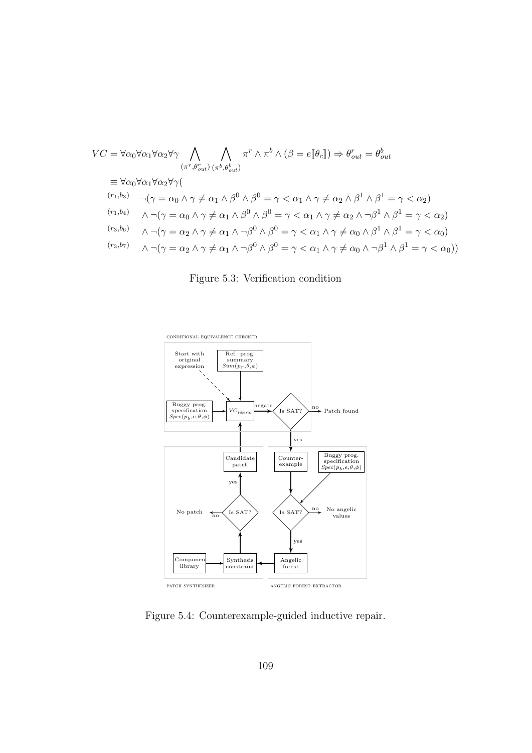$$VC = \forall\alpha_0\forall\alpha_1\forall\alpha_2\forall\gamma \bigwedge_{(\pi^r,\theta^r_{out})} \bigwedge_{(\pi^b,\theta^b_{out})} \pi^r \wedge \pi^b \wedge (\beta = e[\![\theta_c]\!]) \Rightarrow \theta^r_{out} = \theta^b_{out}$$

$$\begin{aligned}
&\equiv \forall\alpha_0\forall\alpha_1\forall\alpha_2\forall\gamma( \\
&{\scriptstyle (r_1,b_3)} \quad \neg(\gamma = \alpha_0 \wedge \gamma \neq \alpha_1 \wedge \beta^0 \wedge \beta^0 = \gamma < \alpha_1 \wedge \gamma \neq \alpha_2 \wedge \beta^1 \wedge \beta^1 = \gamma < \alpha_2) \\
&{\scriptstyle (r_1,b_4)} \quad \wedge \neg(\gamma = \alpha_0 \wedge \gamma \neq \alpha_1 \wedge \beta^0 \wedge \beta^0 = \gamma < \alpha_1 \wedge \gamma \neq \alpha_2 \wedge \neg\beta^1 \wedge \beta^1 = \gamma < \alpha_2) \\
&{\scriptstyle (r_3,b_6)} \quad \wedge \neg(\gamma = \alpha_2 \wedge \gamma \neq \alpha_1 \wedge \neg\beta^0 \wedge \beta^0 = \gamma < \alpha_1 \wedge \gamma \neq \alpha_0 \wedge \beta^1 \wedge \beta^1 = \gamma < \alpha_0) \\
&{\scriptstyle (r_3,b_7)} \quad \wedge \neg(\gamma = \alpha_2 \wedge \gamma \neq \alpha_1 \wedge \neg\beta^0 \wedge \beta^0 = \gamma < \alpha_1 \wedge \gamma \neq \alpha_0 \wedge \neg\beta^1 \wedge \beta^1 = \gamma < \alpha_0))
\end{aligned}$$

Figure 5.3: Verification condition

CONDITIONAL EQUIVALENCE CHECKER

Start with original expression

Ref. prog. summary $Sum(p_r,\theta,\phi)$

Buggy prog. specification $Spec(p_b,e,\theta,\phi)$

$VC_{liberal}$

negate

Is SAT?

no

Patch found

yes

Counter-example

Buggy prog. specification $Spec(p_b,e,\theta,\phi)$

Is SAT?

no

No angelic values

yes

Angelic forest

Synthesis constraint

Component library

Is SAT?

no

No patch

yes

Candidate patch

PATCH SYNTHESIZER

ANGELIC FOREST EXTRACTOR

Figure 5.4: Counterexample-guided inductive repair.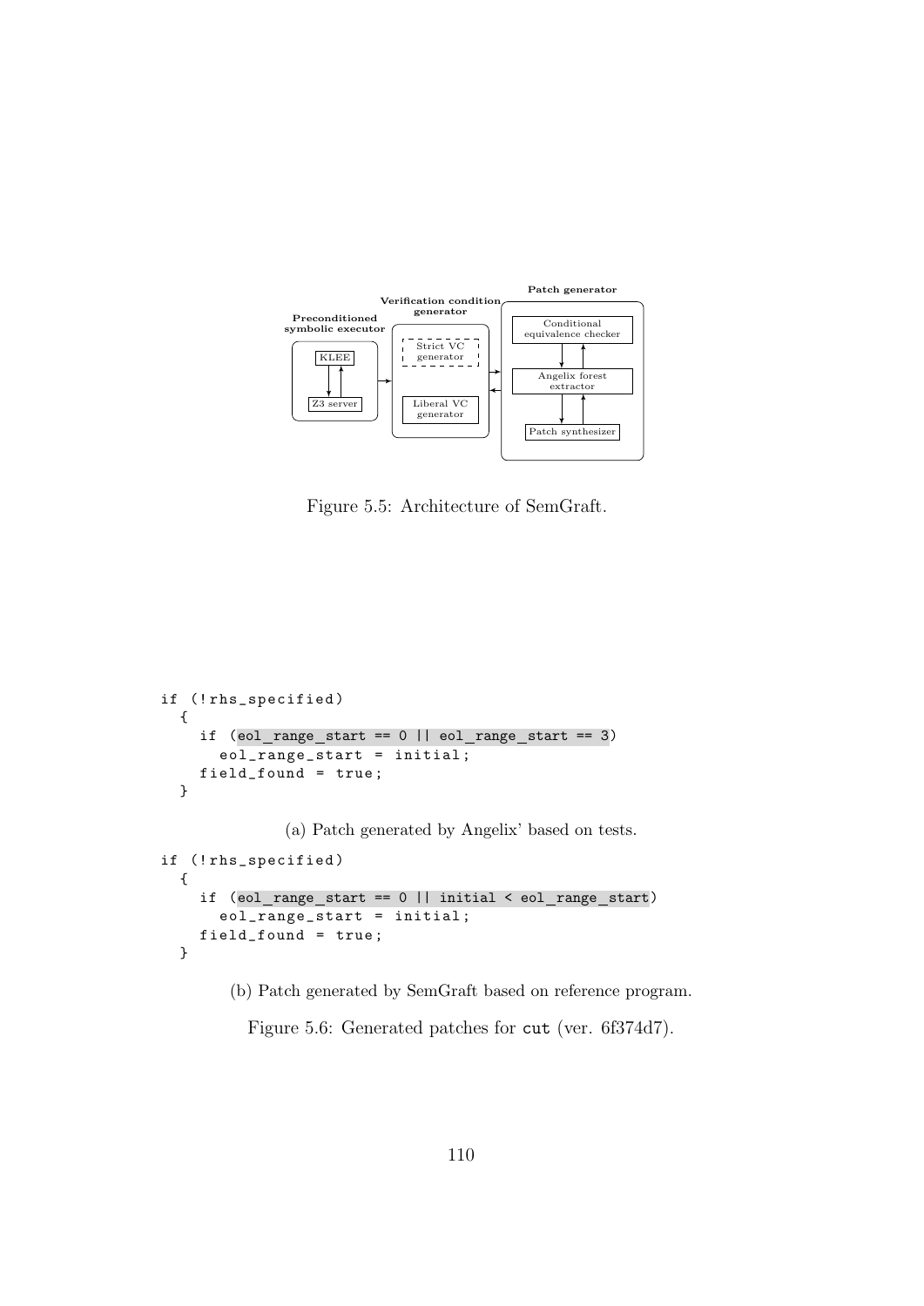Patch generator

Verification condition generator

Preconditioned symbolic executor

KLEE

Z3 server

Strict VC generator

Liberal VC generator

Conditional equivalence checker

Angelix forest extractor

Patch synthesizer

Figure 5.5: Architecture of SemGraft.

```
if (!rhs_specified)
  {
    if (eol_range_start == 0 || eol_range_start == 3)
      eol_range_start = initial;
    field_found = true;
  }
```

(a) Patch generated by Angelix' based on tests.

```
if (!rhs_specified)
  {
    if (eol_range_start == 0 || initial < eol_range_start)
      eol_range_start = initial;
    field_found = true;
  }
```

(b) Patch generated by SemGraft based on reference program.

Figure 5.6: Generated patches for `cut` (ver. 6f374d7).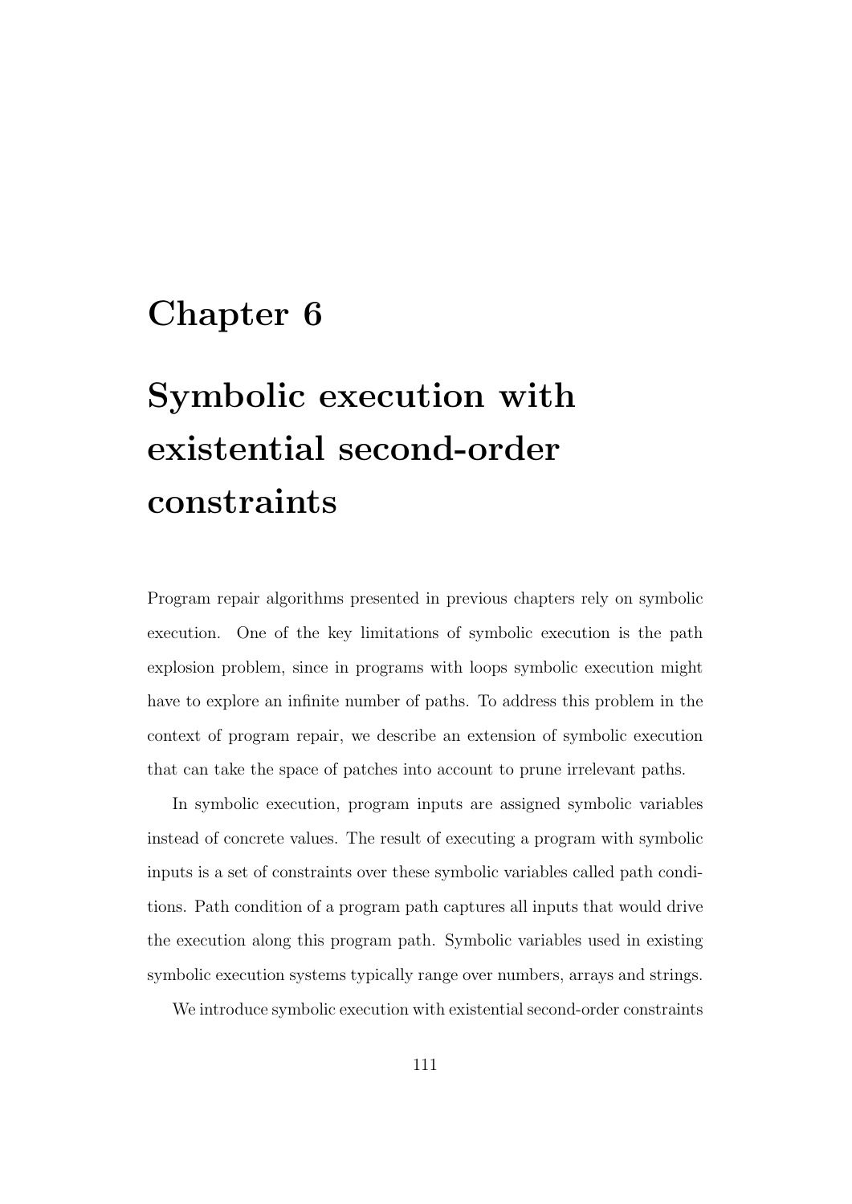# Chapter 6

# Symbolic execution with existential second-order constraints

Program repair algorithms presented in previous chapters rely on symbolic execution. One of the key limitations of symbolic execution is the path explosion problem, since in programs with loops symbolic execution might have to explore an infinite number of paths. To address this problem in the context of program repair, we describe an extension of symbolic execution that can take the space of patches into account to prune irrelevant paths.

In symbolic execution, program inputs are assigned symbolic variables instead of concrete values. The result of executing a program with symbolic inputs is a set of constraints over these symbolic variables called path conditions. Path condition of a program path captures all inputs that would drive the execution along this program path. Symbolic variables used in existing symbolic execution systems typically range over numbers, arrays and strings.

We introduce symbolic execution with existential second-order constraints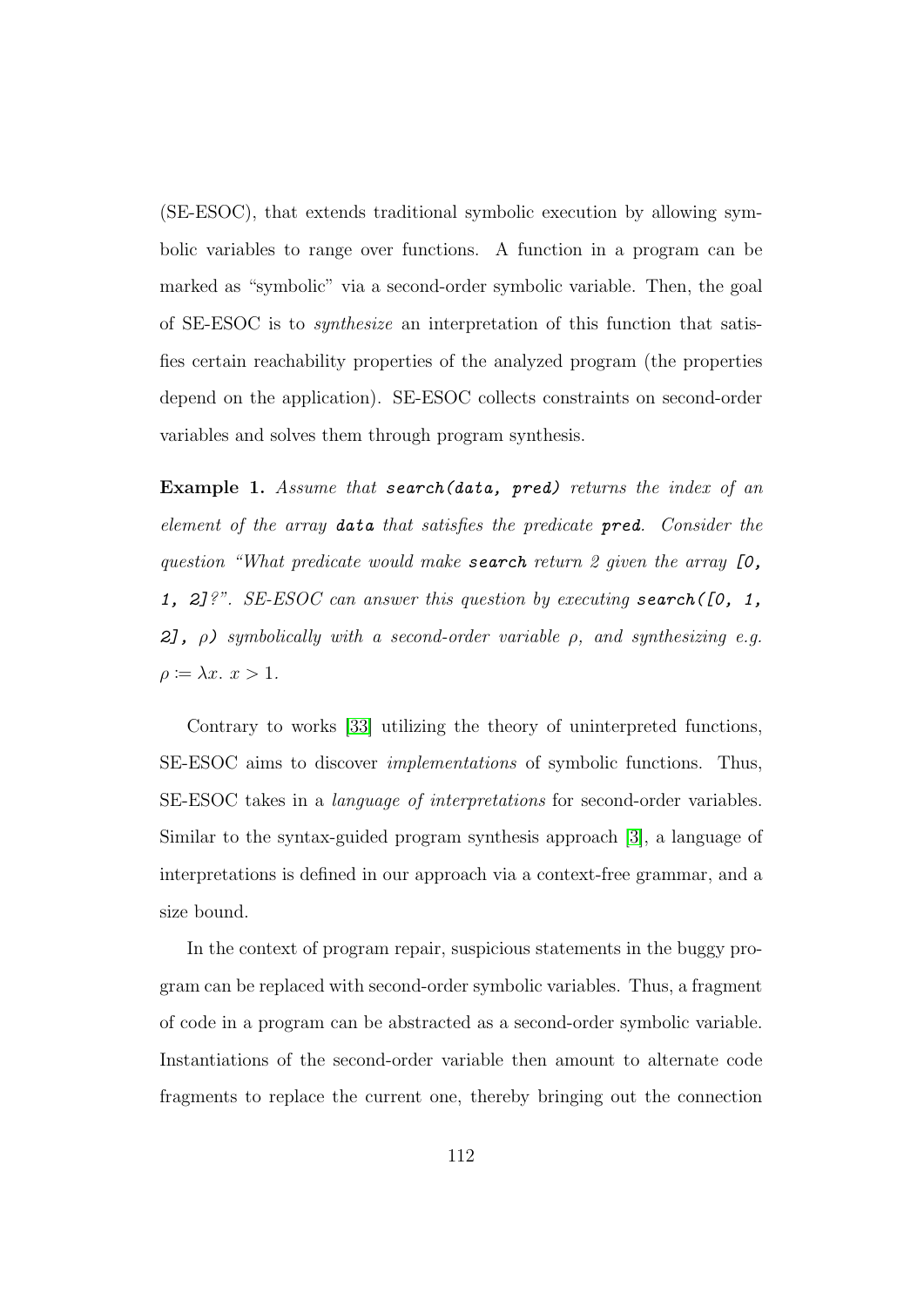(SE-ESOC), that extends traditional symbolic execution by allowing symbolic variables to range over functions. A function in a program can be marked as "symbolic" via a second-order symbolic variable. Then, the goal of SE-ESOC is to *synthesize* an interpretation of this function that satisfies certain reachability properties of the analyzed program (the properties depend on the application). SE-ESOC collects constraints on second-order variables and solves them through program synthesis.

**Example 1.** *Assume that* `search(data, pred)` *returns the index of an element of the array* `data` *that satisfies the predicate* `pred`*. Consider the question "What predicate would make* `search` *return 2 given the array* `[0, 1, 2]`*?". SE-ESOC can answer this question by executing* `search([0, 1, 2], ρ)` *symbolically with a second-order variable $\rho$, and synthesizing e.g. $\rho \coloneqq \lambda x.\ x > 1$.*

Contrary to works [33] utilizing the theory of uninterpreted functions, SE-ESOC aims to discover *implementations* of symbolic functions. Thus, SE-ESOC takes in a *language of interpretations* for second-order variables. Similar to the syntax-guided program synthesis approach [3], a language of interpretations is defined in our approach via a context-free grammar, and a size bound.

In the context of program repair, suspicious statements in the buggy program can be replaced with second-order symbolic variables. Thus, a fragment of code in a program can be abstracted as a second-order symbolic variable. Instantiations of the second-order variable then amount to alternate code fragments to replace the current one, thereby bringing out the connection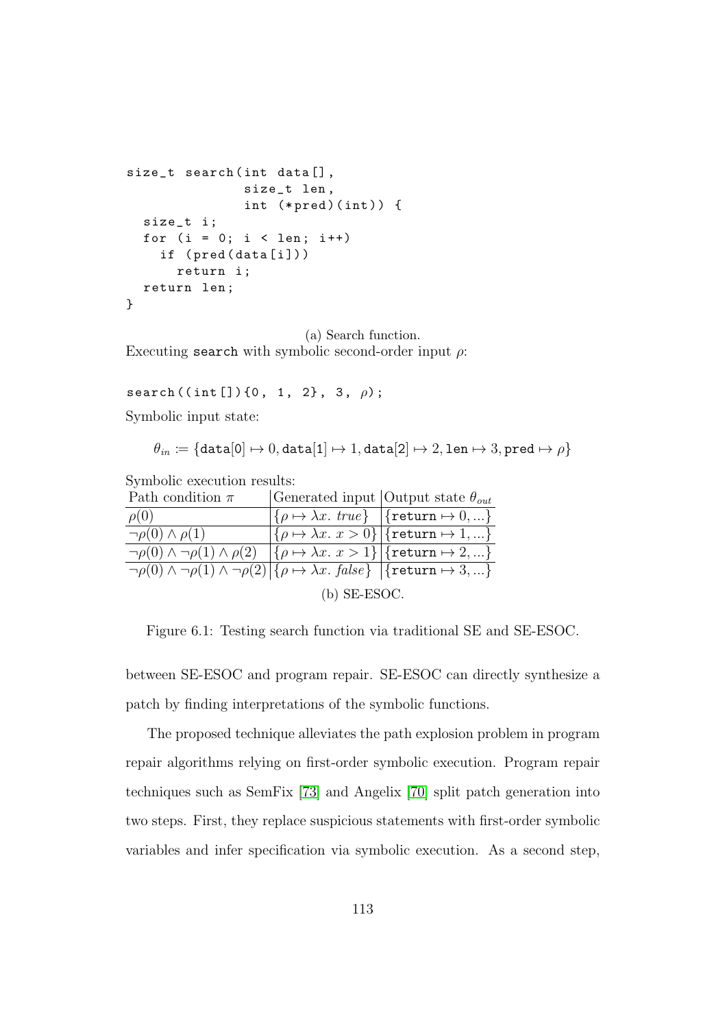```
size_t search(int data[],
              size_t len,
              int (*pred)(int)) {
  size_t i;
  for (i = 0; i < len; i++)
    if (pred(data[i]))
      return i;
  return len;
}
```

(a) Search function.

Executing `search` with symbolic second-order input $\rho$:

```
search((int[]){0, 1, 2}, 3, ρ);
```

Symbolic input state:

$$\theta_{in} \coloneqq \{\texttt{data}[0] \mapsto 0, \texttt{data}[1] \mapsto 1, \texttt{data}[2] \mapsto 2, \texttt{len} \mapsto 3, \texttt{pred} \mapsto \rho\}$$

Symbolic execution results:

| Path condition $\pi$ | Generated input | Output state $\theta_{out}$ |
|---|---|---|
| $\rho(0)$ | $\{\rho \mapsto \lambda x.\ true\}$ | $\{\texttt{return} \mapsto 0, ...\}$ |
| $\neg\rho(0) \wedge \rho(1)$ | $\{\rho \mapsto \lambda x.\ x > 0\}$ | $\{\texttt{return} \mapsto 1, ...\}$ |
| $\neg\rho(0) \wedge \neg\rho(1) \wedge \rho(2)$ | $\{\rho \mapsto \lambda x.\ x > 1\}$ | $\{\texttt{return} \mapsto 2, ...\}$ |
| $\neg\rho(0) \wedge \neg\rho(1) \wedge \neg\rho(2)$ | $\{\rho \mapsto \lambda x.\ false\}$ | $\{\texttt{return} \mapsto 3, ...\}$ |

(b) SE-ESOC.

Figure 6.1: Testing search function via traditional SE and SE-ESOC.

between SE-ESOC and program repair. SE-ESOC can directly synthesize a patch by finding interpretations of the symbolic functions.

The proposed technique alleviates the path explosion problem in program repair algorithms relying on first-order symbolic execution. Program repair techniques such as SemFix [73] and Angelix [70] split patch generation into two steps. First, they replace suspicious statements with first-order symbolic variables and infer specification via symbolic execution. As a second step,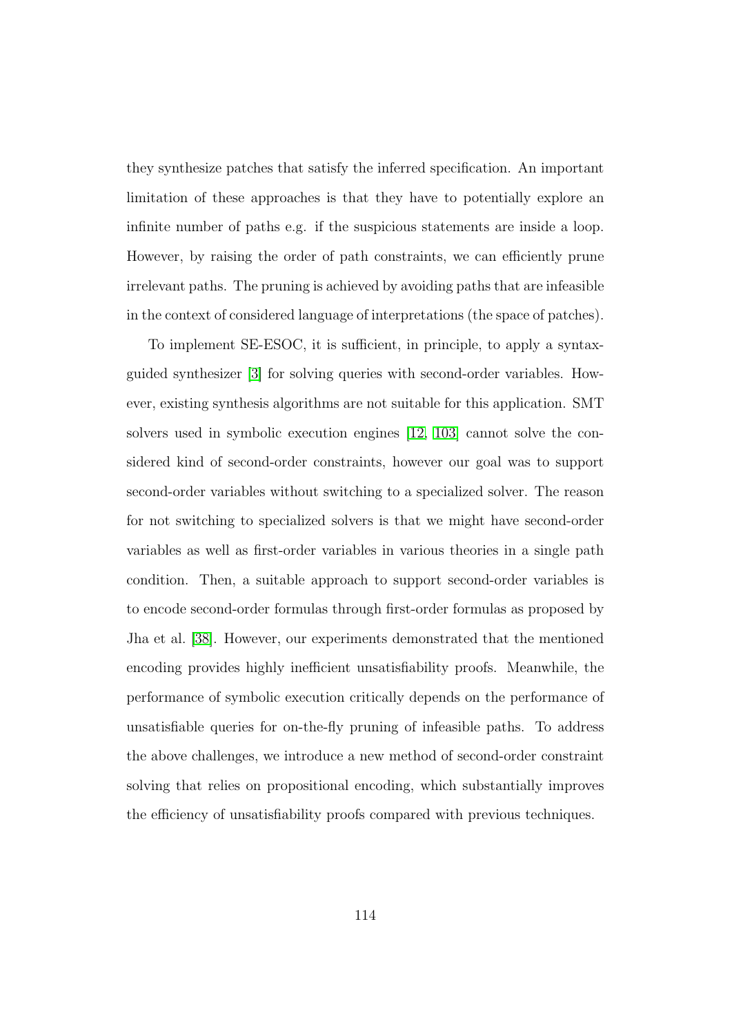they synthesize patches that satisfy the inferred specification. An important limitation of these approaches is that they have to potentially explore an infinite number of paths e.g. if the suspicious statements are inside a loop. However, by raising the order of path constraints, we can efficiently prune irrelevant paths. The pruning is achieved by avoiding paths that are infeasible in the context of considered language of interpretations (the space of patches).

To implement SE-ESOC, it is sufficient, in principle, to apply a syntax-guided synthesizer [3] for solving queries with second-order variables. However, existing synthesis algorithms are not suitable for this application. SMT solvers used in symbolic execution engines [12, 103] cannot solve the considered kind of second-order constraints, however our goal was to support second-order variables without switching to a specialized solver. The reason for not switching to specialized solvers is that we might have second-order variables as well as first-order variables in various theories in a single path condition. Then, a suitable approach to support second-order variables is to encode second-order formulas through first-order formulas as proposed by Jha et al. [38]. However, our experiments demonstrated that the mentioned encoding provides highly inefficient unsatisfiability proofs. Meanwhile, the performance of symbolic execution critically depends on the performance of unsatisfiable queries for on-the-fly pruning of infeasible paths. To address the above challenges, we introduce a new method of second-order constraint solving that relies on propositional encoding, which substantially improves the efficiency of unsatisfiability proofs compared with previous techniques.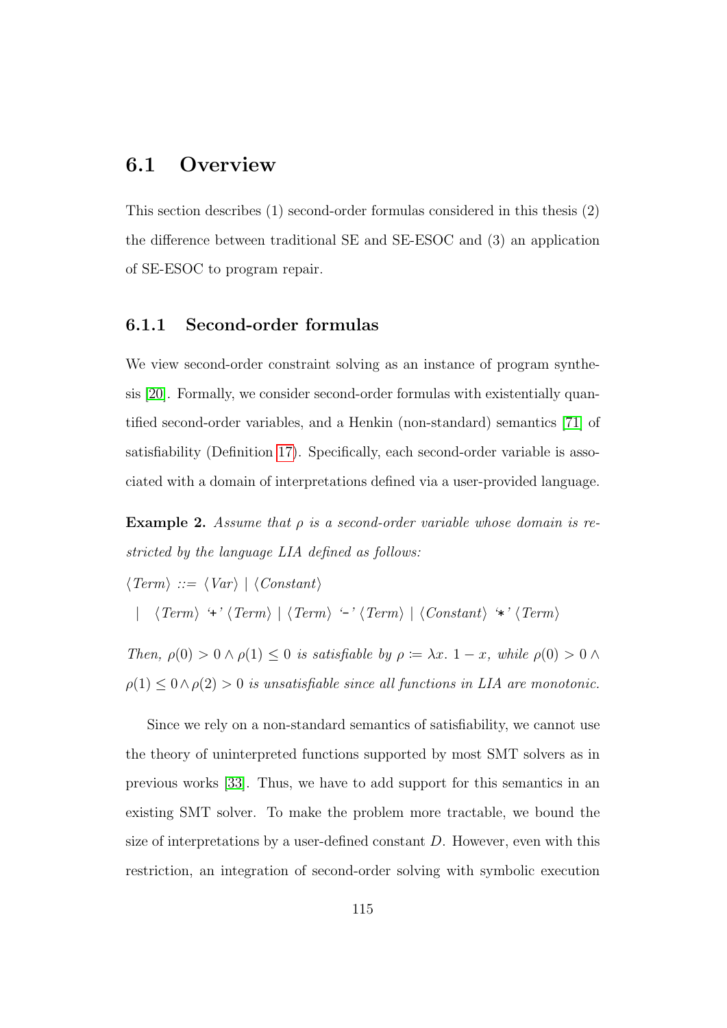## 6.1 Overview

This section describes (1) second-order formulas considered in this thesis (2) the difference between traditional SE and SE-ESOC and (3) an application of SE-ESOC to program repair.

### 6.1.1 Second-order formulas

We view second-order constraint solving as an instance of program synthesis [20]. Formally, we consider second-order formulas with existentially quantified second-order variables, and a Henkin (non-standard) semantics [71] of satisfiability (Definition 17). Specifically, each second-order variable is associated with a domain of interpretations defined via a user-provided language.

**Example 2.** *Assume that $\rho$ is a second-order variable whose domain is restricted by the language LIA defined as follows:*

$\langle Term \rangle ::= \langle Var \rangle \mid \langle Constant \rangle$

$\mid \quad \langle Term \rangle \text{ `+' } \langle Term \rangle \mid \langle Term \rangle \text{ `-' } \langle Term \rangle \mid \langle Constant \rangle \text{ `*' } \langle Term \rangle$

*Then, $\rho(0) > 0 \wedge \rho(1) \leq 0$ is satisfiable by $\rho \coloneqq \lambda x.\ 1 - x$, while $\rho(0) > 0 \wedge \rho(1) \leq 0 \wedge \rho(2) > 0$ is unsatisfiable since all functions in LIA are monotonic.*

Since we rely on a non-standard semantics of satisfiability, we cannot use the theory of uninterpreted functions supported by most SMT solvers as in previous works [33]. Thus, we have to add support for this semantics in an existing SMT solver. To make the problem more tractable, we bound the size of interpretations by a user-defined constant $D$. However, even with this restriction, an integration of second-order solving with symbolic execution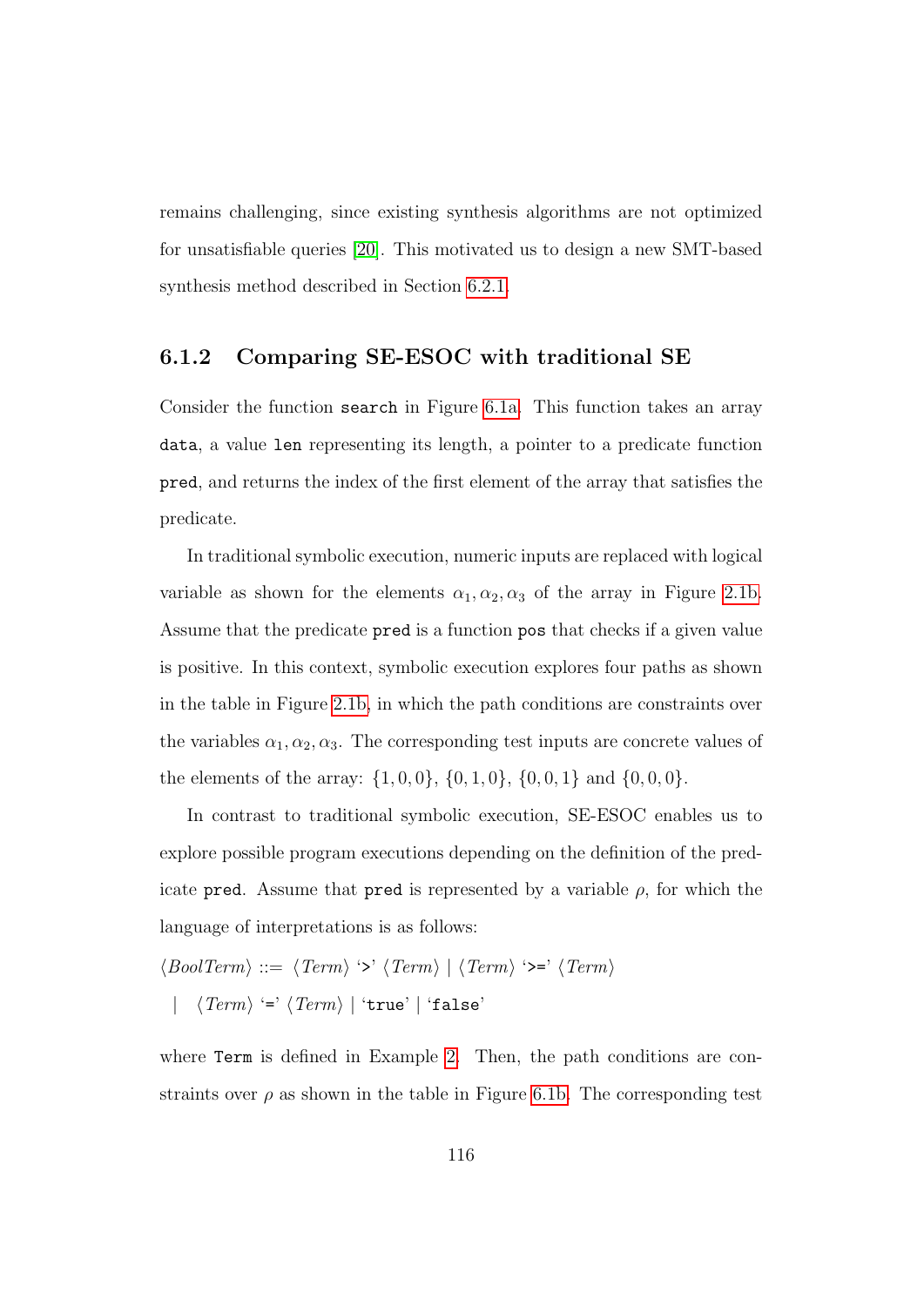remains challenging, since existing synthesis algorithms are not optimized for unsatisfiable queries [20]. This motivated us to design a new SMT-based synthesis method described in Section 6.2.1.

### 6.1.2 Comparing SE-ESOC with traditional SE

Consider the function `search` in Figure 6.1a. This function takes an array `data`, a value `len` representing its length, a pointer to a predicate function `pred`, and returns the index of the first element of the array that satisfies the predicate.

In traditional symbolic execution, numeric inputs are replaced with logical variable as shown for the elements $\alpha_1, \alpha_2, \alpha_3$ of the array in Figure 2.1b. Assume that the predicate `pred` is a function `pos` that checks if a given value is positive. In this context, symbolic execution explores four paths as shown in the table in Figure 2.1b, in which the path conditions are constraints over the variables $\alpha_1, \alpha_2, \alpha_3$. The corresponding test inputs are concrete values of the elements of the array: $\{1, 0, 0\}$, $\{0, 1, 0\}$, $\{0, 0, 1\}$ and $\{0, 0, 0\}$.

In contrast to traditional symbolic execution, SE-ESOC enables us to explore possible program executions depending on the definition of the predicate `pred`. Assume that `pred` is represented by a variable $\rho$, for which the language of interpretations is as follows:

$\langle \mathit{BoolTerm} \rangle$ ::= $\langle \mathit{Term} \rangle$ '`>`' $\langle \mathit{Term} \rangle$ | $\langle \mathit{Term} \rangle$ '`>=`' $\langle \mathit{Term} \rangle$
  | $\langle \mathit{Term} \rangle$ '`=`' $\langle \mathit{Term} \rangle$ | '`true`' | '`false`'

where `Term` is defined in Example 2. Then, the path conditions are constraints over $\rho$ as shown in the table in Figure 6.1b. The corresponding test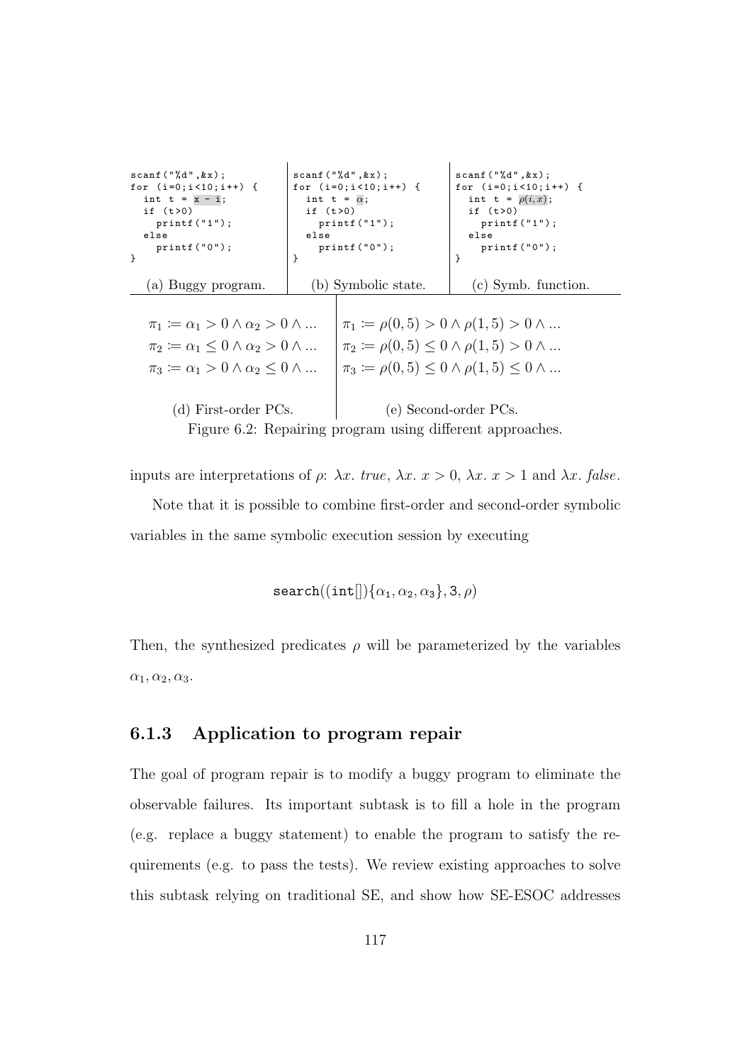```
scanf("%d",&x);
for (i=0;i<10;i++) {
  int t = x - i;
  if (t>0)
    printf("1");
  else
    printf("0");
}
```

(a) Buggy program.

```
scanf("%d",&x);
for (i=0;i<10;i++) {
  int t = α;
  if (t>0)
    printf("1");
  else
    printf("0");
}
```

(b) Symbolic state.

```
scanf("%d",&x);
for (i=0;i<10;i++) {
  int t = ρ(i,x);
  if (t>0)
    printf("1");
  else
    printf("0");
}
```

(c) Symb. function.

$$\pi_1 \coloneqq \alpha_1 > 0 \wedge \alpha_2 > 0 \wedge ...$$
$$\pi_2 \coloneqq \alpha_1 \leq 0 \wedge \alpha_2 > 0 \wedge ...$$
$$\pi_3 \coloneqq \alpha_1 > 0 \wedge \alpha_2 \leq 0 \wedge ...$$

(d) First-order PCs.

$$\pi_1 \coloneqq \rho(0,5) > 0 \wedge \rho(1,5) > 0 \wedge ...$$
$$\pi_2 \coloneqq \rho(0,5) \leq 0 \wedge \rho(1,5) > 0 \wedge ...$$
$$\pi_3 \coloneqq \rho(0,5) \leq 0 \wedge \rho(1,5) \leq 0 \wedge ...$$

(e) Second-order PCs.

Figure 6.2: Repairing program using different approaches.

inputs are interpretations of $\rho$: $\lambda x.\ true$, $\lambda x.\ x > 0$, $\lambda x.\ x > 1$ and $\lambda x.\ false$.

Note that it is possible to combine first-order and second-order symbolic variables in the same symbolic execution session by executing

$$\texttt{search}((\texttt{int}[])\{\alpha_1, \alpha_2, \alpha_3\}, \texttt{3}, \rho)$$

Then, the synthesized predicates $\rho$ will be parameterized by the variables $\alpha_1, \alpha_2, \alpha_3$.

### 6.1.3 Application to program repair

The goal of program repair is to modify a buggy program to eliminate the observable failures. Its important subtask is to fill a hole in the program (e.g. replace a buggy statement) to enable the program to satisfy the requirements (e.g. to pass the tests). We review existing approaches to solve this subtask relying on traditional SE, and show how SE-ESOC addresses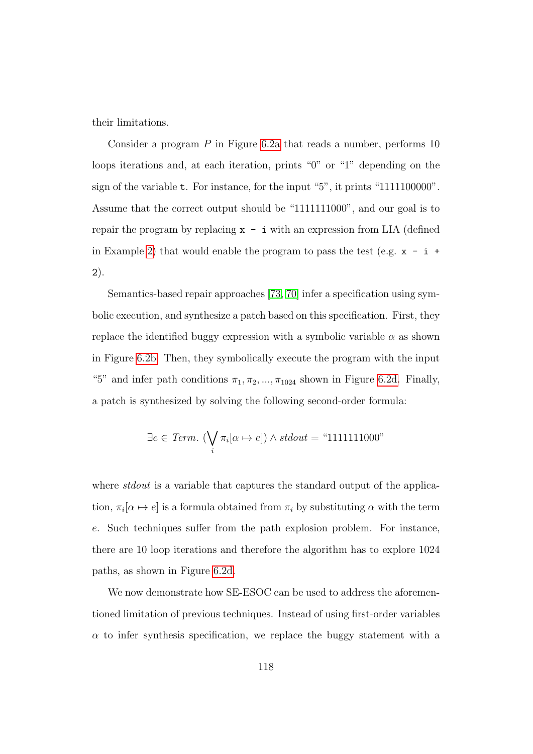their limitations.

Consider a program $P$ in Figure 6.2a that reads a number, performs 10 loops iterations and, at each iteration, prints "0" or "1" depending on the sign of the variable `t`. For instance, for the input "5", it prints "1111100000". Assume that the correct output should be "1111111000", and our goal is to repair the program by replacing `x - i` with an expression from LIA (defined in Example 2) that would enable the program to pass the test (e.g. `x - i + 2`).

Semantics-based repair approaches [73, 70] infer a specification using symbolic execution, and synthesize a patch based on this specification. First, they replace the identified buggy expression with a symbolic variable $\alpha$ as shown in Figure 6.2b. Then, they symbolically execute the program with the input "5" and infer path conditions $\pi_1, \pi_2, ..., \pi_{1024}$ shown in Figure 6.2d. Finally, a patch is synthesized by solving the following second-order formula:

$$\exists e \in \mathit{Term}.\ (\bigvee_i \pi_i[\alpha \mapsto e]) \wedge \mathit{stdout} = \text{“1111111000”}$$

where *stdout* is a variable that captures the standard output of the application, $\pi_i[\alpha \mapsto e]$ is a formula obtained from $\pi_i$ by substituting $\alpha$ with the term $e$. Such techniques suffer from the path explosion problem. For instance, there are 10 loop iterations and therefore the algorithm has to explore 1024 paths, as shown in Figure 6.2d.

We now demonstrate how SE-ESOC can be used to address the aforementioned limitation of previous techniques. Instead of using first-order variables $\alpha$ to infer synthesis specification, we replace the buggy statement with a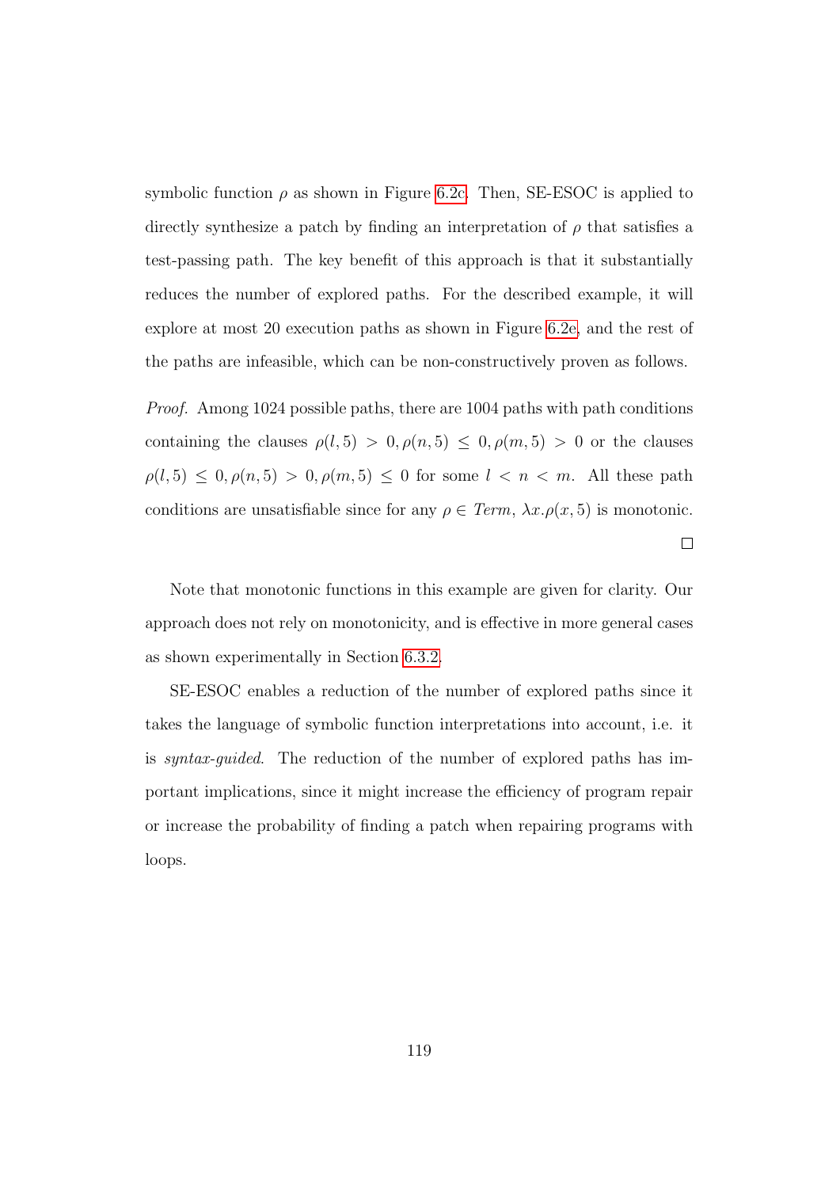symbolic function $\rho$ as shown in Figure 6.2c. Then, SE-ESOC is applied to directly synthesize a patch by finding an interpretation of $\rho$ that satisfies a test-passing path. The key benefit of this approach is that it substantially reduces the number of explored paths. For the described example, it will explore at most 20 execution paths as shown in Figure 6.2e, and the rest of the paths are infeasible, which can be non-constructively proven as follows.

*Proof.* Among 1024 possible paths, there are 1004 paths with path conditions containing the clauses $\rho(l, 5) > 0, \rho(n, 5) \leq 0, \rho(m, 5) > 0$ or the clauses $\rho(l, 5) \leq 0, \rho(n, 5) > 0, \rho(m, 5) \leq 0$ for some $l < n < m$. All these path conditions are unsatisfiable since for any $\rho \in \mathit{Term}$, $\lambda x.\rho(x, 5)$ is monotonic. □

Note that monotonic functions in this example are given for clarity. Our approach does not rely on monotonicity, and is effective in more general cases as shown experimentally in Section 6.3.2.

SE-ESOC enables a reduction of the number of explored paths since it takes the language of symbolic function interpretations into account, i.e. it is *syntax-guided*. The reduction of the number of explored paths has important implications, since it might increase the efficiency of program repair or increase the probability of finding a patch when repairing programs with loops.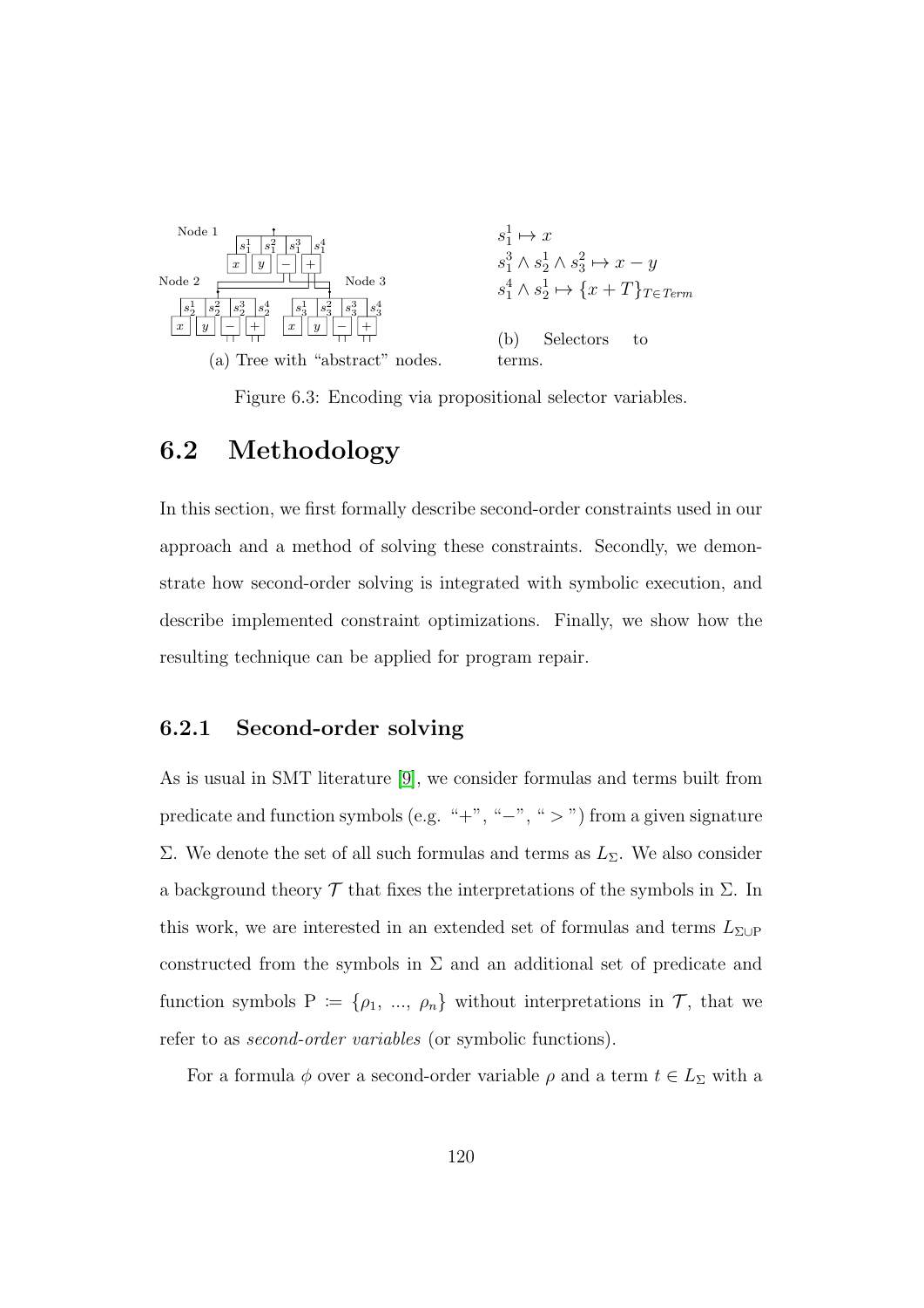(a) Tree with "abstract" nodes.

$s_1^1 \mapsto x$

$s_1^3 \wedge s_2^1 \wedge s_3^2 \mapsto x - y$

$s_1^4 \wedge s_2^1 \mapsto \{x + T\}_{T \in Term}$

(b) Selectors to terms.

Figure 6.3: Encoding via propositional selector variables.

## 6.2 Methodology

In this section, we first formally describe second-order constraints used in our approach and a method of solving these constraints. Secondly, we demonstrate how second-order solving is integrated with symbolic execution, and describe implemented constraint optimizations. Finally, we show how the resulting technique can be applied for program repair.

### 6.2.1 Second-order solving

As is usual in SMT literature [9], we consider formulas and terms built from predicate and function symbols (e.g. "+", "−", " > ") from a given signature $\Sigma$. We denote the set of all such formulas and terms as $L_\Sigma$. We also consider a background theory $\mathcal{T}$ that fixes the interpretations of the symbols in $\Sigma$. In this work, we are interested in an extended set of formulas and terms $L_{\Sigma \cup \mathrm{P}}$ constructed from the symbols in $\Sigma$ and an additional set of predicate and function symbols $\mathrm{P} \coloneqq \{\rho_1, ..., \rho_n\}$ without interpretations in $\mathcal{T}$, that we refer to as *second-order variables* (or symbolic functions).

For a formula $\phi$ over a second-order variable $\rho$ and a term $t \in L_\Sigma$ with a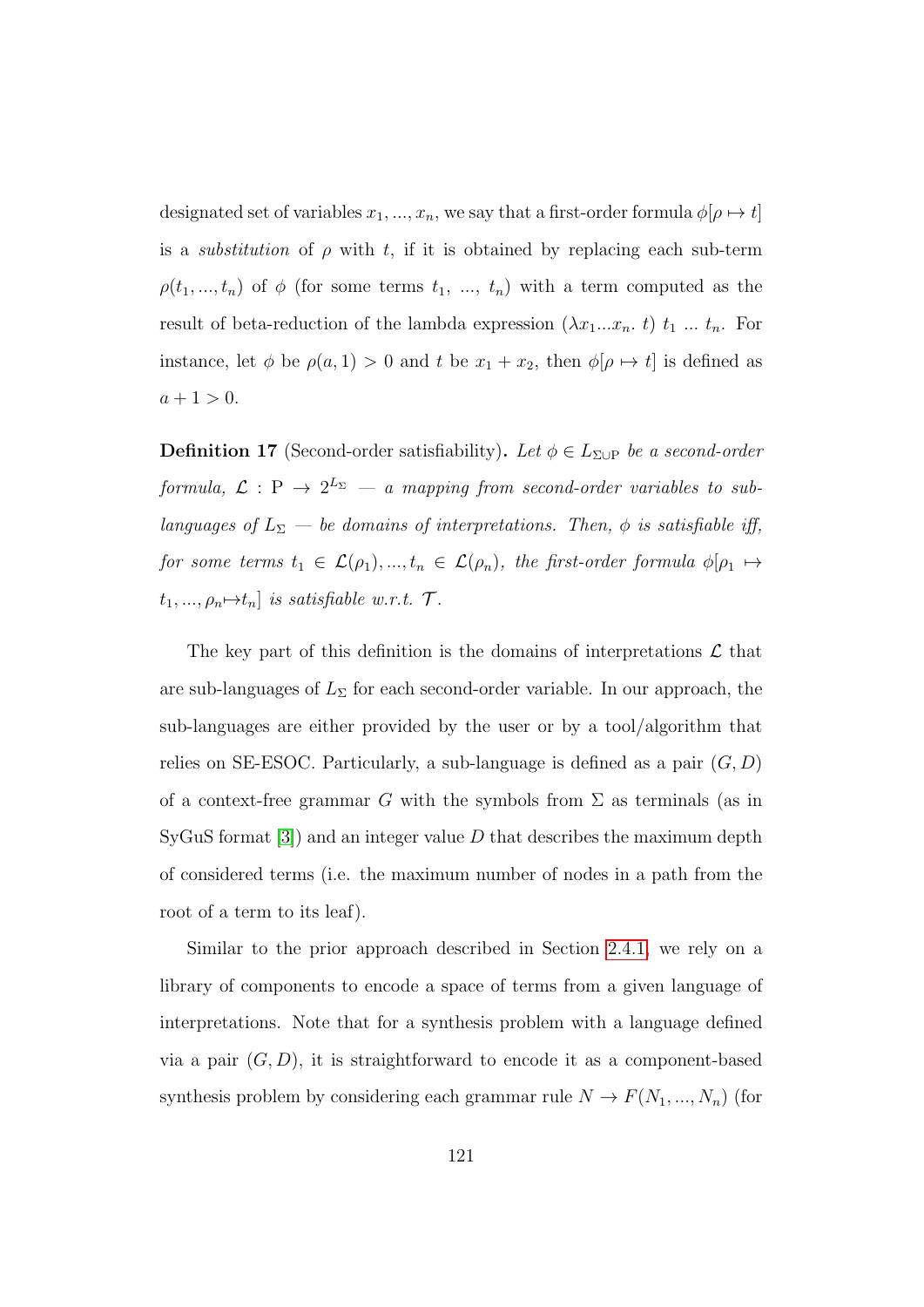designated set of variables $x_1, ..., x_n$, we say that a first-order formula $\phi[\rho \mapsto t]$ is a *substitution* of $\rho$ with $t$, if it is obtained by replacing each sub-term $\rho(t_1, ..., t_n)$ of $\phi$ (for some terms $t_1$, ..., $t_n$) with a term computed as the result of beta-reduction of the lambda expression $(\lambda x_1 ... x_n.\ t)\ t_1\ ...\ t_n$. For instance, let $\phi$ be $\rho(a, 1) > 0$ and $t$ be $x_1 + x_2$, then $\phi[\rho \mapsto t]$ is defined as $a + 1 > 0$.

**Definition 17** (Second-order satisfiability)**.** *Let $\phi \in L_{\Sigma \cup \mathrm{P}}$ be a second-order formula, $\mathcal{L} : \mathrm{P} \to 2^{L_\Sigma}$ — a mapping from second-order variables to sub-languages of $L_\Sigma$ — be domains of interpretations. Then, $\phi$ is satisfiable iff, for some terms $t_1 \in \mathcal{L}(\rho_1), ..., t_n \in \mathcal{L}(\rho_n)$, the first-order formula $\phi[\rho_1 \mapsto t_1, ..., \rho_n \mapsto t_n]$ is satisfiable w.r.t. $\mathcal{T}$.*

The key part of this definition is the domains of interpretations $\mathcal{L}$ that are sub-languages of $L_\Sigma$ for each second-order variable. In our approach, the sub-languages are either provided by the user or by a tool/algorithm that relies on SE-ESOC. Particularly, a sub-language is defined as a pair $(G, D)$ of a context-free grammar $G$ with the symbols from $\Sigma$ as terminals (as in SyGuS format [3]) and an integer value $D$ that describes the maximum depth of considered terms (i.e. the maximum number of nodes in a path from the root of a term to its leaf).

Similar to the prior approach described in Section 2.4.1, we rely on a library of components to encode a space of terms from a given language of interpretations. Note that for a synthesis problem with a language defined via a pair $(G, D)$, it is straightforward to encode it as a component-based synthesis problem by considering each grammar rule $N \to F(N_1, ..., N_n)$ (for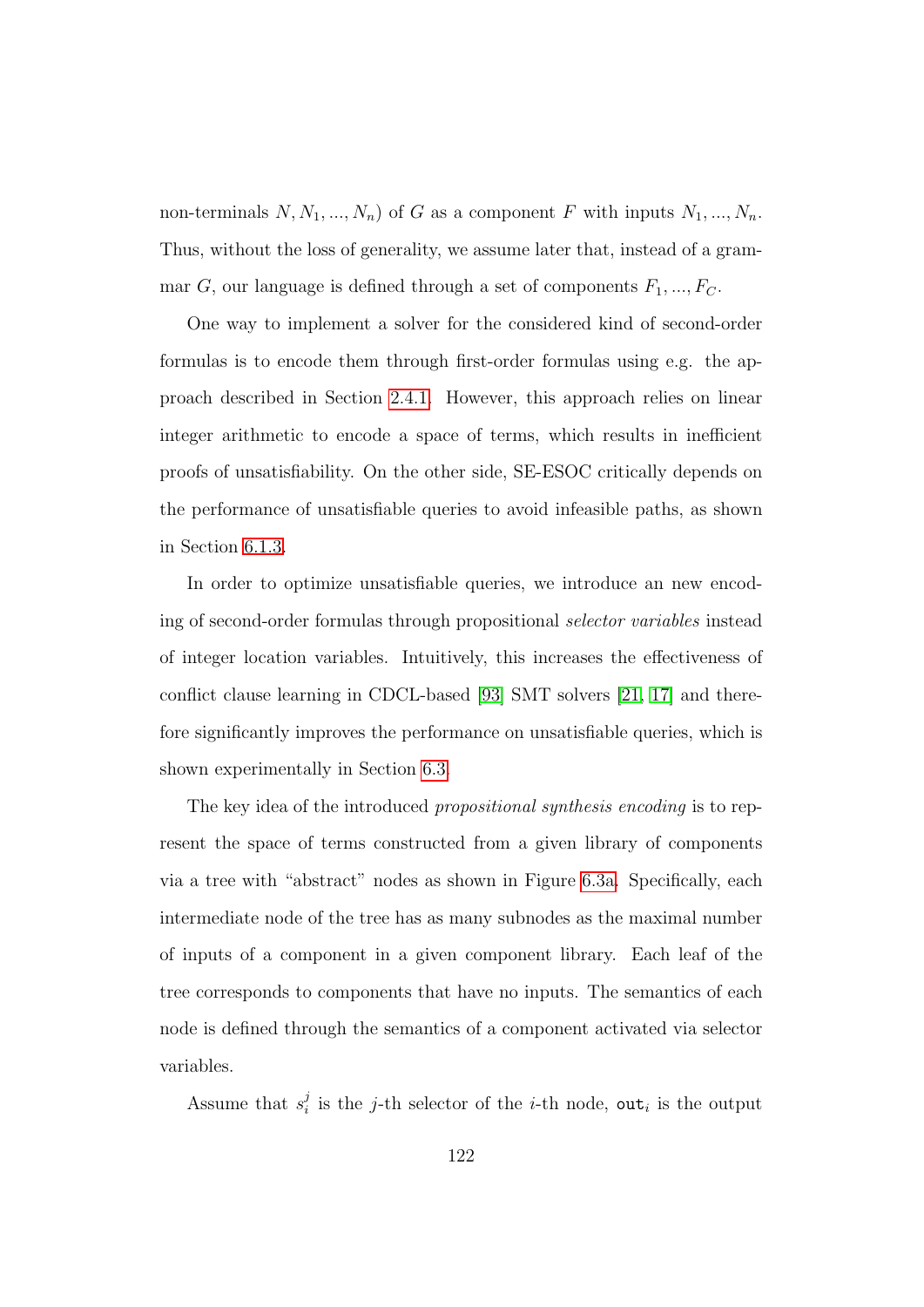non-terminals $N, N_1, ..., N_n$) of $G$ as a component $F$ with inputs $N_1, ..., N_n$. Thus, without the loss of generality, we assume later that, instead of a grammar $G$, our language is defined through a set of components $F_1, ..., F_C$.

One way to implement a solver for the considered kind of second-order formulas is to encode them through first-order formulas using e.g. the approach described in Section 2.4.1. However, this approach relies on linear integer arithmetic to encode a space of terms, which results in inefficient proofs of unsatisfiability. On the other side, SE-ESOC critically depends on the performance of unsatisfiable queries to avoid infeasible paths, as shown in Section 6.1.3.

In order to optimize unsatisfiable queries, we introduce an new encoding of second-order formulas through propositional *selector variables* instead of integer location variables. Intuitively, this increases the effectiveness of conflict clause learning in CDCL-based [93] SMT solvers [21, 17] and therefore significantly improves the performance on unsatisfiable queries, which is shown experimentally in Section 6.3.

The key idea of the introduced *propositional synthesis encoding* is to represent the space of terms constructed from a given library of components via a tree with "abstract" nodes as shown in Figure 6.3a. Specifically, each intermediate node of the tree has as many subnodes as the maximal number of inputs of a component in a given component library. Each leaf of the tree corresponds to components that have no inputs. The semantics of each node is defined through the semantics of a component activated via selector variables.

Assume that $s_i^j$ is the $j$-th selector of the $i$-th node, $\texttt{out}_i$ is the output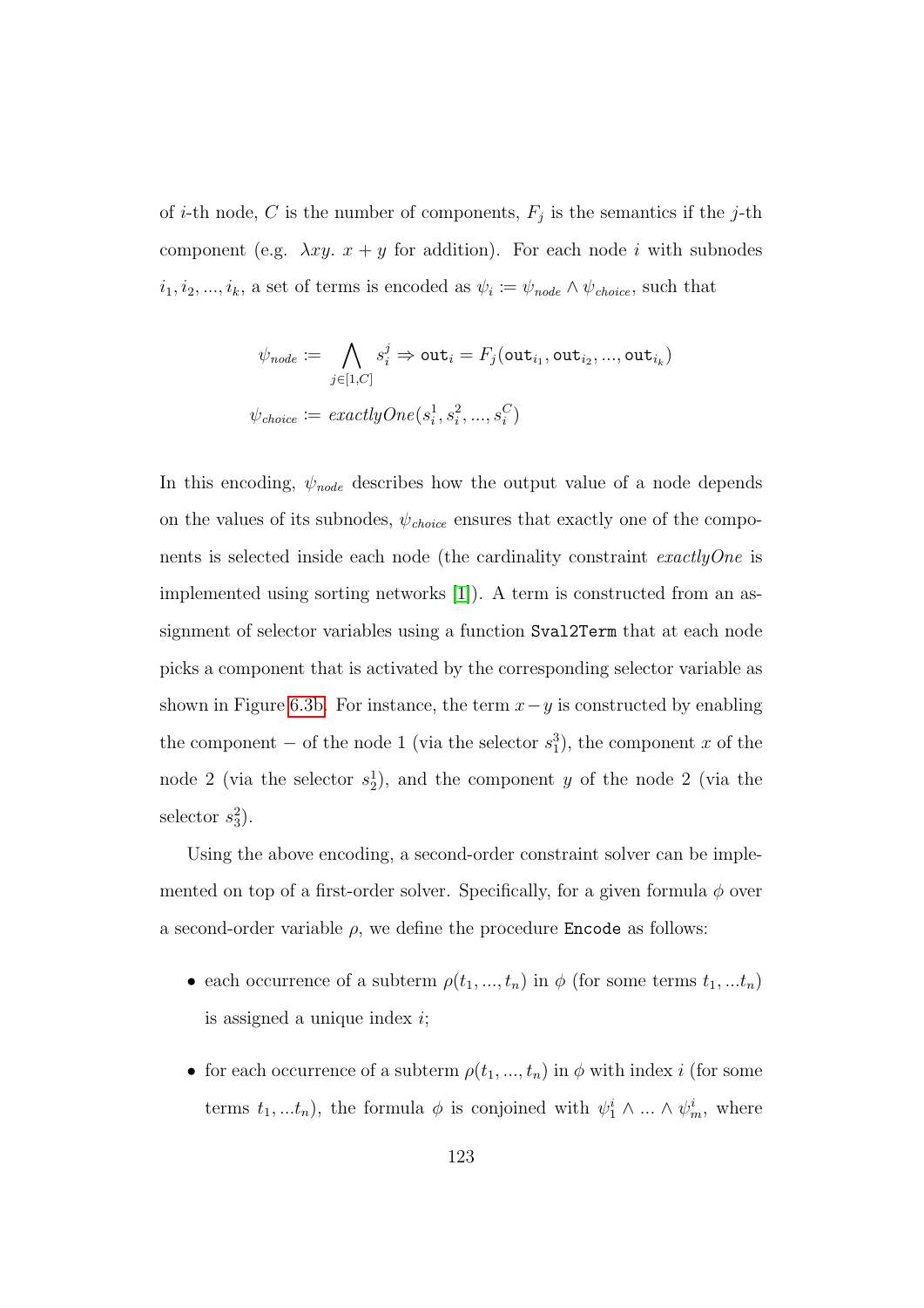of $i$-th node, $C$ is the number of components, $F_j$ is the semantics if the $j$-th component (e.g. $\lambda xy.\ x + y$ for addition). For each node $i$ with subnodes $i_1, i_2, ..., i_k$, a set of terms is encoded as $\psi_i := \psi_{node} \wedge \psi_{choice}$, such that

$$\psi_{node} := \bigwedge_{j \in [1,C]} s_i^j \Rightarrow \texttt{out}_i = F_j(\texttt{out}_{i_1}, \texttt{out}_{i_2}, ..., \texttt{out}_{i_k})$$

$$\psi_{choice} := \mathit{exactlyOne}(s_i^1, s_i^2, ..., s_i^C)$$

In this encoding, $\psi_{node}$ describes how the output value of a node depends on the values of its subnodes, $\psi_{choice}$ ensures that exactly one of the components is selected inside each node (the cardinality constraint *exactlyOne* is implemented using sorting networks [1]). A term is constructed from an assignment of selector variables using a function Sval2Term that at each node picks a component that is activated by the corresponding selector variable as shown in Figure 6.3b. For instance, the term $x - y$ is constructed by enabling the component $-$ of the node 1 (via the selector $s_1^3$), the component $x$ of the node 2 (via the selector $s_2^1$), and the component $y$ of the node 2 (via the selector $s_3^2$).

Using the above encoding, a second-order constraint solver can be implemented on top of a first-order solver. Specifically, for a given formula $\phi$ over a second-order variable $\rho$, we define the procedure Encode as follows:

- each occurrence of a subterm $\rho(t_1, ..., t_n)$ in $\phi$ (for some terms $t_1, ...t_n$) is assigned a unique index $i$;
- for each occurrence of a subterm $\rho(t_1, ..., t_n)$ in $\phi$ with index $i$ (for some terms $t_1, ...t_n$), the formula $\phi$ is conjoined with $\psi_1^i \wedge ... \wedge \psi_m^i$, where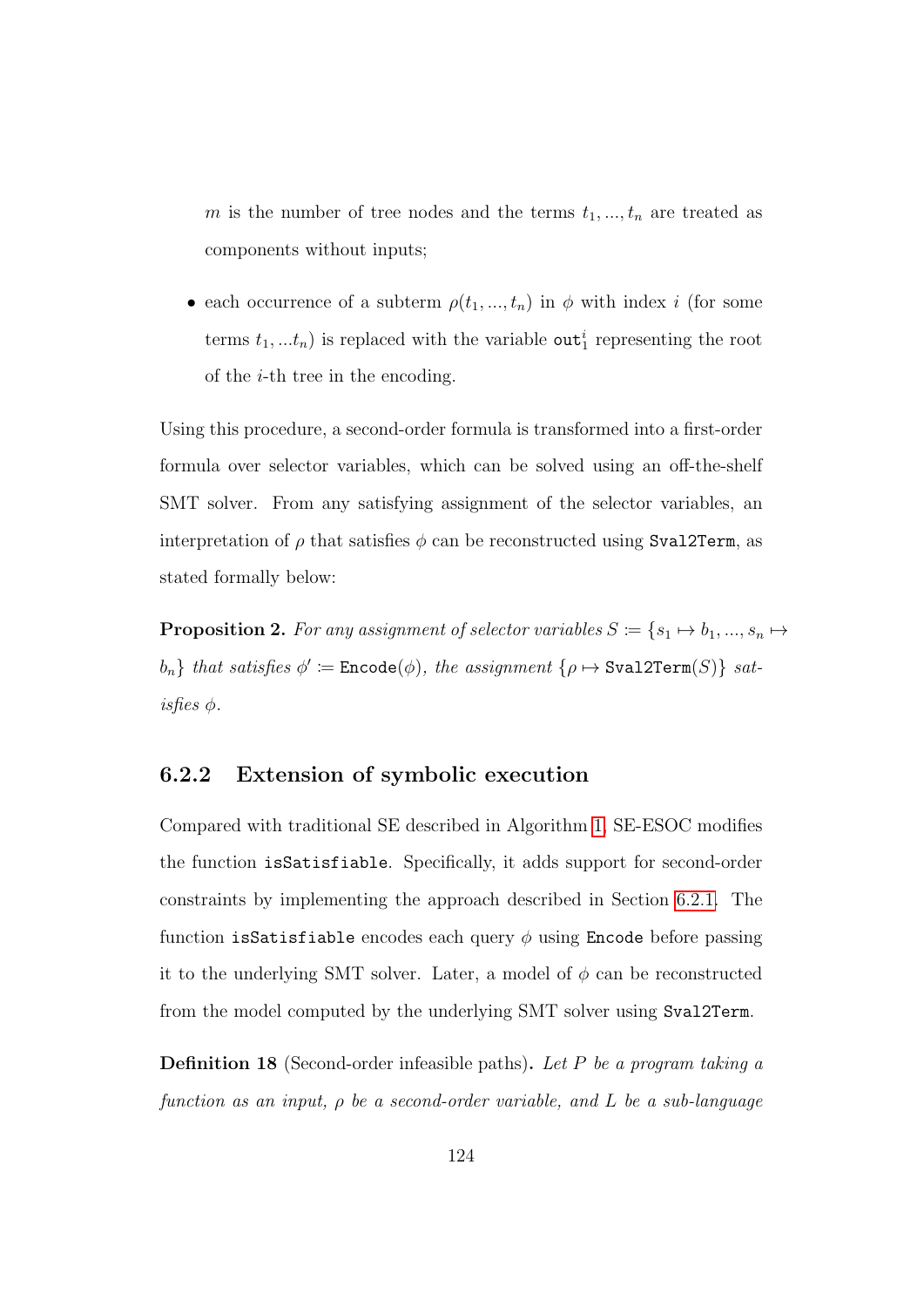$m$ is the number of tree nodes and the terms $t_1, ..., t_n$ are treated as components without inputs;

- each occurrence of a subterm $\rho(t_1, ..., t_n)$ in $\phi$ with index $i$ (for some terms $t_1, ...t_n$) is replaced with the variable $\mathtt{out}_1^i$ representing the root of the $i$-th tree in the encoding.

Using this procedure, a second-order formula is transformed into a first-order formula over selector variables, which can be solved using an off-the-shelf SMT solver. From any satisfying assignment of the selector variables, an interpretation of $\rho$ that satisfies $\phi$ can be reconstructed using `Sval2Term`, as stated formally below:

**Proposition 2.** *For any assignment of selector variables* $S := \{s_1 \mapsto b_1, ..., s_n \mapsto b_n\}$ *that satisfies* $\phi' := \mathtt{Encode}(\phi)$*, the assignment* $\{\rho \mapsto \mathtt{Sval2Term}(S)\}$ *satisfies* $\phi$*.*

### 6.2.2 Extension of symbolic execution

Compared with traditional SE described in Algorithm 1, SE-ESOC modifies the function `isSatisfiable`. Specifically, it adds support for second-order constraints by implementing the approach described in Section 6.2.1. The function `isSatisfiable` encodes each query $\phi$ using `Encode` before passing it to the underlying SMT solver. Later, a model of $\phi$ can be reconstructed from the model computed by the underlying SMT solver using `Sval2Term`.

**Definition 18** (Second-order infeasible paths)**.** *Let* $P$ *be a program taking a function as an input,* $\rho$ *be a second-order variable, and* $L$ *be a sub-language*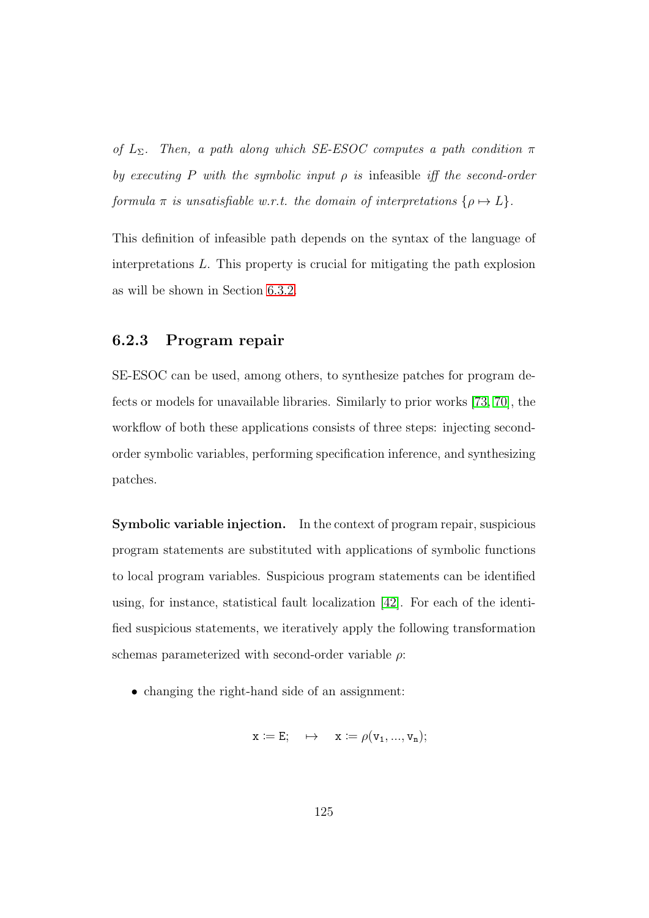*of $L_\Sigma$. Then, a path along which SE-ESOC computes a path condition $\pi$ by executing $P$ with the symbolic input $\rho$ is* infeasible *iff the second-order formula $\pi$ is unsatisfiable w.r.t. the domain of interpretations $\{\rho \mapsto L\}$.*

This definition of infeasible path depends on the syntax of the language of interpretations $L$. This property is crucial for mitigating the path explosion as will be shown in Section 6.3.2.

### 6.2.3 Program repair

SE-ESOC can be used, among others, to synthesize patches for program defects or models for unavailable libraries. Similarly to prior works [73, 70], the workflow of both these applications consists of three steps: injecting second-order symbolic variables, performing specification inference, and synthesizing patches.

**Symbolic variable injection.** In the context of program repair, suspicious program statements are substituted with applications of symbolic functions to local program variables. Suspicious program statements can be identified using, for instance, statistical fault localization [42]. For each of the identified suspicious statements, we iteratively apply the following transformation schemas parameterized with second-order variable $\rho$:

- changing the right-hand side of an assignment:

$$\mathtt{x} \coloneqq \mathtt{E}; \quad \mapsto \quad \mathtt{x} \coloneqq \rho(\mathtt{v_1}, ..., \mathtt{v_n});$$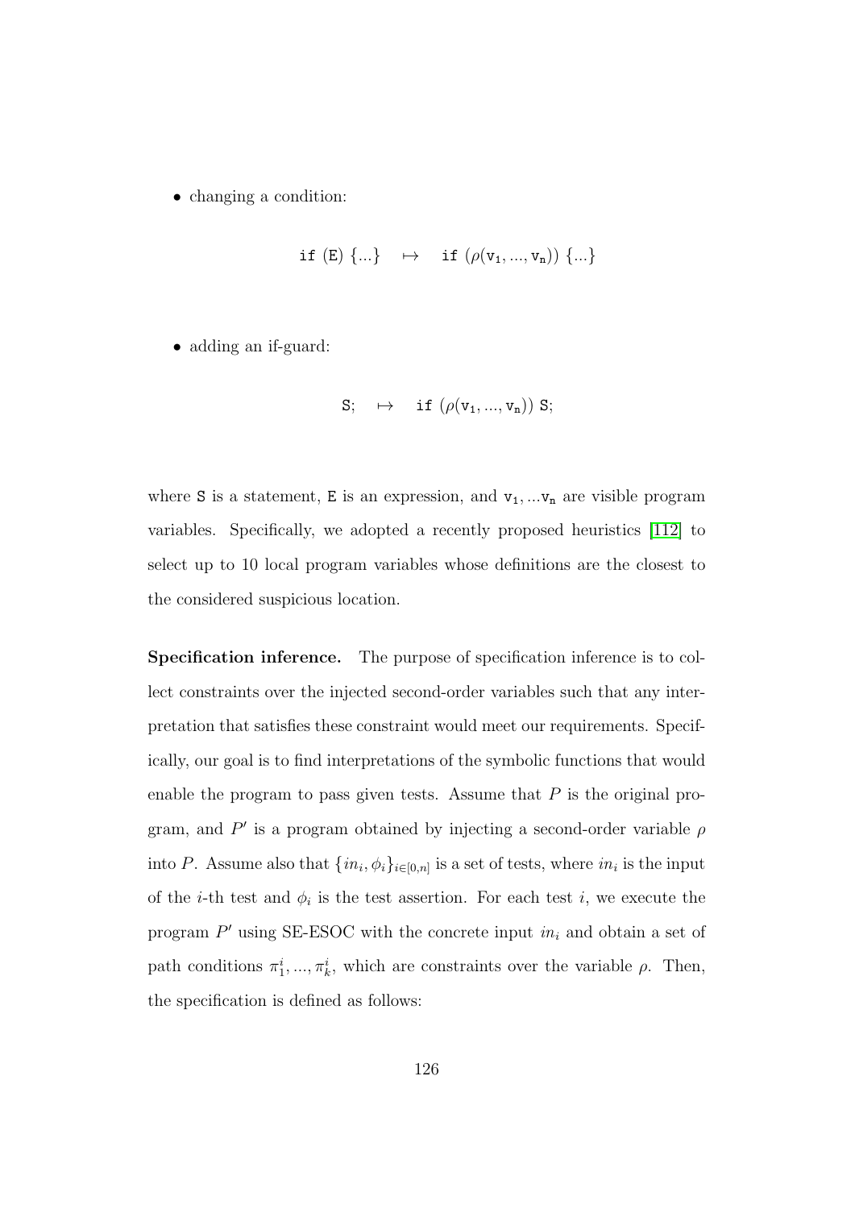- changing a condition:

$$\texttt{if (E) \{...\}} \quad \mapsto \quad \texttt{if } (\rho(\texttt{v}_1, ..., \texttt{v}_n)) \texttt{ \{...\}}$$

- adding an if-guard:

$$\texttt{S;} \quad \mapsto \quad \texttt{if } (\rho(\texttt{v}_1, ..., \texttt{v}_n)) \texttt{ S;}$$

where `S` is a statement, `E` is an expression, and $\texttt{v}_1, ...\texttt{v}_n$ are visible program variables. Specifically, we adopted a recently proposed heuristics [112] to select up to 10 local program variables whose definitions are the closest to the considered suspicious location.

**Specification inference.** The purpose of specification inference is to collect constraints over the injected second-order variables such that any interpretation that satisfies these constraint would meet our requirements. Specifically, our goal is to find interpretations of the symbolic functions that would enable the program to pass given tests. Assume that $P$ is the original program, and $P'$ is a program obtained by injecting a second-order variable $\rho$ into $P$. Assume also that $\{in_i, \phi_i\}_{i \in [0,n]}$ is a set of tests, where $in_i$ is the input of the $i$-th test and $\phi_i$ is the test assertion. For each test $i$, we execute the program $P'$ using SE-ESOC with the concrete input $in_i$ and obtain a set of path conditions $\pi_1^i, ..., \pi_k^i$, which are constraints over the variable $\rho$. Then, the specification is defined as follows: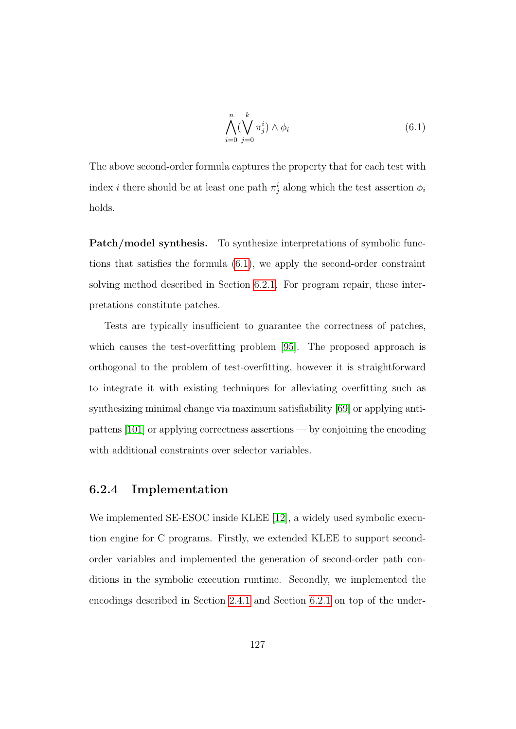$$\bigwedge_{i=0}^{n} (\bigvee_{j=0}^{k} \pi_j^i) \wedge \phi_i \tag{6.1}$$

The above second-order formula captures the property that for each test with index $i$ there should be at least one path $\pi_j^i$ along which the test assertion $\phi_i$ holds.

**Patch/model synthesis.** To synthesize interpretations of symbolic functions that satisfies the formula (6.1), we apply the second-order constraint solving method described in Section 6.2.1. For program repair, these interpretations constitute patches.

Tests are typically insufficient to guarantee the correctness of patches, which causes the test-overfitting problem [95]. The proposed approach is orthogonal to the problem of test-overfitting, however it is straightforward to integrate it with existing techniques for alleviating overfitting such as synthesizing minimal change via maximum satisfiability [69] or applying anti-pattens [101] or applying correctness assertions — by conjoining the encoding with additional constraints over selector variables.

### 6.2.4 Implementation

We implemented SE-ESOC inside KLEE [12], a widely used symbolic execution engine for C programs. Firstly, we extended KLEE to support second-order variables and implemented the generation of second-order path conditions in the symbolic execution runtime. Secondly, we implemented the encodings described in Section 2.4.1 and Section 6.2.1 on top of the under-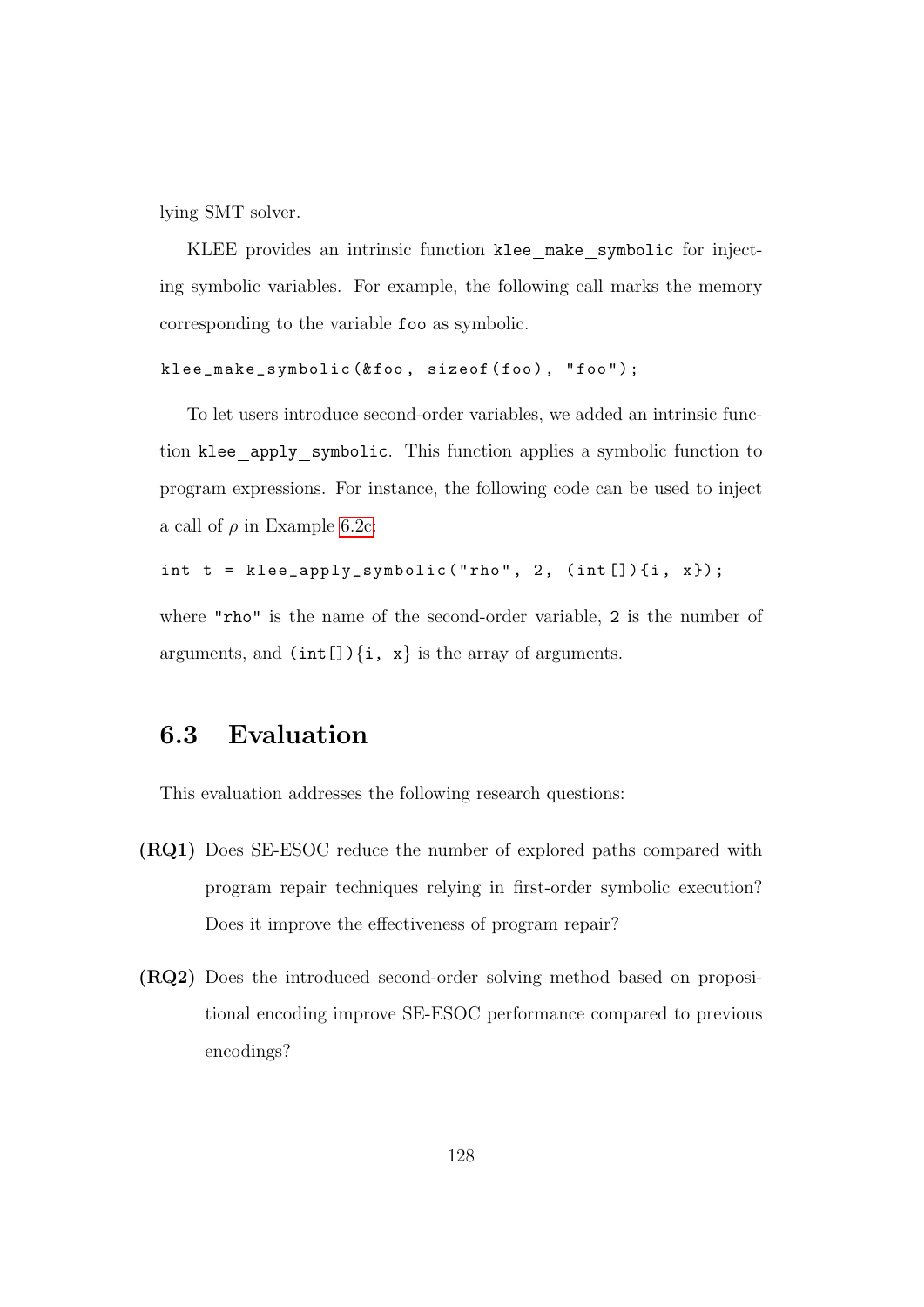lying SMT solver.

KLEE provides an intrinsic function `klee_make_symbolic` for injecting symbolic variables. For example, the following call marks the memory corresponding to the variable `foo` as symbolic.

```
klee_make_symbolic(&foo, sizeof(foo), "foo");
```

To let users introduce second-order variables, we added an intrinsic function `klee_apply_symbolic`. This function applies a symbolic function to program expressions. For instance, the following code can be used to inject a call of $\rho$ in Example 6.2c:

```
int t = klee_apply_symbolic("rho", 2, (int[]){i, x});
```

where `"rho"` is the name of the second-order variable, `2` is the number of arguments, and `(int[]){i, x}` is the array of arguments.

## 6.3 Evaluation

This evaluation addresses the following research questions:

- **(RQ1)** Does SE-ESOC reduce the number of explored paths compared with program repair techniques relying in first-order symbolic execution? Does it improve the effectiveness of program repair?
- **(RQ2)** Does the introduced second-order solving method based on propositional encoding improve SE-ESOC performance compared to previous encodings?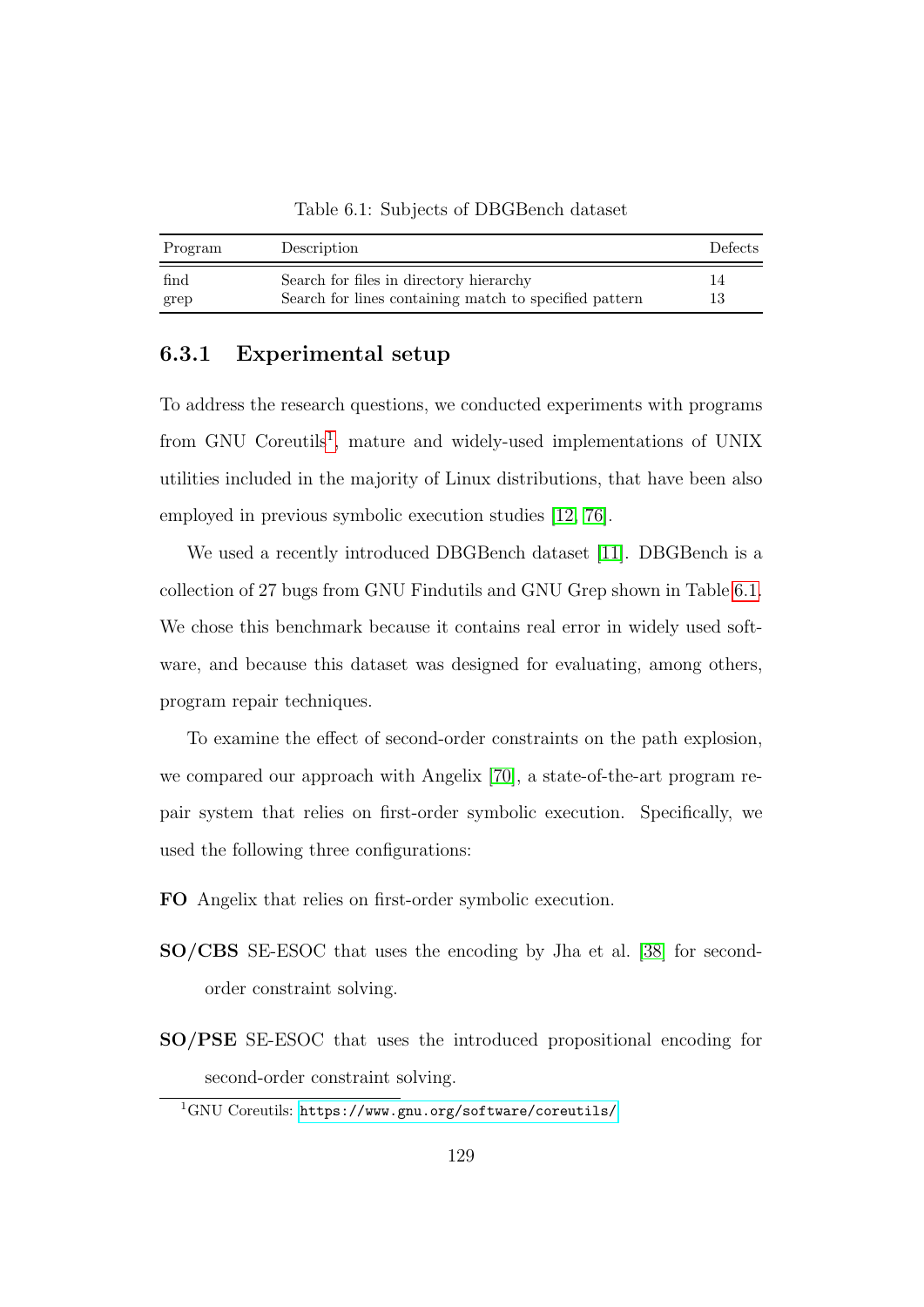Table 6.1: Subjects of DBGBench dataset

| Program | Description | Defects |
|---|---|---|
| find | Search for files in directory hierarchy | 14 |
| grep | Search for lines containing match to specified pattern | 13 |

### 6.3.1 Experimental setup

To address the research questions, we conducted experiments with programs from GNU Coreutils[1], mature and widely-used implementations of UNIX utilities included in the majority of Linux distributions, that have been also employed in previous symbolic execution studies [12, 76].

We used a recently introduced DBGBench dataset [11]. DBGBench is a collection of 27 bugs from GNU Findutils and GNU Grep shown in Table 6.1. We chose this benchmark because it contains real error in widely used software, and because this dataset was designed for evaluating, among others, program repair techniques.

To examine the effect of second-order constraints on the path explosion, we compared our approach with Angelix [70], a state-of-the-art program repair system that relies on first-order symbolic execution. Specifically, we used the following three configurations:

**FO** Angelix that relies on first-order symbolic execution.

**SO/CBS** SE-ESOC that uses the encoding by Jha et al. [38] for second-order constraint solving.

**SO/PSE** SE-ESOC that uses the introduced propositional encoding for second-order constraint solving.

[1] GNU Coreutils: https://www.gnu.org/software/coreutils/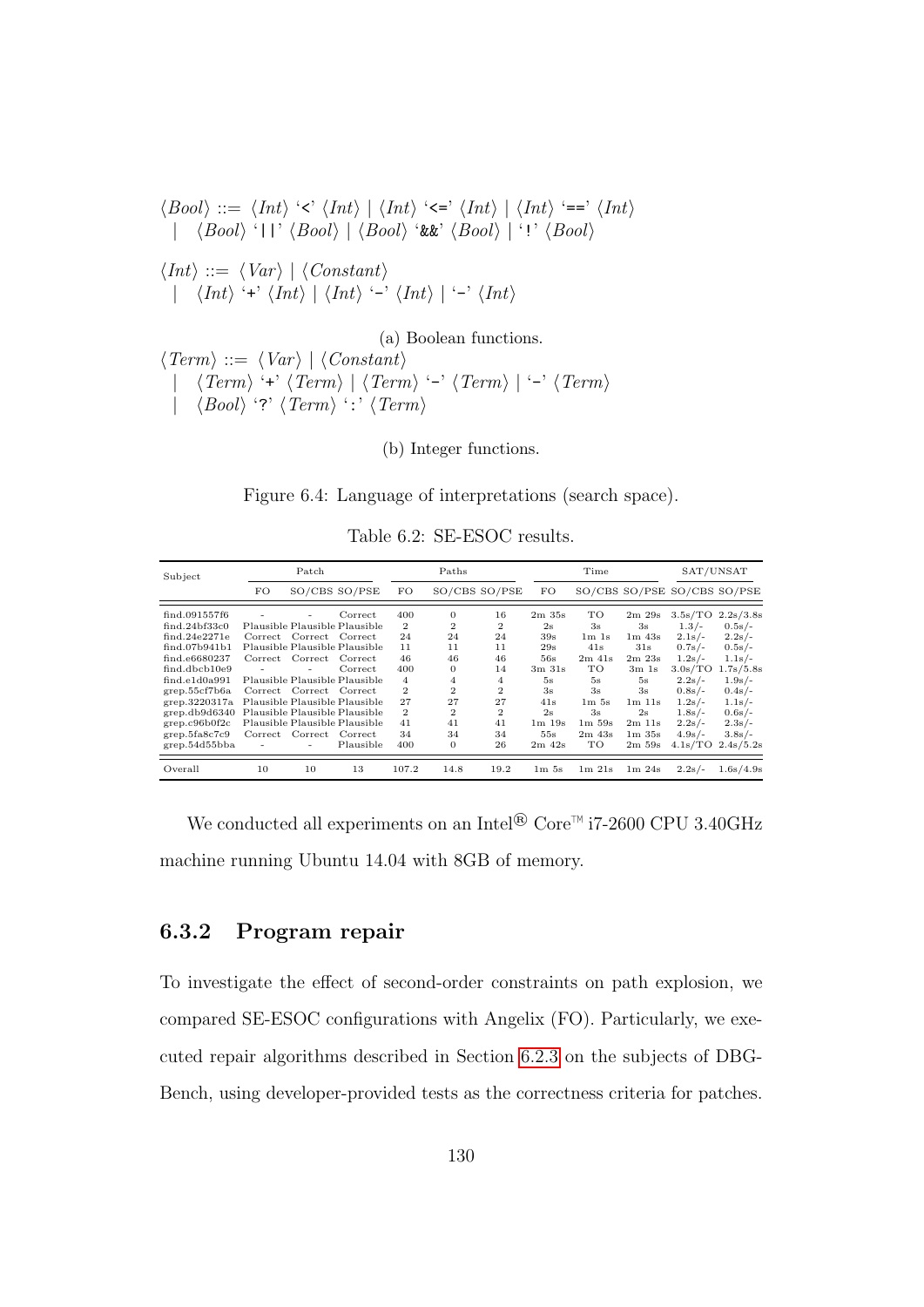$$\langle Bool \rangle ::= \langle Int \rangle \text{ `<' } \langle Int \rangle \mid \langle Int \rangle \text{ `<=' } \langle Int \rangle \mid \langle Int \rangle \text{ `==' } \langle Int \rangle$$
$$\mid \langle Bool \rangle \text{ `||' } \langle Bool \rangle \mid \langle Bool \rangle \text{ `\&\&' } \langle Bool \rangle \mid \text{ `!' } \langle Bool \rangle$$

$$\langle Int \rangle ::= \langle Var \rangle \mid \langle Constant \rangle$$
$$\mid \langle Int \rangle \text{ `+' } \langle Int \rangle \mid \langle Int \rangle \text{ `-' } \langle Int \rangle \mid \text{ `-' } \langle Int \rangle$$

(a) Boolean functions.

$$\langle Term \rangle ::= \langle Var \rangle \mid \langle Constant \rangle$$
$$\mid \langle Term \rangle \text{ `+' } \langle Term \rangle \mid \langle Term \rangle \text{ `-' } \langle Term \rangle \mid \text{ `-' } \langle Term \rangle$$
$$\mid \langle Bool \rangle \text{ `?' } \langle Term \rangle \text{ `:' } \langle Term \rangle$$

(b) Integer functions.

Figure 6.4: Language of interpretations (search space).

Table 6.2: SE-ESOC results.

| Subject | Patch | | | Paths | | | Time | | | SAT/UNSAT | |
|---|---|---|---|---|---|---|---|---|---|---|---|
| | FO | SO/CBS | SO/PSE | FO | SO/CBS | SO/PSE | FO | SO/CBS | SO/PSE | SO/CBS | SO/PSE |
| find.091557f6 | - | - | Correct | 400 | 0 | 16 | 2m 35s | TO | 2m 29s | 3.5s/TO | 2.2s/3.8s |
| find.24bf33c0 | Plausible | Plausible | Plausible | 2 | 2 | 2 | 2s | 3s | 3s | 1.3/- | 0.5s/- |
| find.24e2271e | Correct | Correct | Correct | 24 | 24 | 24 | 39s | 1m 1s | 1m 43s | 2.1s/- | 2.2s/- |
| find.07b941b1 | Plausible | Plausible | Plausible | 11 | 11 | 11 | 29s | 41s | 31s | 0.7s/- | 0.5s/- |
| find.e6680237 | Correct | Correct | Correct | 46 | 46 | 46 | 56s | 2m 41s | 2m 23s | 1.2s/- | 1.1s/- |
| find.dbcb10e9 | - | - | Correct | 400 | 0 | 14 | 3m 31s | TO | 3m 1s | 3.0s/TO | 1.7s/5.8s |
| find.e1d0a991 | Plausible | Plausible | Plausible | 4 | 4 | 4 | 5s | 5s | 5s | 2.2s/- | 1.9s/- |
| grep.55cf7b6a | Correct | Correct | Correct | 2 | 2 | 2 | 3s | 3s | 3s | 0.8s/- | 0.4s/- |
| grep.3220317a | Plausible | Plausible | Plausible | 27 | 27 | 27 | 41s | 1m 5s | 1m 11s | 1.2s/- | 1.1s/- |
| grep.db9d6340 | Plausible | Plausible | Plausible | 2 | 2 | 2 | 2s | 3s | 2s | 1.8s/- | 0.6s/- |
| grep.c96b0f2c | Plausible | Plausible | Plausible | 41 | 41 | 41 | 1m 19s | 1m 59s | 2m 11s | 2.2s/- | 2.3s/- |
| grep.5fa8c7c9 | Correct | Correct | Correct | 34 | 34 | 34 | 55s | 2m 43s | 1m 35s | 4.9s/- | 3.8s/- |
| grep.54d55bba | - | - | Plausible | 400 | 0 | 26 | 2m 42s | TO | 2m 59s | 4.1s/TO | 2.4s/5.2s |
| Overall | 10 | 10 | 13 | 107.2 | 14.8 | 19.2 | 1m 5s | 1m 21s | 1m 24s | 2.2s/- | 1.6s/4.9s |

We conducted all experiments on an Intel® Core™ i7-2600 CPU 3.40GHz machine running Ubuntu 14.04 with 8GB of memory.

### 6.3.2 Program repair

To investigate the effect of second-order constraints on path explosion, we compared SE-ESOC configurations with Angelix (FO). Particularly, we executed repair algorithms described in Section 6.2.3 on the subjects of DBG-Bench, using developer-provided tests as the correctness criteria for patches.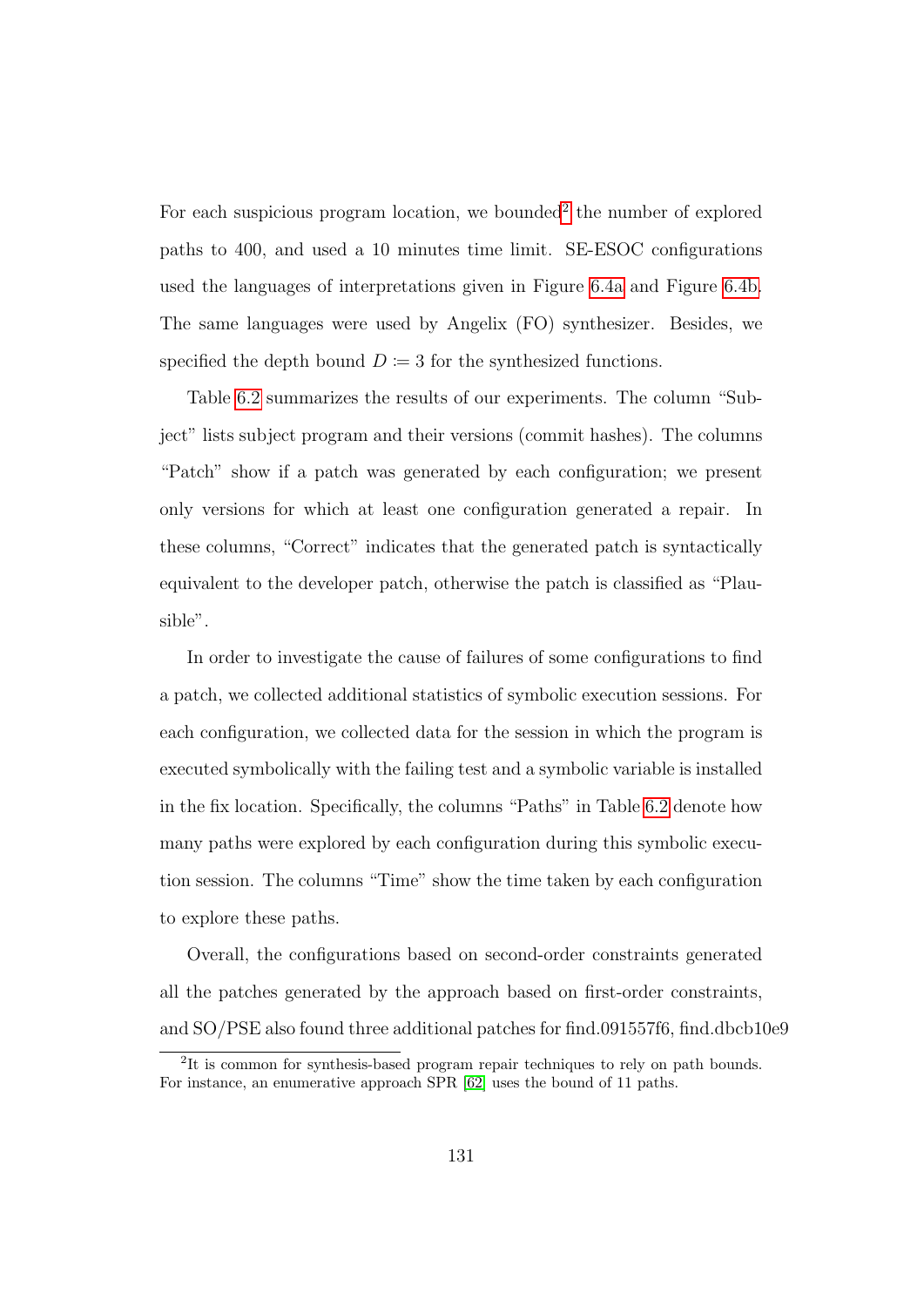For each suspicious program location, we bounded[2] the number of explored paths to 400, and used a 10 minutes time limit. SE-ESOC configurations used the languages of interpretations given in Figure 6.4a and Figure 6.4b. The same languages were used by Angelix (FO) synthesizer. Besides, we specified the depth bound $D \coloneqq 3$ for the synthesized functions.

Table 6.2 summarizes the results of our experiments. The column "Subject" lists subject program and their versions (commit hashes). The columns "Patch" show if a patch was generated by each configuration; we present only versions for which at least one configuration generated a repair. In these columns, "Correct" indicates that the generated patch is syntactically equivalent to the developer patch, otherwise the patch is classified as "Plausible".

In order to investigate the cause of failures of some configurations to find a patch, we collected additional statistics of symbolic execution sessions. For each configuration, we collected data for the session in which the program is executed symbolically with the failing test and a symbolic variable is installed in the fix location. Specifically, the columns "Paths" in Table 6.2 denote how many paths were explored by each configuration during this symbolic execution session. The columns "Time" show the time taken by each configuration to explore these paths.

Overall, the configurations based on second-order constraints generated all the patches generated by the approach based on first-order constraints, and SO/PSE also found three additional patches for find.091557f6, find.dbcb10e9

[2] It is common for synthesis-based program repair techniques to rely on path bounds. For instance, an enumerative approach SPR [62] uses the bound of 11 paths.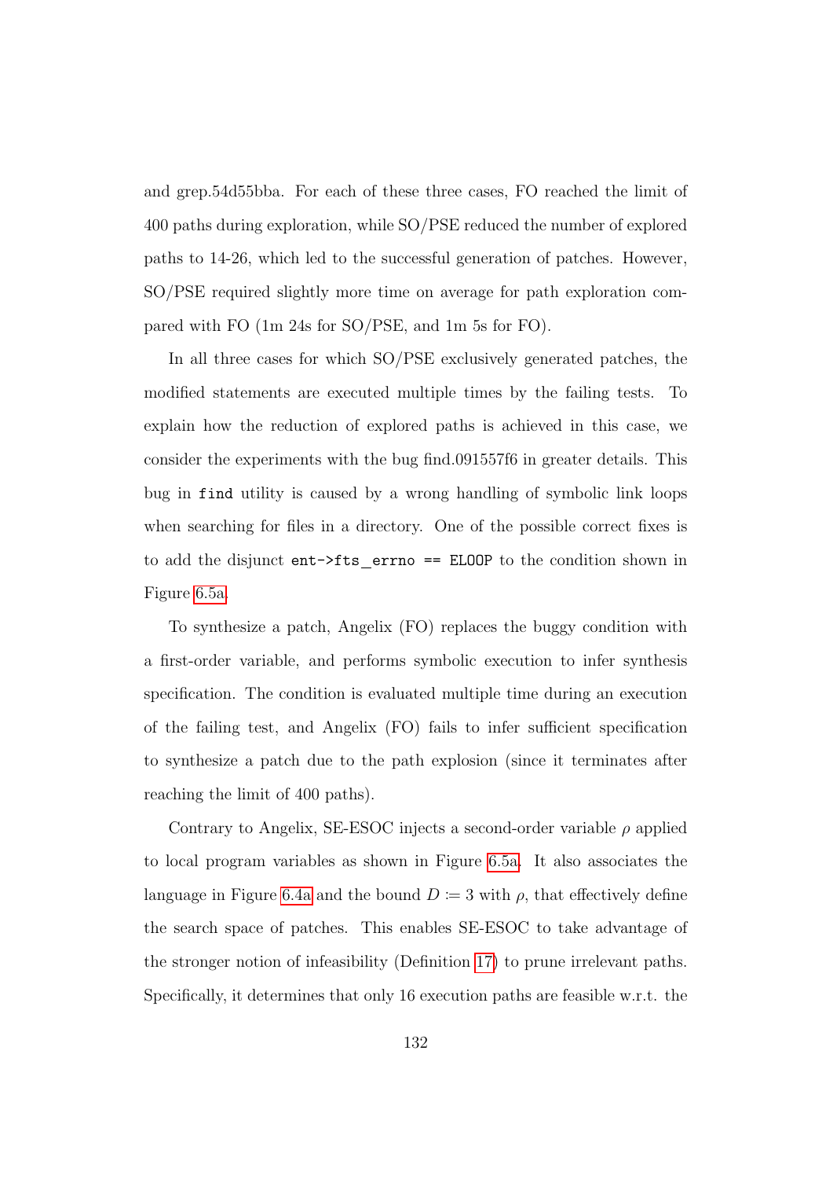and grep.54d55bba. For each of these three cases, FO reached the limit of 400 paths during exploration, while SO/PSE reduced the number of explored paths to 14-26, which led to the successful generation of patches. However, SO/PSE required slightly more time on average for path exploration compared with FO (1m 24s for SO/PSE, and 1m 5s for FO).

In all three cases for which SO/PSE exclusively generated patches, the modified statements are executed multiple times by the failing tests. To explain how the reduction of explored paths is achieved in this case, we consider the experiments with the bug find.091557f6 in greater details. This bug in `find` utility is caused by a wrong handling of symbolic link loops when searching for files in a directory. One of the possible correct fixes is to add the disjunct `ent->fts_errno == ELOOP` to the condition shown in Figure 6.5a.

To synthesize a patch, Angelix (FO) replaces the buggy condition with a first-order variable, and performs symbolic execution to infer synthesis specification. The condition is evaluated multiple time during an execution of the failing test, and Angelix (FO) fails to infer sufficient specification to synthesize a patch due to the path explosion (since it terminates after reaching the limit of 400 paths).

Contrary to Angelix, SE-ESOC injects a second-order variable $\rho$ applied to local program variables as shown in Figure 6.5a. It also associates the language in Figure 6.4a and the bound $D \coloneqq 3$ with $\rho$, that effectively define the search space of patches. This enables SE-ESOC to take advantage of the stronger notion of infeasibility (Definition 17) to prune irrelevant paths. Specifically, it determines that only 16 execution paths are feasible w.r.t. the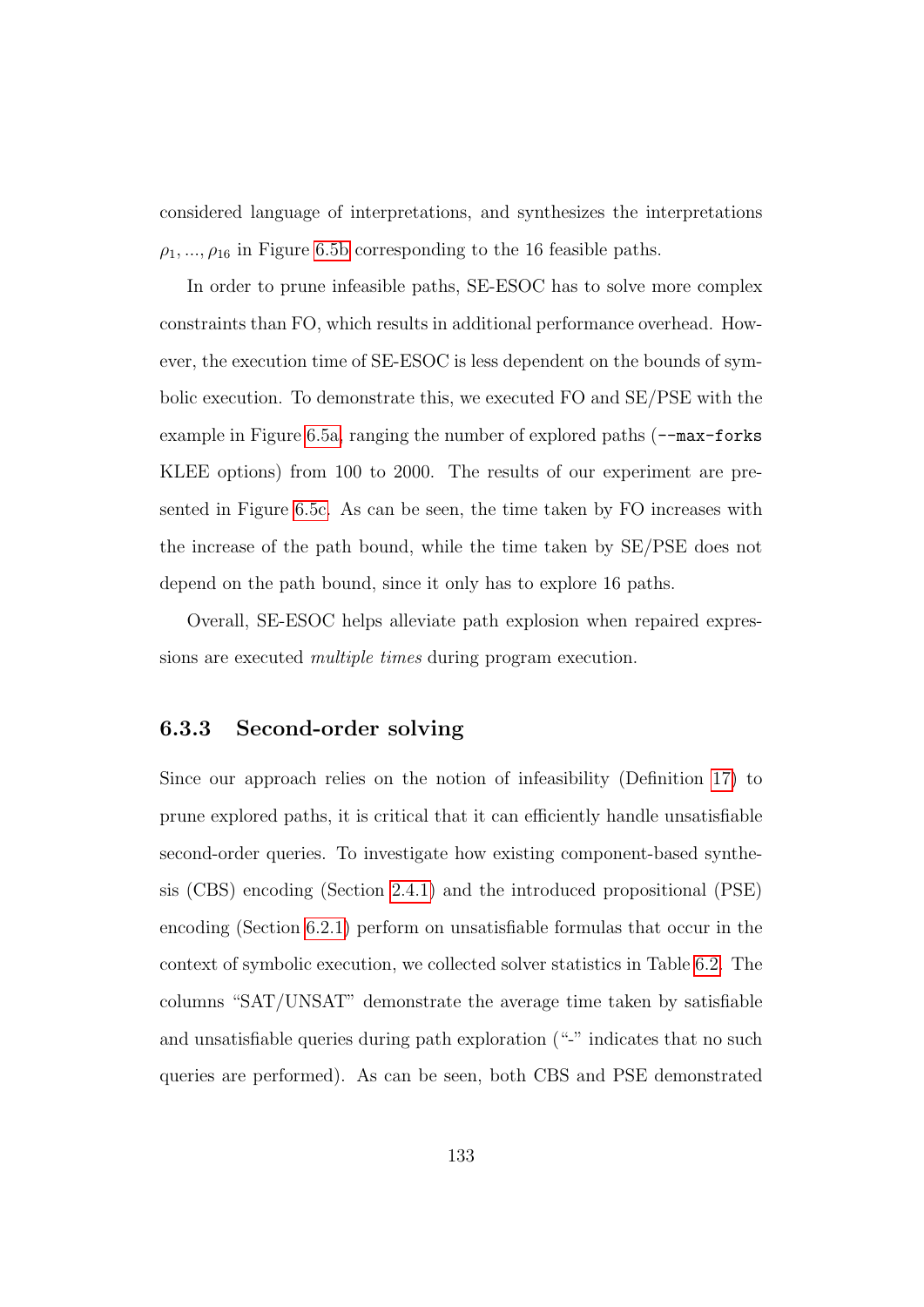considered language of interpretations, and synthesizes the interpretations $\rho_1, ..., \rho_{16}$ in Figure 6.5b corresponding to the 16 feasible paths.

In order to prune infeasible paths, SE-ESOC has to solve more complex constraints than FO, which results in additional performance overhead. However, the execution time of SE-ESOC is less dependent on the bounds of symbolic execution. To demonstrate this, we executed FO and SE/PSE with the example in Figure 6.5a, ranging the number of explored paths (`--max-forks` KLEE options) from 100 to 2000. The results of our experiment are presented in Figure 6.5c. As can be seen, the time taken by FO increases with the increase of the path bound, while the time taken by SE/PSE does not depend on the path bound, since it only has to explore 16 paths.

Overall, SE-ESOC helps alleviate path explosion when repaired expressions are executed *multiple times* during program execution.

### 6.3.3 Second-order solving

Since our approach relies on the notion of infeasibility (Definition 17) to prune explored paths, it is critical that it can efficiently handle unsatisfiable second-order queries. To investigate how existing component-based synthesis (CBS) encoding (Section 2.4.1) and the introduced propositional (PSE) encoding (Section 6.2.1) perform on unsatisfiable formulas that occur in the context of symbolic execution, we collected solver statistics in Table 6.2. The columns "SAT/UNSAT" demonstrate the average time taken by satisfiable and unsatisfiable queries during path exploration ("-" indicates that no such queries are performed). As can be seen, both CBS and PSE demonstrated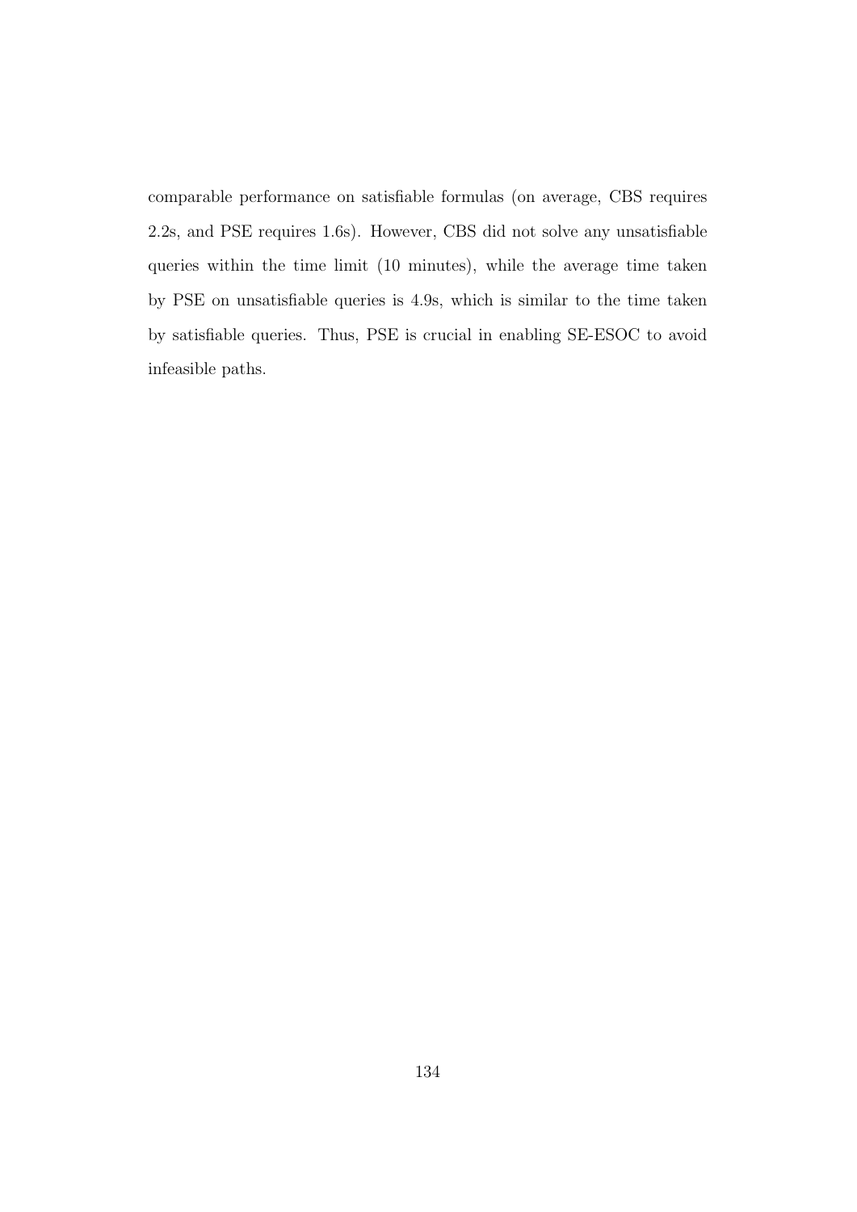comparable performance on satisfiable formulas (on average, CBS requires 2.2s, and PSE requires 1.6s). However, CBS did not solve any unsatisfiable queries within the time limit (10 minutes), while the average time taken by PSE on unsatisfiable queries is 4.9s, which is similar to the time taken by satisfiable queries. Thus, PSE is crucial in enabling SE-ESOC to avoid infeasible paths.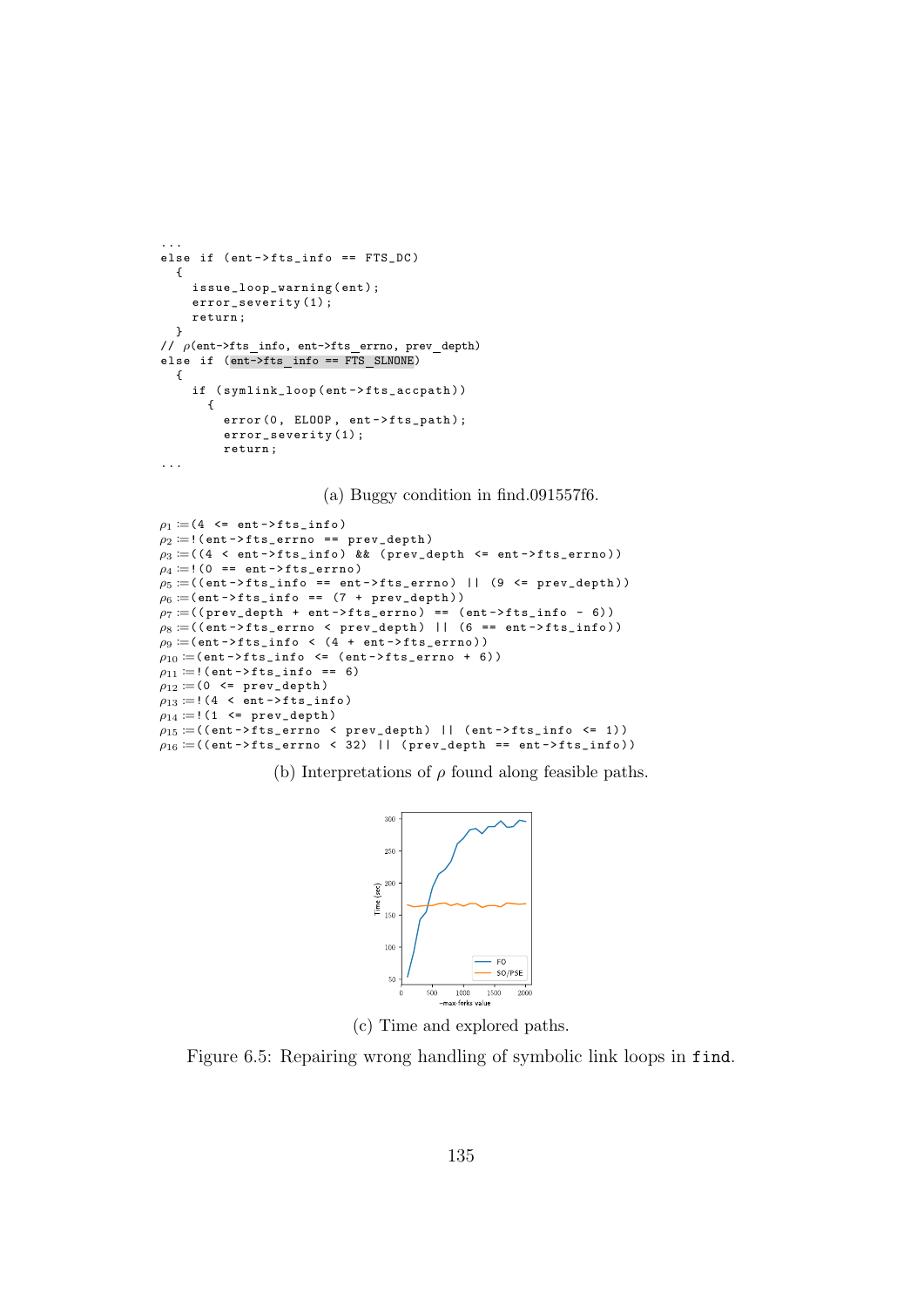```
...
else if (ent->fts_info == FTS_DC)
  {
    issue_loop_warning(ent);
    error_severity(1);
    return;
  }
// ρ(ent->fts_info, ent->fts_errno, prev_depth)
else if (ent->fts_info == FTS_SLNONE)
  {
    if (symlink_loop(ent->fts_accpath))
      {
        error(0, ELOOP, ent->fts_path);
        error_severity(1);
        return;
...
```

(a) Buggy condition in find.091557f6.

```
ρ1  := (4 <= ent->fts_info)
ρ2  := !(ent->fts_errno == prev_depth)
ρ3  := ((4 < ent->fts_info) && (prev_depth <= ent->fts_errno))
ρ4  := !(0 == ent->fts_errno)
ρ5  := ((ent->fts_info == ent->fts_errno) || (9 <= prev_depth))
ρ6  := (ent->fts_info == (7 + prev_depth))
ρ7  := ((prev_depth + ent->fts_errno) == (ent->fts_info - 6))
ρ8  := ((ent->fts_errno < prev_depth) || (6 == ent->fts_info))
ρ9  := (ent->fts_info < (4 + ent->fts_errno))
ρ10 := (ent->fts_info <= (ent->fts_errno + 6))
ρ11 := !(ent->fts_info == 6)
ρ12 := (0 <= prev_depth)
ρ13 := !(4 < ent->fts_info)
ρ14 := !(1 <= prev_depth)
ρ15 := ((ent->fts_errno < prev_depth) || (ent->fts_info <= 1))
ρ16 := ((ent->fts_errno < 32) || (prev_depth == ent->fts_info))
```

(b) Interpretations of $\rho$ found along feasible paths.

(c) Time and explored paths.

Figure 6.5: Repairing wrong handling of symbolic link loops in `find`.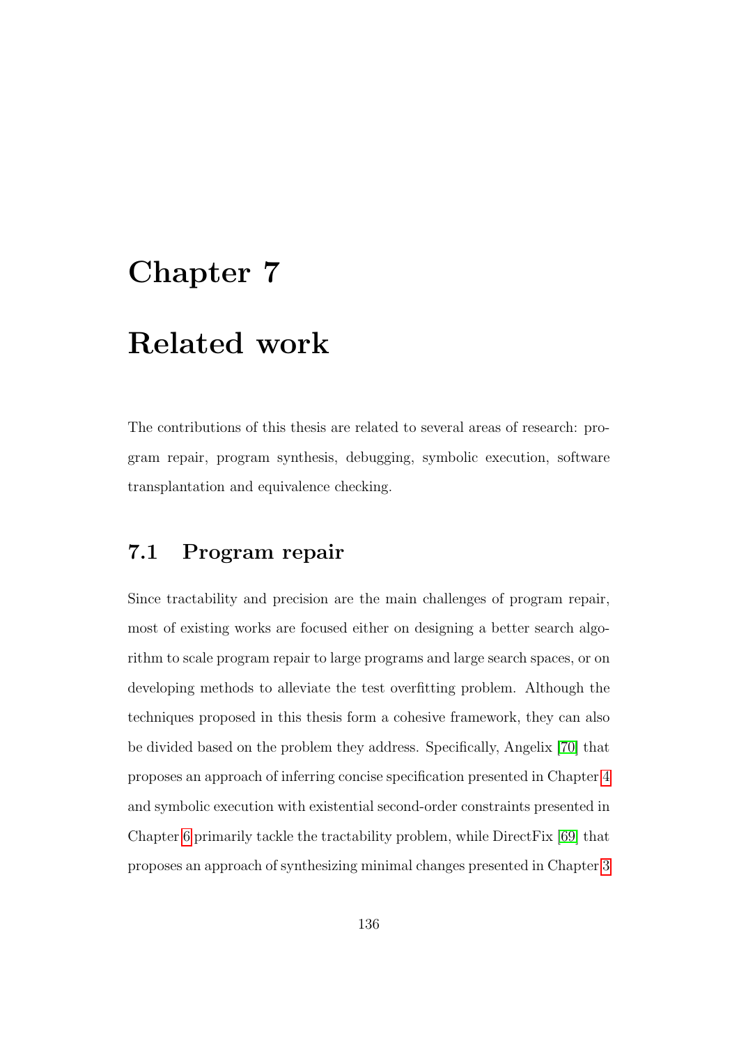# Chapter 7

# Related work

The contributions of this thesis are related to several areas of research: program repair, program synthesis, debugging, symbolic execution, software transplantation and equivalence checking.

## 7.1 Program repair

Since tractability and precision are the main challenges of program repair, most of existing works are focused either on designing a better search algorithm to scale program repair to large programs and large search spaces, or on developing methods to alleviate the test overfitting problem. Although the techniques proposed in this thesis form a cohesive framework, they can also be divided based on the problem they address. Specifically, Angelix [70] that proposes an approach of inferring concise specification presented in Chapter 4 and symbolic execution with existential second-order constraints presented in Chapter 6 primarily tackle the tractability problem, while DirectFix [69] that proposes an approach of synthesizing minimal changes presented in Chapter 3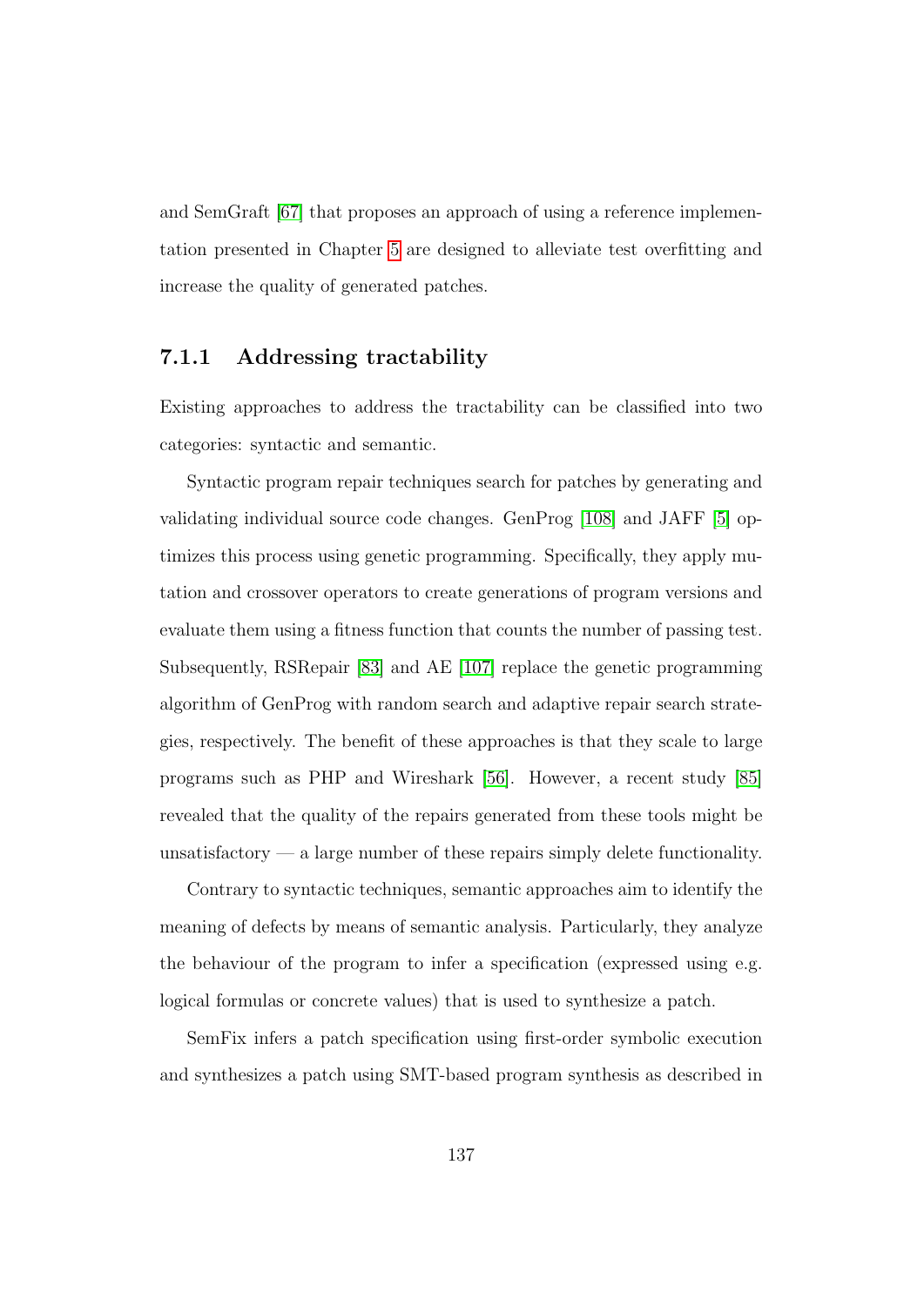and SemGraft [67] that proposes an approach of using a reference implementation presented in Chapter 5 are designed to alleviate test overfitting and increase the quality of generated patches.

### 7.1.1 Addressing tractability

Existing approaches to address the tractability can be classified into two categories: syntactic and semantic.

Syntactic program repair techniques search for patches by generating and validating individual source code changes. GenProg [108] and JAFF [5] optimizes this process using genetic programming. Specifically, they apply mutation and crossover operators to create generations of program versions and evaluate them using a fitness function that counts the number of passing test. Subsequently, RSRepair [83] and AE [107] replace the genetic programming algorithm of GenProg with random search and adaptive repair search strategies, respectively. The benefit of these approaches is that they scale to large programs such as PHP and Wireshark [56]. However, a recent study [85] revealed that the quality of the repairs generated from these tools might be unsatisfactory — a large number of these repairs simply delete functionality.

Contrary to syntactic techniques, semantic approaches aim to identify the meaning of defects by means of semantic analysis. Particularly, they analyze the behaviour of the program to infer a specification (expressed using e.g. logical formulas or concrete values) that is used to synthesize a patch.

SemFix infers a patch specification using first-order symbolic execution and synthesizes a patch using SMT-based program synthesis as described in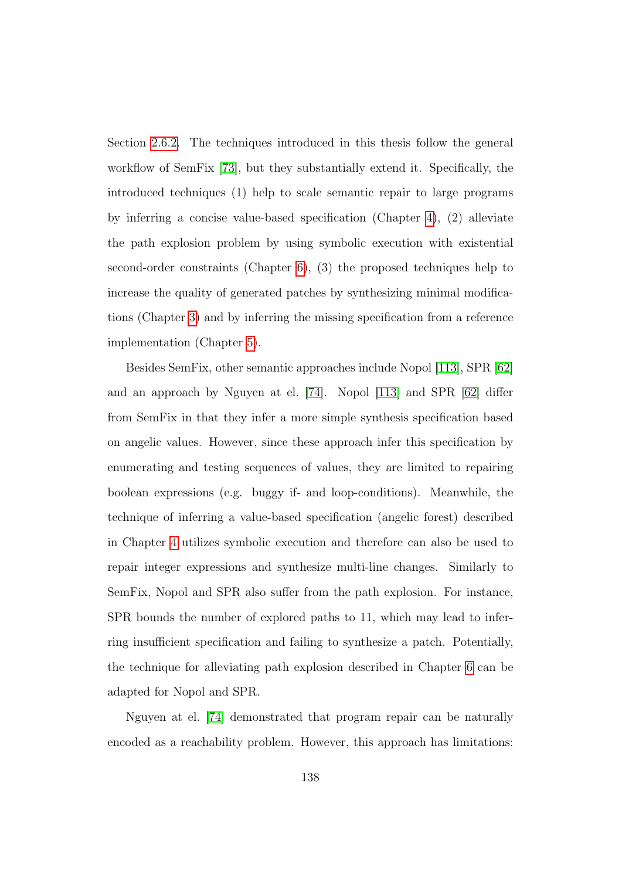Section 2.6.2. The techniques introduced in this thesis follow the general workflow of SemFix [73], but they substantially extend it. Specifically, the introduced techniques (1) help to scale semantic repair to large programs by inferring a concise value-based specification (Chapter 4), (2) alleviate the path explosion problem by using symbolic execution with existential second-order constraints (Chapter 6), (3) the proposed techniques help to increase the quality of generated patches by synthesizing minimal modifications (Chapter 3) and by inferring the missing specification from a reference implementation (Chapter 5).

Besides SemFix, other semantic approaches include Nopol [113], SPR [62] and an approach by Nguyen at el. [74]. Nopol [113] and SPR [62] differ from SemFix in that they infer a more simple synthesis specification based on angelic values. However, since these approach infer this specification by enumerating and testing sequences of values, they are limited to repairing boolean expressions (e.g. buggy if- and loop-conditions). Meanwhile, the technique of inferring a value-based specification (angelic forest) described in Chapter 4 utilizes symbolic execution and therefore can also be used to repair integer expressions and synthesize multi-line changes. Similarly to SemFix, Nopol and SPR also suffer from the path explosion. For instance, SPR bounds the number of explored paths to 11, which may lead to inferring insufficient specification and failing to synthesize a patch. Potentially, the technique for alleviating path explosion described in Chapter 6 can be adapted for Nopol and SPR.

Nguyen at el. [74] demonstrated that program repair can be naturally encoded as a reachability problem. However, this approach has limitations: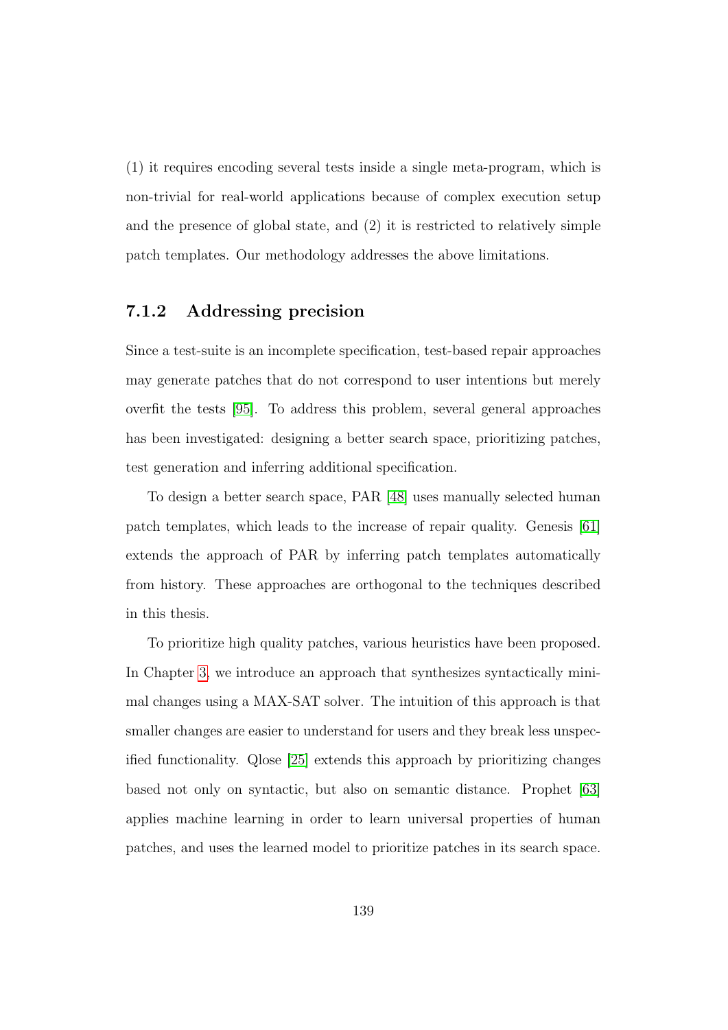(1) it requires encoding several tests inside a single meta-program, which is non-trivial for real-world applications because of complex execution setup and the presence of global state, and (2) it is restricted to relatively simple patch templates. Our methodology addresses the above limitations.

### 7.1.2 Addressing precision

Since a test-suite is an incomplete specification, test-based repair approaches may generate patches that do not correspond to user intentions but merely overfit the tests [95]. To address this problem, several general approaches has been investigated: designing a better search space, prioritizing patches, test generation and inferring additional specification.

To design a better search space, PAR [48] uses manually selected human patch templates, which leads to the increase of repair quality. Genesis [61] extends the approach of PAR by inferring patch templates automatically from history. These approaches are orthogonal to the techniques described in this thesis.

To prioritize high quality patches, various heuristics have been proposed. In Chapter 3, we introduce an approach that synthesizes syntactically minimal changes using a MAX-SAT solver. The intuition of this approach is that smaller changes are easier to understand for users and they break less unspecified functionality. Qlose [25] extends this approach by prioritizing changes based not only on syntactic, but also on semantic distance. Prophet [63] applies machine learning in order to learn universal properties of human patches, and uses the learned model to prioritize patches in its search space.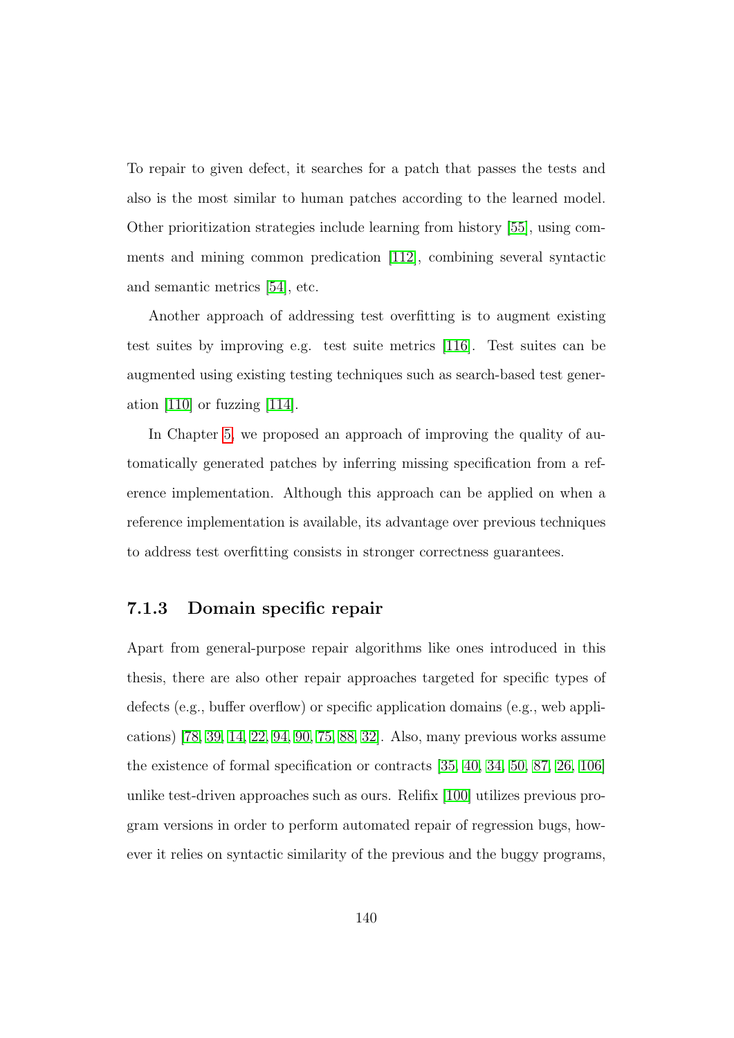To repair to given defect, it searches for a patch that passes the tests and also is the most similar to human patches according to the learned model. Other prioritization strategies include learning from history [55], using comments and mining common predication [112], combining several syntactic and semantic metrics [54], etc.

Another approach of addressing test overfitting is to augment existing test suites by improving e.g. test suite metrics [116]. Test suites can be augmented using existing testing techniques such as search-based test generation [110] or fuzzing [114].

In Chapter 5, we proposed an approach of improving the quality of automatically generated patches by inferring missing specification from a reference implementation. Although this approach can be applied on when a reference implementation is available, its advantage over previous techniques to address test overfitting consists in stronger correctness guarantees.

### 7.1.3 Domain specific repair

Apart from general-purpose repair algorithms like ones introduced in this thesis, there are also other repair approaches targeted for specific types of defects (e.g., buffer overflow) or specific application domains (e.g., web applications) [78, 39, 14, 22, 94, 90, 75, 88, 32]. Also, many previous works assume the existence of formal specification or contracts [35, 40, 34, 50, 87, 26, 106] unlike test-driven approaches such as ours. Relifix [100] utilizes previous program versions in order to perform automated repair of regression bugs, however it relies on syntactic similarity of the previous and the buggy programs,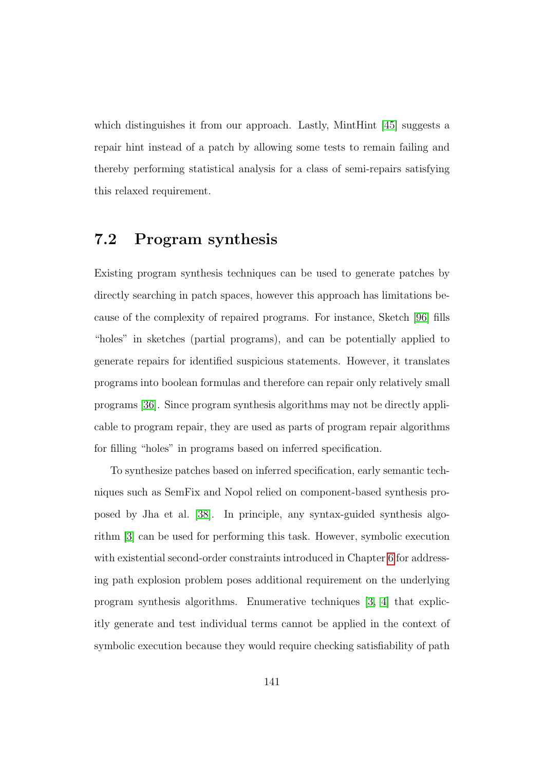which distinguishes it from our approach. Lastly, MintHint [45] suggests a repair hint instead of a patch by allowing some tests to remain failing and thereby performing statistical analysis for a class of semi-repairs satisfying this relaxed requirement.

## 7.2 Program synthesis

Existing program synthesis techniques can be used to generate patches by directly searching in patch spaces, however this approach has limitations because of the complexity of repaired programs. For instance, Sketch [96] fills "holes" in sketches (partial programs), and can be potentially applied to generate repairs for identified suspicious statements. However, it translates programs into boolean formulas and therefore can repair only relatively small programs [36]. Since program synthesis algorithms may not be directly applicable to program repair, they are used as parts of program repair algorithms for filling "holes" in programs based on inferred specification.

To synthesize patches based on inferred specification, early semantic techniques such as SemFix and Nopol relied on component-based synthesis proposed by Jha et al. [38]. In principle, any syntax-guided synthesis algorithm [3] can be used for performing this task. However, symbolic execution with existential second-order constraints introduced in Chapter 6 for addressing path explosion problem poses additional requirement on the underlying program synthesis algorithms. Enumerative techniques [3, 4] that explicitly generate and test individual terms cannot be applied in the context of symbolic execution because they would require checking satisfiability of path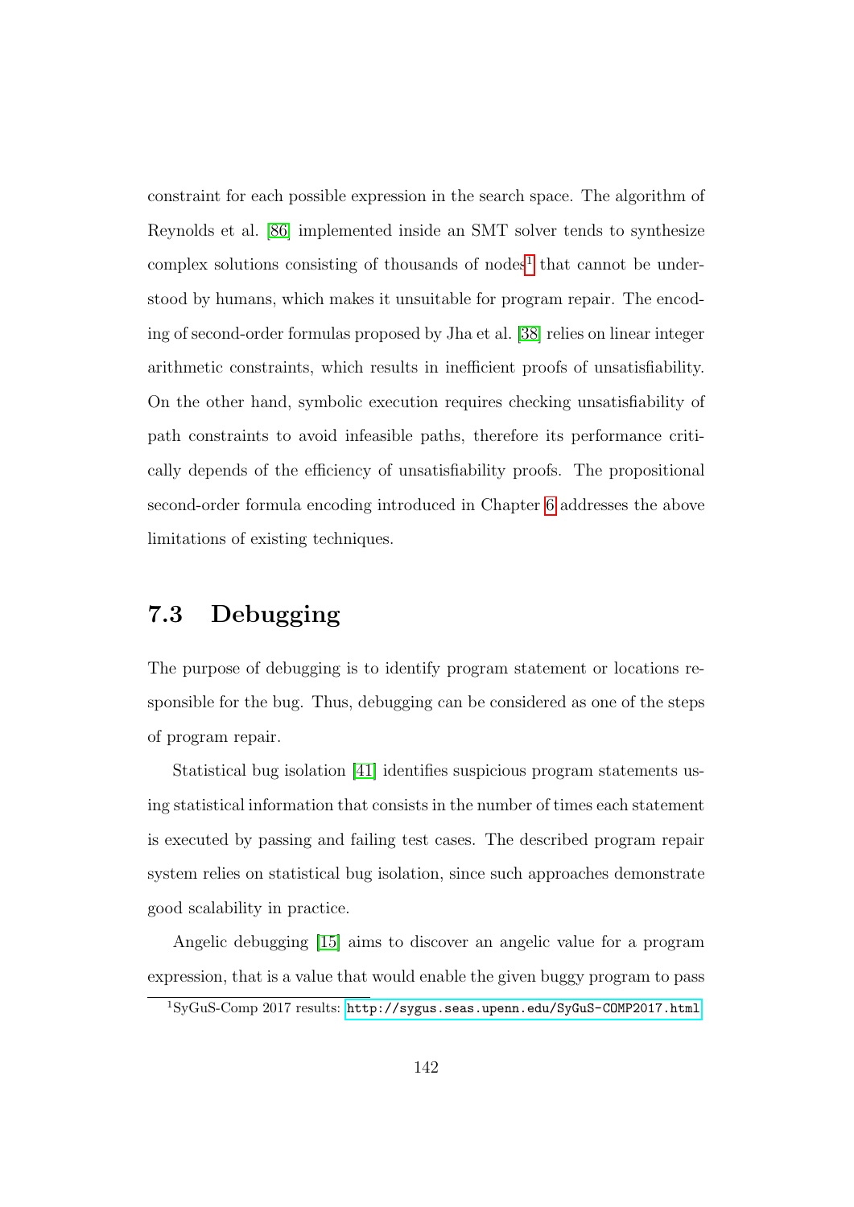constraint for each possible expression in the search space. The algorithm of Reynolds et al. [86] implemented inside an SMT solver tends to synthesize complex solutions consisting of thousands of nodes[1] that cannot be understood by humans, which makes it unsuitable for program repair. The encoding of second-order formulas proposed by Jha et al. [38] relies on linear integer arithmetic constraints, which results in inefficient proofs of unsatisfiability. On the other hand, symbolic execution requires checking unsatisfiability of path constraints to avoid infeasible paths, therefore its performance critically depends of the efficiency of unsatisfiability proofs. The propositional second-order formula encoding introduced in Chapter 6 addresses the above limitations of existing techniques.

## 7.3 Debugging

The purpose of debugging is to identify program statement or locations responsible for the bug. Thus, debugging can be considered as one of the steps of program repair.

Statistical bug isolation [41] identifies suspicious program statements using statistical information that consists in the number of times each statement is executed by passing and failing test cases. The described program repair system relies on statistical bug isolation, since such approaches demonstrate good scalability in practice.

Angelic debugging [15] aims to discover an angelic value for a program expression, that is a value that would enable the given buggy program to pass

[1] SyGuS-Comp 2017 results: http://sygus.seas.upenn.edu/SyGuS-COMP2017.html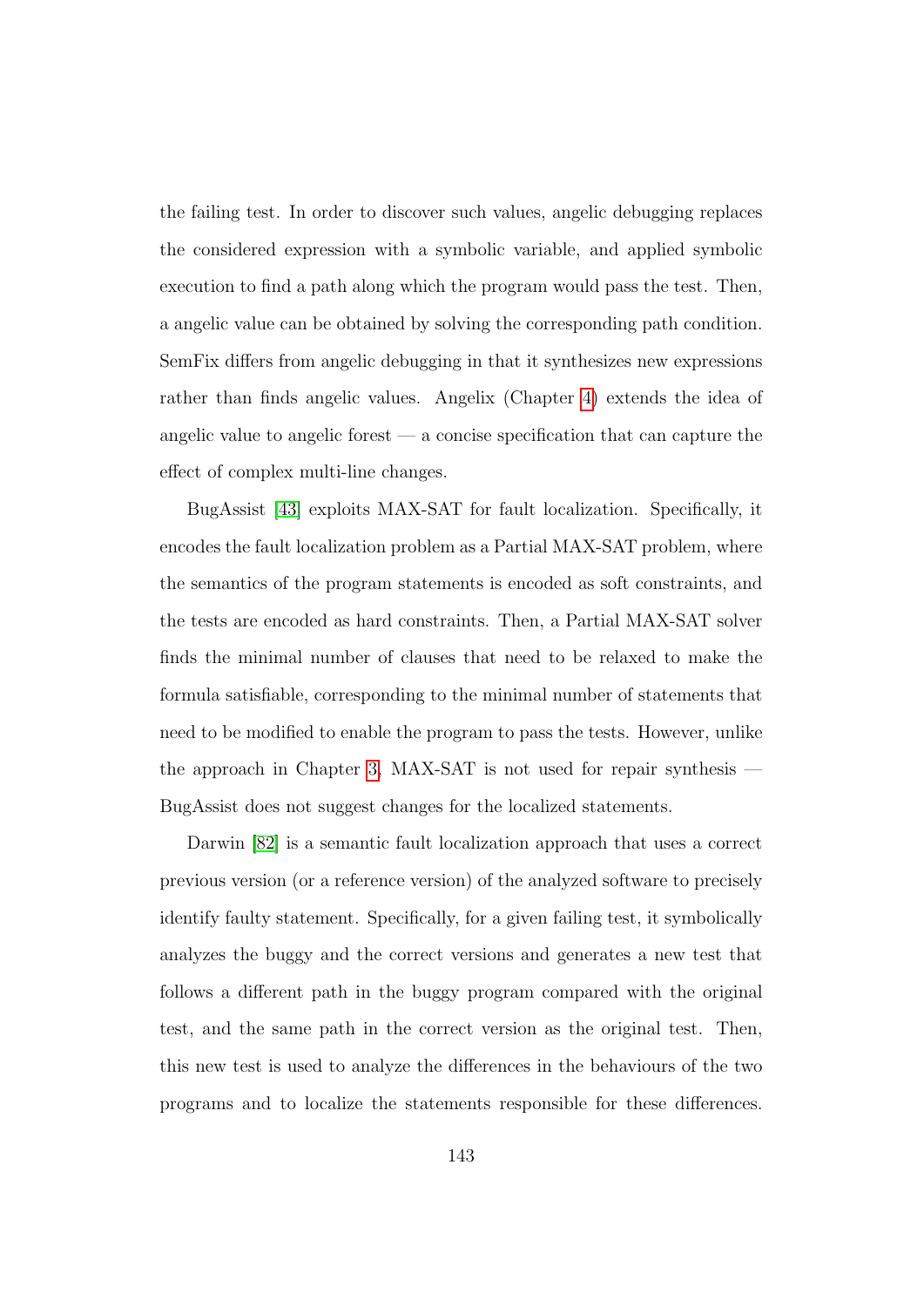the failing test. In order to discover such values, angelic debugging replaces the considered expression with a symbolic variable, and applied symbolic execution to find a path along which the program would pass the test. Then, a angelic value can be obtained by solving the corresponding path condition. SemFix differs from angelic debugging in that it synthesizes new expressions rather than finds angelic values. Angelix (Chapter 4) extends the idea of angelic value to angelic forest — a concise specification that can capture the effect of complex multi-line changes.

BugAssist [43] exploits MAX-SAT for fault localization. Specifically, it encodes the fault localization problem as a Partial MAX-SAT problem, where the semantics of the program statements is encoded as soft constraints, and the tests are encoded as hard constraints. Then, a Partial MAX-SAT solver finds the minimal number of clauses that need to be relaxed to make the formula satisfiable, corresponding to the minimal number of statements that need to be modified to enable the program to pass the tests. However, unlike the approach in Chapter 3, MAX-SAT is not used for repair synthesis — BugAssist does not suggest changes for the localized statements.

Darwin [82] is a semantic fault localization approach that uses a correct previous version (or a reference version) of the analyzed software to precisely identify faulty statement. Specifically, for a given failing test, it symbolically analyzes the buggy and the correct versions and generates a new test that follows a different path in the buggy program compared with the original test, and the same path in the correct version as the original test. Then, this new test is used to analyze the differences in the behaviours of the two programs and to localize the statements responsible for these differences.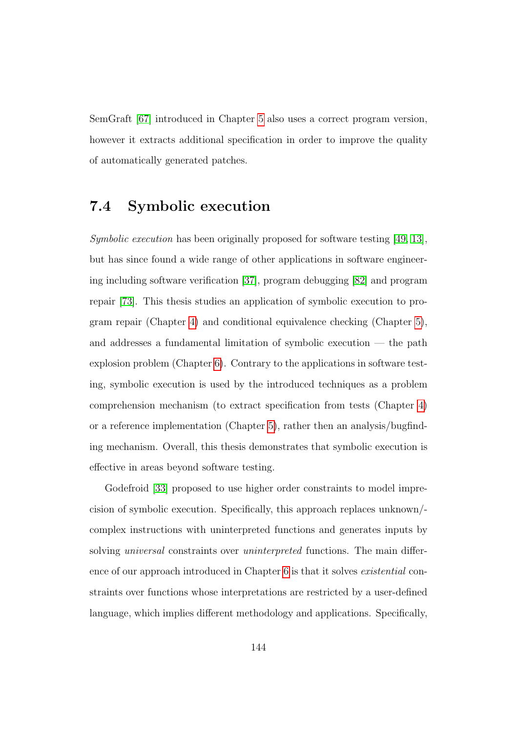SemGraft [67] introduced in Chapter 5 also uses a correct program version, however it extracts additional specification in order to improve the quality of automatically generated patches.

## 7.4 Symbolic execution

*Symbolic execution* has been originally proposed for software testing [49, 13], but has since found a wide range of other applications in software engineering including software verification [37], program debugging [82] and program repair [73]. This thesis studies an application of symbolic execution to program repair (Chapter 4) and conditional equivalence checking (Chapter 5), and addresses a fundamental limitation of symbolic execution — the path explosion problem (Chapter 6). Contrary to the applications in software testing, symbolic execution is used by the introduced techniques as a problem comprehension mechanism (to extract specification from tests (Chapter 4) or a reference implementation (Chapter 5), rather then an analysis/bugfinding mechanism. Overall, this thesis demonstrates that symbolic execution is effective in areas beyond software testing.

Godefroid [33] proposed to use higher order constraints to model imprecision of symbolic execution. Specifically, this approach replaces unknown/-complex instructions with uninterpreted functions and generates inputs by solving *universal* constraints over *uninterpreted* functions. The main difference of our approach introduced in Chapter 6 is that it solves *existential* constraints over functions whose interpretations are restricted by a user-defined language, which implies different methodology and applications. Specifically,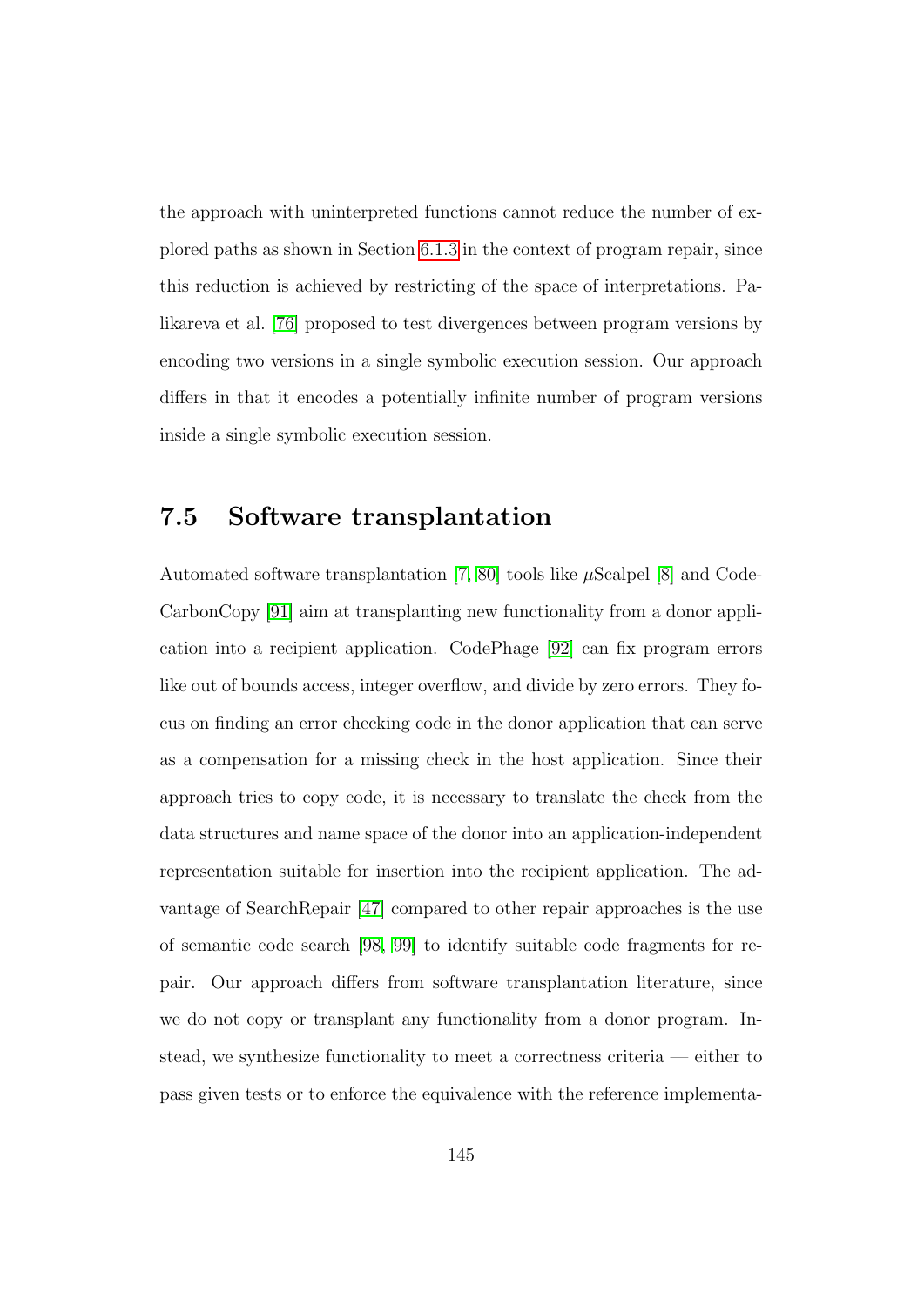the approach with uninterpreted functions cannot reduce the number of explored paths as shown in Section 6.1.3 in the context of program repair, since this reduction is achieved by restricting of the space of interpretations. Palikareva et al. [76] proposed to test divergences between program versions by encoding two versions in a single symbolic execution session. Our approach differs in that it encodes a potentially infinite number of program versions inside a single symbolic execution session.

## 7.5 Software transplantation

Automated software transplantation [7, 80] tools like $\mu$Scalpel [8] and CodeCarbonCopy [91] aim at transplanting new functionality from a donor application into a recipient application. CodePhage [92] can fix program errors like out of bounds access, integer overflow, and divide by zero errors. They focus on finding an error checking code in the donor application that can serve as a compensation for a missing check in the host application. Since their approach tries to copy code, it is necessary to translate the check from the data structures and name space of the donor into an application-independent representation suitable for insertion into the recipient application. The advantage of SearchRepair [47] compared to other repair approaches is the use of semantic code search [98, 99] to identify suitable code fragments for repair. Our approach differs from software transplantation literature, since we do not copy or transplant any functionality from a donor program. Instead, we synthesize functionality to meet a correctness criteria — either to pass given tests or to enforce the equivalence with the reference implementa-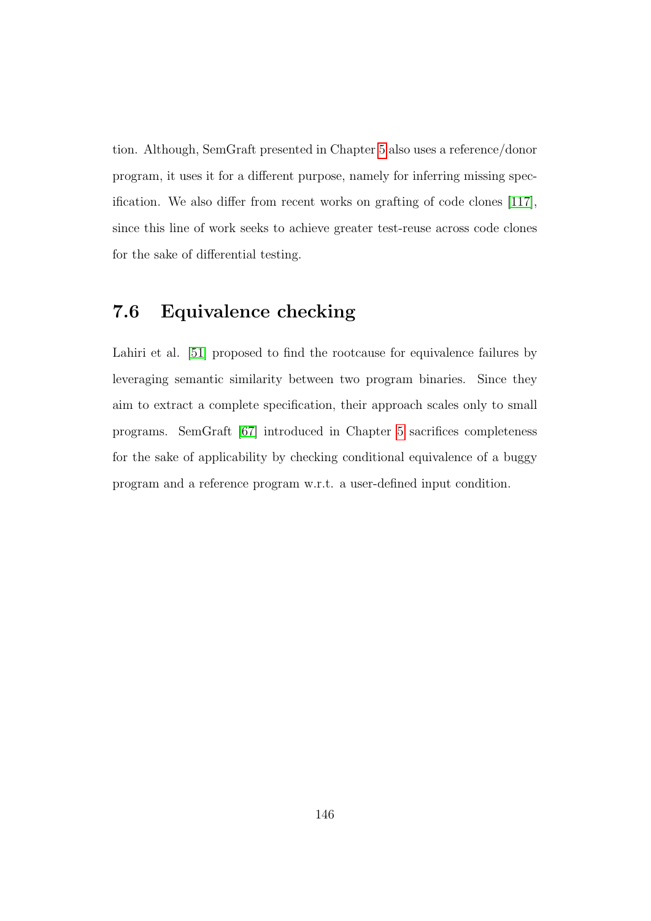tion. Although, SemGraft presented in Chapter 5 also uses a reference/donor program, it uses it for a different purpose, namely for inferring missing specification. We also differ from recent works on grafting of code clones [117], since this line of work seeks to achieve greater test-reuse across code clones for the sake of differential testing.

## 7.6 Equivalence checking

Lahiri et al. [51] proposed to find the rootcause for equivalence failures by leveraging semantic similarity between two program binaries. Since they aim to extract a complete specification, their approach scales only to small programs. SemGraft [67] introduced in Chapter 5 sacrifices completeness for the sake of applicability by checking conditional equivalence of a buggy program and a reference program w.r.t. a user-defined input condition.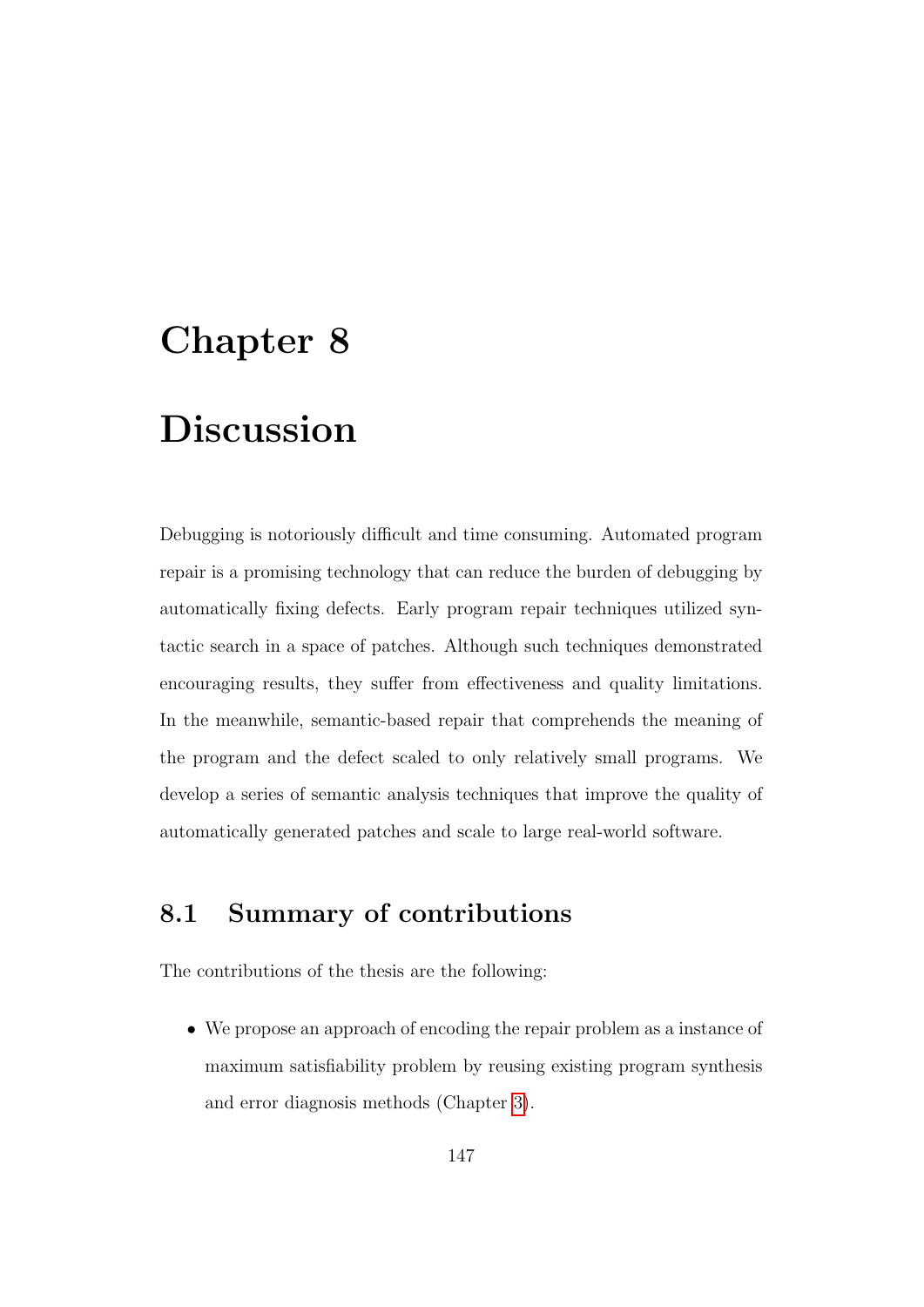# Chapter 8

# Discussion

Debugging is notoriously difficult and time consuming. Automated program repair is a promising technology that can reduce the burden of debugging by automatically fixing defects. Early program repair techniques utilized syntactic search in a space of patches. Although such techniques demonstrated encouraging results, they suffer from effectiveness and quality limitations. In the meanwhile, semantic-based repair that comprehends the meaning of the program and the defect scaled to only relatively small programs. We develop a series of semantic analysis techniques that improve the quality of automatically generated patches and scale to large real-world software.

## 8.1 Summary of contributions

The contributions of the thesis are the following:

- We propose an approach of encoding the repair problem as a instance of maximum satisfiability problem by reusing existing program synthesis and error diagnosis methods (Chapter 3).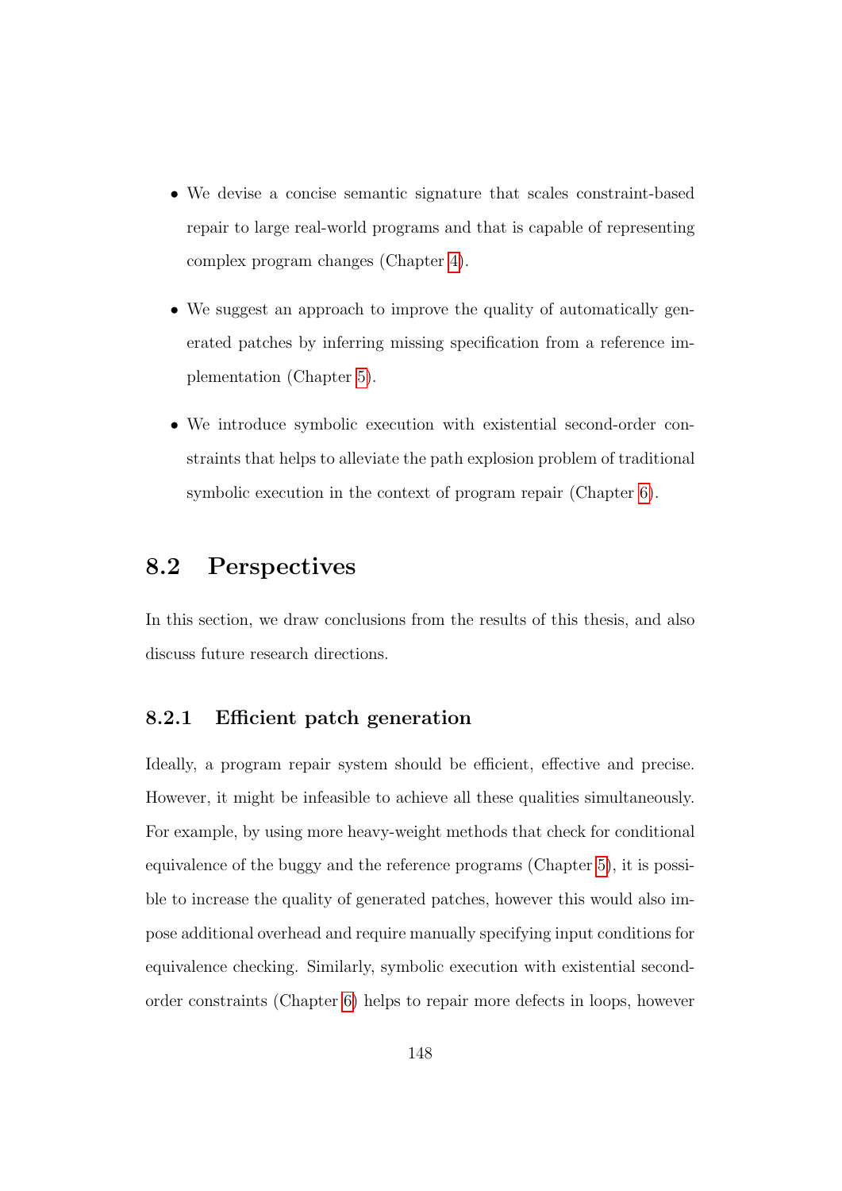- We devise a concise semantic signature that scales constraint-based repair to large real-world programs and that is capable of representing complex program changes (Chapter 4).
- We suggest an approach to improve the quality of automatically generated patches by inferring missing specification from a reference implementation (Chapter 5).
- We introduce symbolic execution with existential second-order constraints that helps to alleviate the path explosion problem of traditional symbolic execution in the context of program repair (Chapter 6).

## 8.2 Perspectives

In this section, we draw conclusions from the results of this thesis, and also discuss future research directions.

### 8.2.1 Efficient patch generation

Ideally, a program repair system should be efficient, effective and precise. However, it might be infeasible to achieve all these qualities simultaneously. For example, by using more heavy-weight methods that check for conditional equivalence of the buggy and the reference programs (Chapter 5), it is possible to increase the quality of generated patches, however this would also impose additional overhead and require manually specifying input conditions for equivalence checking. Similarly, symbolic execution with existential second-order constraints (Chapter 6) helps to repair more defects in loops, however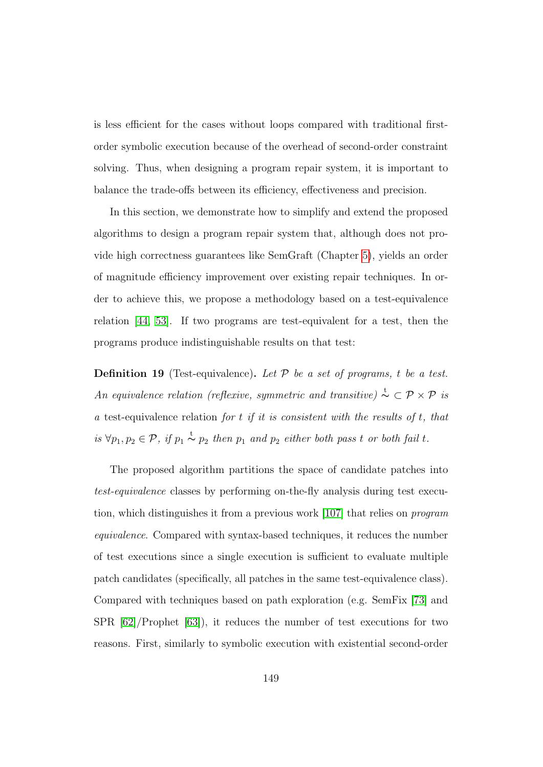is less efficient for the cases without loops compared with traditional first-order symbolic execution because of the overhead of second-order constraint solving. Thus, when designing a program repair system, it is important to balance the trade-offs between its efficiency, effectiveness and precision.

In this section, we demonstrate how to simplify and extend the proposed algorithms to design a program repair system that, although does not provide high correctness guarantees like SemGraft (Chapter 5), yields an order of magnitude efficiency improvement over existing repair techniques. In order to achieve this, we propose a methodology based on a test-equivalence relation [44, 53]. If two programs are test-equivalent for a test, then the programs produce indistinguishable results on that test:

**Definition 19** (Test-equivalence)**.** *Let $\mathcal{P}$ be a set of programs, $t$ be a test. An equivalence relation (reflexive, symmetric and transitive) $\overset{t}{\sim} \subset \mathcal{P} \times \mathcal{P}$ is a* test-equivalence relation *for $t$ if it is consistent with the results of $t$, that is $\forall p_1, p_2 \in \mathcal{P}$, if $p_1 \overset{t}{\sim} p_2$ then $p_1$ and $p_2$ either both pass $t$ or both fail $t$.*

The proposed algorithm partitions the space of candidate patches into *test-equivalence* classes by performing on-the-fly analysis during test execution, which distinguishes it from a previous work [107] that relies on *program equivalence*. Compared with syntax-based techniques, it reduces the number of test executions since a single execution is sufficient to evaluate multiple patch candidates (specifically, all patches in the same test-equivalence class). Compared with techniques based on path exploration (e.g. SemFix [73] and SPR [62]/Prophet [63]), it reduces the number of test executions for two reasons. First, similarly to symbolic execution with existential second-order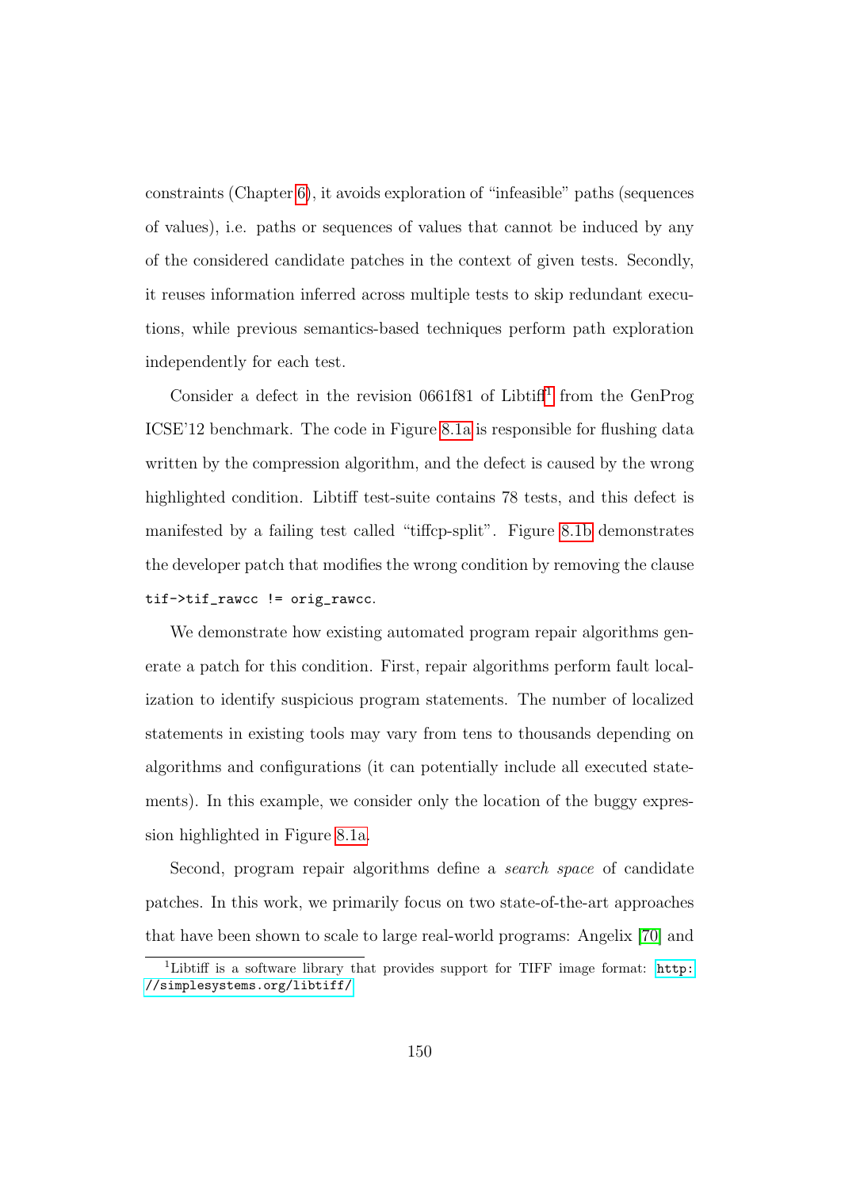constraints (Chapter 6), it avoids exploration of "infeasible" paths (sequences of values), i.e. paths or sequences of values that cannot be induced by any of the considered candidate patches in the context of given tests. Secondly, it reuses information inferred across multiple tests to skip redundant executions, while previous semantics-based techniques perform path exploration independently for each test.

Consider a defect in the revision 0661f81 of Libtiff[1] from the GenProg ICSE'12 benchmark. The code in Figure 8.1a is responsible for flushing data written by the compression algorithm, and the defect is caused by the wrong highlighted condition. Libtiff test-suite contains 78 tests, and this defect is manifested by a failing test called "tiffcp-split". Figure 8.1b demonstrates the developer patch that modifies the wrong condition by removing the clause `tif->tif_rawcc != orig_rawcc`.

We demonstrate how existing automated program repair algorithms generate a patch for this condition. First, repair algorithms perform fault localization to identify suspicious program statements. The number of localized statements in existing tools may vary from tens to thousands depending on algorithms and configurations (it can potentially include all executed statements). In this example, we consider only the location of the buggy expression highlighted in Figure 8.1a.

Second, program repair algorithms define a *search space* of candidate patches. In this work, we primarily focus on two state-of-the-art approaches that have been shown to scale to large real-world programs: Angelix [70] and

[1] Libtiff is a software library that provides support for TIFF image format: http://simplesystems.org/libtiff/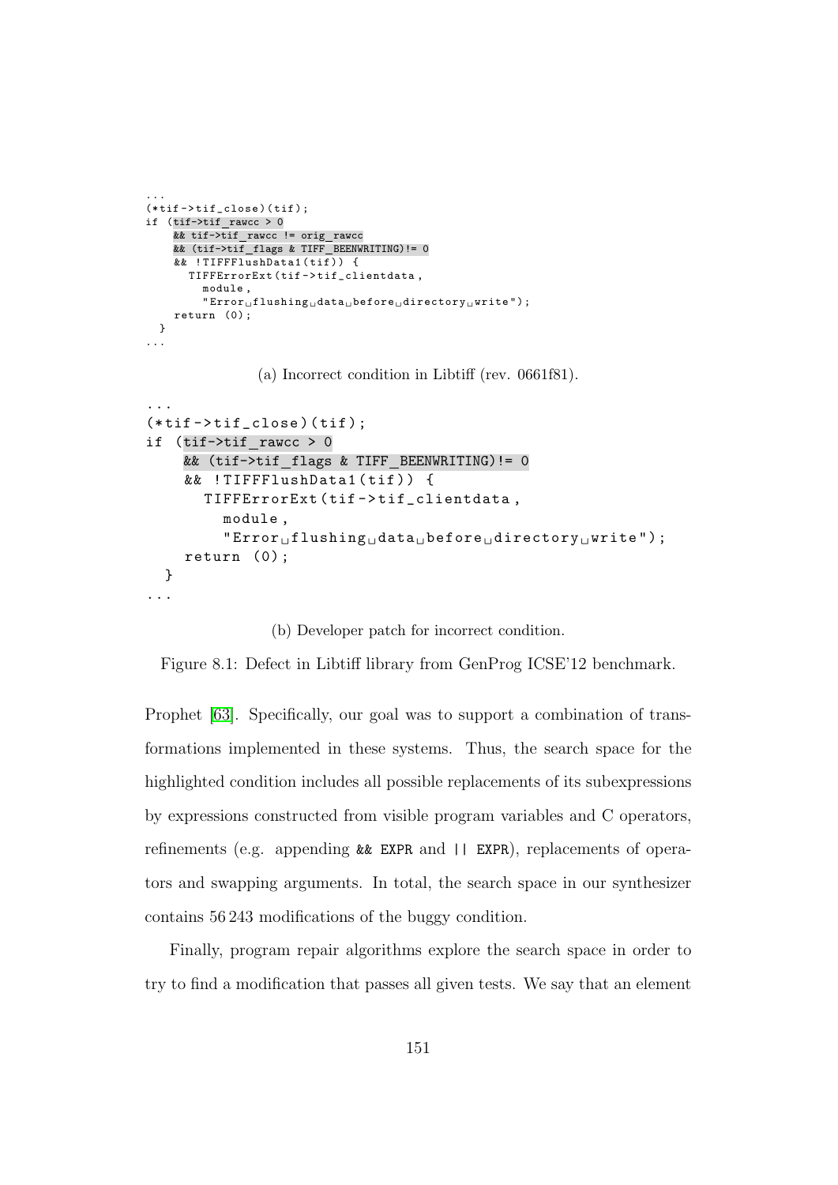```
...
(*tif->tif_close)(tif);
if (tif->tif_rawcc > 0
    && tif->tif_rawcc != orig_rawcc
    && (tif->tif_flags & TIFF_BEENWRITING)!= 0
    && !TIFFFlushData1(tif)) {
      TIFFErrorExt(tif->tif_clientdata,
        module,
        "Error flushing data before directory write");
    return (0);
  }
...
```

(a) Incorrect condition in Libtiff (rev. 0661f81).

```
...
(*tif->tif_close)(tif);
if (tif->tif_rawcc > 0
    && (tif->tif_flags & TIFF_BEENWRITING)!= 0
    && !TIFFFlushData1(tif)) {
      TIFFErrorExt(tif->tif_clientdata,
        module,
        "Error flushing data before directory write");
    return (0);
  }
...
```

(b) Developer patch for incorrect condition.

Figure 8.1: Defect in Libtiff library from GenProg ICSE'12 benchmark.

Prophet [63]. Specifically, our goal was to support a combination of transformations implemented in these systems. Thus, the search space for the highlighted condition includes all possible replacements of its subexpressions by expressions constructed from visible program variables and C operators, refinements (e.g. appending `&& EXPR` and `|| EXPR`), replacements of operators and swapping arguments. In total, the search space in our synthesizer contains 56 243 modifications of the buggy condition.

Finally, program repair algorithms explore the search space in order to try to find a modification that passes all given tests. We say that an element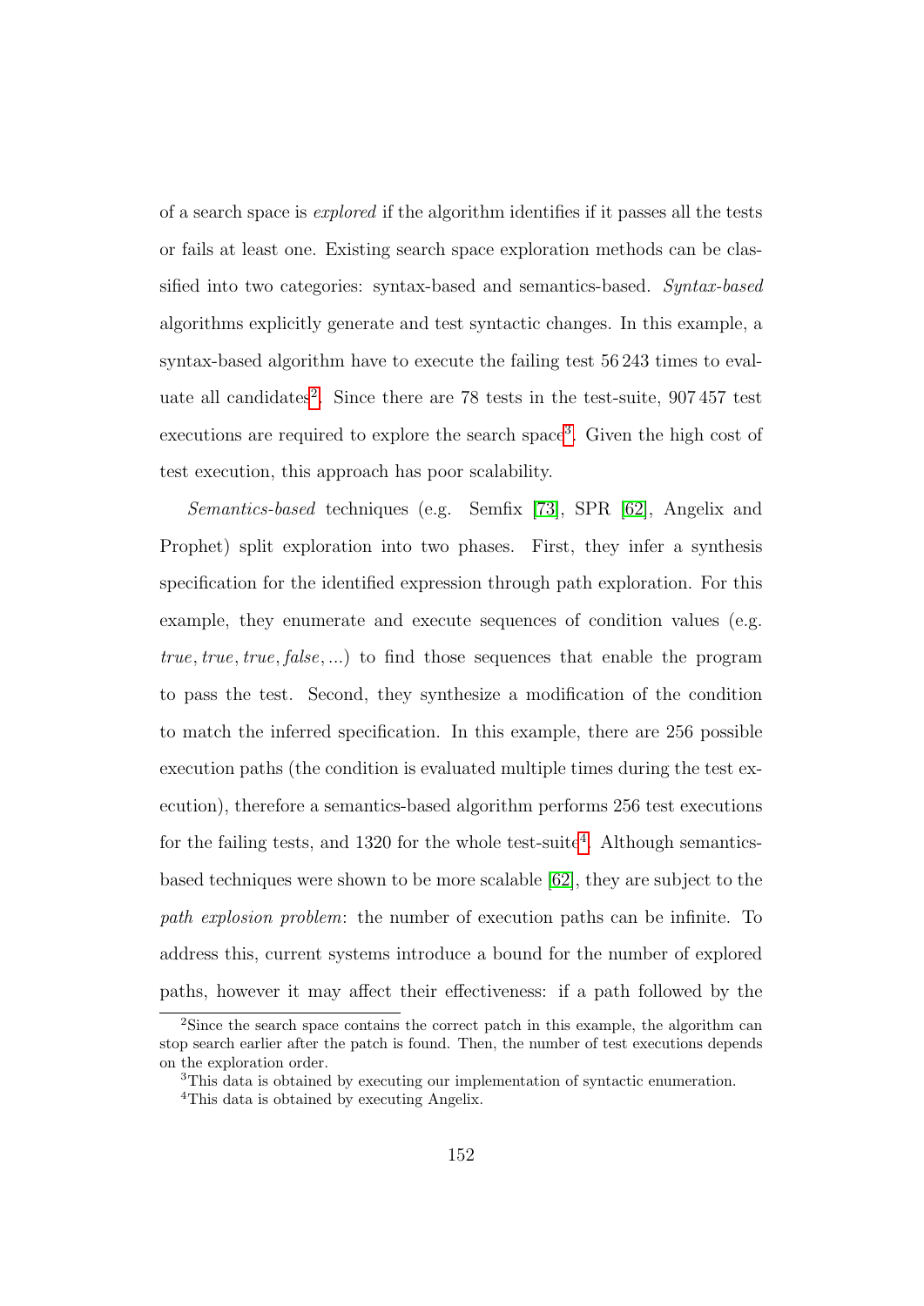of a search space is *explored* if the algorithm identifies if it passes all the tests or fails at least one. Existing search space exploration methods can be classified into two categories: syntax-based and semantics-based. *Syntax-based* algorithms explicitly generate and test syntactic changes. In this example, a syntax-based algorithm have to execute the failing test 56 243 times to evaluate all candidates[2]. Since there are 78 tests in the test-suite, 907 457 test executions are required to explore the search space[3]. Given the high cost of test execution, this approach has poor scalability.

*Semantics-based* techniques (e.g. Semfix [73], SPR [62], Angelix and Prophet) split exploration into two phases. First, they infer a synthesis specification for the identified expression through path exploration. For this example, they enumerate and execute sequences of condition values (e.g. *true*, *true*, *true*, *false*, ...) to find those sequences that enable the program to pass the test. Second, they synthesize a modification of the condition to match the inferred specification. In this example, there are 256 possible execution paths (the condition is evaluated multiple times during the test execution), therefore a semantics-based algorithm performs 256 test executions for the failing tests, and 1320 for the whole test-suite[4]. Although semantics-based techniques were shown to be more scalable [62], they are subject to the *path explosion problem*: the number of execution paths can be infinite. To address this, current systems introduce a bound for the number of explored paths, however it may affect their effectiveness: if a path followed by the

---

[2] Since the search space contains the correct patch in this example, the algorithm can stop search earlier after the patch is found. Then, the number of test executions depends on the exploration order.

[3] This data is obtained by executing our implementation of syntactic enumeration.

[4] This data is obtained by executing Angelix.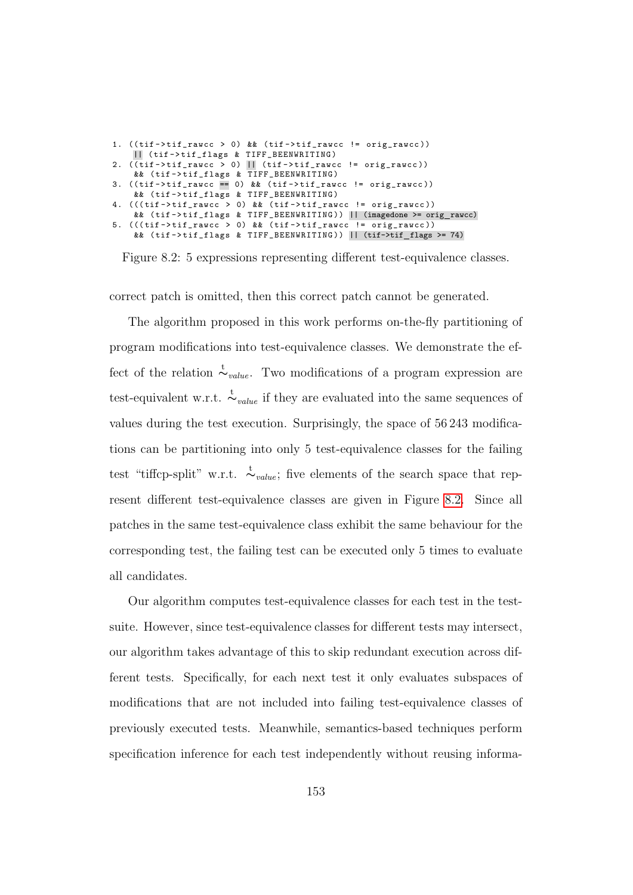```
1. ((tif->tif_rawcc > 0) && (tif->tif_rawcc != orig_rawcc))
   || (tif->tif_flags & TIFF_BEENWRITING)
2. ((tif->tif_rawcc > 0) || (tif->tif_rawcc != orig_rawcc))
   && (tif->tif_flags & TIFF_BEENWRITING)
3. ((tif->tif_rawcc == 0) && (tif->tif_rawcc != orig_rawcc))
   && (tif->tif_flags & TIFF_BEENWRITING)
4. (((tif->tif_rawcc > 0) && (tif->tif_rawcc != orig_rawcc))
   && (tif->tif_flags & TIFF_BEENWRITING)) || (imagedone >= orig_rawcc)
5. (((tif->tif_rawcc > 0) && (tif->tif_rawcc != orig_rawcc))
   && (tif->tif_flags & TIFF_BEENWRITING)) || (tif->tif_flags >= 74)
```

Figure 8.2: 5 expressions representing different test-equivalence classes.

correct patch is omitted, then this correct patch cannot be generated.

The algorithm proposed in this work performs on-the-fly partitioning of program modifications into test-equivalence classes. We demonstrate the effect of the relation $\overset{t}{\sim}_{value}$. Two modifications of a program expression are test-equivalent w.r.t. $\overset{t}{\sim}_{value}$ if they are evaluated into the same sequences of values during the test execution. Surprisingly, the space of 56 243 modifications can be partitioning into only 5 test-equivalence classes for the failing test "tiffcp-split" w.r.t. $\overset{t}{\sim}_{value}$; five elements of the search space that represent different test-equivalence classes are given in Figure 8.2. Since all patches in the same test-equivalence class exhibit the same behaviour for the corresponding test, the failing test can be executed only 5 times to evaluate all candidates.

Our algorithm computes test-equivalence classes for each test in the test-suite. However, since test-equivalence classes for different tests may intersect, our algorithm takes advantage of this to skip redundant execution across different tests. Specifically, for each next test it only evaluates subspaces of modifications that are not included into failing test-equivalence classes of previously executed tests. Meanwhile, semantics-based techniques perform specification inference for each test independently without reusing informa-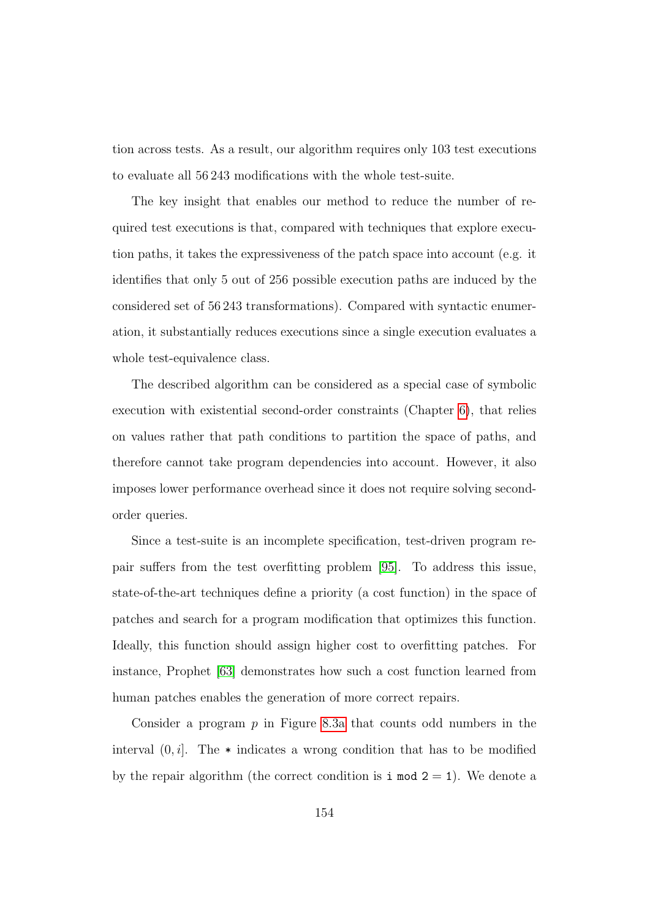tion across tests. As a result, our algorithm requires only 103 test executions to evaluate all 56 243 modifications with the whole test-suite.

The key insight that enables our method to reduce the number of required test executions is that, compared with techniques that explore execution paths, it takes the expressiveness of the patch space into account (e.g. it identifies that only 5 out of 256 possible execution paths are induced by the considered set of 56 243 transformations). Compared with syntactic enumeration, it substantially reduces executions since a single execution evaluates a whole test-equivalence class.

The described algorithm can be considered as a special case of symbolic execution with existential second-order constraints (Chapter 6), that relies on values rather that path conditions to partition the space of paths, and therefore cannot take program dependencies into account. However, it also imposes lower performance overhead since it does not require solving second-order queries.

Since a test-suite is an incomplete specification, test-driven program repair suffers from the test overfitting problem [95]. To address this issue, state-of-the-art techniques define a priority (a cost function) in the space of patches and search for a program modification that optimizes this function. Ideally, this function should assign higher cost to overfitting patches. For instance, Prophet [63] demonstrates how such a cost function learned from human patches enables the generation of more correct repairs.

Consider a program $p$ in Figure 8.3a that counts odd numbers in the interval $(0, i]$. The `*` indicates a wrong condition that has to be modified by the repair algorithm (the correct condition is `i mod 2 = 1`). We denote a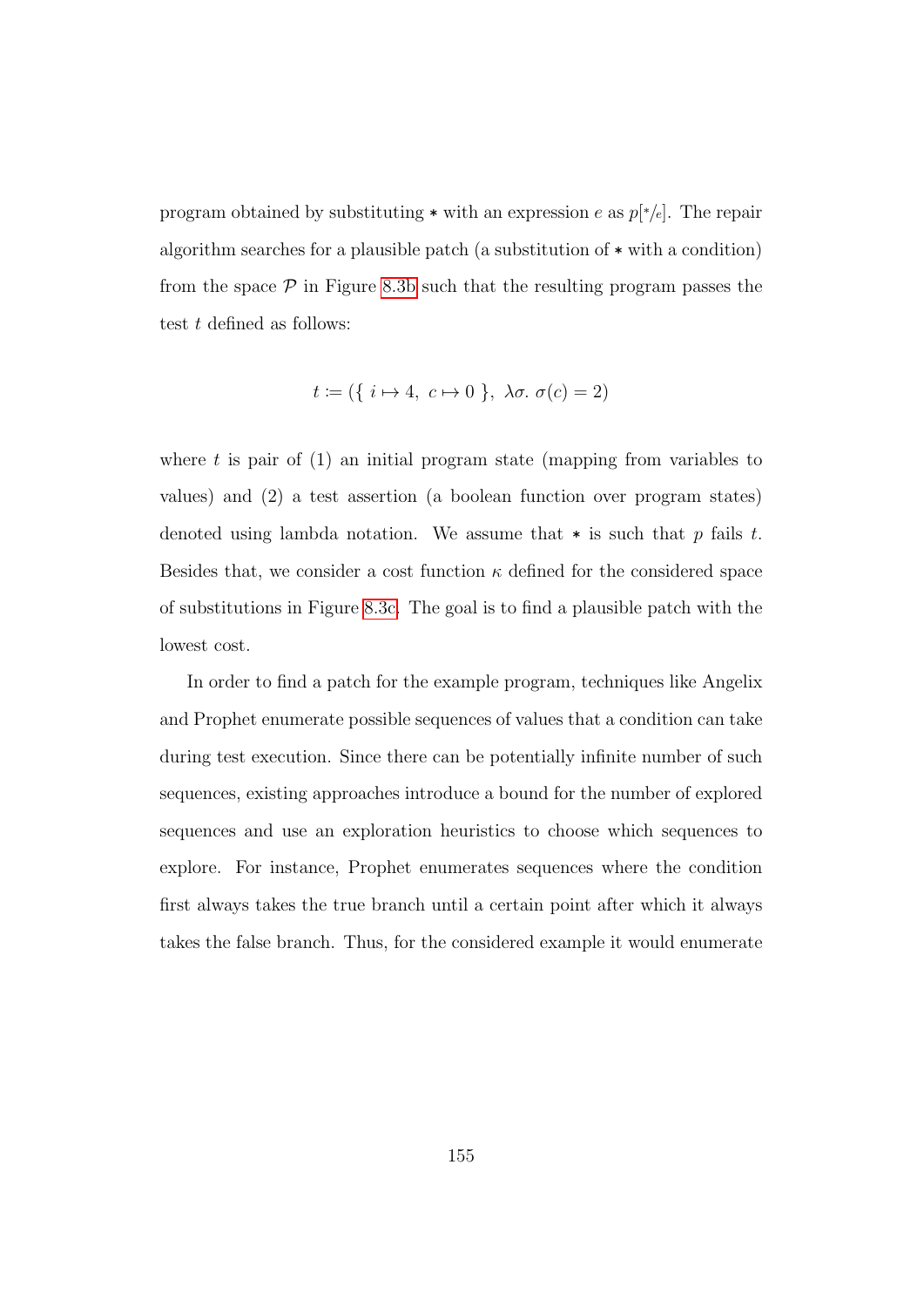program obtained by substituting $*$ with an expression $e$ as $p[{}^{*}\!/\!_{e}]$. The repair algorithm searches for a plausible patch (a substitution of $*$ with a condition) from the space $\mathcal{P}$ in Figure 8.3b such that the resulting program passes the test $t$ defined as follows:

$$t \coloneqq (\{\ i \mapsto 4,\ c \mapsto 0\ \},\ \lambda\sigma.\ \sigma(c) = 2)$$

where $t$ is pair of (1) an initial program state (mapping from variables to values) and (2) a test assertion (a boolean function over program states) denoted using lambda notation. We assume that $*$ is such that $p$ fails $t$. Besides that, we consider a cost function $\kappa$ defined for the considered space of substitutions in Figure 8.3c. The goal is to find a plausible patch with the lowest cost.

In order to find a patch for the example program, techniques like Angelix and Prophet enumerate possible sequences of values that a condition can take during test execution. Since there can be potentially infinite number of such sequences, existing approaches introduce a bound for the number of explored sequences and use an exploration heuristics to choose which sequences to explore. For instance, Prophet enumerates sequences where the condition first always takes the true branch until a certain point after which it always takes the false branch. Thus, for the considered example it would enumerate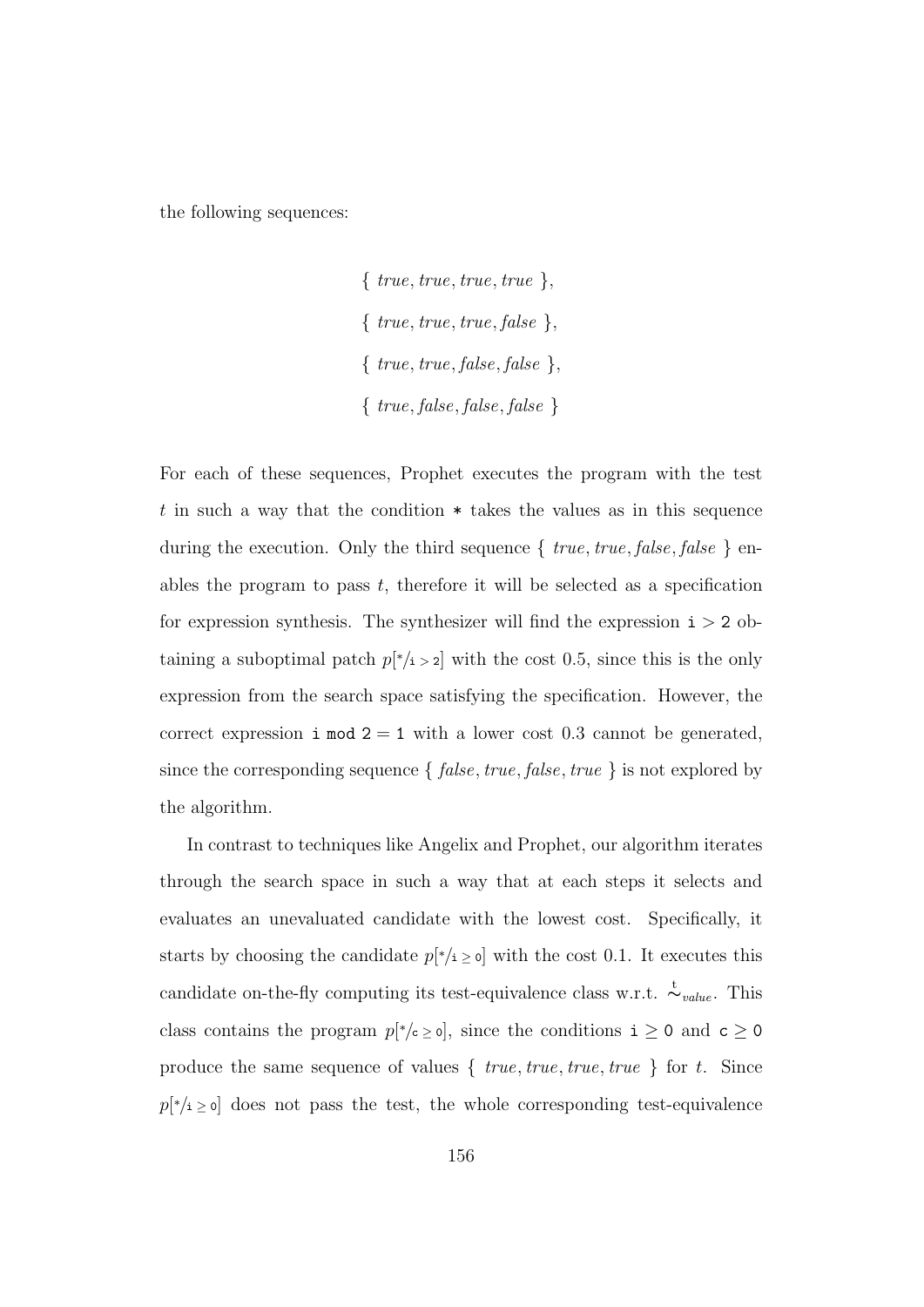the following sequences:

$$\{ \; true, true, true, true \; \},$$
$$\{ \; true, true, true, false \; \},$$
$$\{ \; true, true, false, false \; \},$$
$$\{ \; true, false, false, false \; \}$$

For each of these sequences, Prophet executes the program with the test $t$ in such a way that the condition `*` takes the values as in this sequence during the execution. Only the third sequence $\{ \; true, true, false, false \; \}$ enables the program to pass $t$, therefore it will be selected as a specification for expression synthesis. The synthesizer will find the expression $\texttt{i} > \texttt{2}$ obtaining a suboptimal patch $p[{}^*/_{\texttt{i} > \texttt{2}}]$ with the cost 0.5, since this is the only expression from the search space satisfying the specification. However, the correct expression $\texttt{i mod 2} = \texttt{1}$ with a lower cost 0.3 cannot be generated, since the corresponding sequence $\{ \; false, true, false, true \; \}$ is not explored by the algorithm.

In contrast to techniques like Angelix and Prophet, our algorithm iterates through the search space in such a way that at each steps it selects and evaluates an unevaluated candidate with the lowest cost. Specifically, it starts by choosing the candidate $p[{}^*/_{\texttt{i} \geq \texttt{0}}]$ with the cost 0.1. It executes this candidate on-the-fly computing its test-equivalence class w.r.t. $\overset{\texttt{t}}{\sim}_{value}$. This class contains the program $p[{}^*/_{\texttt{c} \geq \texttt{0}}]$, since the conditions $\texttt{i} \geq \texttt{0}$ and $\texttt{c} \geq \texttt{0}$ produce the same sequence of values $\{ \; true, true, true, true \; \}$ for $t$. Since $p[{}^*/_{\texttt{i} \geq \texttt{0}}]$ does not pass the test, the whole corresponding test-equivalence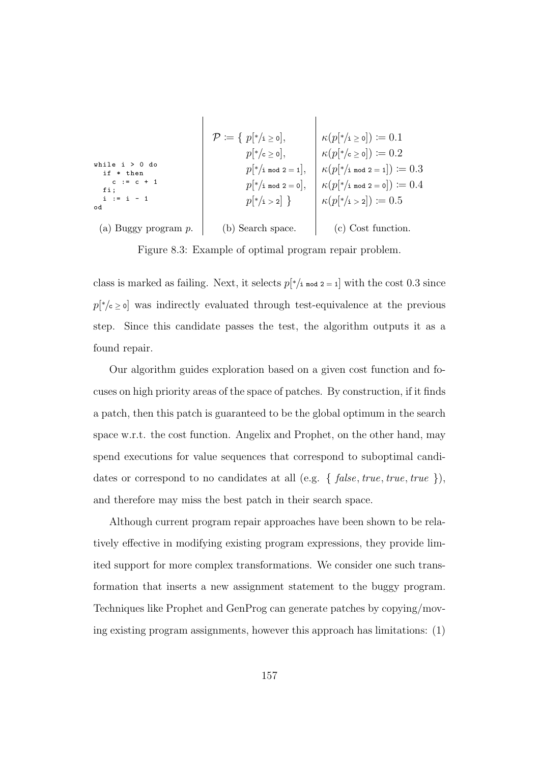```
while i > 0 do
  if * then
    c := c + 1
  fi;
  i := i - 1
od
```

(a) Buggy program $p$.

$$\mathcal{P} := \{\ p[{}^*/_{\texttt{i} \geq \texttt{0}}],\ p[{}^*/_{\texttt{c} \geq \texttt{0}}],\ p[{}^*/_{\texttt{i mod 2 = 1}}],\ p[{}^*/_{\texttt{i mod 2 = 0}}],\ p[{}^*/_{\texttt{i > 2}}]\ \}$$

(b) Search space.

$$\kappa(p[{}^*/_{\texttt{i} \geq \texttt{0}}]) := 0.1$$
$$\kappa(p[{}^*/_{\texttt{c} \geq \texttt{0}}]) := 0.2$$
$$\kappa(p[{}^*/_{\texttt{i mod 2 = 1}}]) := 0.3$$
$$\kappa(p[{}^*/_{\texttt{i mod 2 = 0}}]) := 0.4$$
$$\kappa(p[{}^*/_{\texttt{i > 2}}]) := 0.5$$

(c) Cost function.

Figure 8.3: Example of optimal program repair problem.

class is marked as failing. Next, it selects $p[{}^*/_{\texttt{i mod 2 = 1}}]$ with the cost 0.3 since $p[{}^*/_{\texttt{c} \geq \texttt{0}}]$ was indirectly evaluated through test-equivalence at the previous step. Since this candidate passes the test, the algorithm outputs it as a found repair.

Our algorithm guides exploration based on a given cost function and focuses on high priority areas of the space of patches. By construction, if it finds a patch, then this patch is guaranteed to be the global optimum in the search space w.r.t. the cost function. Angelix and Prophet, on the other hand, may spend executions for value sequences that correspond to suboptimal candidates or correspond to no candidates at all (e.g. $\{\ \mathit{false}, \mathit{true}, \mathit{true}, \mathit{true}\ \}$), and therefore may miss the best patch in their search space.

Although current program repair approaches have been shown to be relatively effective in modifying existing program expressions, they provide limited support for more complex transformations. We consider one such transformation that inserts a new assignment statement to the buggy program. Techniques like Prophet and GenProg can generate patches by copying/moving existing program assignments, however this approach has limitations: (1)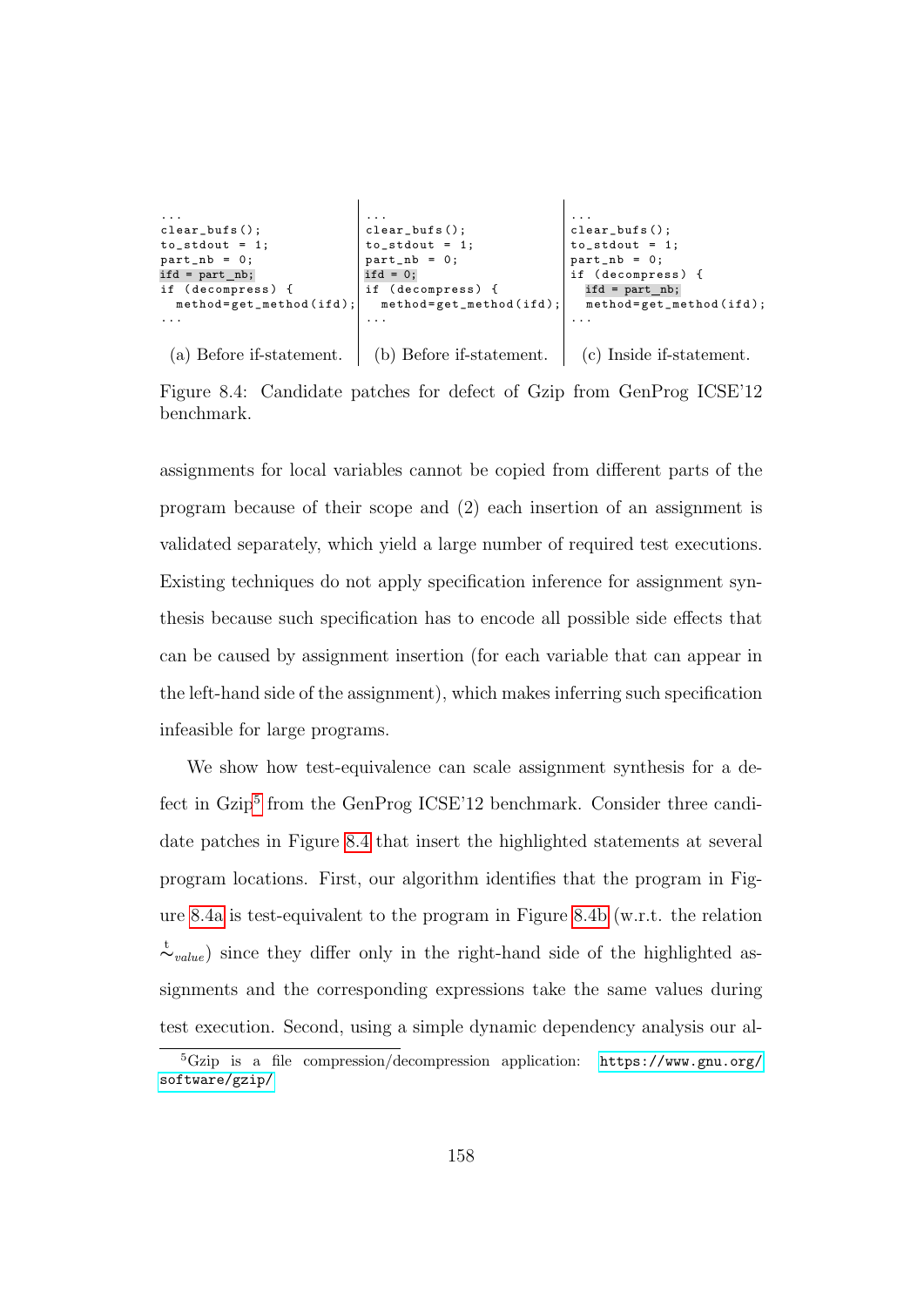```
...
clear_bufs();
to_stdout = 1;
part_nb = 0;
ifd = part_nb;
if (decompress) {
  method=get_method(ifd);
...
```

(a) Before if-statement.

```
...
clear_bufs();
to_stdout = 1;
part_nb = 0;
ifd = 0;
if (decompress) {
  method=get_method(ifd);
...
```

(b) Before if-statement.

```
...
clear_bufs();
to_stdout = 1;
part_nb = 0;
if (decompress) {
  ifd = part_nb;
  method=get_method(ifd);
...
```

(c) Inside if-statement.

Figure 8.4: Candidate patches for defect of Gzip from GenProg ICSE'12 benchmark.

assignments for local variables cannot be copied from different parts of the program because of their scope and (2) each insertion of an assignment is validated separately, which yield a large number of required test executions. Existing techniques do not apply specification inference for assignment synthesis because such specification has to encode all possible side effects that can be caused by assignment insertion (for each variable that can appear in the left-hand side of the assignment), which makes inferring such specification infeasible for large programs.

We show how test-equivalence can scale assignment synthesis for a defect in Gzip[5] from the GenProg ICSE'12 benchmark. Consider three candidate patches in Figure 8.4 that insert the highlighted statements at several program locations. First, our algorithm identifies that the program in Figure 8.4a is test-equivalent to the program in Figure 8.4b (w.r.t. the relation $\overset{t}{\sim}_{value}$) since they differ only in the right-hand side of the highlighted assignments and the corresponding expressions take the same values during test execution. Second, using a simple dynamic dependency analysis our al-

[5] Gzip is a file compression/decompression application: https://www.gnu.org/software/gzip/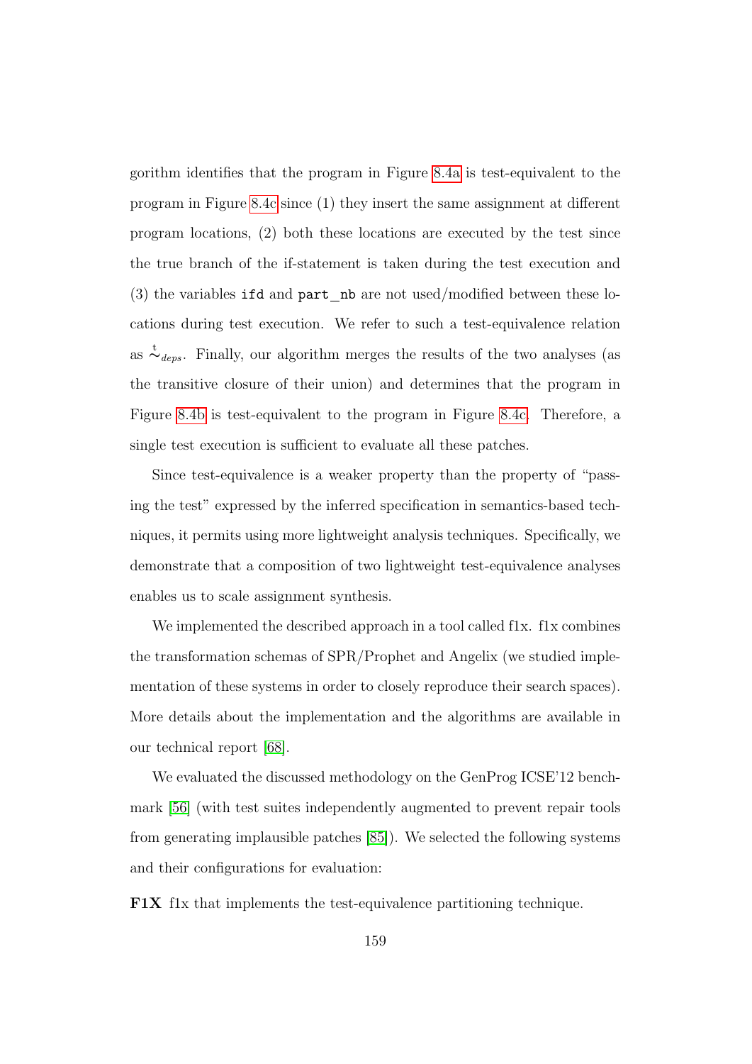gorithm identifies that the program in Figure 8.4a is test-equivalent to the program in Figure 8.4c since (1) they insert the same assignment at different program locations, (2) both these locations are executed by the test since the true branch of the if-statement is taken during the test execution and (3) the variables `ifd` and `part_nb` are not used/modified between these locations during test execution. We refer to such a test-equivalence relation as $\overset{t}{\sim}_{deps}$. Finally, our algorithm merges the results of the two analyses (as the transitive closure of their union) and determines that the program in Figure 8.4b is test-equivalent to the program in Figure 8.4c. Therefore, a single test execution is sufficient to evaluate all these patches.

Since test-equivalence is a weaker property than the property of "passing the test" expressed by the inferred specification in semantics-based techniques, it permits using more lightweight analysis techniques. Specifically, we demonstrate that a composition of two lightweight test-equivalence analyses enables us to scale assignment synthesis.

We implemented the described approach in a tool called f1x. f1x combines the transformation schemas of SPR/Prophet and Angelix (we studied implementation of these systems in order to closely reproduce their search spaces). More details about the implementation and the algorithms are available in our technical report [68].

We evaluated the discussed methodology on the GenProg ICSE'12 benchmark [56] (with test suites independently augmented to prevent repair tools from generating implausible patches [85]). We selected the following systems and their configurations for evaluation:

**F1X** f1x that implements the test-equivalence partitioning technique.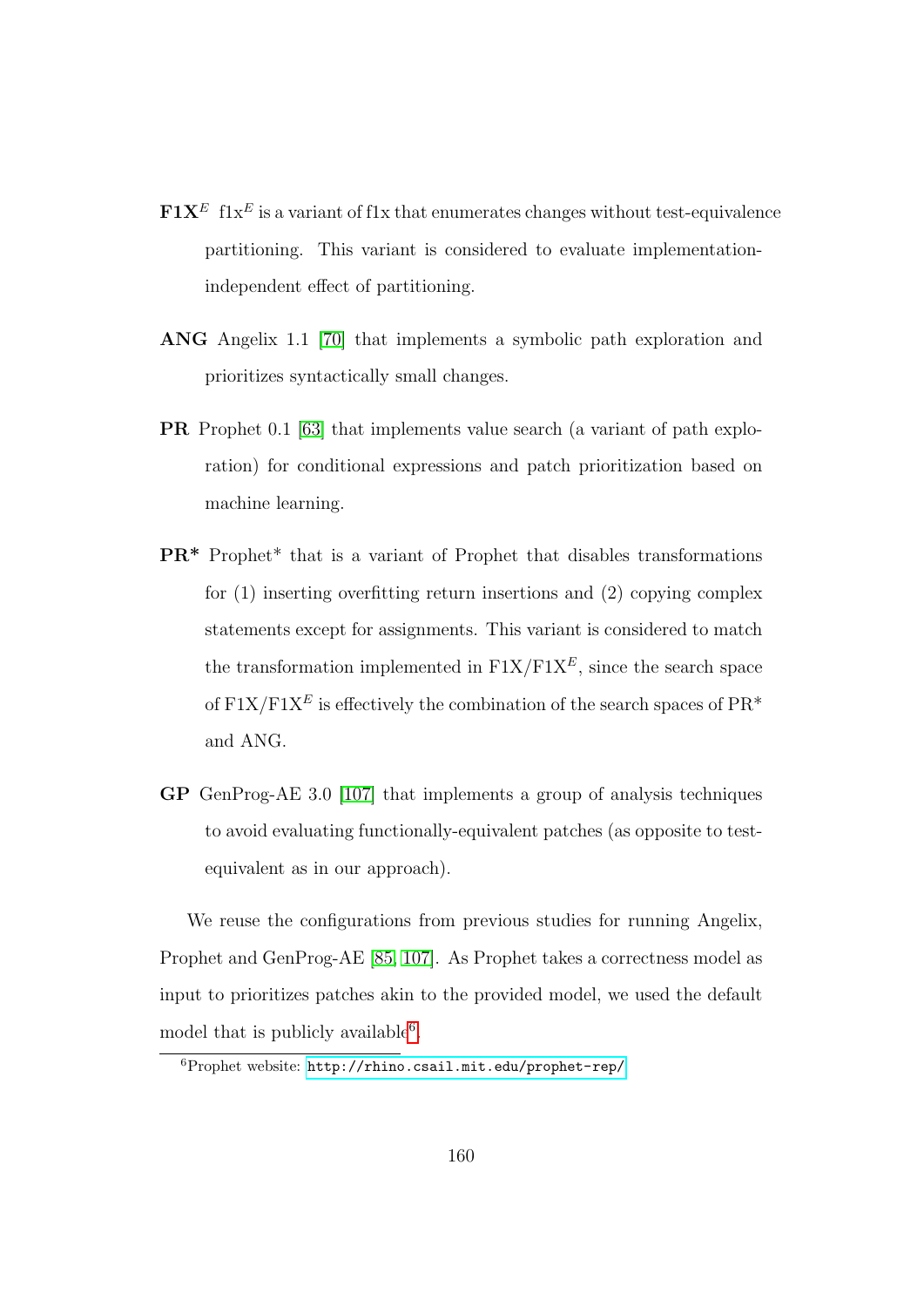**F1X$^E$** f1x$^E$ is a variant of f1x that enumerates changes without test-equivalence partitioning. This variant is considered to evaluate implementation-independent effect of partitioning.

**ANG** Angelix 1.1 [70] that implements a symbolic path exploration and prioritizes syntactically small changes.

**PR** Prophet 0.1 [63] that implements value search (a variant of path exploration) for conditional expressions and patch prioritization based on machine learning.

**PR*** Prophet* that is a variant of Prophet that disables transformations for (1) inserting overfitting return insertions and (2) copying complex statements except for assignments. This variant is considered to match the transformation implemented in F1X/F1X$^E$, since the search space of F1X/F1X$^E$ is effectively the combination of the search spaces of PR* and ANG.

**GP** GenProg-AE 3.0 [107] that implements a group of analysis techniques to avoid evaluating functionally-equivalent patches (as opposite to test-equivalent as in our approach).

We reuse the configurations from previous studies for running Angelix, Prophet and GenProg-AE [85, 107]. As Prophet takes a correctness model as input to prioritizes patches akin to the provided model, we used the default model that is publicly available[6].

[6] Prophet website: http://rhino.csail.mit.edu/prophet-rep/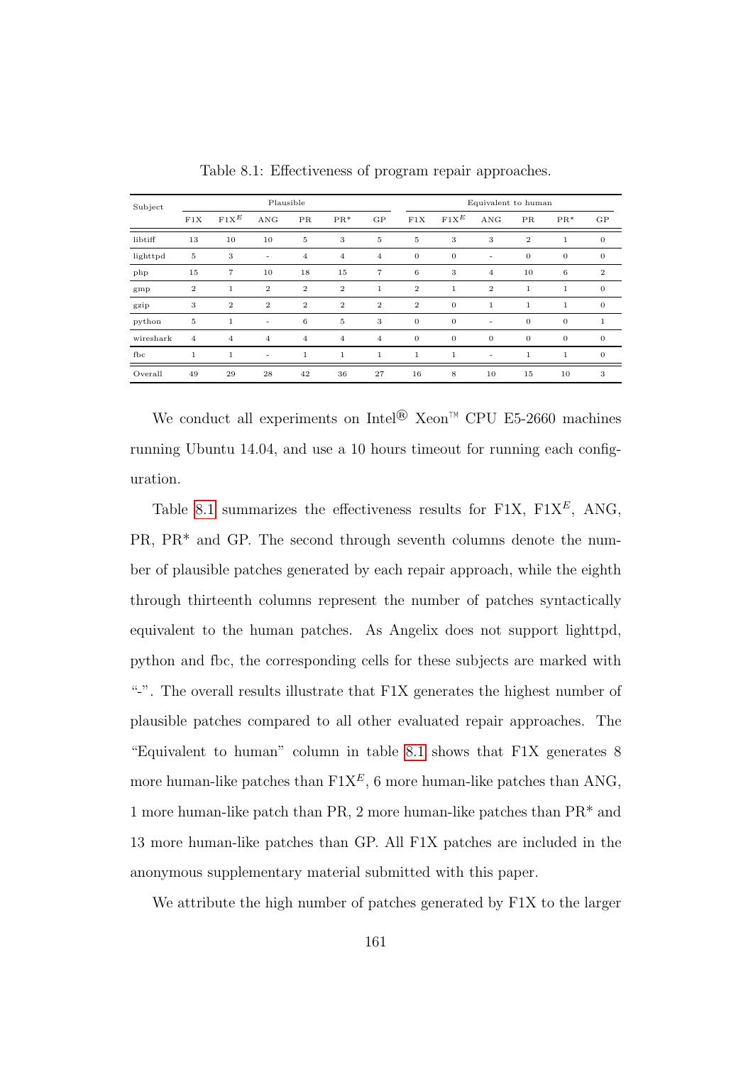Table 8.1: Effectiveness of program repair approaches.

| Subject | Plausible | | | | | | Equivalent to human | | | | | |
|---|---|---|---|---|---|---|---|---|---|---|---|---|
| | F1X | F1X$^E$ | ANG | PR | PR* | GP | F1X | F1X$^E$ | ANG | PR | PR* | GP |
| libtiff | 13 | 10 | 10 | 5 | 3 | 5 | 5 | 3 | 3 | 2 | 1 | 0 |
| lighttpd | 5 | 3 | - | 4 | 4 | 4 | 0 | 0 | - | 0 | 0 | 0 |
| php | 15 | 7 | 10 | 18 | 15 | 7 | 6 | 3 | 4 | 10 | 6 | 2 |
| gmp | 2 | 1 | 2 | 2 | 2 | 1 | 2 | 1 | 2 | 1 | 1 | 0 |
| gzip | 3 | 2 | 2 | 2 | 2 | 2 | 2 | 0 | 1 | 1 | 1 | 0 |
| python | 5 | 1 | - | 6 | 5 | 3 | 0 | 0 | - | 0 | 0 | 1 |
| wireshark | 4 | 4 | 4 | 4 | 4 | 4 | 0 | 0 | 0 | 0 | 0 | 0 |
| fbc | 1 | 1 | - | 1 | 1 | 1 | 1 | 1 | - | 1 | 1 | 0 |
| Overall | 49 | 29 | 28 | 42 | 36 | 27 | 16 | 8 | 10 | 15 | 10 | 3 |

We conduct all experiments on Intel® Xeon™ CPU E5-2660 machines running Ubuntu 14.04, and use a 10 hours timeout for running each configuration.

Table 8.1 summarizes the effectiveness results for F1X, F1X$^E$, ANG, PR, PR* and GP. The second through seventh columns denote the number of plausible patches generated by each repair approach, while the eighth through thirteenth columns represent the number of patches syntactically equivalent to the human patches. As Angelix does not support lighttpd, python and fbc, the corresponding cells for these subjects are marked with "-". The overall results illustrate that F1X generates the highest number of plausible patches compared to all other evaluated repair approaches. The "Equivalent to human" column in table 8.1 shows that F1X generates 8 more human-like patches than F1X$^E$, 6 more human-like patches than ANG, 1 more human-like patch than PR, 2 more human-like patches than PR* and 13 more human-like patches than GP. All F1X patches are included in the anonymous supplementary material submitted with this paper.

We attribute the high number of patches generated by F1X to the larger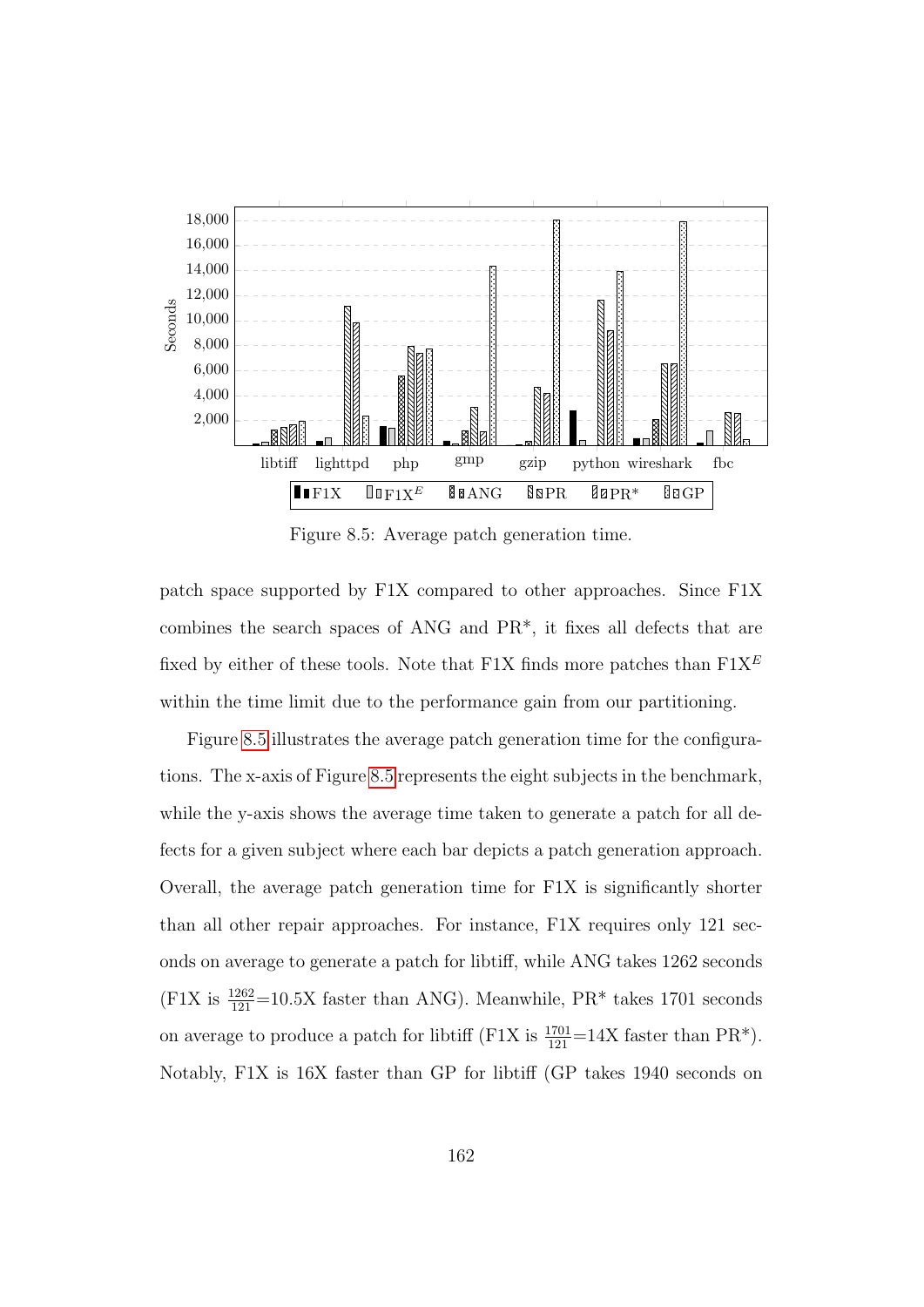Figure 8.5: Average patch generation time.

patch space supported by F1X compared to other approaches. Since F1X combines the search spaces of ANG and PR*, it fixes all defects that are fixed by either of these tools. Note that F1X finds more patches than F1X$^E$ within the time limit due to the performance gain from our partitioning.

Figure 8.5 illustrates the average patch generation time for the configurations. The x-axis of Figure 8.5 represents the eight subjects in the benchmark, while the y-axis shows the average time taken to generate a patch for all defects for a given subject where each bar depicts a patch generation approach. Overall, the average patch generation time for F1X is significantly shorter than all other repair approaches. For instance, F1X requires only 121 seconds on average to generate a patch for libtiff, while ANG takes 1262 seconds (F1X is $\frac{1262}{121}$=10.5X faster than ANG). Meanwhile, PR* takes 1701 seconds on average to produce a patch for libtiff (F1X is $\frac{1701}{121}$=14X faster than PR*). Notably, F1X is 16X faster than GP for libtiff (GP takes 1940 seconds on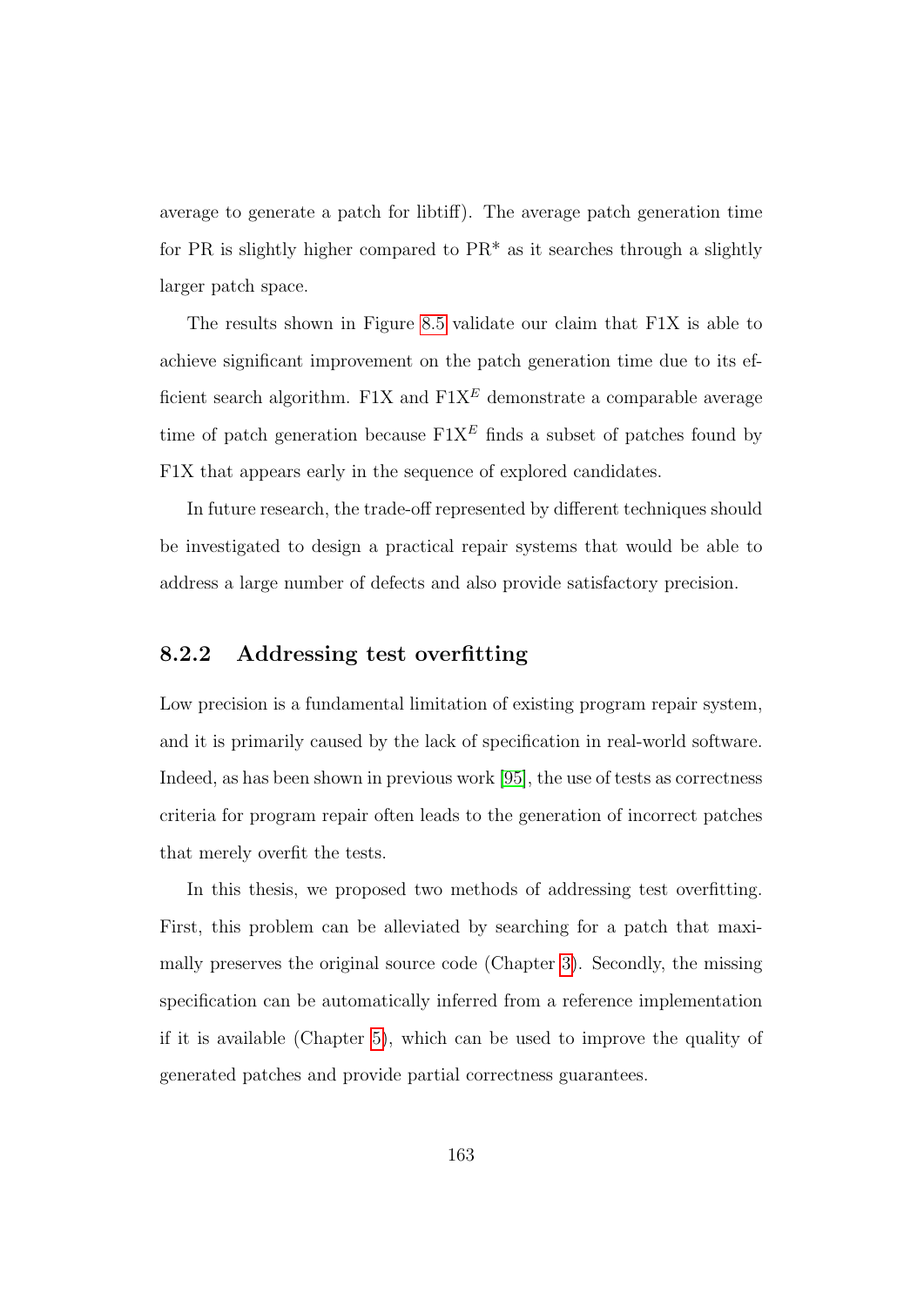average to generate a patch for libtiff). The average patch generation time for PR is slightly higher compared to PR* as it searches through a slightly larger patch space.

The results shown in Figure 8.5 validate our claim that F1X is able to achieve significant improvement on the patch generation time due to its efficient search algorithm. F1X and F1X$^E$ demonstrate a comparable average time of patch generation because F1X$^E$ finds a subset of patches found by F1X that appears early in the sequence of explored candidates.

In future research, the trade-off represented by different techniques should be investigated to design a practical repair systems that would be able to address a large number of defects and also provide satisfactory precision.

### 8.2.2 Addressing test overfitting

Low precision is a fundamental limitation of existing program repair system, and it is primarily caused by the lack of specification in real-world software. Indeed, as has been shown in previous work [95], the use of tests as correctness criteria for program repair often leads to the generation of incorrect patches that merely overfit the tests.

In this thesis, we proposed two methods of addressing test overfitting. First, this problem can be alleviated by searching for a patch that maximally preserves the original source code (Chapter 3). Secondly, the missing specification can be automatically inferred from a reference implementation if it is available (Chapter 5), which can be used to improve the quality of generated patches and provide partial correctness guarantees.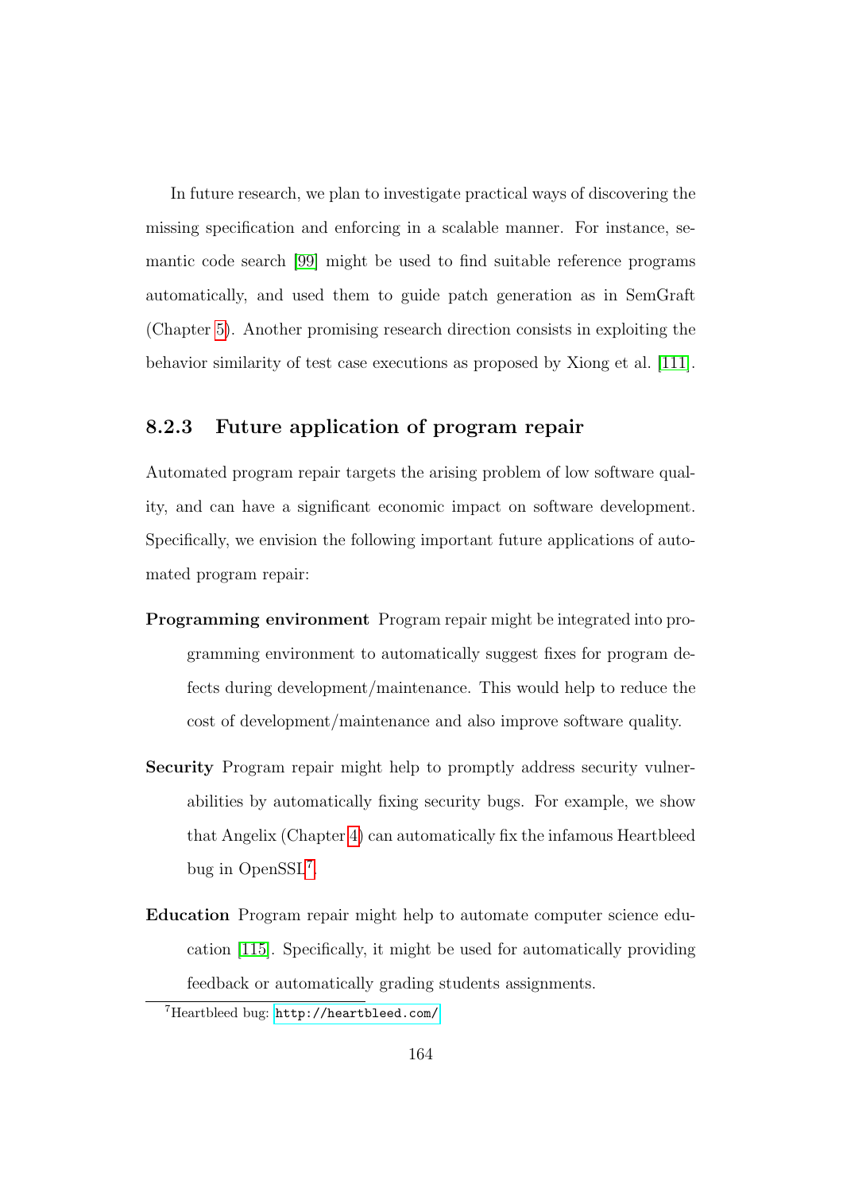In future research, we plan to investigate practical ways of discovering the missing specification and enforcing in a scalable manner. For instance, semantic code search [99] might be used to find suitable reference programs automatically, and used them to guide patch generation as in SemGraft (Chapter 5). Another promising research direction consists in exploiting the behavior similarity of test case executions as proposed by Xiong et al. [111].

### 8.2.3 Future application of program repair

Automated program repair targets the arising problem of low software quality, and can have a significant economic impact on software development. Specifically, we envision the following important future applications of automated program repair:

**Programming environment** Program repair might be integrated into programming environment to automatically suggest fixes for program defects during development/maintenance. This would help to reduce the cost of development/maintenance and also improve software quality.

**Security** Program repair might help to promptly address security vulnerabilities by automatically fixing security bugs. For example, we show that Angelix (Chapter 4) can automatically fix the infamous Heartbleed bug in OpenSSL[7].

**Education** Program repair might help to automate computer science education [115]. Specifically, it might be used for automatically providing feedback or automatically grading students assignments.

[7] Heartbleed bug: http://heartbleed.com/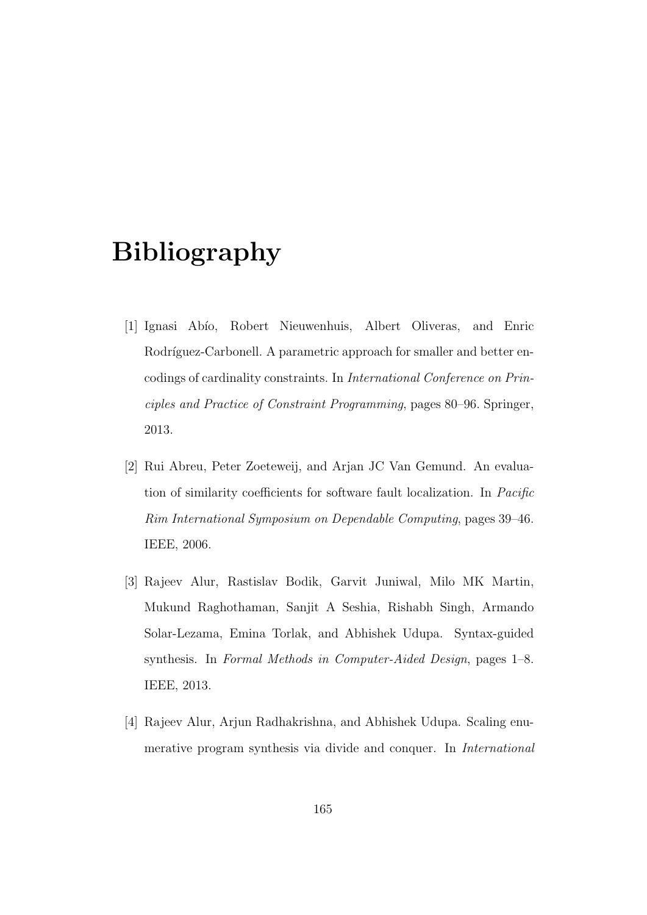# Bibliography

[1] Ignasi Abío, Robert Nieuwenhuis, Albert Oliveras, and Enric Rodríguez-Carbonell. A parametric approach for smaller and better encodings of cardinality constraints. In *International Conference on Principles and Practice of Constraint Programming*, pages 80–96. Springer, 2013.

[2] Rui Abreu, Peter Zoeteweij, and Arjan JC Van Gemund. An evaluation of similarity coefficients for software fault localization. In *Pacific Rim International Symposium on Dependable Computing*, pages 39–46. IEEE, 2006.

[3] Rajeev Alur, Rastislav Bodik, Garvit Juniwal, Milo MK Martin, Mukund Raghothaman, Sanjit A Seshia, Rishabh Singh, Armando Solar-Lezama, Emina Torlak, and Abhishek Udupa. Syntax-guided synthesis. In *Formal Methods in Computer-Aided Design*, pages 1–8. IEEE, 2013.

[4] Rajeev Alur, Arjun Radhakrishna, and Abhishek Udupa. Scaling enumerative program synthesis via divide and conquer. In *International*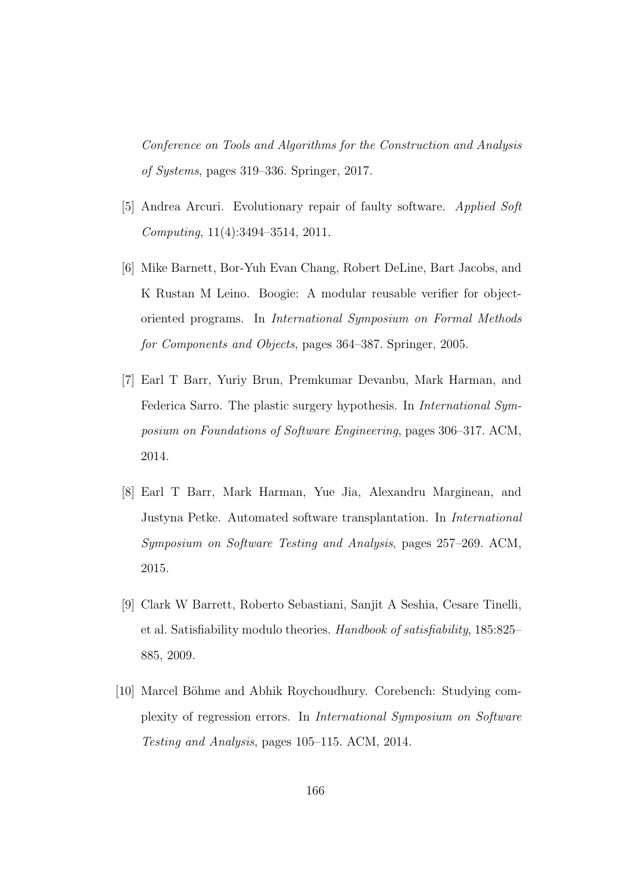*Conference on Tools and Algorithms for the Construction and Analysis of Systems*, pages 319–336. Springer, 2017.

[5] Andrea Arcuri. Evolutionary repair of faulty software. *Applied Soft Computing*, 11(4):3494–3514, 2011.

[6] Mike Barnett, Bor-Yuh Evan Chang, Robert DeLine, Bart Jacobs, and K Rustan M Leino. Boogie: A modular reusable verifier for object-oriented programs. In *International Symposium on Formal Methods for Components and Objects*, pages 364–387. Springer, 2005.

[7] Earl T Barr, Yuriy Brun, Premkumar Devanbu, Mark Harman, and Federica Sarro. The plastic surgery hypothesis. In *International Symposium on Foundations of Software Engineering*, pages 306–317. ACM, 2014.

[8] Earl T Barr, Mark Harman, Yue Jia, Alexandru Marginean, and Justyna Petke. Automated software transplantation. In *International Symposium on Software Testing and Analysis*, pages 257–269. ACM, 2015.

[9] Clark W Barrett, Roberto Sebastiani, Sanjit A Seshia, Cesare Tinelli, et al. Satisfiability modulo theories. *Handbook of satisfiability*, 185:825–885, 2009.

[10] Marcel Böhme and Abhik Roychoudhury. Corebench: Studying complexity of regression errors. In *International Symposium on Software Testing and Analysis*, pages 105–115. ACM, 2014.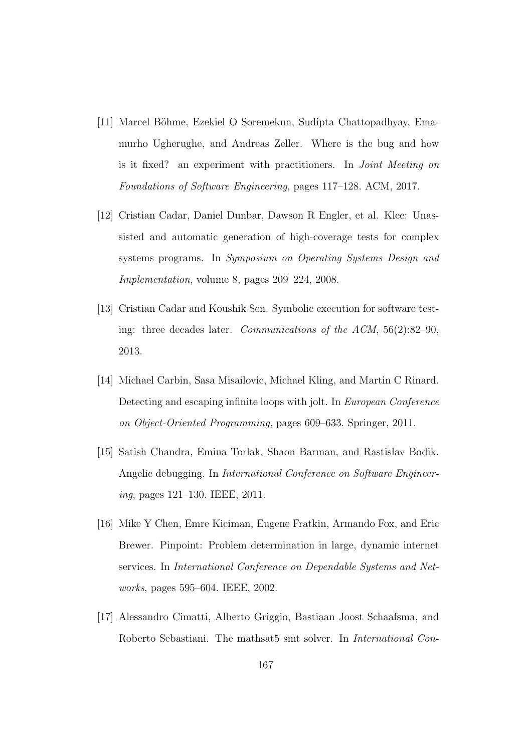[11] Marcel Böhme, Ezekiel O Soremekun, Sudipta Chattopadhyay, Emamurho Ugherughe, and Andreas Zeller. Where is the bug and how is it fixed? an experiment with practitioners. In *Joint Meeting on Foundations of Software Engineering*, pages 117–128. ACM, 2017.

[12] Cristian Cadar, Daniel Dunbar, Dawson R Engler, et al. Klee: Unassisted and automatic generation of high-coverage tests for complex systems programs. In *Symposium on Operating Systems Design and Implementation*, volume 8, pages 209–224, 2008.

[13] Cristian Cadar and Koushik Sen. Symbolic execution for software testing: three decades later. *Communications of the ACM*, 56(2):82–90, 2013.

[14] Michael Carbin, Sasa Misailovic, Michael Kling, and Martin C Rinard. Detecting and escaping infinite loops with jolt. In *European Conference on Object-Oriented Programming*, pages 609–633. Springer, 2011.

[15] Satish Chandra, Emina Torlak, Shaon Barman, and Rastislav Bodik. Angelic debugging. In *International Conference on Software Engineering*, pages 121–130. IEEE, 2011.

[16] Mike Y Chen, Emre Kiciman, Eugene Fratkin, Armando Fox, and Eric Brewer. Pinpoint: Problem determination in large, dynamic internet services. In *International Conference on Dependable Systems and Networks*, pages 595–604. IEEE, 2002.

[17] Alessandro Cimatti, Alberto Griggio, Bastiaan Joost Schaafsma, and Roberto Sebastiani. The mathsat5 smt solver. In *International Con-*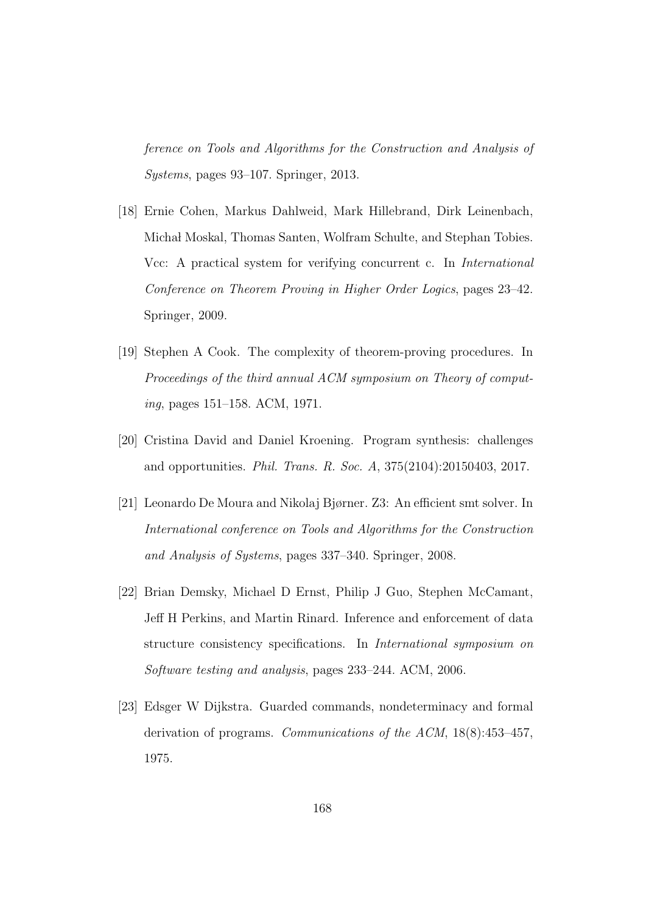*ference on Tools and Algorithms for the Construction and Analysis of Systems*, pages 93–107. Springer, 2013.

[18] Ernie Cohen, Markus Dahlweid, Mark Hillebrand, Dirk Leinenbach, Michał Moskal, Thomas Santen, Wolfram Schulte, and Stephan Tobies. Vcc: A practical system for verifying concurrent c. In *International Conference on Theorem Proving in Higher Order Logics*, pages 23–42. Springer, 2009.

[19] Stephen A Cook. The complexity of theorem-proving procedures. In *Proceedings of the third annual ACM symposium on Theory of computing*, pages 151–158. ACM, 1971.

[20] Cristina David and Daniel Kroening. Program synthesis: challenges and opportunities. *Phil. Trans. R. Soc. A*, 375(2104):20150403, 2017.

[21] Leonardo De Moura and Nikolaj Bjørner. Z3: An efficient smt solver. In *International conference on Tools and Algorithms for the Construction and Analysis of Systems*, pages 337–340. Springer, 2008.

[22] Brian Demsky, Michael D Ernst, Philip J Guo, Stephen McCamant, Jeff H Perkins, and Martin Rinard. Inference and enforcement of data structure consistency specifications. In *International symposium on Software testing and analysis*, pages 233–244. ACM, 2006.

[23] Edsger W Dijkstra. Guarded commands, nondeterminacy and formal derivation of programs. *Communications of the ACM*, 18(8):453–457, 1975.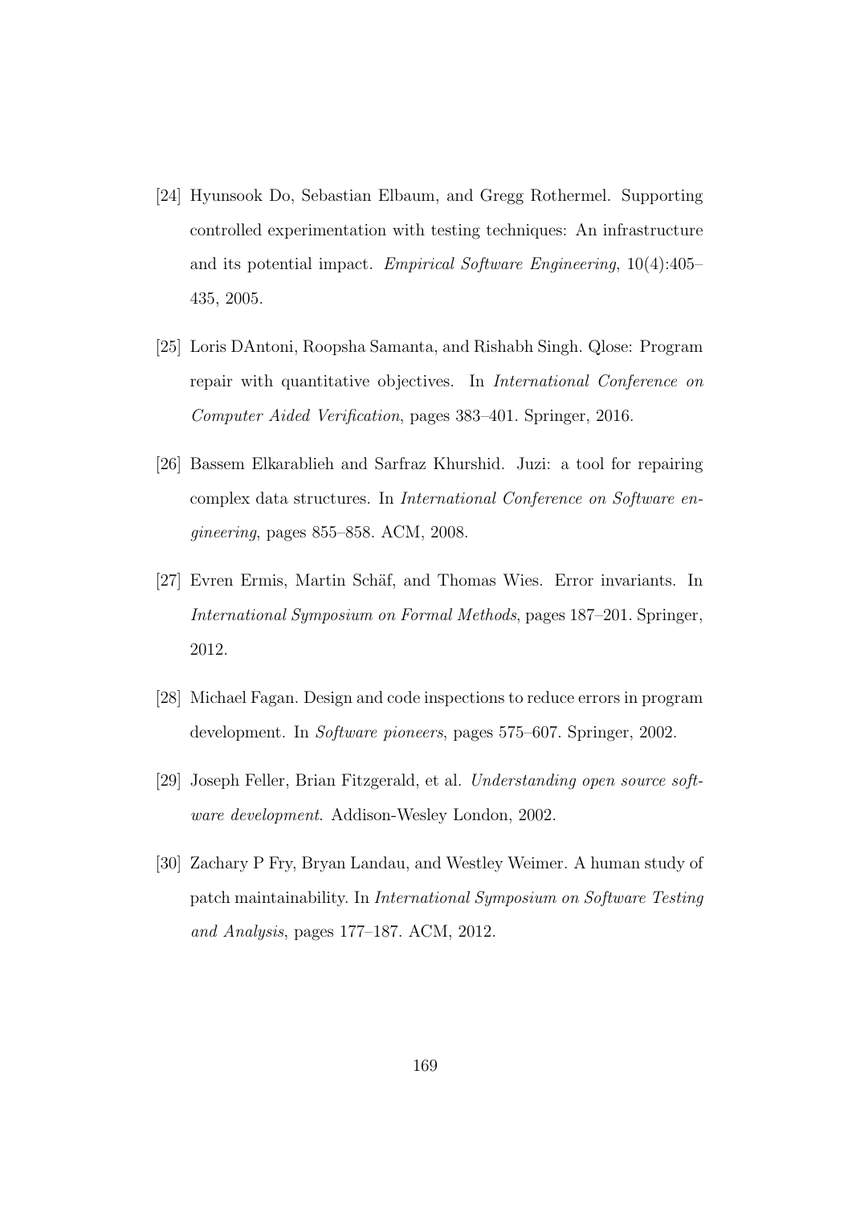[24] Hyunsook Do, Sebastian Elbaum, and Gregg Rothermel. Supporting controlled experimentation with testing techniques: An infrastructure and its potential impact. *Empirical Software Engineering*, 10(4):405–435, 2005.

[25] Loris DAntoni, Roopsha Samanta, and Rishabh Singh. Qlose: Program repair with quantitative objectives. In *International Conference on Computer Aided Verification*, pages 383–401. Springer, 2016.

[26] Bassem Elkarablieh and Sarfraz Khurshid. Juzi: a tool for repairing complex data structures. In *International Conference on Software engineering*, pages 855–858. ACM, 2008.

[27] Evren Ermis, Martin Schäf, and Thomas Wies. Error invariants. In *International Symposium on Formal Methods*, pages 187–201. Springer, 2012.

[28] Michael Fagan. Design and code inspections to reduce errors in program development. In *Software pioneers*, pages 575–607. Springer, 2002.

[29] Joseph Feller, Brian Fitzgerald, et al. *Understanding open source software development*. Addison-Wesley London, 2002.

[30] Zachary P Fry, Bryan Landau, and Westley Weimer. A human study of patch maintainability. In *International Symposium on Software Testing and Analysis*, pages 177–187. ACM, 2012.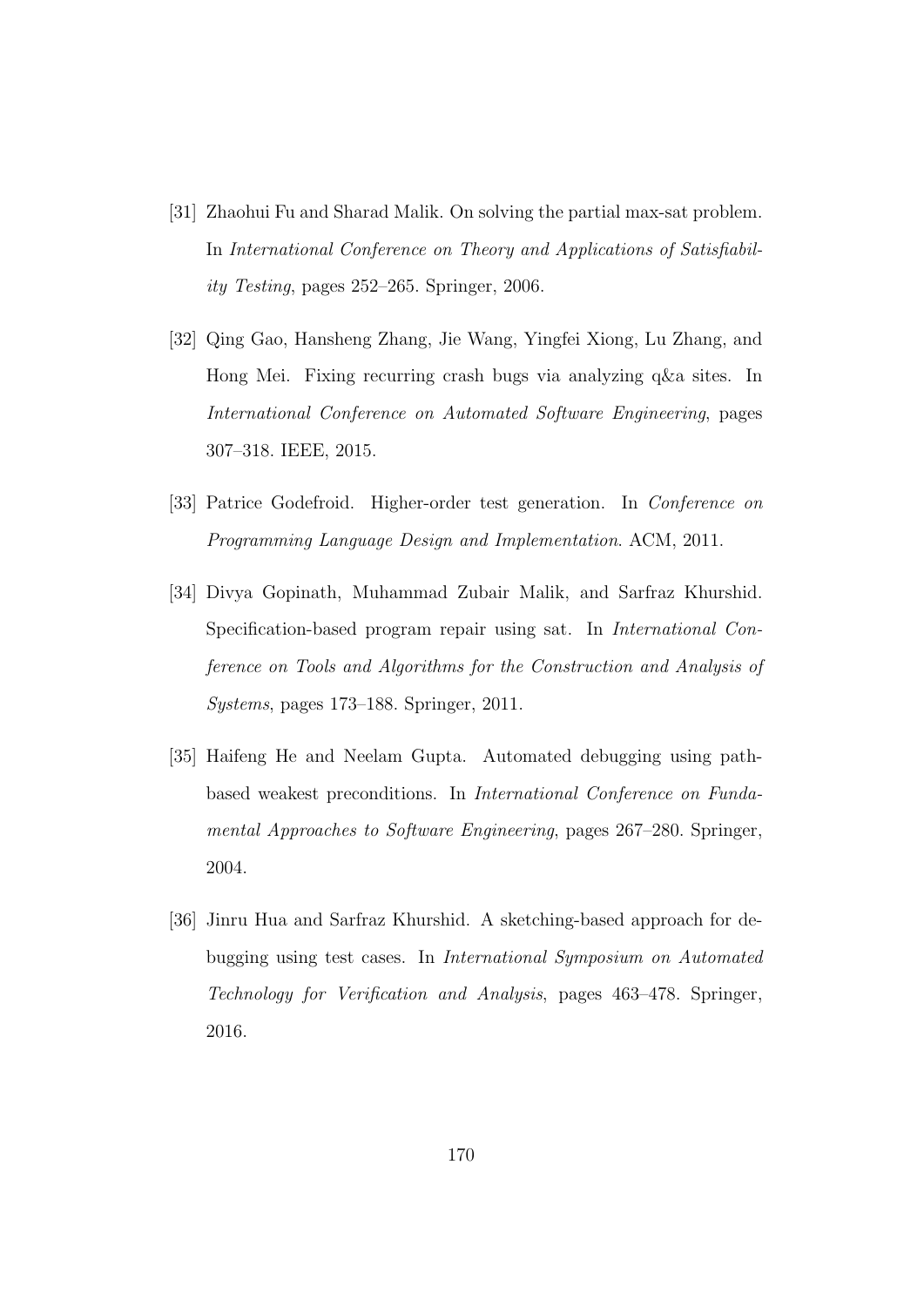[31] Zhaohui Fu and Sharad Malik. On solving the partial max-sat problem. In *International Conference on Theory and Applications of Satisfiability Testing*, pages 252–265. Springer, 2006.

[32] Qing Gao, Hansheng Zhang, Jie Wang, Yingfei Xiong, Lu Zhang, and Hong Mei. Fixing recurring crash bugs via analyzing q&a sites. In *International Conference on Automated Software Engineering*, pages 307–318. IEEE, 2015.

[33] Patrice Godefroid. Higher-order test generation. In *Conference on Programming Language Design and Implementation*. ACM, 2011.

[34] Divya Gopinath, Muhammad Zubair Malik, and Sarfraz Khurshid. Specification-based program repair using sat. In *International Conference on Tools and Algorithms for the Construction and Analysis of Systems*, pages 173–188. Springer, 2011.

[35] Haifeng He and Neelam Gupta. Automated debugging using path-based weakest preconditions. In *International Conference on Fundamental Approaches to Software Engineering*, pages 267–280. Springer, 2004.

[36] Jinru Hua and Sarfraz Khurshid. A sketching-based approach for debugging using test cases. In *International Symposium on Automated Technology for Verification and Analysis*, pages 463–478. Springer, 2016.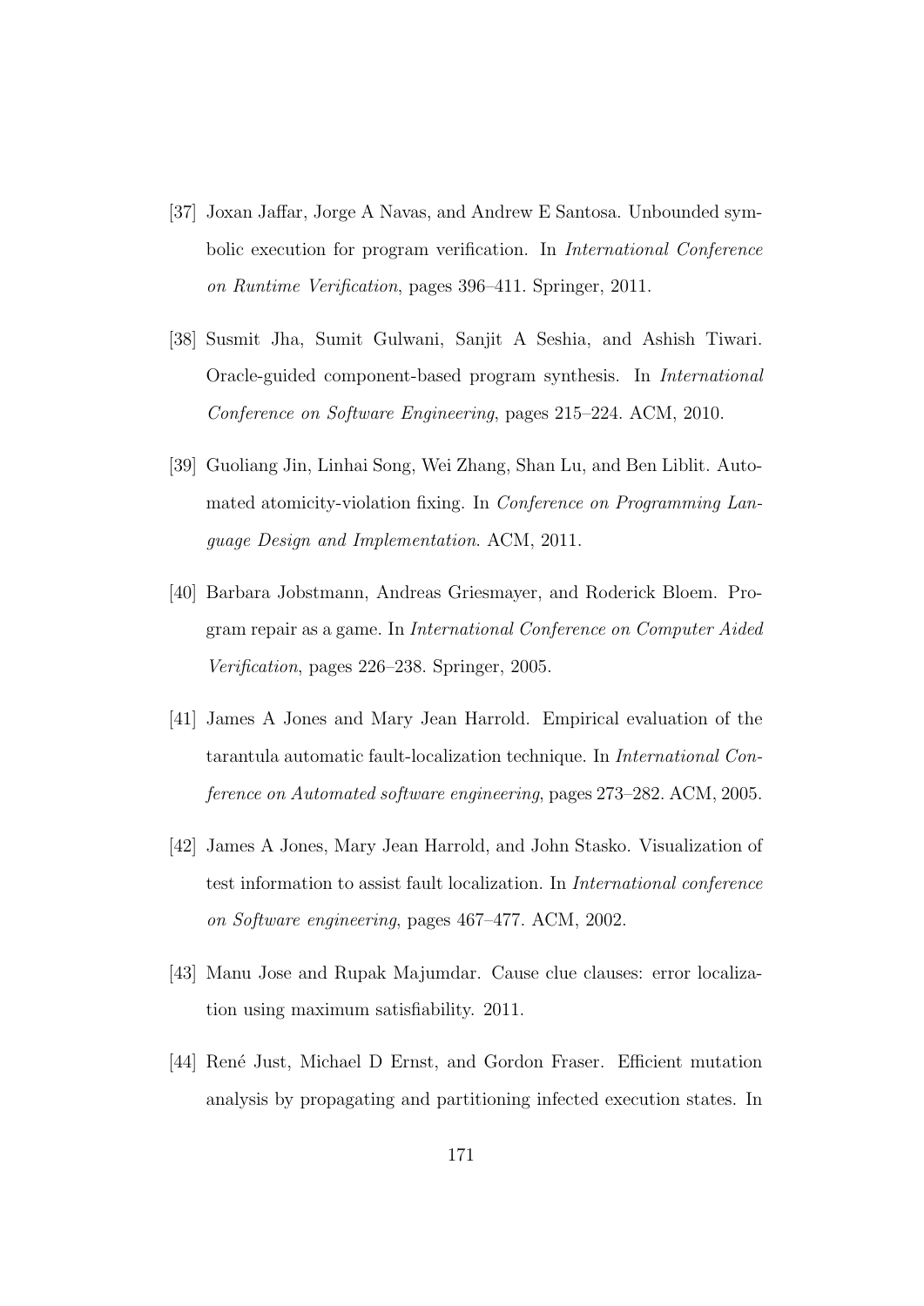[37] Joxan Jaffar, Jorge A Navas, and Andrew E Santosa. Unbounded symbolic execution for program verification. In *International Conference on Runtime Verification*, pages 396–411. Springer, 2011.

[38] Susmit Jha, Sumit Gulwani, Sanjit A Seshia, and Ashish Tiwari. Oracle-guided component-based program synthesis. In *International Conference on Software Engineering*, pages 215–224. ACM, 2010.

[39] Guoliang Jin, Linhai Song, Wei Zhang, Shan Lu, and Ben Liblit. Automated atomicity-violation fixing. In *Conference on Programming Language Design and Implementation*. ACM, 2011.

[40] Barbara Jobstmann, Andreas Griesmayer, and Roderick Bloem. Program repair as a game. In *International Conference on Computer Aided Verification*, pages 226–238. Springer, 2005.

[41] James A Jones and Mary Jean Harrold. Empirical evaluation of the tarantula automatic fault-localization technique. In *International Conference on Automated software engineering*, pages 273–282. ACM, 2005.

[42] James A Jones, Mary Jean Harrold, and John Stasko. Visualization of test information to assist fault localization. In *International conference on Software engineering*, pages 467–477. ACM, 2002.

[43] Manu Jose and Rupak Majumdar. Cause clue clauses: error localization using maximum satisfiability. 2011.

[44] René Just, Michael D Ernst, and Gordon Fraser. Efficient mutation analysis by propagating and partitioning infected execution states. In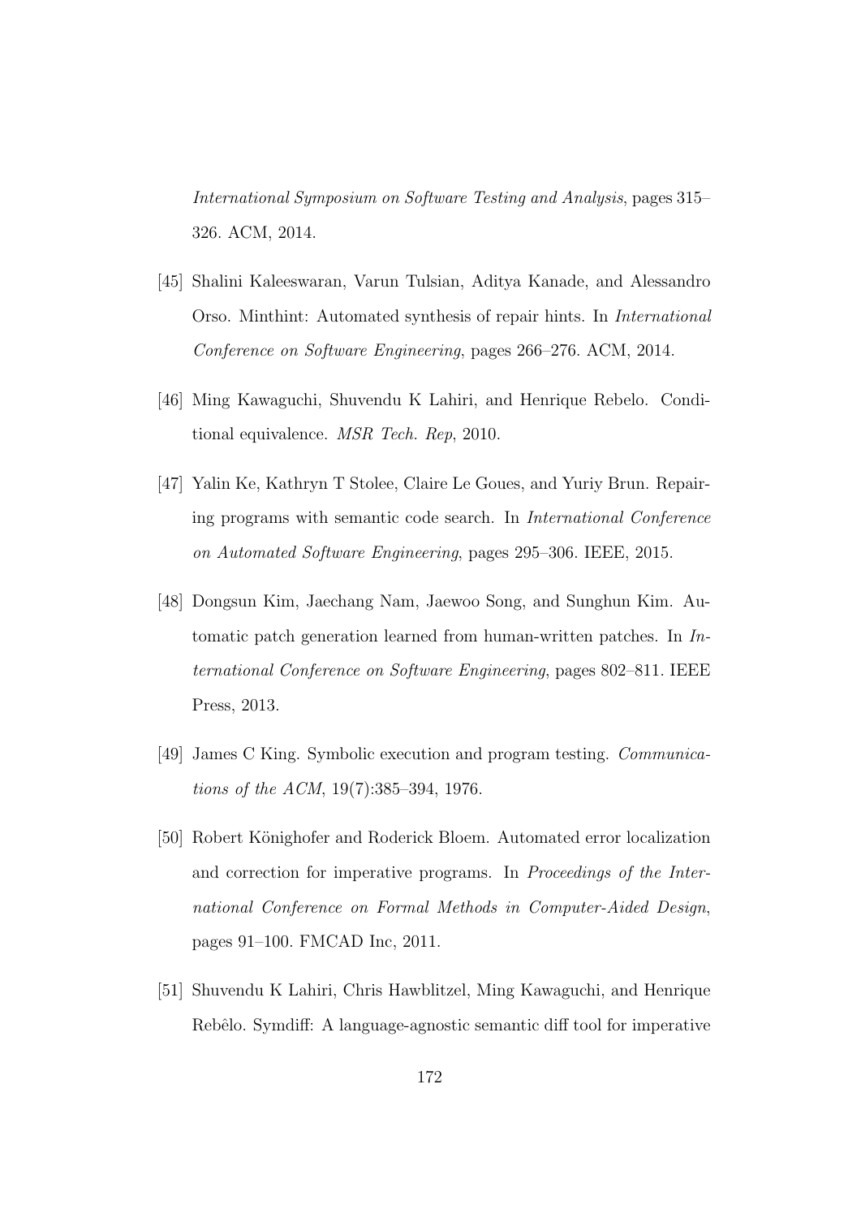*International Symposium on Software Testing and Analysis*, pages 315–326. ACM, 2014.

[45] Shalini Kaleeswaran, Varun Tulsian, Aditya Kanade, and Alessandro Orso. Minthint: Automated synthesis of repair hints. In *International Conference on Software Engineering*, pages 266–276. ACM, 2014.

[46] Ming Kawaguchi, Shuvendu K Lahiri, and Henrique Rebelo. Conditional equivalence. *MSR Tech. Rep*, 2010.

[47] Yalin Ke, Kathryn T Stolee, Claire Le Goues, and Yuriy Brun. Repairing programs with semantic code search. In *International Conference on Automated Software Engineering*, pages 295–306. IEEE, 2015.

[48] Dongsun Kim, Jaechang Nam, Jaewoo Song, and Sunghun Kim. Automatic patch generation learned from human-written patches. In *International Conference on Software Engineering*, pages 802–811. IEEE Press, 2013.

[49] James C King. Symbolic execution and program testing. *Communications of the ACM*, 19(7):385–394, 1976.

[50] Robert Könighofer and Roderick Bloem. Automated error localization and correction for imperative programs. In *Proceedings of the International Conference on Formal Methods in Computer-Aided Design*, pages 91–100. FMCAD Inc, 2011.

[51] Shuvendu K Lahiri, Chris Hawblitzel, Ming Kawaguchi, and Henrique Rebêlo. Symdiff: A language-agnostic semantic diff tool for imperative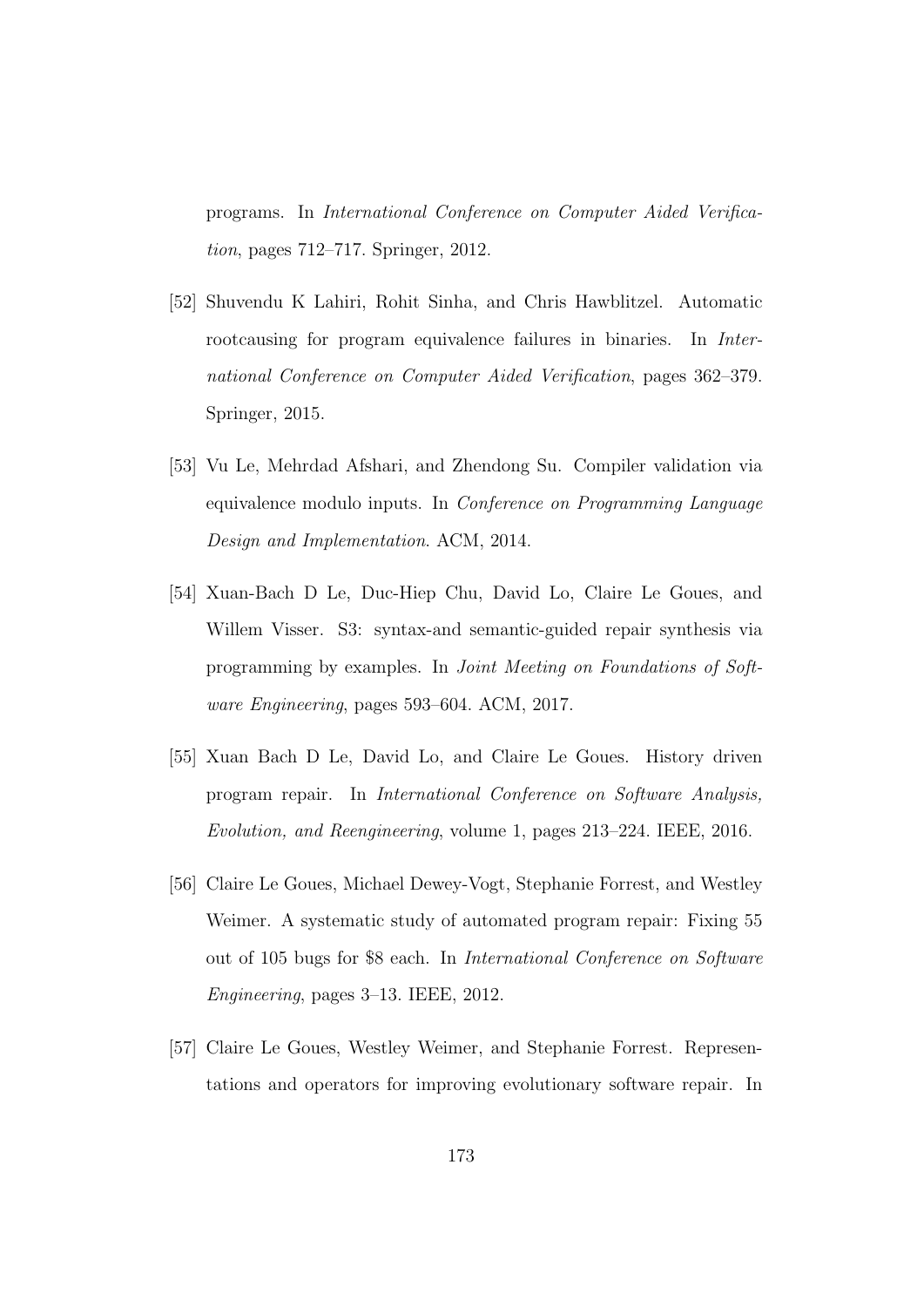programs. In *International Conference on Computer Aided Verification*, pages 712–717. Springer, 2012.

[52] Shuvendu K Lahiri, Rohit Sinha, and Chris Hawblitzel. Automatic rootcausing for program equivalence failures in binaries. In *International Conference on Computer Aided Verification*, pages 362–379. Springer, 2015.

[53] Vu Le, Mehrdad Afshari, and Zhendong Su. Compiler validation via equivalence modulo inputs. In *Conference on Programming Language Design and Implementation*. ACM, 2014.

[54] Xuan-Bach D Le, Duc-Hiep Chu, David Lo, Claire Le Goues, and Willem Visser. S3: syntax-and semantic-guided repair synthesis via programming by examples. In *Joint Meeting on Foundations of Software Engineering*, pages 593–604. ACM, 2017.

[55] Xuan Bach D Le, David Lo, and Claire Le Goues. History driven program repair. In *International Conference on Software Analysis, Evolution, and Reengineering*, volume 1, pages 213–224. IEEE, 2016.

[56] Claire Le Goues, Michael Dewey-Vogt, Stephanie Forrest, and Westley Weimer. A systematic study of automated program repair: Fixing 55 out of 105 bugs for $8 each. In *International Conference on Software Engineering*, pages 3–13. IEEE, 2012.

[57] Claire Le Goues, Westley Weimer, and Stephanie Forrest. Representations and operators for improving evolutionary software repair. In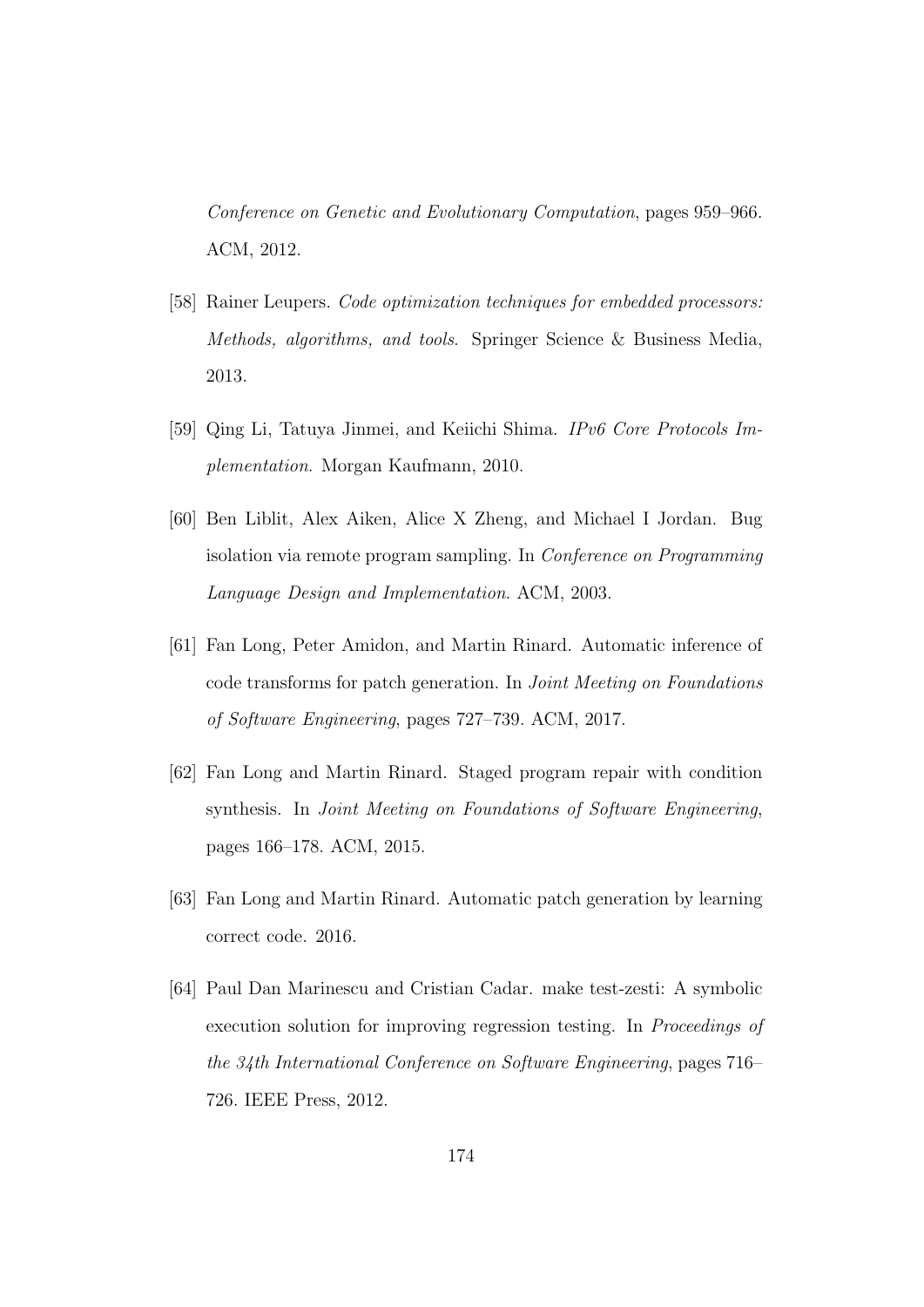*Conference on Genetic and Evolutionary Computation*, pages 959–966. ACM, 2012.

[58] Rainer Leupers. *Code optimization techniques for embedded processors: Methods, algorithms, and tools*. Springer Science & Business Media, 2013.

[59] Qing Li, Tatuya Jinmei, and Keiichi Shima. *IPv6 Core Protocols Implementation*. Morgan Kaufmann, 2010.

[60] Ben Liblit, Alex Aiken, Alice X Zheng, and Michael I Jordan. Bug isolation via remote program sampling. In *Conference on Programming Language Design and Implementation*. ACM, 2003.

[61] Fan Long, Peter Amidon, and Martin Rinard. Automatic inference of code transforms for patch generation. In *Joint Meeting on Foundations of Software Engineering*, pages 727–739. ACM, 2017.

[62] Fan Long and Martin Rinard. Staged program repair with condition synthesis. In *Joint Meeting on Foundations of Software Engineering*, pages 166–178. ACM, 2015.

[63] Fan Long and Martin Rinard. Automatic patch generation by learning correct code. 2016.

[64] Paul Dan Marinescu and Cristian Cadar. make test-zesti: A symbolic execution solution for improving regression testing. In *Proceedings of the 34th International Conference on Software Engineering*, pages 716–726. IEEE Press, 2012.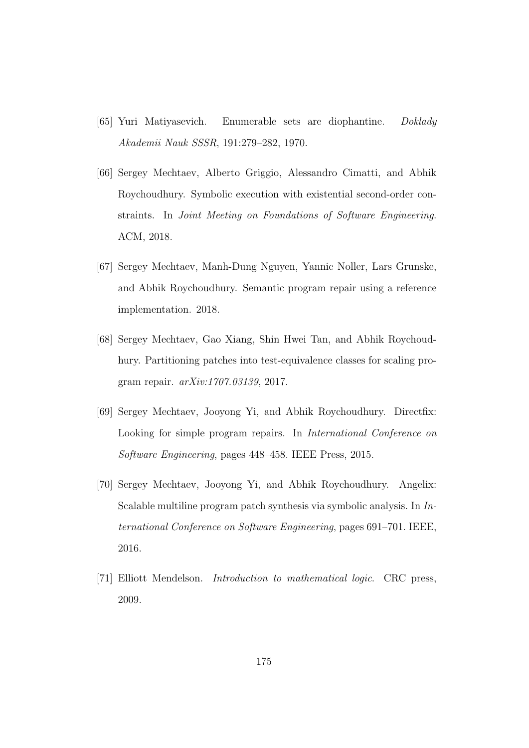[65] Yuri Matiyasevich. Enumerable sets are diophantine. *Doklady Akademii Nauk SSSR*, 191:279–282, 1970.

[66] Sergey Mechtaev, Alberto Griggio, Alessandro Cimatti, and Abhik Roychoudhury. Symbolic execution with existential second-order constraints. In *Joint Meeting on Foundations of Software Engineering*. ACM, 2018.

[67] Sergey Mechtaev, Manh-Dung Nguyen, Yannic Noller, Lars Grunske, and Abhik Roychoudhury. Semantic program repair using a reference implementation. 2018.

[68] Sergey Mechtaev, Gao Xiang, Shin Hwei Tan, and Abhik Roychoudhury. Partitioning patches into test-equivalence classes for scaling program repair. *arXiv:1707.03139*, 2017.

[69] Sergey Mechtaev, Jooyong Yi, and Abhik Roychoudhury. Directfix: Looking for simple program repairs. In *International Conference on Software Engineering*, pages 448–458. IEEE Press, 2015.

[70] Sergey Mechtaev, Jooyong Yi, and Abhik Roychoudhury. Angelix: Scalable multiline program patch synthesis via symbolic analysis. In *International Conference on Software Engineering*, pages 691–701. IEEE, 2016.

[71] Elliott Mendelson. *Introduction to mathematical logic*. CRC press, 2009.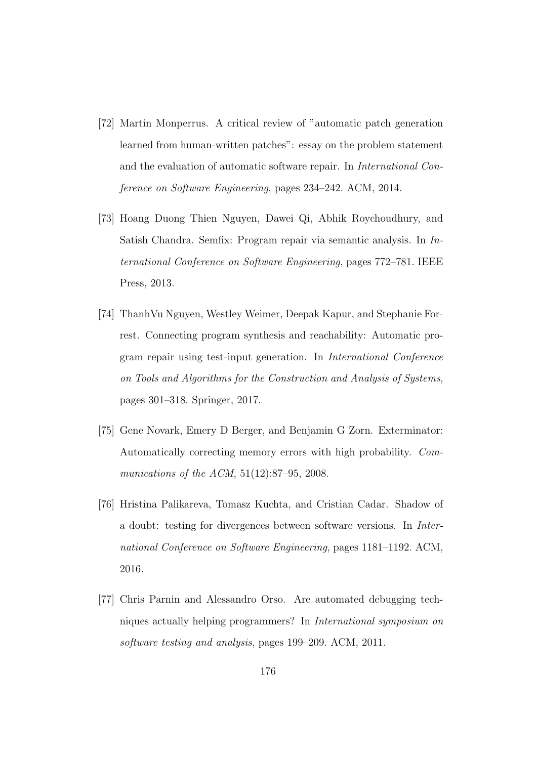[72] Martin Monperrus. A critical review of "automatic patch generation learned from human-written patches": essay on the problem statement and the evaluation of automatic software repair. In *International Conference on Software Engineering*, pages 234–242. ACM, 2014.

[73] Hoang Duong Thien Nguyen, Dawei Qi, Abhik Roychoudhury, and Satish Chandra. Semfix: Program repair via semantic analysis. In *International Conference on Software Engineering*, pages 772–781. IEEE Press, 2013.

[74] ThanhVu Nguyen, Westley Weimer, Deepak Kapur, and Stephanie Forrest. Connecting program synthesis and reachability: Automatic program repair using test-input generation. In *International Conference on Tools and Algorithms for the Construction and Analysis of Systems*, pages 301–318. Springer, 2017.

[75] Gene Novark, Emery D Berger, and Benjamin G Zorn. Exterminator: Automatically correcting memory errors with high probability. *Communications of the ACM*, 51(12):87–95, 2008.

[76] Hristina Palikareva, Tomasz Kuchta, and Cristian Cadar. Shadow of a doubt: testing for divergences between software versions. In *International Conference on Software Engineering*, pages 1181–1192. ACM, 2016.

[77] Chris Parnin and Alessandro Orso. Are automated debugging techniques actually helping programmers? In *International symposium on software testing and analysis*, pages 199–209. ACM, 2011.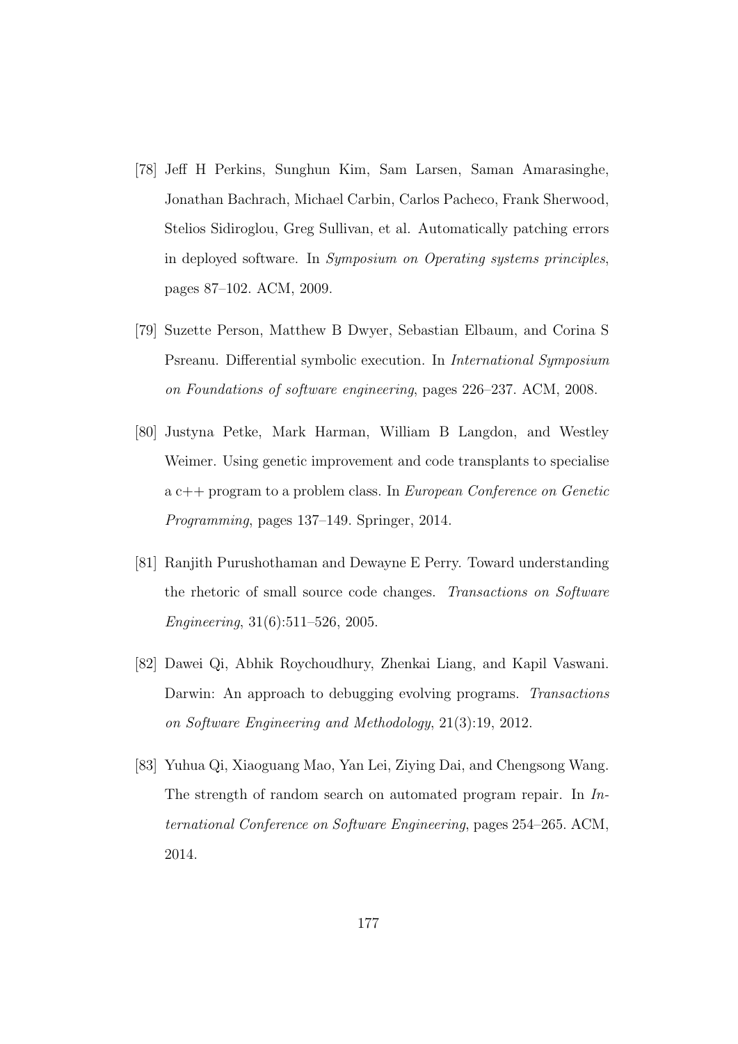[78] Jeff H Perkins, Sunghun Kim, Sam Larsen, Saman Amarasinghe, Jonathan Bachrach, Michael Carbin, Carlos Pacheco, Frank Sherwood, Stelios Sidiroglou, Greg Sullivan, et al. Automatically patching errors in deployed software. In *Symposium on Operating systems principles*, pages 87–102. ACM, 2009.

[79] Suzette Person, Matthew B Dwyer, Sebastian Elbaum, and Corina S Psreanu. Differential symbolic execution. In *International Symposium on Foundations of software engineering*, pages 226–237. ACM, 2008.

[80] Justyna Petke, Mark Harman, William B Langdon, and Westley Weimer. Using genetic improvement and code transplants to specialise a c++ program to a problem class. In *European Conference on Genetic Programming*, pages 137–149. Springer, 2014.

[81] Ranjith Purushothaman and Dewayne E Perry. Toward understanding the rhetoric of small source code changes. *Transactions on Software Engineering*, 31(6):511–526, 2005.

[82] Dawei Qi, Abhik Roychoudhury, Zhenkai Liang, and Kapil Vaswani. Darwin: An approach to debugging evolving programs. *Transactions on Software Engineering and Methodology*, 21(3):19, 2012.

[83] Yuhua Qi, Xiaoguang Mao, Yan Lei, Ziying Dai, and Chengsong Wang. The strength of random search on automated program repair. In *International Conference on Software Engineering*, pages 254–265. ACM, 2014.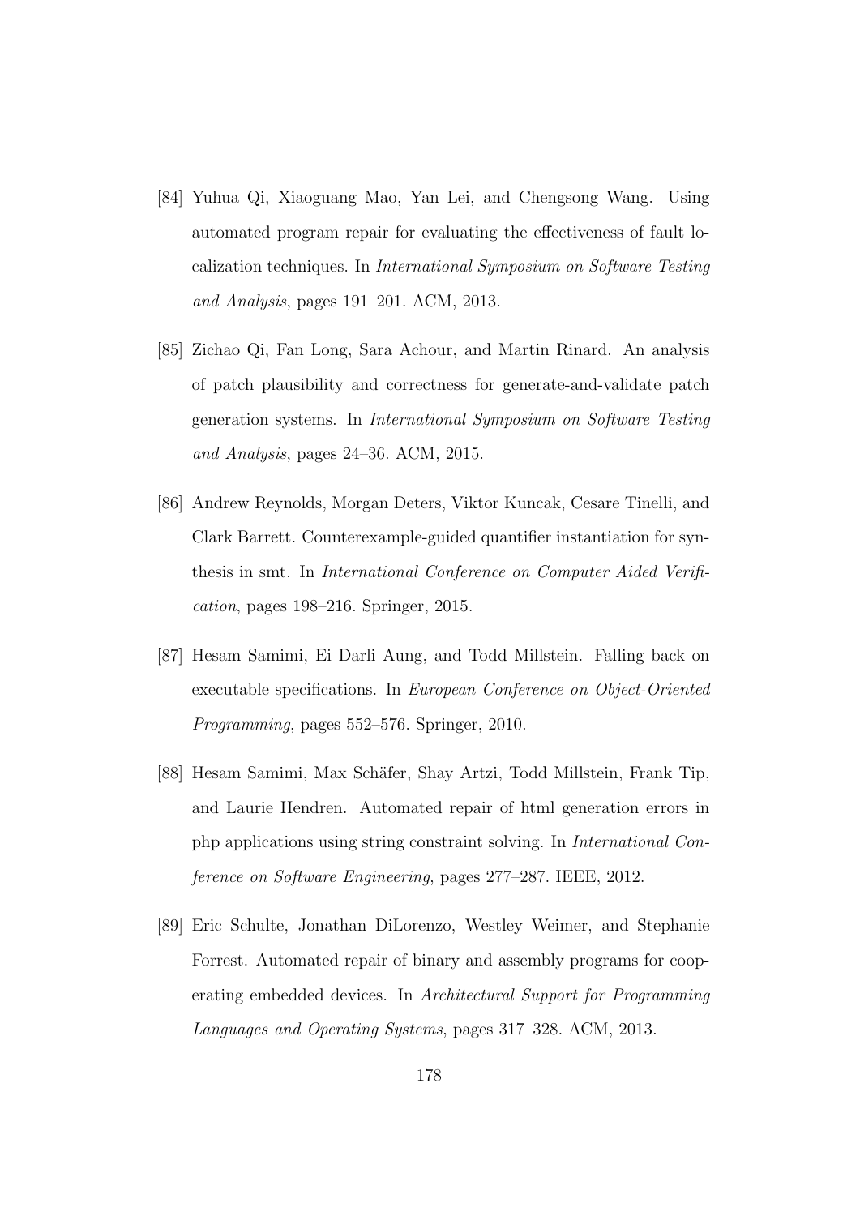[84] Yuhua Qi, Xiaoguang Mao, Yan Lei, and Chengsong Wang. Using automated program repair for evaluating the effectiveness of fault localization techniques. In *International Symposium on Software Testing and Analysis*, pages 191–201. ACM, 2013.

[85] Zichao Qi, Fan Long, Sara Achour, and Martin Rinard. An analysis of patch plausibility and correctness for generate-and-validate patch generation systems. In *International Symposium on Software Testing and Analysis*, pages 24–36. ACM, 2015.

[86] Andrew Reynolds, Morgan Deters, Viktor Kuncak, Cesare Tinelli, and Clark Barrett. Counterexample-guided quantifier instantiation for synthesis in smt. In *International Conference on Computer Aided Verification*, pages 198–216. Springer, 2015.

[87] Hesam Samimi, Ei Darli Aung, and Todd Millstein. Falling back on executable specifications. In *European Conference on Object-Oriented Programming*, pages 552–576. Springer, 2010.

[88] Hesam Samimi, Max Schäfer, Shay Artzi, Todd Millstein, Frank Tip, and Laurie Hendren. Automated repair of html generation errors in php applications using string constraint solving. In *International Conference on Software Engineering*, pages 277–287. IEEE, 2012.

[89] Eric Schulte, Jonathan DiLorenzo, Westley Weimer, and Stephanie Forrest. Automated repair of binary and assembly programs for cooperating embedded devices. In *Architectural Support for Programming Languages and Operating Systems*, pages 317–328. ACM, 2013.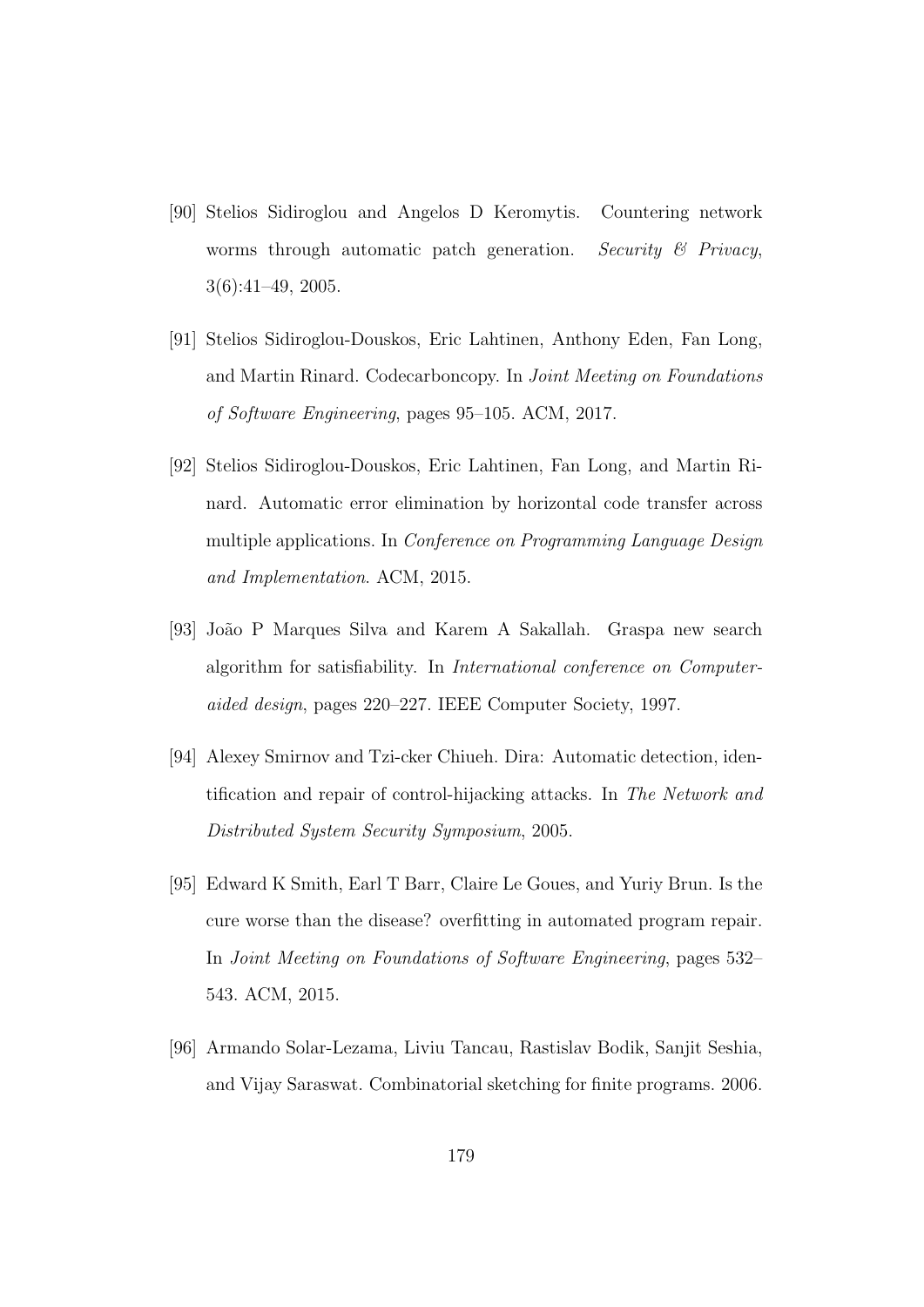[90] Stelios Sidiroglou and Angelos D Keromytis. Countering network worms through automatic patch generation. *Security & Privacy*, 3(6):41–49, 2005.

[91] Stelios Sidiroglou-Douskos, Eric Lahtinen, Anthony Eden, Fan Long, and Martin Rinard. Codecarboncopy. In *Joint Meeting on Foundations of Software Engineering*, pages 95–105. ACM, 2017.

[92] Stelios Sidiroglou-Douskos, Eric Lahtinen, Fan Long, and Martin Rinard. Automatic error elimination by horizontal code transfer across multiple applications. In *Conference on Programming Language Design and Implementation*. ACM, 2015.

[93] João P Marques Silva and Karem A Sakallah. Graspa new search algorithm for satisfiability. In *International conference on Computer-aided design*, pages 220–227. IEEE Computer Society, 1997.

[94] Alexey Smirnov and Tzi-cker Chiueh. Dira: Automatic detection, identification and repair of control-hijacking attacks. In *The Network and Distributed System Security Symposium*, 2005.

[95] Edward K Smith, Earl T Barr, Claire Le Goues, and Yuriy Brun. Is the cure worse than the disease? overfitting in automated program repair. In *Joint Meeting on Foundations of Software Engineering*, pages 532–543. ACM, 2015.

[96] Armando Solar-Lezama, Liviu Tancau, Rastislav Bodik, Sanjit Seshia, and Vijay Saraswat. Combinatorial sketching for finite programs. 2006.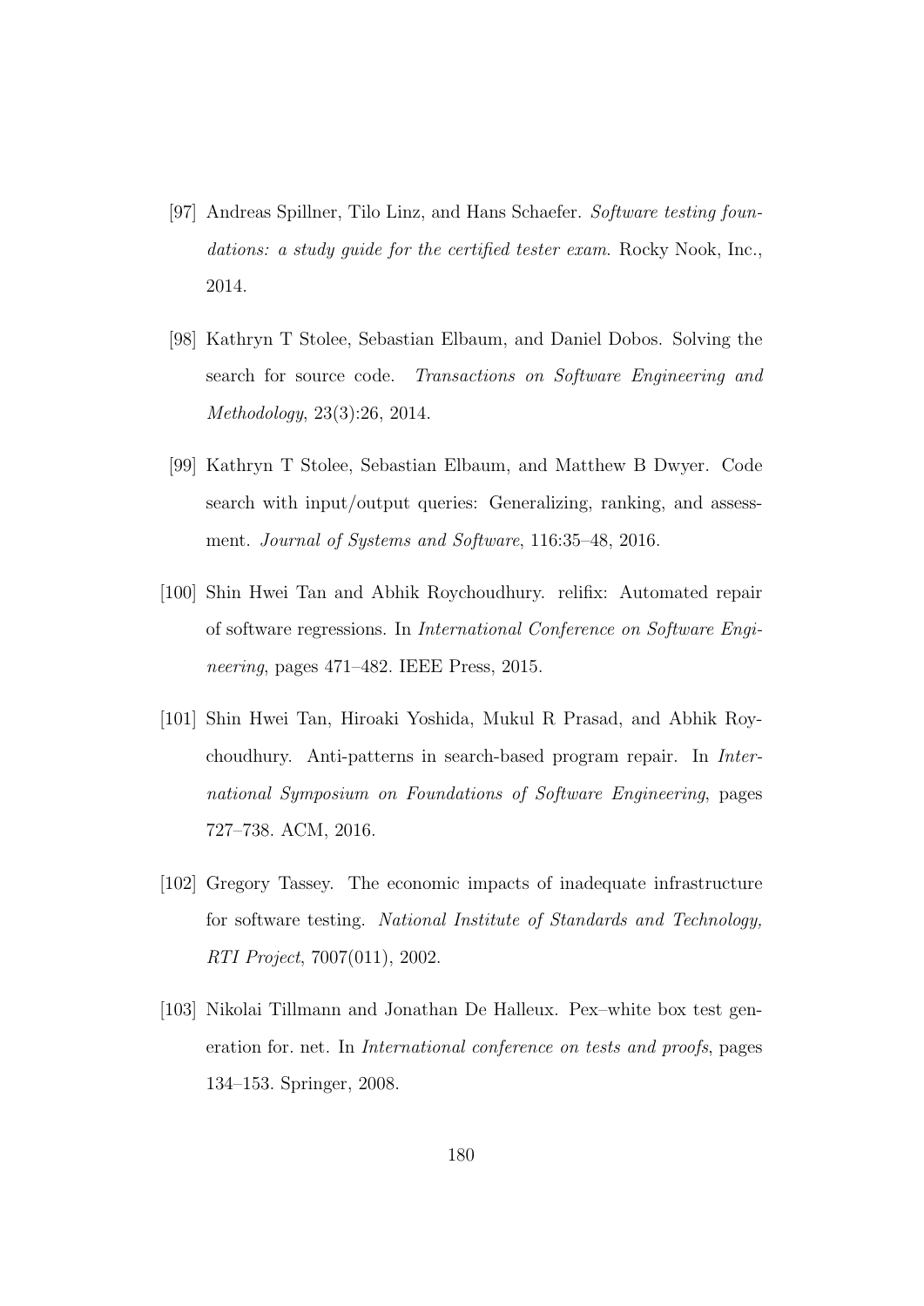[97] Andreas Spillner, Tilo Linz, and Hans Schaefer. *Software testing foundations: a study guide for the certified tester exam*. Rocky Nook, Inc., 2014.

[98] Kathryn T Stolee, Sebastian Elbaum, and Daniel Dobos. Solving the search for source code. *Transactions on Software Engineering and Methodology*, 23(3):26, 2014.

[99] Kathryn T Stolee, Sebastian Elbaum, and Matthew B Dwyer. Code search with input/output queries: Generalizing, ranking, and assessment. *Journal of Systems and Software*, 116:35–48, 2016.

[100] Shin Hwei Tan and Abhik Roychoudhury. relifix: Automated repair of software regressions. In *International Conference on Software Engineering*, pages 471–482. IEEE Press, 2015.

[101] Shin Hwei Tan, Hiroaki Yoshida, Mukul R Prasad, and Abhik Roychoudhury. Anti-patterns in search-based program repair. In *International Symposium on Foundations of Software Engineering*, pages 727–738. ACM, 2016.

[102] Gregory Tassey. The economic impacts of inadequate infrastructure for software testing. *National Institute of Standards and Technology, RTI Project*, 7007(011), 2002.

[103] Nikolai Tillmann and Jonathan De Halleux. Pex–white box test generation for. net. In *International conference on tests and proofs*, pages 134–153. Springer, 2008.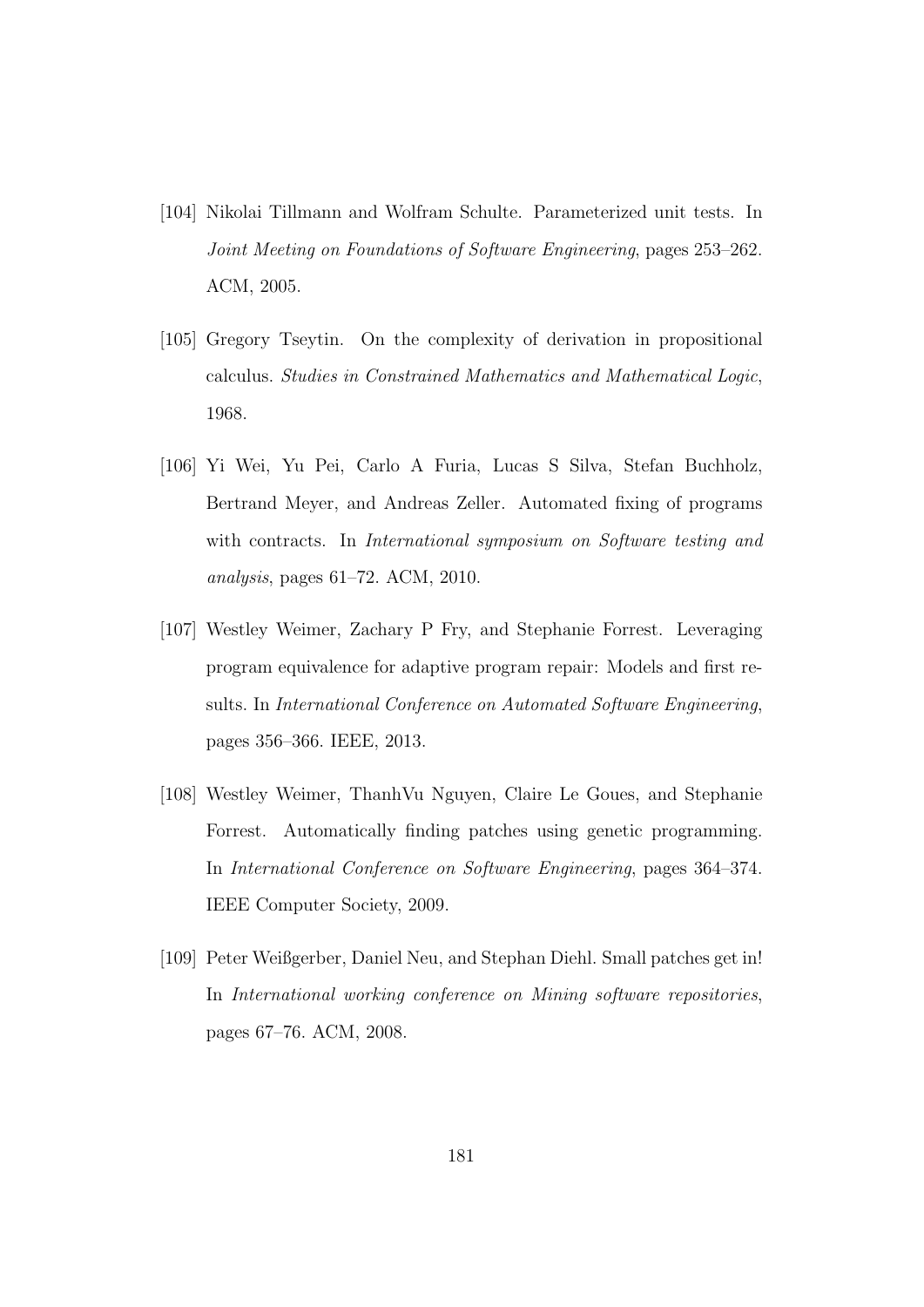[104] Nikolai Tillmann and Wolfram Schulte. Parameterized unit tests. In *Joint Meeting on Foundations of Software Engineering*, pages 253–262. ACM, 2005.

[105] Gregory Tseytin. On the complexity of derivation in propositional calculus. *Studies in Constrained Mathematics and Mathematical Logic*, 1968.

[106] Yi Wei, Yu Pei, Carlo A Furia, Lucas S Silva, Stefan Buchholz, Bertrand Meyer, and Andreas Zeller. Automated fixing of programs with contracts. In *International symposium on Software testing and analysis*, pages 61–72. ACM, 2010.

[107] Westley Weimer, Zachary P Fry, and Stephanie Forrest. Leveraging program equivalence for adaptive program repair: Models and first results. In *International Conference on Automated Software Engineering*, pages 356–366. IEEE, 2013.

[108] Westley Weimer, ThanhVu Nguyen, Claire Le Goues, and Stephanie Forrest. Automatically finding patches using genetic programming. In *International Conference on Software Engineering*, pages 364–374. IEEE Computer Society, 2009.

[109] Peter Weißgerber, Daniel Neu, and Stephan Diehl. Small patches get in! In *International working conference on Mining software repositories*, pages 67–76. ACM, 2008.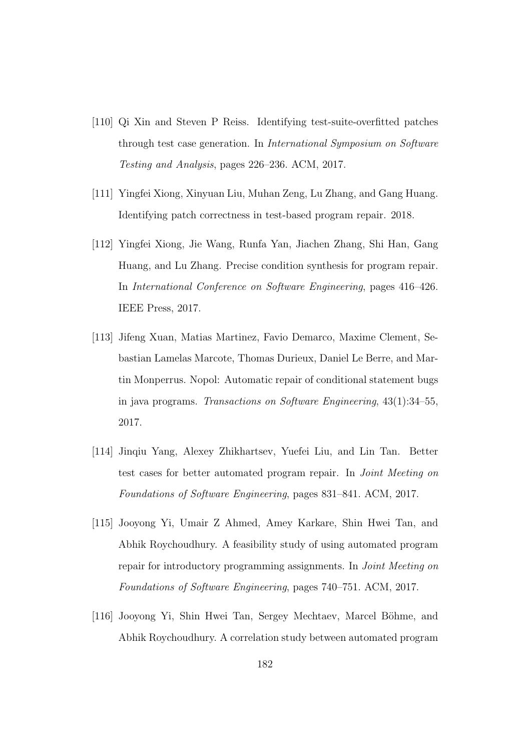[110] Qi Xin and Steven P Reiss. Identifying test-suite-overfitted patches through test case generation. In *International Symposium on Software Testing and Analysis*, pages 226–236. ACM, 2017.

[111] Yingfei Xiong, Xinyuan Liu, Muhan Zeng, Lu Zhang, and Gang Huang. Identifying patch correctness in test-based program repair. 2018.

[112] Yingfei Xiong, Jie Wang, Runfa Yan, Jiachen Zhang, Shi Han, Gang Huang, and Lu Zhang. Precise condition synthesis for program repair. In *International Conference on Software Engineering*, pages 416–426. IEEE Press, 2017.

[113] Jifeng Xuan, Matias Martinez, Favio Demarco, Maxime Clement, Sebastian Lamelas Marcote, Thomas Durieux, Daniel Le Berre, and Martin Monperrus. Nopol: Automatic repair of conditional statement bugs in java programs. *Transactions on Software Engineering*, 43(1):34–55, 2017.

[114] Jinqiu Yang, Alexey Zhikhartsev, Yuefei Liu, and Lin Tan. Better test cases for better automated program repair. In *Joint Meeting on Foundations of Software Engineering*, pages 831–841. ACM, 2017.

[115] Jooyong Yi, Umair Z Ahmed, Amey Karkare, Shin Hwei Tan, and Abhik Roychoudhury. A feasibility study of using automated program repair for introductory programming assignments. In *Joint Meeting on Foundations of Software Engineering*, pages 740–751. ACM, 2017.

[116] Jooyong Yi, Shin Hwei Tan, Sergey Mechtaev, Marcel Böhme, and Abhik Roychoudhury. A correlation study between automated program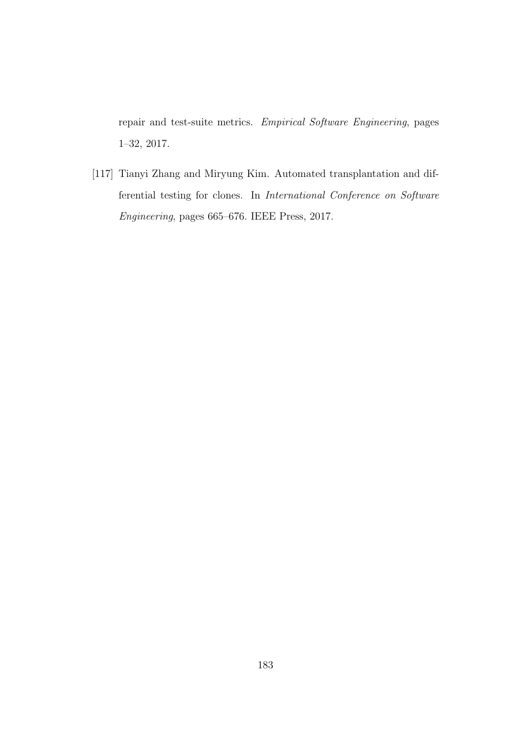repair and test-suite metrics. *Empirical Software Engineering*, pages 1–32, 2017.

[117] Tianyi Zhang and Miryung Kim. Automated transplantation and differential testing for clones. In *International Conference on Software Engineering*, pages 665–676. IEEE Press, 2017.